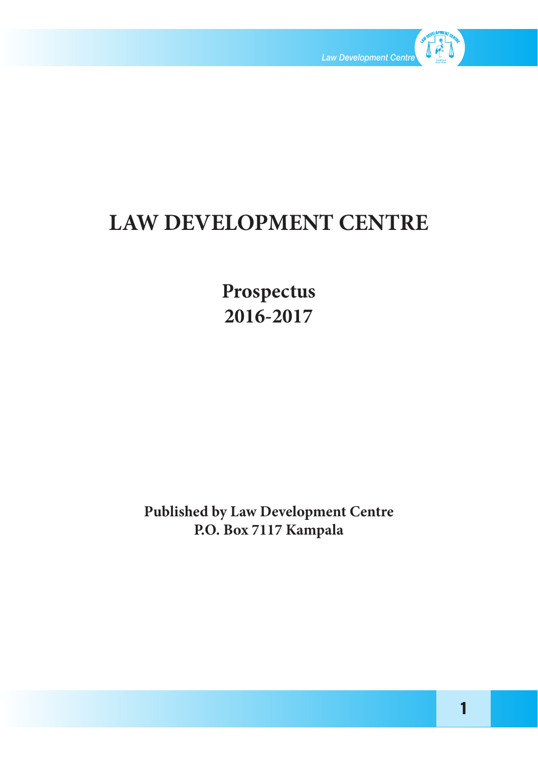# LAW DEVELOPMENT CENTRE

## Prospectus
## 2016-2017

**Published by Law Development Centre**
**P.O. Box 7117 Kampala**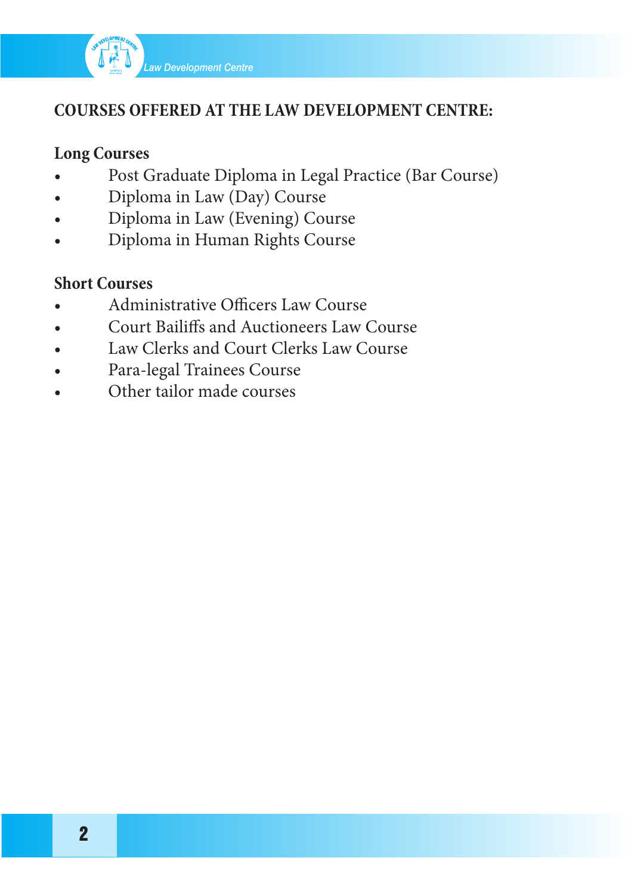## COURSES OFFERED AT THE LAW DEVELOPMENT CENTRE:

### Long Courses

- Post Graduate Diploma in Legal Practice (Bar Course)
- Diploma in Law (Day) Course
- Diploma in Law (Evening) Course
- Diploma in Human Rights Course

### Short Courses

- Administrative Officers Law Course
- Court Bailiffs and Auctioneers Law Course
- Law Clerks and Court Clerks Law Course
- Para-legal Trainees Course
- Other tailor made courses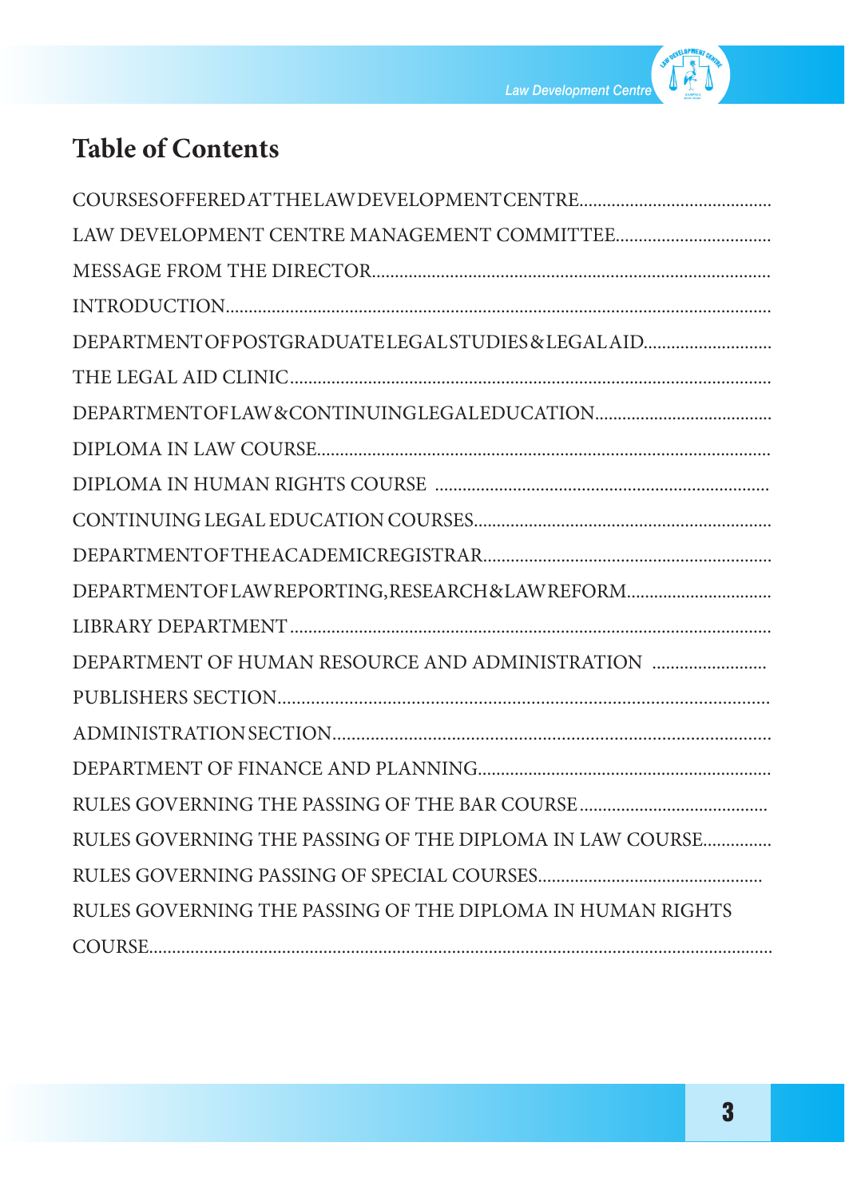# Table of Contents

COURSES OFFERED AT THE LAW DEVELOPMENT CENTRE..........................................

LAW DEVELOPMENT CENTRE MANAGEMENT COMMITTEE..................................

MESSAGE FROM THE DIRECTOR.....................................................................................

INTRODUCTION.....................................................................................................................

DEPARTMENT OF POSTGRADUATE LEGAL STUDIES & LEGAL AID............................

THE LEGAL AID CLINIC.........................................................................................................

DEPARTMENT OF LAW & CONTINUING LEGAL EDUCATION......................................

DIPLOMA IN LAW COURSE.................................................................................................

DIPLOMA IN HUMAN RIGHTS COURSE ........................................................................

CONTINUING LEGAL EDUCATION COURSES.................................................................

DEPARTMENT OF THE ACADEMIC REGISTRAR..............................................................

DEPARTMENT OF LAW REPORTING, RESEARCH & LAW REFORM...............................

LIBRARY DEPARTMENT .......................................................................................................

DEPARTMENT OF HUMAN RESOURCE AND ADMINISTRATION .........................

PUBLISHERS SECTION.........................................................................................................

ADMINISTRATION SECTION.............................................................................................

DEPARTMENT OF FINANCE AND PLANNING...............................................................

RULES GOVERNING THE PASSING OF THE BAR COURSE.........................................

RULES GOVERNING THE PASSING OF THE DIPLOMA IN LAW COURSE...............

RULES GOVERNING PASSING OF SPECIAL COURSES.................................................

RULES GOVERNING THE PASSING OF THE DIPLOMA IN HUMAN RIGHTS COURSE.......................................................................................................................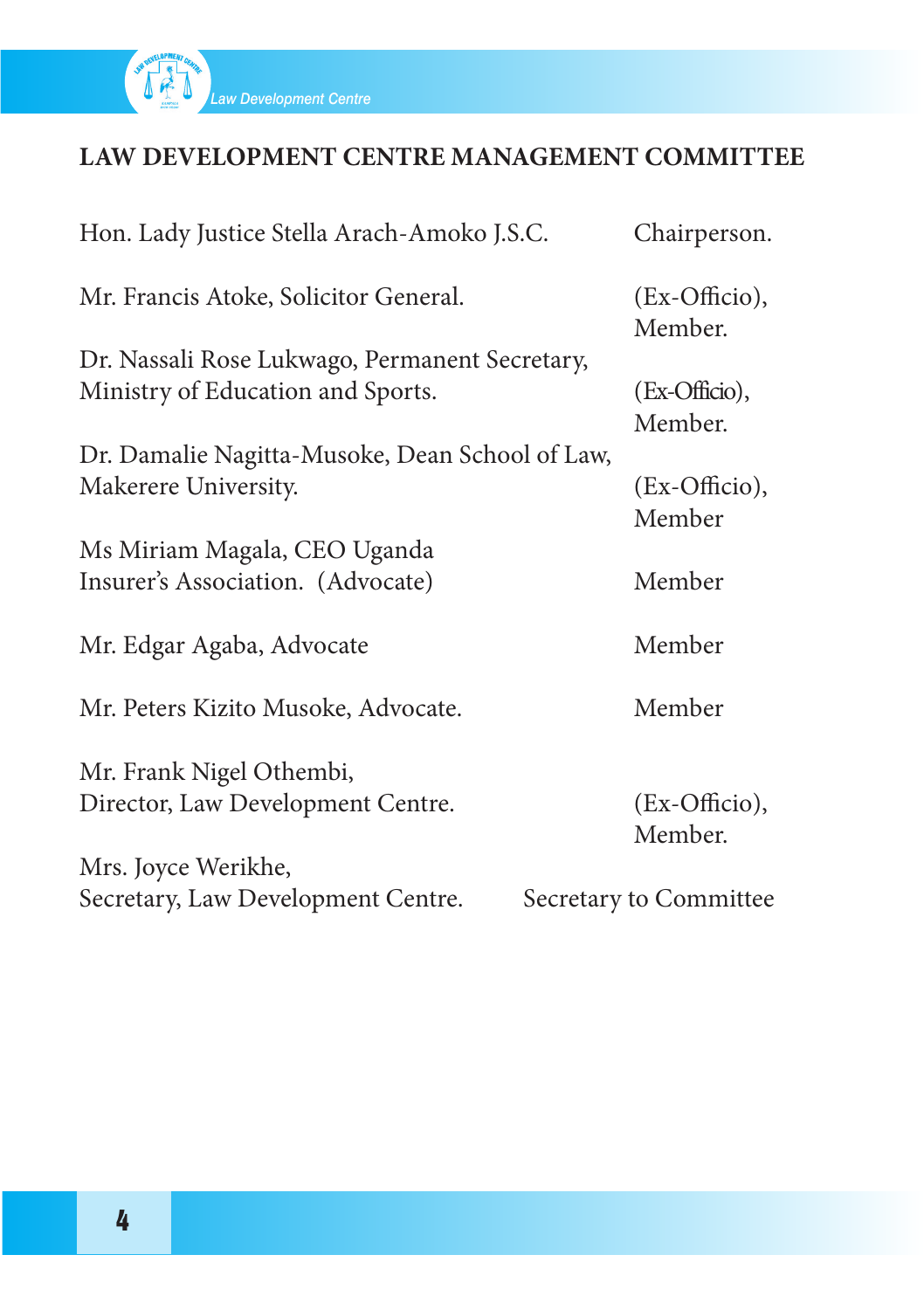# LAW DEVELOPMENT CENTRE MANAGEMENT COMMITTEE

| | |
|---|---|
| Hon. Lady Justice Stella Arach-Amoko J.S.C. | Chairperson. |
| Mr. Francis Atoke, Solicitor General. | (Ex-Officio), Member. |
| Dr. Nassali Rose Lukwago, Permanent Secretary, Ministry of Education and Sports. | (Ex-Officio), Member. |
| Dr. Damalie Nagitta-Musoke, Dean School of Law, Makerere University. | (Ex-Officio), Member |
| Ms Miriam Magala, CEO Uganda Insurer's Association. (Advocate) | Member |
| Mr. Edgar Agaba, Advocate | Member |
| Mr. Peters Kizito Musoke, Advocate. | Member |
| Mr. Frank Nigel Othembi, Director, Law Development Centre. | (Ex-Officio), Member. |
| Mrs. Joyce Werikhe, Secretary, Law Development Centre. | Secretary to Committee |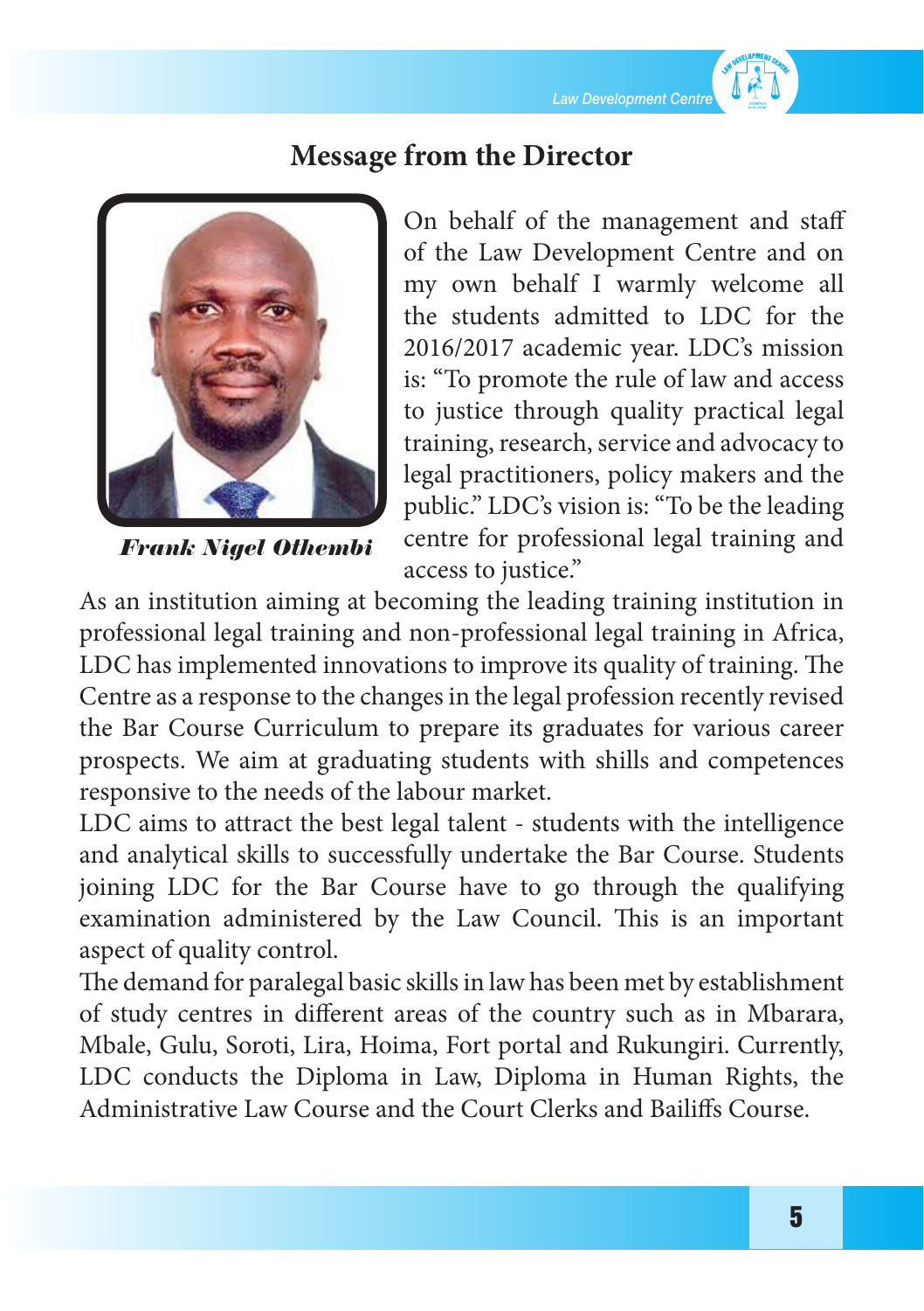# Message from the Director

***Frank Nigel Othembi***

On behalf of the management and staff of the Law Development Centre and on my own behalf I warmly welcome all the students admitted to LDC for the 2016/2017 academic year. LDC's mission is: "To promote the rule of law and access to justice through quality practical legal training, research, service and advocacy to legal practitioners, policy makers and the public." LDC's vision is: "To be the leading centre for professional legal training and access to justice."

As an institution aiming at becoming the leading training institution in professional legal training and non-professional legal training in Africa, LDC has implemented innovations to improve its quality of training. The Centre as a response to the changes in the legal profession recently revised the Bar Course Curriculum to prepare its graduates for various career prospects. We aim at graduating students with shills and competences responsive to the needs of the labour market.

LDC aims to attract the best legal talent - students with the intelligence and analytical skills to successfully undertake the Bar Course. Students joining LDC for the Bar Course have to go through the qualifying examination administered by the Law Council. This is an important aspect of quality control.

The demand for paralegal basic skills in law has been met by establishment of study centres in different areas of the country such as in Mbarara, Mbale, Gulu, Soroti, Lira, Hoima, Fort portal and Rukungiri. Currently, LDC conducts the Diploma in Law, Diploma in Human Rights, the Administrative Law Course and the Court Clerks and Bailiffs Course.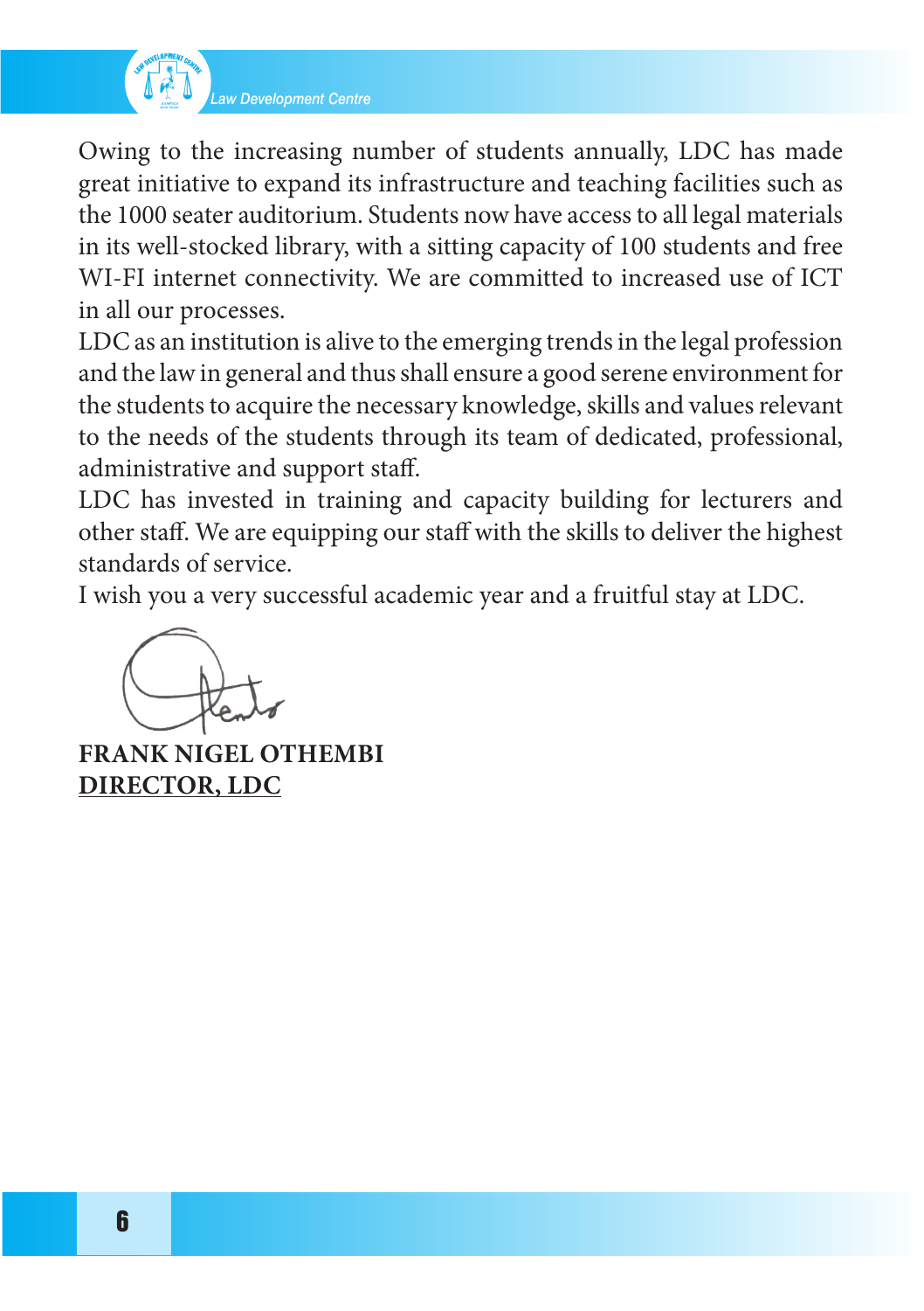Owing to the increasing number of students annually, LDC has made great initiative to expand its infrastructure and teaching facilities such as the 1000 seater auditorium. Students now have access to all legal materials in its well-stocked library, with a sitting capacity of 100 students and free WI-FI internet connectivity. We are committed to increased use of ICT in all our processes.

LDC as an institution is alive to the emerging trends in the legal profession and the law in general and thus shall ensure a good serene environment for the students to acquire the necessary knowledge, skills and values relevant to the needs of the students through its team of dedicated, professional, administrative and support staff.

LDC has invested in training and capacity building for lecturers and other staff. We are equipping our staff with the skills to deliver the highest standards of service.

I wish you a very successful academic year and a fruitful stay at LDC.

**FRANK NIGEL OTHEMBI**
**<u>DIRECTOR, LDC</u>**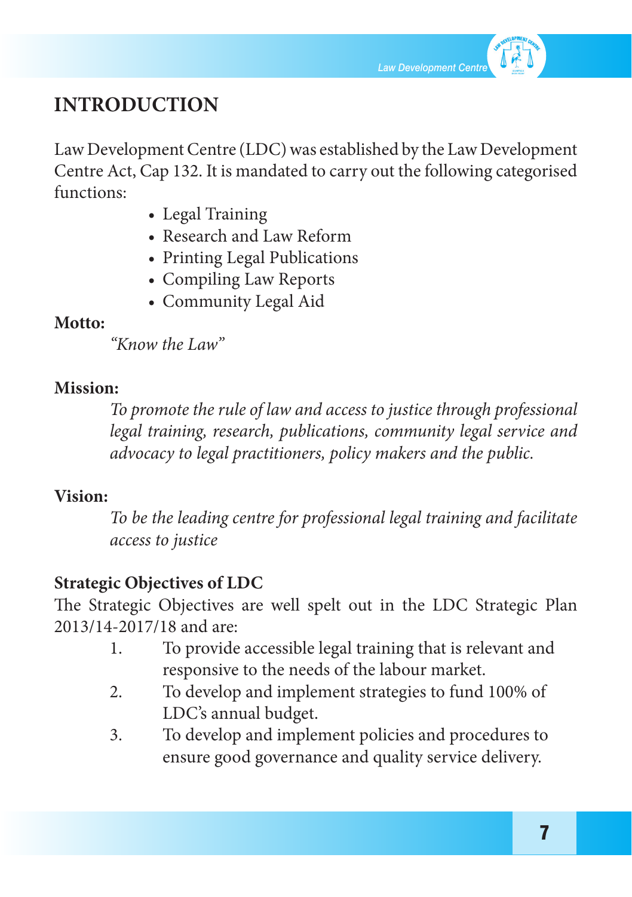# INTRODUCTION

Law Development Centre (LDC) was established by the Law Development Centre Act, Cap 132. It is mandated to carry out the following categorised functions:

- Legal Training
- Research and Law Reform
- Printing Legal Publications
- Compiling Law Reports
- Community Legal Aid

**Motto:**

*"Know the Law"*

**Mission:**

*To promote the rule of law and access to justice through professional legal training, research, publications, community legal service and advocacy to legal practitioners, policy makers and the public.*

**Vision:**

*To be the leading centre for professional legal training and facilitate access to justice*

**Strategic Objectives of LDC**

The Strategic Objectives are well spelt out in the LDC Strategic Plan 2013/14-2017/18 and are:

1. To provide accessible legal training that is relevant and responsive to the needs of the labour market.
2. To develop and implement strategies to fund 100% of LDC's annual budget.
3. To develop and implement policies and procedures to ensure good governance and quality service delivery.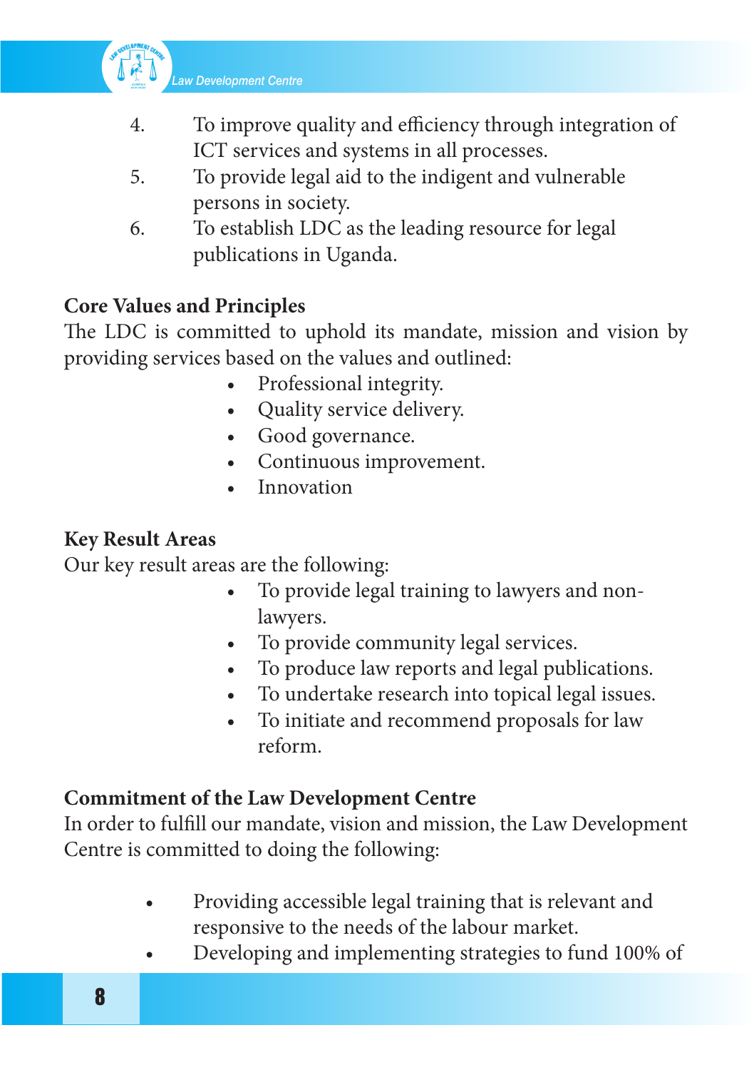4. To improve quality and efficiency through integration of ICT services and systems in all processes.
5. To provide legal aid to the indigent and vulnerable persons in society.
6. To establish LDC as the leading resource for legal publications in Uganda.

**Core Values and Principles**

The LDC is committed to uphold its mandate, mission and vision by providing services based on the values and outlined:

- Professional integrity.
- Quality service delivery.
- Good governance.
- Continuous improvement.
- Innovation

**Key Result Areas**

Our key result areas are the following:

- To provide legal training to lawyers and non-lawyers.
- To provide community legal services.
- To produce law reports and legal publications.
- To undertake research into topical legal issues.
- To initiate and recommend proposals for law reform.

**Commitment of the Law Development Centre**

In order to fulfill our mandate, vision and mission, the Law Development Centre is committed to doing the following:

- Providing accessible legal training that is relevant and responsive to the needs of the labour market.
- Developing and implementing strategies to fund 100% of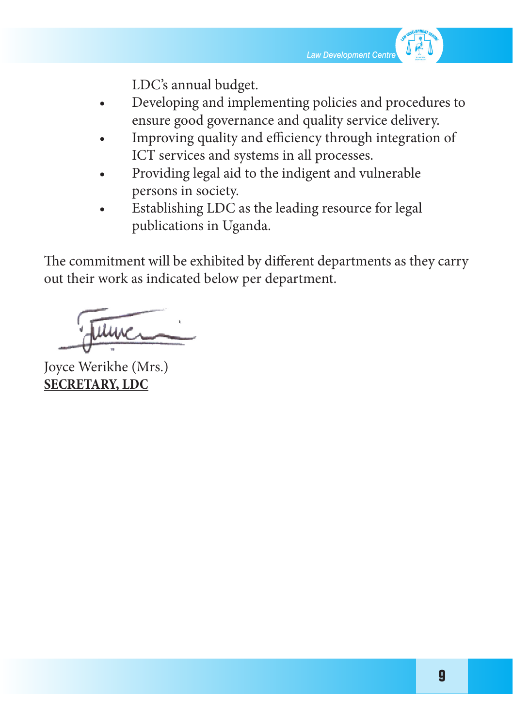LDC's annual budget.

- Developing and implementing policies and procedures to ensure good governance and quality service delivery.
- Improving quality and efficiency through integration of ICT services and systems in all processes.
- Providing legal aid to the indigent and vulnerable persons in society.
- Establishing LDC as the leading resource for legal publications in Uganda.

The commitment will be exhibited by different departments as they carry out their work as indicated below per department.

Joyce Werikhe (Mrs.)
**SECRETARY, LDC**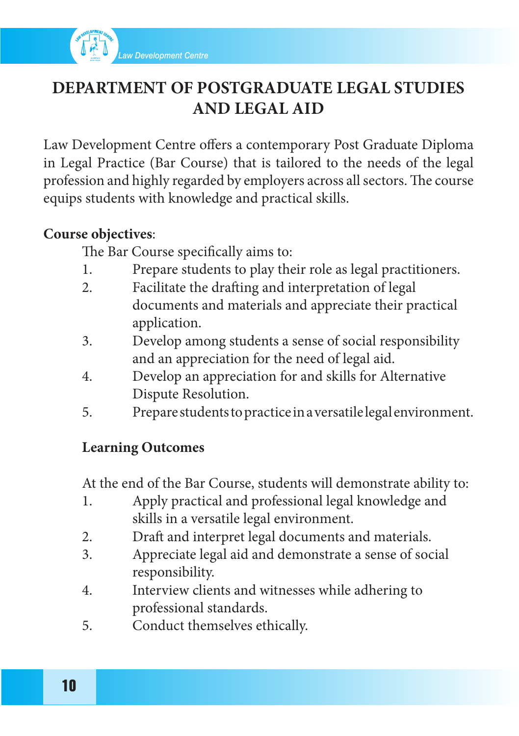# DEPARTMENT OF POSTGRADUATE LEGAL STUDIES AND LEGAL AID

Law Development Centre offers a contemporary Post Graduate Diploma in Legal Practice (Bar Course) that is tailored to the needs of the legal profession and highly regarded by employers across all sectors. The course equips students with knowledge and practical skills.

**Course objectives**:

The Bar Course specifically aims to:

1. Prepare students to play their role as legal practitioners.
2. Facilitate the drafting and interpretation of legal documents and materials and appreciate their practical application.
3. Develop among students a sense of social responsibility and an appreciation for the need of legal aid.
4. Develop an appreciation for and skills for Alternative Dispute Resolution.
5. Prepare students to practice in a versatile legal environment.

**Learning Outcomes**

At the end of the Bar Course, students will demonstrate ability to:

1. Apply practical and professional legal knowledge and skills in a versatile legal environment.
2. Draft and interpret legal documents and materials.
3. Appreciate legal aid and demonstrate a sense of social responsibility.
4. Interview clients and witnesses while adhering to professional standards.
5. Conduct themselves ethically.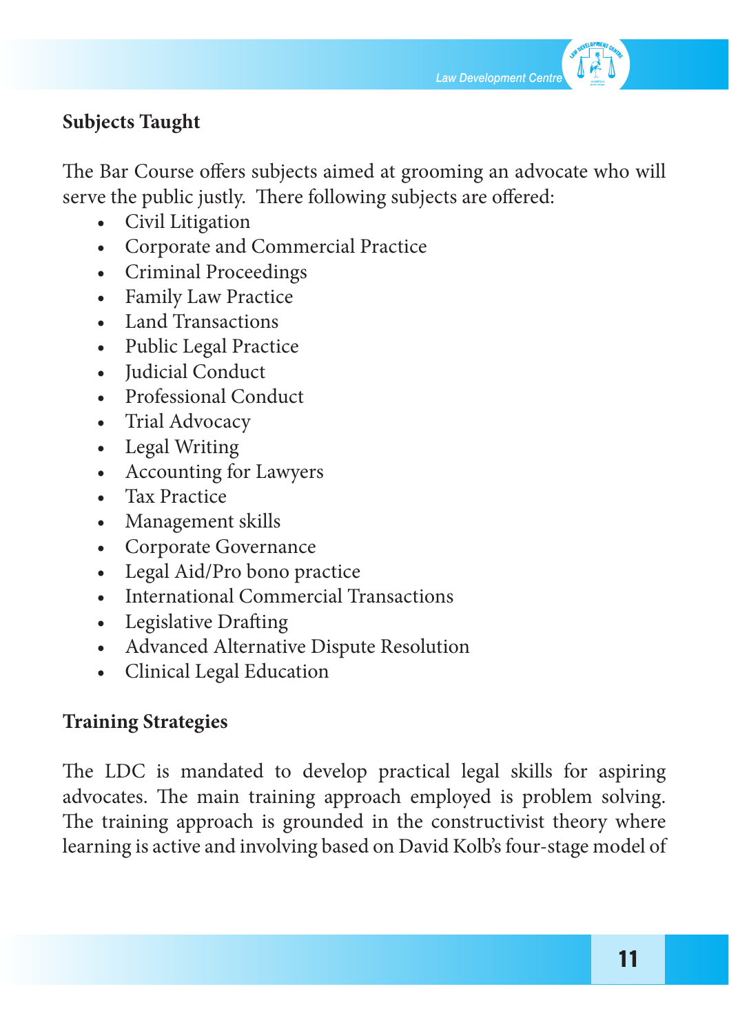## Subjects Taught

The Bar Course offers subjects aimed at grooming an advocate who will serve the public justly. There following subjects are offered:

- Civil Litigation
- Corporate and Commercial Practice
- Criminal Proceedings
- Family Law Practice
- Land Transactions
- Public Legal Practice
- Judicial Conduct
- Professional Conduct
- Trial Advocacy
- Legal Writing
- Accounting for Lawyers
- Tax Practice
- Management skills
- Corporate Governance
- Legal Aid/Pro bono practice
- International Commercial Transactions
- Legislative Drafting
- Advanced Alternative Dispute Resolution
- Clinical Legal Education

## Training Strategies

The LDC is mandated to develop practical legal skills for aspiring advocates. The main training approach employed is problem solving. The training approach is grounded in the constructivist theory where learning is active and involving based on David Kolb's four-stage model of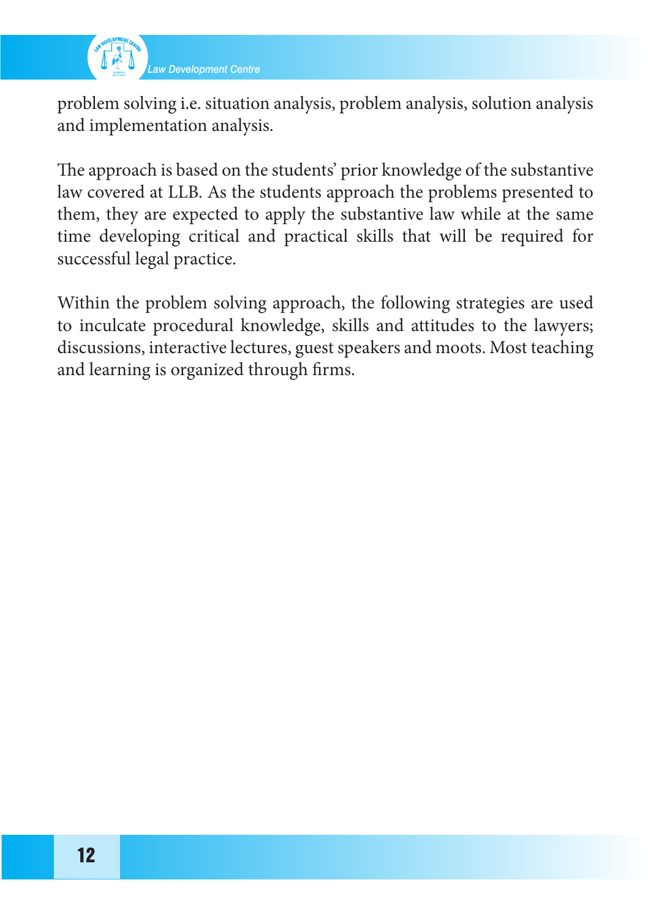problem solving i.e. situation analysis, problem analysis, solution analysis and implementation analysis.

The approach is based on the students' prior knowledge of the substantive law covered at LLB. As the students approach the problems presented to them, they are expected to apply the substantive law while at the same time developing critical and practical skills that will be required for successful legal practice.

Within the problem solving approach, the following strategies are used to inculcate procedural knowledge, skills and attitudes to the lawyers; discussions, interactive lectures, guest speakers and moots. Most teaching and learning is organized through firms.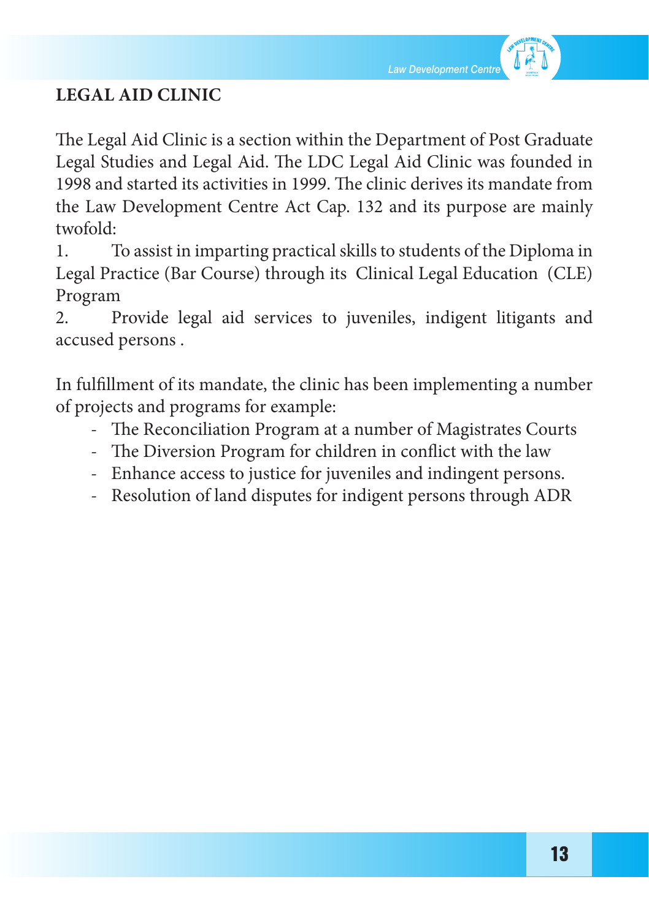## LEGAL AID CLINIC

The Legal Aid Clinic is a section within the Department of Post Graduate Legal Studies and Legal Aid. The LDC Legal Aid Clinic was founded in 1998 and started its activities in 1999. The clinic derives its mandate from the Law Development Centre Act Cap. 132 and its purpose are mainly twofold:

1. To assist in imparting practical skills to students of the Diploma in Legal Practice (Bar Course) through its Clinical Legal Education (CLE) Program
2. Provide legal aid services to juveniles, indigent litigants and accused persons .

In fulfillment of its mandate, the clinic has been implementing a number of projects and programs for example:

- The Reconciliation Program at a number of Magistrates Courts
- The Diversion Program for children in conflict with the law
- Enhance access to justice for juveniles and indingent persons.
- Resolution of land disputes for indigent persons through ADR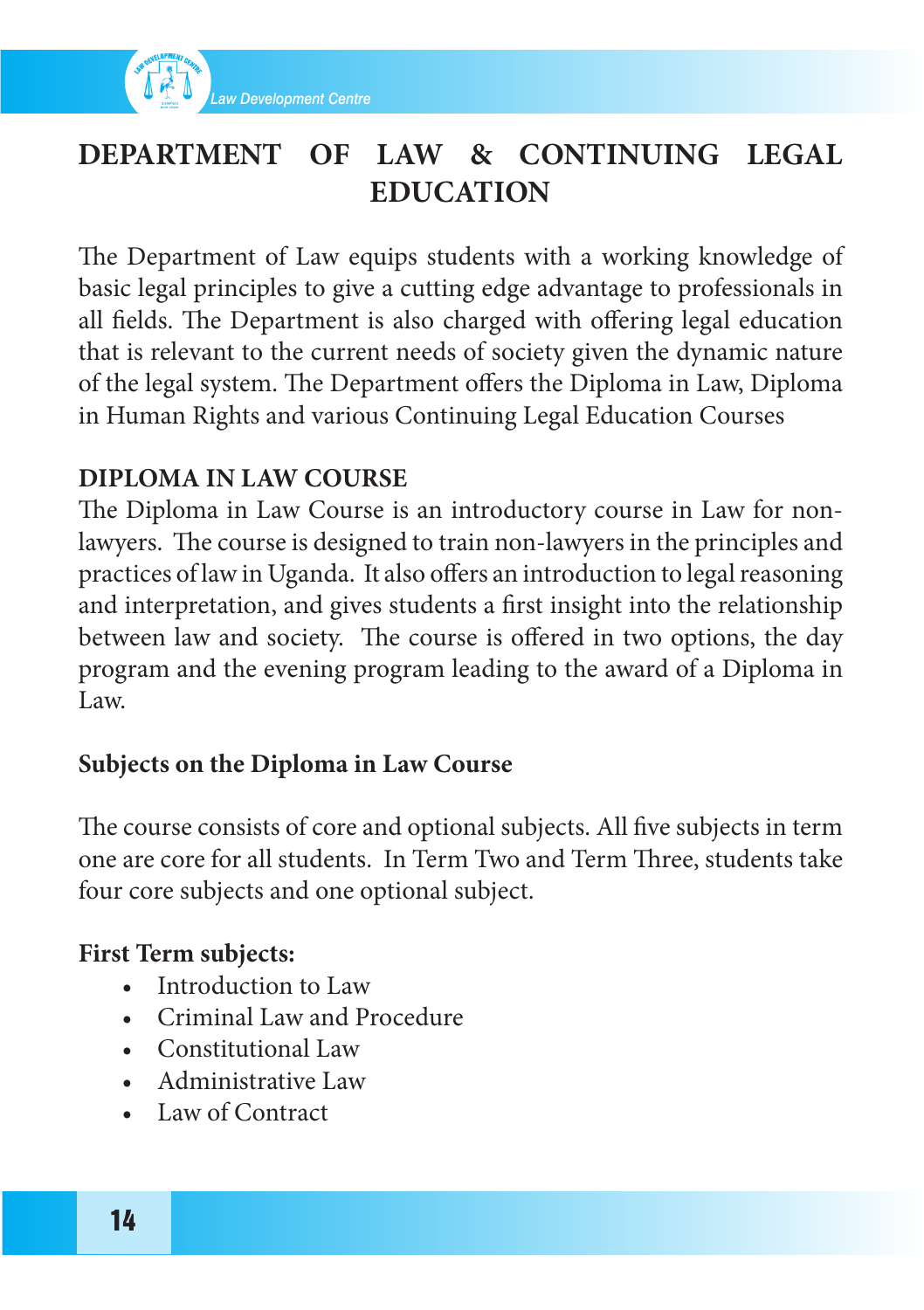# DEPARTMENT OF LAW & CONTINUING LEGAL EDUCATION

The Department of Law equips students with a working knowledge of basic legal principles to give a cutting edge advantage to professionals in all fields. The Department is also charged with offering legal education that is relevant to the current needs of society given the dynamic nature of the legal system. The Department offers the Diploma in Law, Diploma in Human Rights and various Continuing Legal Education Courses

## DIPLOMA IN LAW COURSE

The Diploma in Law Course is an introductory course in Law for non-lawyers. The course is designed to train non-lawyers in the principles and practices of law in Uganda. It also offers an introduction to legal reasoning and interpretation, and gives students a first insight into the relationship between law and society. The course is offered in two options, the day program and the evening program leading to the award of a Diploma in Law.

### Subjects on the Diploma in Law Course

The course consists of core and optional subjects. All five subjects in term one are core for all students. In Term Two and Term Three, students take four core subjects and one optional subject.

**First Term subjects:**

- Introduction to Law
- Criminal Law and Procedure
- Constitutional Law
- Administrative Law
- Law of Contract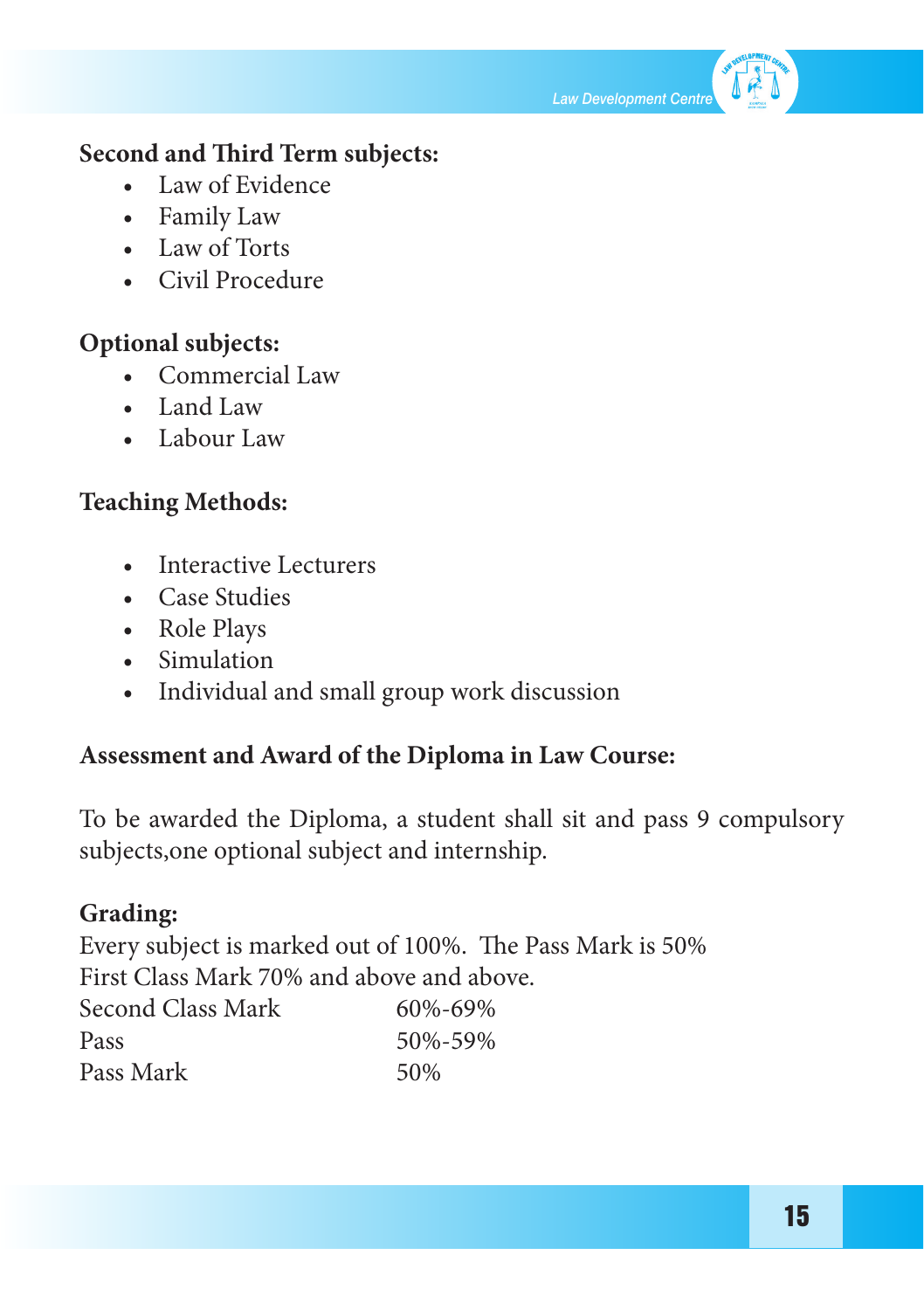**Second and Third Term subjects:**

- Law of Evidence
- Family Law
- Law of Torts
- Civil Procedure

**Optional subjects:**

- Commercial Law
- Land Law
- Labour Law

**Teaching Methods:**

- Interactive Lecturers
- Case Studies
- Role Plays
- Simulation
- Individual and small group work discussion

**Assessment and Award of the Diploma in Law Course:**

To be awarded the Diploma, a student shall sit and pass 9 compulsory subjects,one optional subject and internship.

**Grading:**

Every subject is marked out of 100%. The Pass Mark is 50%

First Class Mark 70% and above and above.

| | |
|---|---|
| Second Class Mark | 60%-69% |
| Pass | 50%-59% |
| Pass Mark | 50% |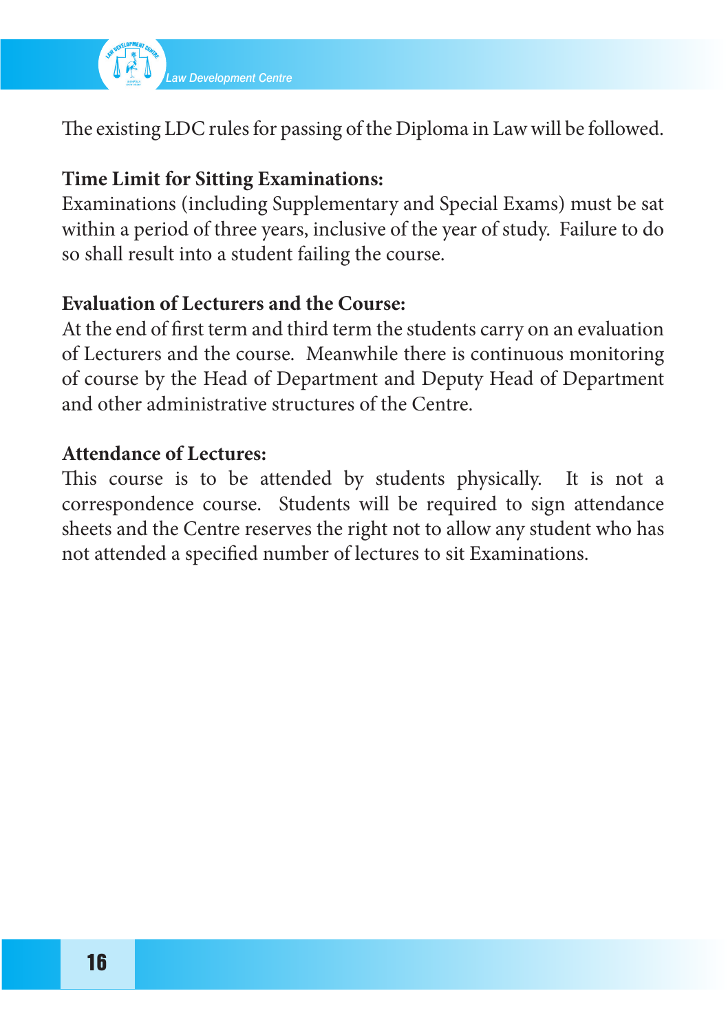The existing LDC rules for passing of the Diploma in Law will be followed.

**Time Limit for Sitting Examinations:**
Examinations (including Supplementary and Special Exams) must be sat within a period of three years, inclusive of the year of study. Failure to do so shall result into a student failing the course.

**Evaluation of Lecturers and the Course:**
At the end of first term and third term the students carry on an evaluation of Lecturers and the course. Meanwhile there is continuous monitoring of course by the Head of Department and Deputy Head of Department and other administrative structures of the Centre.

**Attendance of Lectures:**
This course is to be attended by students physically. It is not a correspondence course. Students will be required to sign attendance sheets and the Centre reserves the right not to allow any student who has not attended a specified number of lectures to sit Examinations.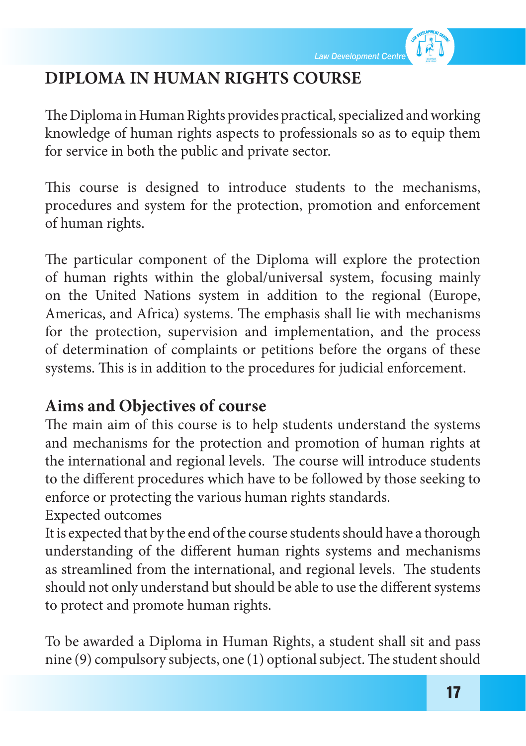# DIPLOMA IN HUMAN RIGHTS COURSE

The Diploma in Human Rights provides practical, specialized and working knowledge of human rights aspects to professionals so as to equip them for service in both the public and private sector.

This course is designed to introduce students to the mechanisms, procedures and system for the protection, promotion and enforcement of human rights.

The particular component of the Diploma will explore the protection of human rights within the global/universal system, focusing mainly on the United Nations system in addition to the regional (Europe, Americas, and Africa) systems. The emphasis shall lie with mechanisms for the protection, supervision and implementation, and the process of determination of complaints or petitions before the organs of these systems. This is in addition to the procedures for judicial enforcement.

## Aims and Objectives of course

The main aim of this course is to help students understand the systems and mechanisms for the protection and promotion of human rights at the international and regional levels. The course will introduce students to the different procedures which have to be followed by those seeking to enforce or protecting the various human rights standards.

Expected outcomes

It is expected that by the end of the course students should have a thorough understanding of the different human rights systems and mechanisms as streamlined from the international, and regional levels. The students should not only understand but should be able to use the different systems to protect and promote human rights.

To be awarded a Diploma in Human Rights, a student shall sit and pass nine (9) compulsory subjects, one (1) optional subject. The student should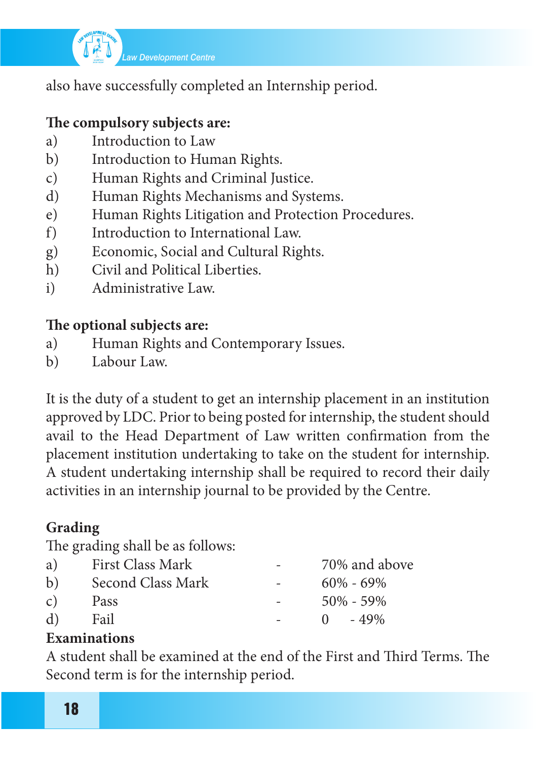also have successfully completed an Internship period.

**The compulsory subjects are:**

a) Introduction to Law
b) Introduction to Human Rights.
c) Human Rights and Criminal Justice.
d) Human Rights Mechanisms and Systems.
e) Human Rights Litigation and Protection Procedures.
f) Introduction to International Law.
g) Economic, Social and Cultural Rights.
h) Civil and Political Liberties.
i) Administrative Law.

**The optional subjects are:**

a) Human Rights and Contemporary Issues.
b) Labour Law.

It is the duty of a student to get an internship placement in an institution approved by LDC. Prior to being posted for internship, the student should avail to the Head Department of Law written confirmation from the placement institution undertaking to take on the student for internship. A student undertaking internship shall be required to record their daily activities in an internship journal to be provided by the Centre.

**Grading**

The grading shall be as follows:

| | | | |
|---|---|---|---|
| a) | First Class Mark | - | 70% and above |
| b) | Second Class Mark | - | 60% - 69% |
| c) | Pass | - | 50% - 59% |
| d) | Fail | - | 0 - 49% |

**Examinations**

A student shall be examined at the end of the First and Third Terms. The Second term is for the internship period.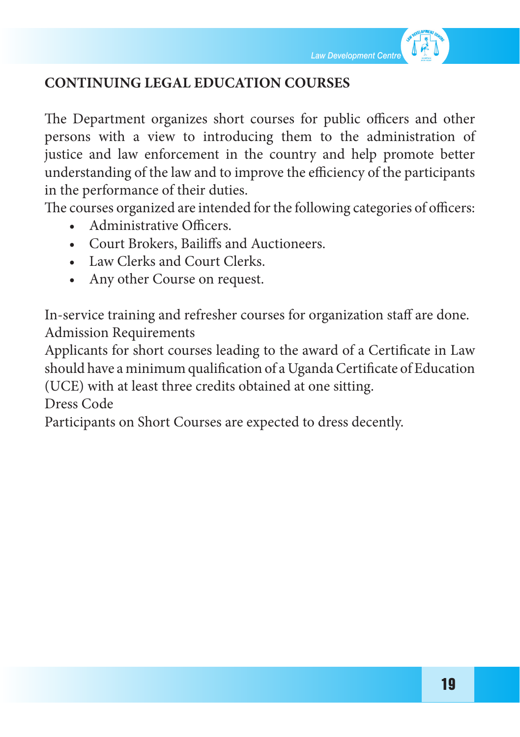## CONTINUING LEGAL EDUCATION COURSES

The Department organizes short courses for public officers and other persons with a view to introducing them to the administration of justice and law enforcement in the country and help promote better understanding of the law and to improve the efficiency of the participants in the performance of their duties.

The courses organized are intended for the following categories of officers:

- Administrative Officers.
- Court Brokers, Bailiffs and Auctioneers.
- Law Clerks and Court Clerks.
- Any other Course on request.

In-service training and refresher courses for organization staff are done.

Admission Requirements

Applicants for short courses leading to the award of a Certificate in Law should have a minimum qualification of a Uganda Certificate of Education (UCE) with at least three credits obtained at one sitting.

Dress Code

Participants on Short Courses are expected to dress decently.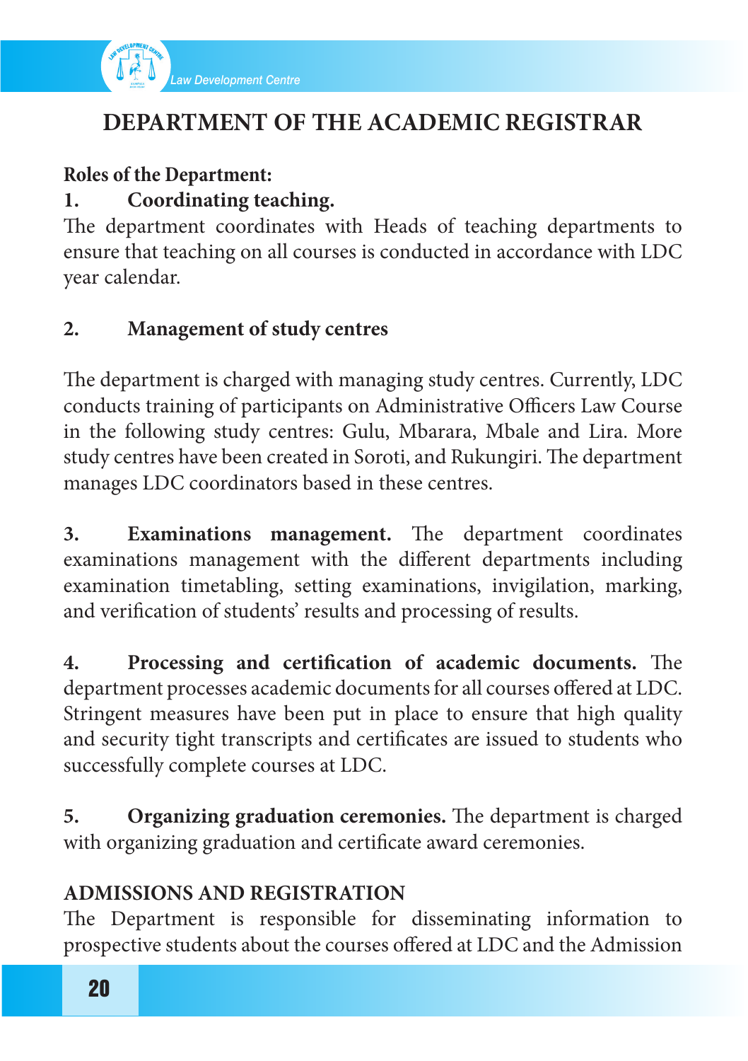# DEPARTMENT OF THE ACADEMIC REGISTRAR

**Roles of the Department:**

**1. Coordinating teaching.**

The department coordinates with Heads of teaching departments to ensure that teaching on all courses is conducted in accordance with LDC year calendar.

**2. Management of study centres**

The department is charged with managing study centres. Currently, LDC conducts training of participants on Administrative Officers Law Course in the following study centres: Gulu, Mbarara, Mbale and Lira. More study centres have been created in Soroti, and Rukungiri. The department manages LDC coordinators based in these centres.

**3. Examinations management.** The department coordinates examinations management with the different departments including examination timetabling, setting examinations, invigilation, marking, and verification of students' results and processing of results.

**4. Processing and certification of academic documents.** The department processes academic documents for all courses offered at LDC. Stringent measures have been put in place to ensure that high quality and security tight transcripts and certificates are issued to students who successfully complete courses at LDC.

**5. Organizing graduation ceremonies.** The department is charged with organizing graduation and certificate award ceremonies.

## ADMISSIONS AND REGISTRATION

The Department is responsible for disseminating information to prospective students about the courses offered at LDC and the Admission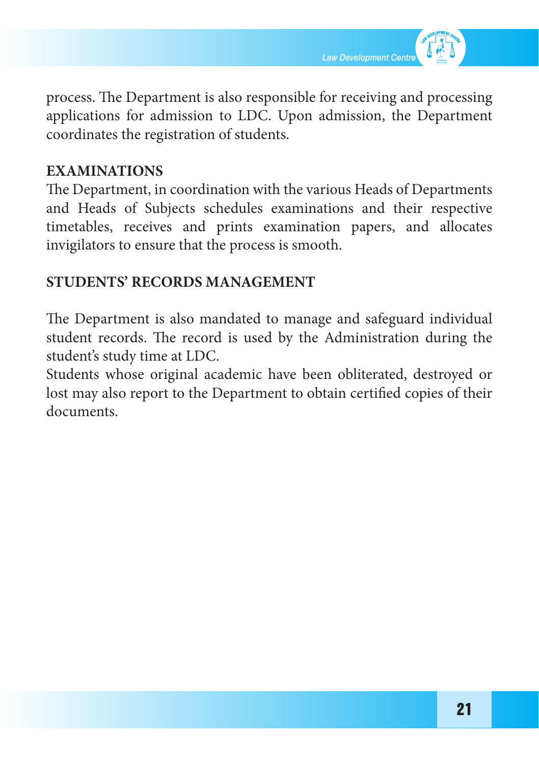process. The Department is also responsible for receiving and processing applications for admission to LDC. Upon admission, the Department coordinates the registration of students.

## EXAMINATIONS

The Department, in coordination with the various Heads of Departments and Heads of Subjects schedules examinations and their respective timetables, receives and prints examination papers, and allocates invigilators to ensure that the process is smooth.

## STUDENTS' RECORDS MANAGEMENT

The Department is also mandated to manage and safeguard individual student records. The record is used by the Administration during the student's study time at LDC.

Students whose original academic have been obliterated, destroyed or lost may also report to the Department to obtain certified copies of their documents.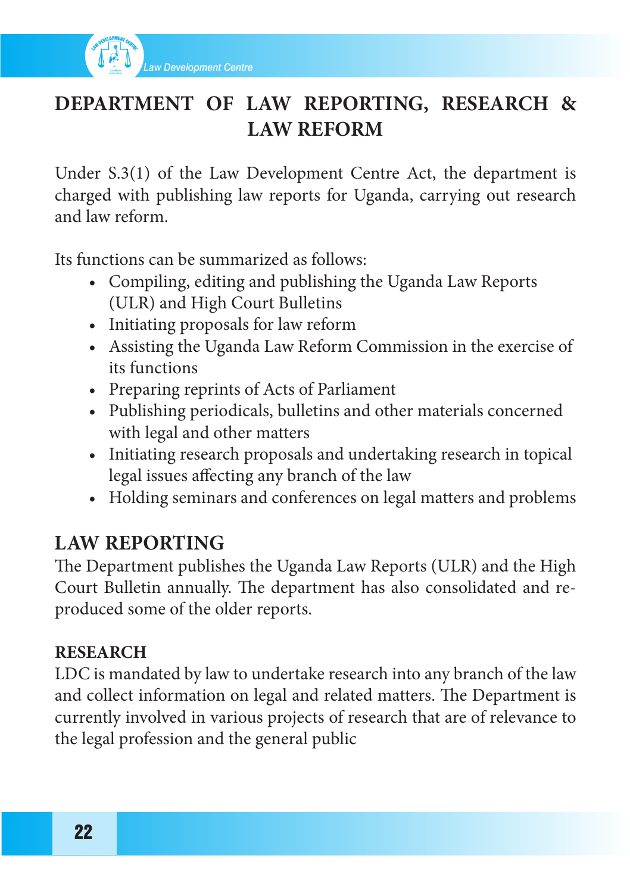# DEPARTMENT OF LAW REPORTING, RESEARCH & LAW REFORM

Under S.3(1) of the Law Development Centre Act, the department is charged with publishing law reports for Uganda, carrying out research and law reform.

Its functions can be summarized as follows:

- Compiling, editing and publishing the Uganda Law Reports (ULR) and High Court Bulletins
- Initiating proposals for law reform
- Assisting the Uganda Law Reform Commission in the exercise of its functions
- Preparing reprints of Acts of Parliament
- Publishing periodicals, bulletins and other materials concerned with legal and other matters
- Initiating research proposals and undertaking research in topical legal issues affecting any branch of the law
- Holding seminars and conferences on legal matters and problems

## LAW REPORTING

The Department publishes the Uganda Law Reports (ULR) and the High Court Bulletin annually. The department has also consolidated and re-produced some of the older reports.

### RESEARCH

LDC is mandated by law to undertake research into any branch of the law and collect information on legal and related matters. The Department is currently involved in various projects of research that are of relevance to the legal profession and the general public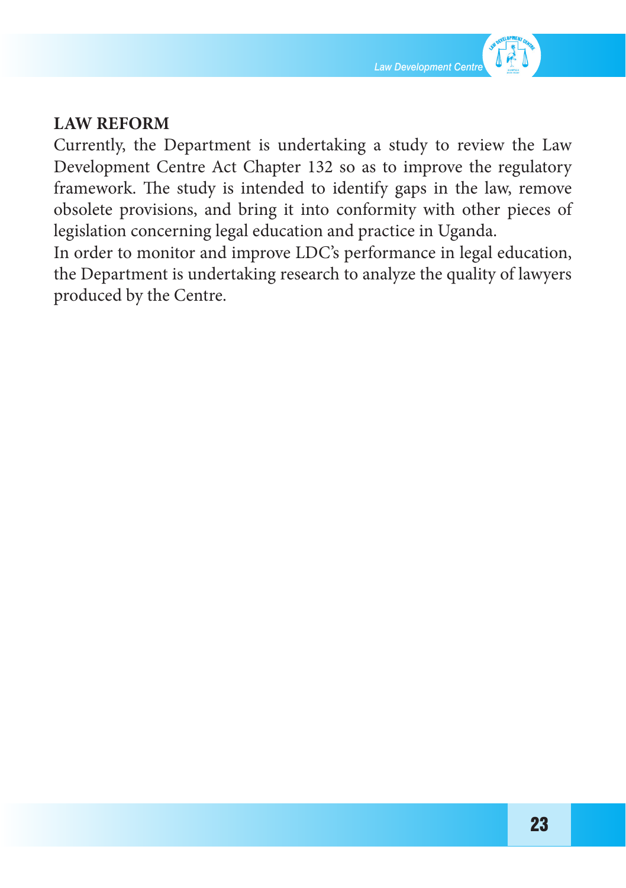## LAW REFORM

Currently, the Department is undertaking a study to review the Law Development Centre Act Chapter 132 so as to improve the regulatory framework. The study is intended to identify gaps in the law, remove obsolete provisions, and bring it into conformity with other pieces of legislation concerning legal education and practice in Uganda.

In order to monitor and improve LDC's performance in legal education, the Department is undertaking research to analyze the quality of lawyers produced by the Centre.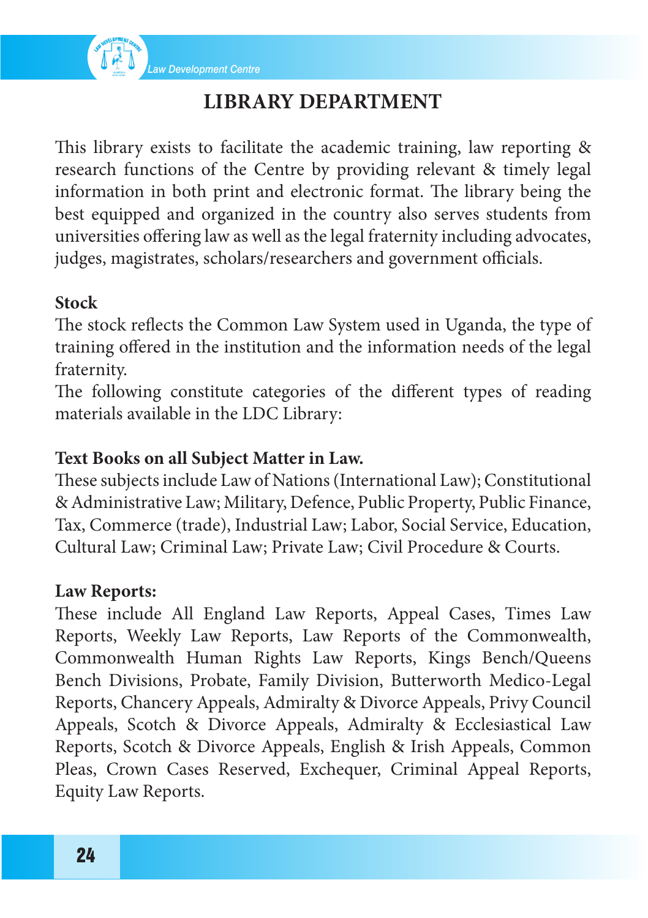# LIBRARY DEPARTMENT

This library exists to facilitate the academic training, law reporting & research functions of the Centre by providing relevant & timely legal information in both print and electronic format. The library being the best equipped and organized in the country also serves students from universities offering law as well as the legal fraternity including advocates, judges, magistrates, scholars/researchers and government officials.

**Stock**

The stock reflects the Common Law System used in Uganda, the type of training offered in the institution and the information needs of the legal fraternity.

The following constitute categories of the different types of reading materials available in the LDC Library:

**Text Books on all Subject Matter in Law.**

These subjects include Law of Nations (International Law); Constitutional & Administrative Law; Military, Defence, Public Property, Public Finance, Tax, Commerce (trade), Industrial Law; Labor, Social Service, Education, Cultural Law; Criminal Law; Private Law; Civil Procedure & Courts.

**Law Reports:**

These include All England Law Reports, Appeal Cases, Times Law Reports, Weekly Law Reports, Law Reports of the Commonwealth, Commonwealth Human Rights Law Reports, Kings Bench/Queens Bench Divisions, Probate, Family Division, Butterworth Medico-Legal Reports, Chancery Appeals, Admiralty & Divorce Appeals, Privy Council Appeals, Scotch & Divorce Appeals, Admiralty & Ecclesiastical Law Reports, Scotch & Divorce Appeals, English & Irish Appeals, Common Pleas, Crown Cases Reserved, Exchequer, Criminal Appeal Reports, Equity Law Reports.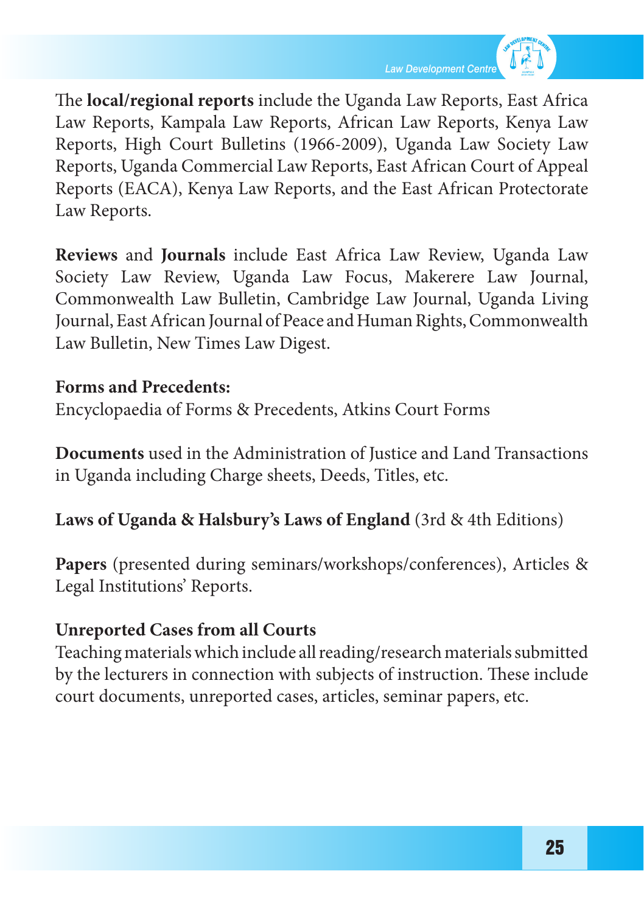The **local/regional reports** include the Uganda Law Reports, East Africa Law Reports, Kampala Law Reports, African Law Reports, Kenya Law Reports, High Court Bulletins (1966-2009), Uganda Law Society Law Reports, Uganda Commercial Law Reports, East African Court of Appeal Reports (EACA), Kenya Law Reports, and the East African Protectorate Law Reports.

**Reviews** and **Journals** include East Africa Law Review, Uganda Law Society Law Review, Uganda Law Focus, Makerere Law Journal, Commonwealth Law Bulletin, Cambridge Law Journal, Uganda Living Journal, East African Journal of Peace and Human Rights, Commonwealth Law Bulletin, New Times Law Digest.

**Forms and Precedents:**
Encyclopaedia of Forms & Precedents, Atkins Court Forms

**Documents** used in the Administration of Justice and Land Transactions in Uganda including Charge sheets, Deeds, Titles, etc.

**Laws of Uganda & Halsbury's Laws of England** (3rd & 4th Editions)

**Papers** (presented during seminars/workshops/conferences), Articles & Legal Institutions' Reports.

**Unreported Cases from all Courts**
Teaching materials which include all reading/research materials submitted by the lecturers in connection with subjects of instruction. These include court documents, unreported cases, articles, seminar papers, etc.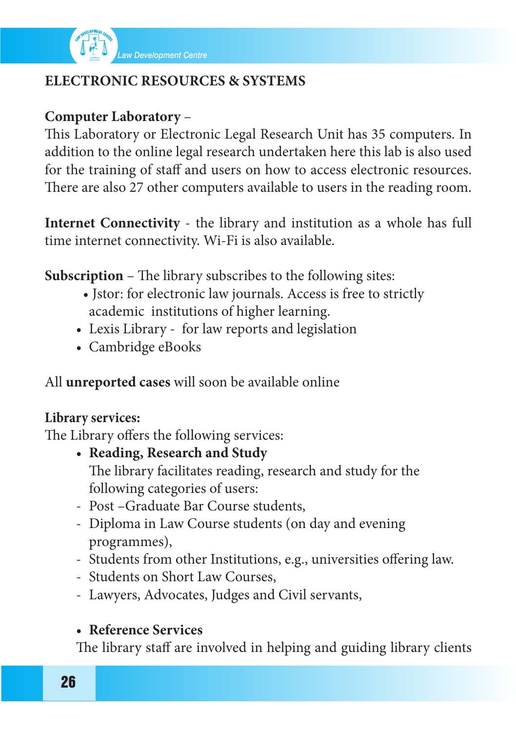## ELECTRONIC RESOURCES & SYSTEMS

**Computer Laboratory** –
This Laboratory or Electronic Legal Research Unit has 35 computers. In addition to the online legal research undertaken here this lab is also used for the training of staff and users on how to access electronic resources. There are also 27 other computers available to users in the reading room.

**Internet Connectivity** - the library and institution as a whole has full time internet connectivity. Wi-Fi is also available.

**Subscription** – The library subscribes to the following sites:

- Jstor: for electronic law journals. Access is free to strictly academic institutions of higher learning.
- Lexis Library - for law reports and legislation
- Cambridge eBooks

All **unreported cases** will soon be available online

**Library services:**
The Library offers the following services:

- **Reading, Research and Study**
  The library facilitates reading, research and study for the following categories of users:
  - Post –Graduate Bar Course students,
  - Diploma in Law Course students (on day and evening programmes),
  - Students from other Institutions, e.g., universities offering law.
  - Students on Short Law Courses,
  - Lawyers, Advocates, Judges and Civil servants,

- **Reference Services**
  The library staff are involved in helping and guiding library clients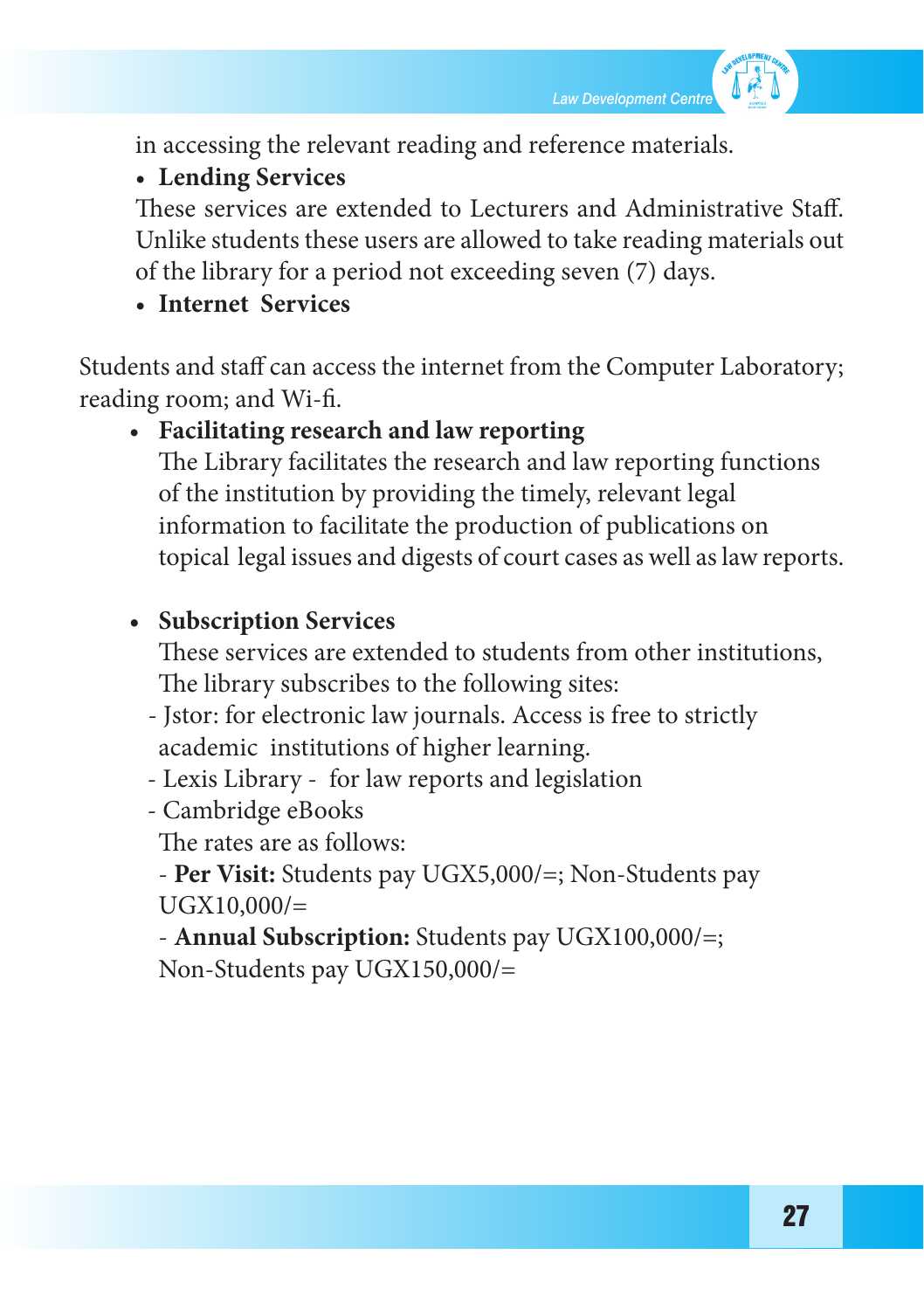in accessing the relevant reading and reference materials.

- **Lending Services**

  These services are extended to Lecturers and Administrative Staff. Unlike students these users are allowed to take reading materials out of the library for a period not exceeding seven (7) days.

- **Internet Services**

Students and staff can access the internet from the Computer Laboratory; reading room; and Wi-fi.

- **Facilitating research and law reporting**

  The Library facilitates the research and law reporting functions of the institution by providing the timely, relevant legal information to facilitate the production of publications on topical legal issues and digests of court cases as well as law reports.

- **Subscription Services**

  These services are extended to students from other institutions, The library subscribes to the following sites:

  - Jstor: for electronic law journals. Access is free to strictly academic institutions of higher learning.
  - Lexis Library - for law reports and legislation
  - Cambridge eBooks

  The rates are as follows:

  - **Per Visit:** Students pay UGX5,000/=; Non-Students pay UGX10,000/=
  - **Annual Subscription:** Students pay UGX100,000/=; Non-Students pay UGX150,000/=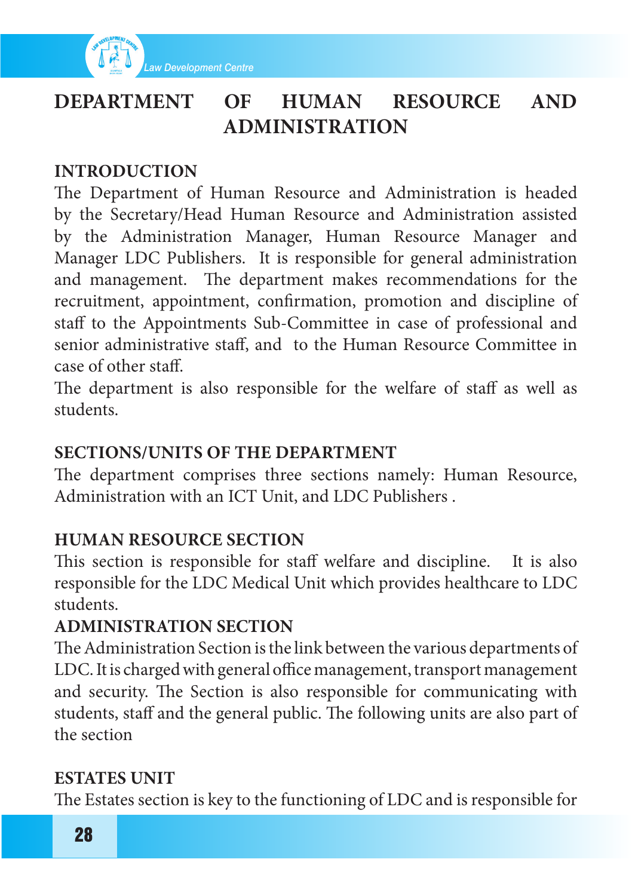# DEPARTMENT OF HUMAN RESOURCE AND ADMINISTRATION

## INTRODUCTION

The Department of Human Resource and Administration is headed by the Secretary/Head Human Resource and Administration assisted by the Administration Manager, Human Resource Manager and Manager LDC Publishers. It is responsible for general administration and management. The department makes recommendations for the recruitment, appointment, confirmation, promotion and discipline of staff to the Appointments Sub-Committee in case of professional and senior administrative staff, and to the Human Resource Committee in case of other staff.

The department is also responsible for the welfare of staff as well as students.

## SECTIONS/UNITS OF THE DEPARTMENT

The department comprises three sections namely: Human Resource, Administration with an ICT Unit, and LDC Publishers .

## HUMAN RESOURCE SECTION

This section is responsible for staff welfare and discipline. It is also responsible for the LDC Medical Unit which provides healthcare to LDC students.

## ADMINISTRATION SECTION

The Administration Section is the link between the various departments of LDC. It is charged with general office management, transport management and security. The Section is also responsible for communicating with students, staff and the general public. The following units are also part of the section

## ESTATES UNIT

The Estates section is key to the functioning of LDC and is responsible for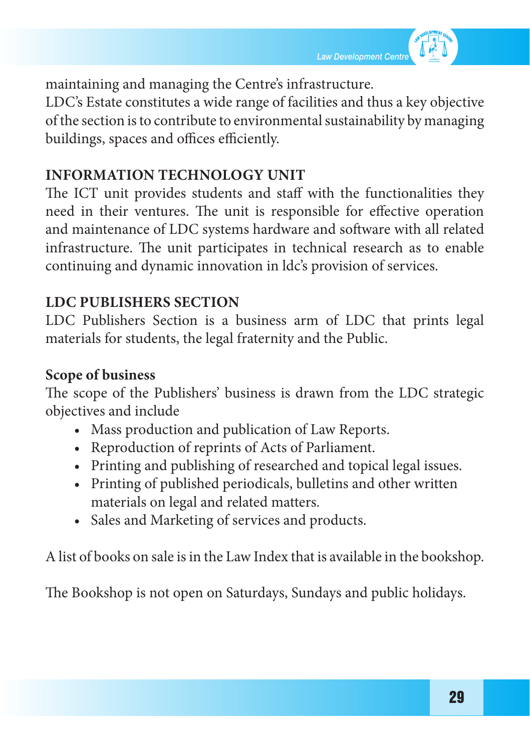maintaining and managing the Centre's infrastructure.

LDC's Estate constitutes a wide range of facilities and thus a key objective of the section is to contribute to environmental sustainability by managing buildings, spaces and offices efficiently.

## INFORMATION TECHNOLOGY UNIT

The ICT unit provides students and staff with the functionalities they need in their ventures. The unit is responsible for effective operation and maintenance of LDC systems hardware and software with all related infrastructure. The unit participates in technical research as to enable continuing and dynamic innovation in ldc's provision of services.

## LDC PUBLISHERS SECTION

LDC Publishers Section is a business arm of LDC that prints legal materials for students, the legal fraternity and the Public.

### Scope of business

The scope of the Publishers' business is drawn from the LDC strategic objectives and include

- Mass production and publication of Law Reports.
- Reproduction of reprints of Acts of Parliament.
- Printing and publishing of researched and topical legal issues.
- Printing of published periodicals, bulletins and other written materials on legal and related matters.
- Sales and Marketing of services and products.

A list of books on sale is in the Law Index that is available in the bookshop.

The Bookshop is not open on Saturdays, Sundays and public holidays.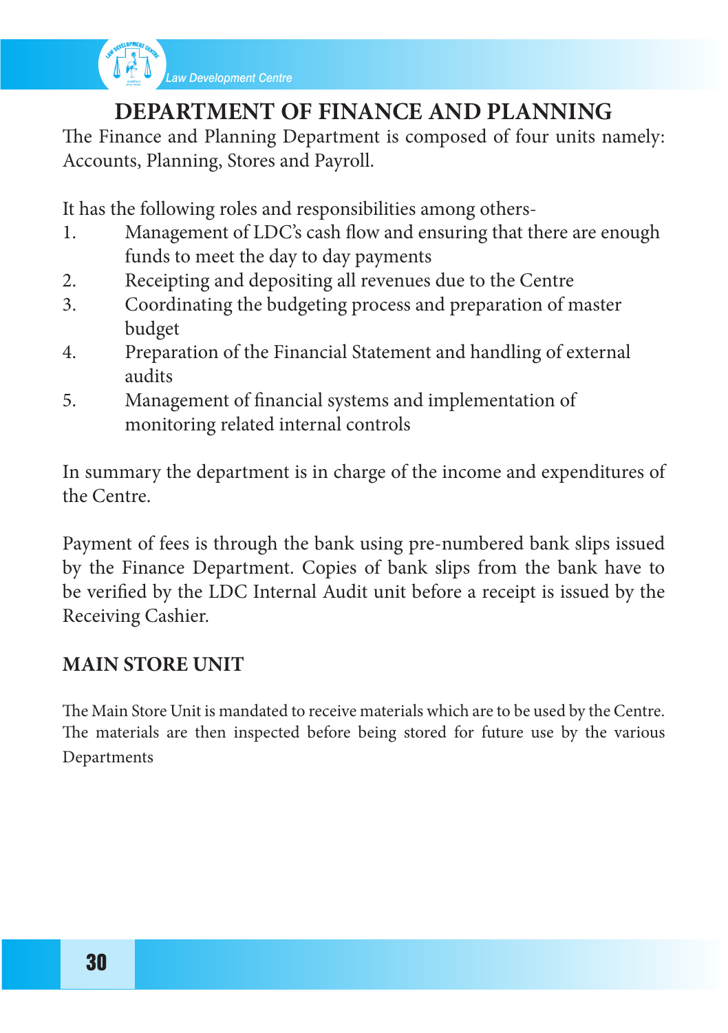# DEPARTMENT OF FINANCE AND PLANNING

The Finance and Planning Department is composed of four units namely: Accounts, Planning, Stores and Payroll.

It has the following roles and responsibilities among others-

1. Management of LDC's cash flow and ensuring that there are enough funds to meet the day to day payments
2. Receipting and depositing all revenues due to the Centre
3. Coordinating the budgeting process and preparation of master budget
4. Preparation of the Financial Statement and handling of external audits
5. Management of financial systems and implementation of monitoring related internal controls

In summary the department is in charge of the income and expenditures of the Centre.

Payment of fees is through the bank using pre-numbered bank slips issued by the Finance Department. Copies of bank slips from the bank have to be verified by the LDC Internal Audit unit before a receipt is issued by the Receiving Cashier.

## MAIN STORE UNIT

The Main Store Unit is mandated to receive materials which are to be used by the Centre. The materials are then inspected before being stored for future use by the various Departments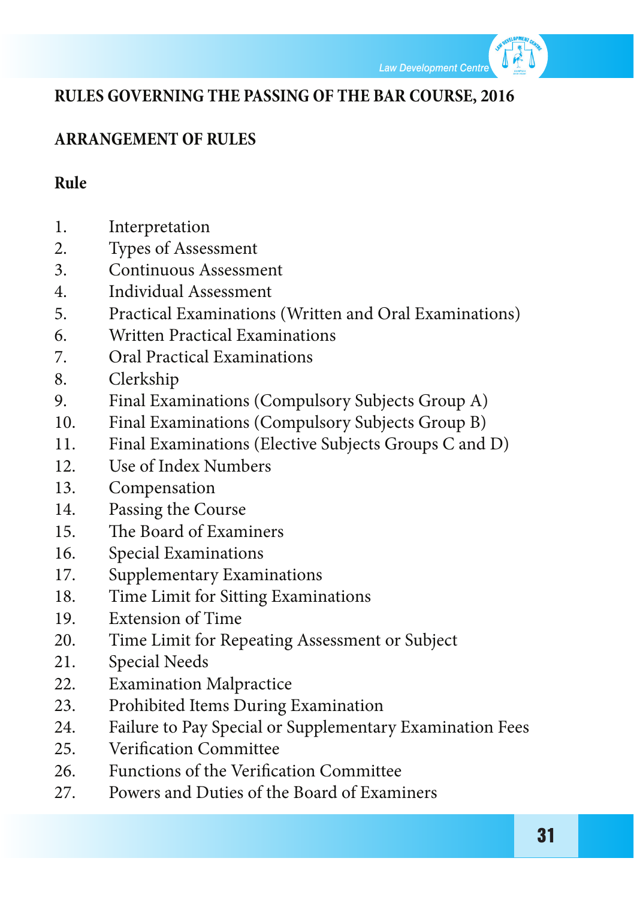**RULES GOVERNING THE PASSING OF THE BAR COURSE, 2016**

**ARRANGEMENT OF RULES**

**Rule**

1. Interpretation
2. Types of Assessment
3. Continuous Assessment
4. Individual Assessment
5. Practical Examinations (Written and Oral Examinations)
6. Written Practical Examinations
7. Oral Practical Examinations
8. Clerkship
9. Final Examinations (Compulsory Subjects Group A)
10. Final Examinations (Compulsory Subjects Group B)
11. Final Examinations (Elective Subjects Groups C and D)
12. Use of Index Numbers
13. Compensation
14. Passing the Course
15. The Board of Examiners
16. Special Examinations
17. Supplementary Examinations
18. Time Limit for Sitting Examinations
19. Extension of Time
20. Time Limit for Repeating Assessment or Subject
21. Special Needs
22. Examination Malpractice
23. Prohibited Items During Examination
24. Failure to Pay Special or Supplementary Examination Fees
25. Verification Committee
26. Functions of the Verification Committee
27. Powers and Duties of the Board of Examiners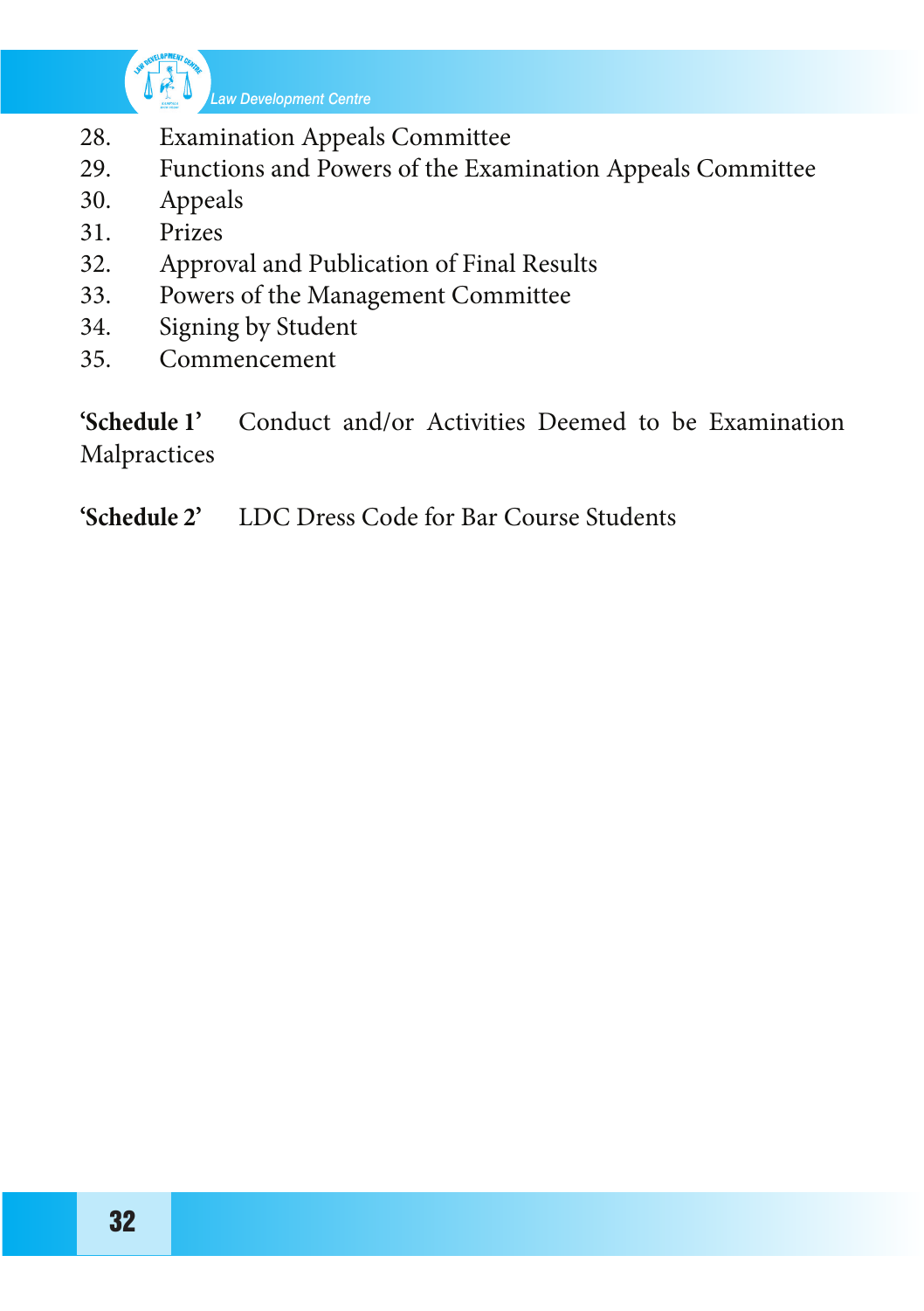28. Examination Appeals Committee
29. Functions and Powers of the Examination Appeals Committee
30. Appeals
31. Prizes
32. Approval and Publication of Final Results
33. Powers of the Management Committee
34. Signing by Student
35. Commencement

**'Schedule 1'** Conduct and/or Activities Deemed to be Examination Malpractices

**'Schedule 2'** LDC Dress Code for Bar Course Students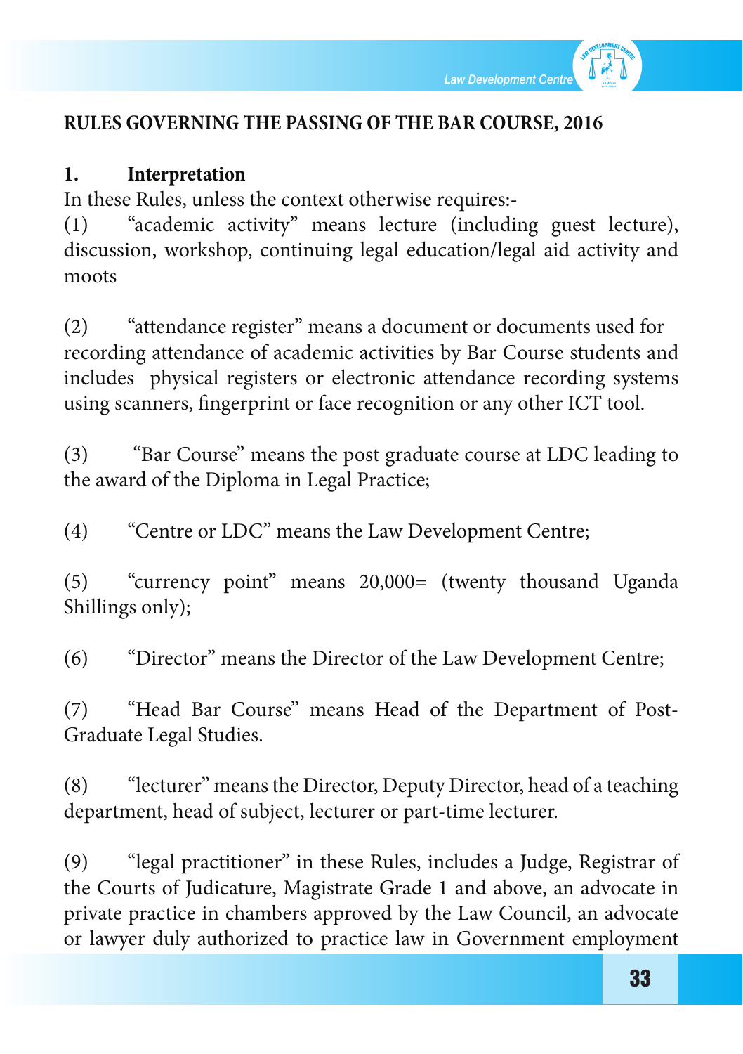## RULES GOVERNING THE PASSING OF THE BAR COURSE, 2016

### 1. Interpretation

In these Rules, unless the context otherwise requires:-

(1) "academic activity" means lecture (including guest lecture), discussion, workshop, continuing legal education/legal aid activity and moots

(2) "attendance register" means a document or documents used for recording attendance of academic activities by Bar Course students and includes physical registers or electronic attendance recording systems using scanners, fingerprint or face recognition or any other ICT tool.

(3) "Bar Course" means the post graduate course at LDC leading to the award of the Diploma in Legal Practice;

(4) "Centre or LDC" means the Law Development Centre;

(5) "currency point" means 20,000= (twenty thousand Uganda Shillings only);

(6) "Director" means the Director of the Law Development Centre;

(7) "Head Bar Course" means Head of the Department of Post-Graduate Legal Studies.

(8) "lecturer" means the Director, Deputy Director, head of a teaching department, head of subject, lecturer or part-time lecturer.

(9) "legal practitioner" in these Rules, includes a Judge, Registrar of the Courts of Judicature, Magistrate Grade 1 and above, an advocate in private practice in chambers approved by the Law Council, an advocate or lawyer duly authorized to practice law in Government employment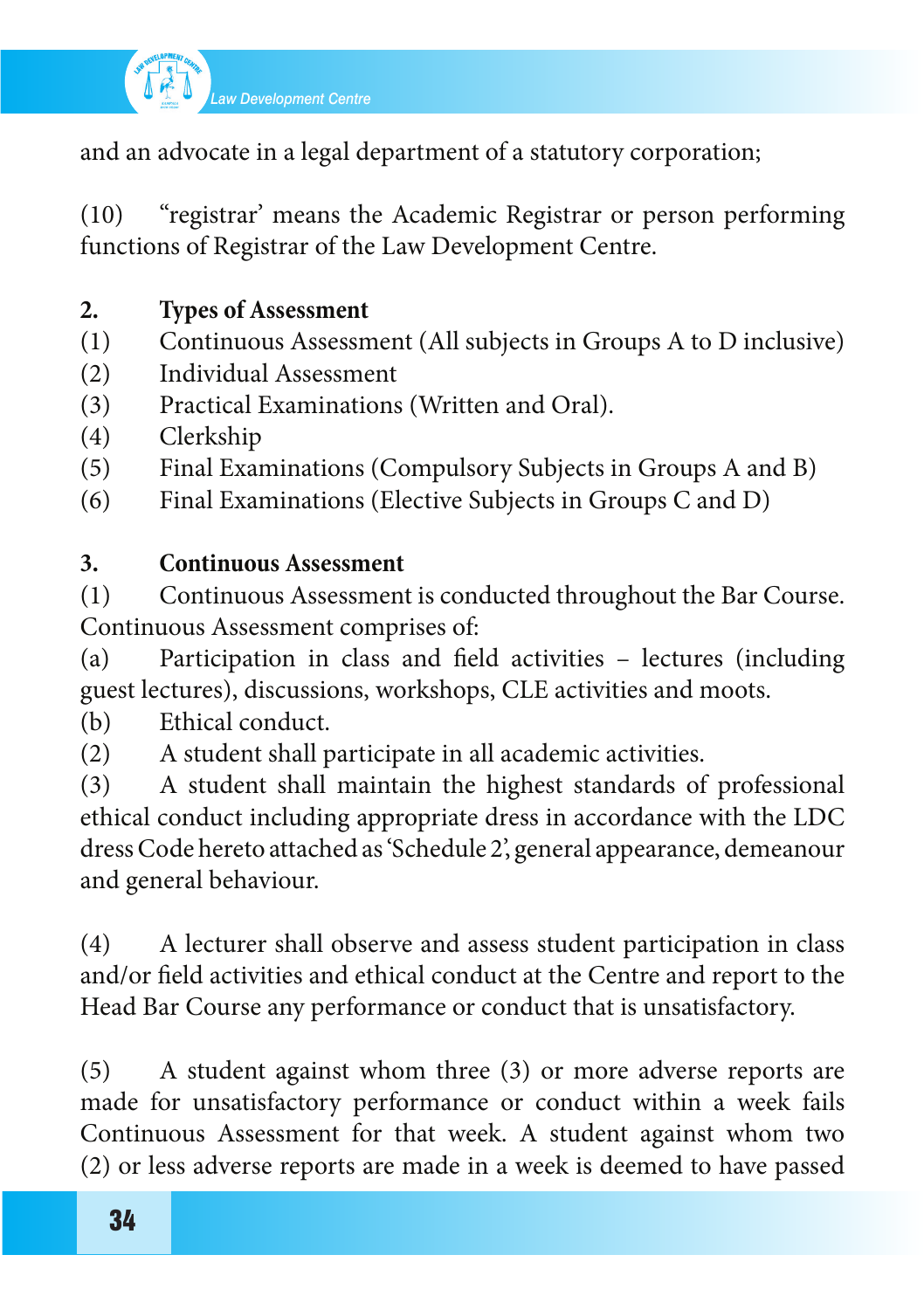and an advocate in a legal department of a statutory corporation;

(10) "registrar' means the Academic Registrar or person performing functions of Registrar of the Law Development Centre.

**2. Types of Assessment**

(1) Continuous Assessment (All subjects in Groups A to D inclusive)
(2) Individual Assessment
(3) Practical Examinations (Written and Oral).
(4) Clerkship
(5) Final Examinations (Compulsory Subjects in Groups A and B)
(6) Final Examinations (Elective Subjects in Groups C and D)

**3. Continuous Assessment**

(1) Continuous Assessment is conducted throughout the Bar Course. Continuous Assessment comprises of:
(a) Participation in class and field activities – lectures (including guest lectures), discussions, workshops, CLE activities and moots.
(b) Ethical conduct.
(2) A student shall participate in all academic activities.
(3) A student shall maintain the highest standards of professional ethical conduct including appropriate dress in accordance with the LDC dress Code hereto attached as 'Schedule 2', general appearance, demeanour and general behaviour.

(4) A lecturer shall observe and assess student participation in class and/or field activities and ethical conduct at the Centre and report to the Head Bar Course any performance or conduct that is unsatisfactory.

(5) A student against whom three (3) or more adverse reports are made for unsatisfactory performance or conduct within a week fails Continuous Assessment for that week. A student against whom two (2) or less adverse reports are made in a week is deemed to have passed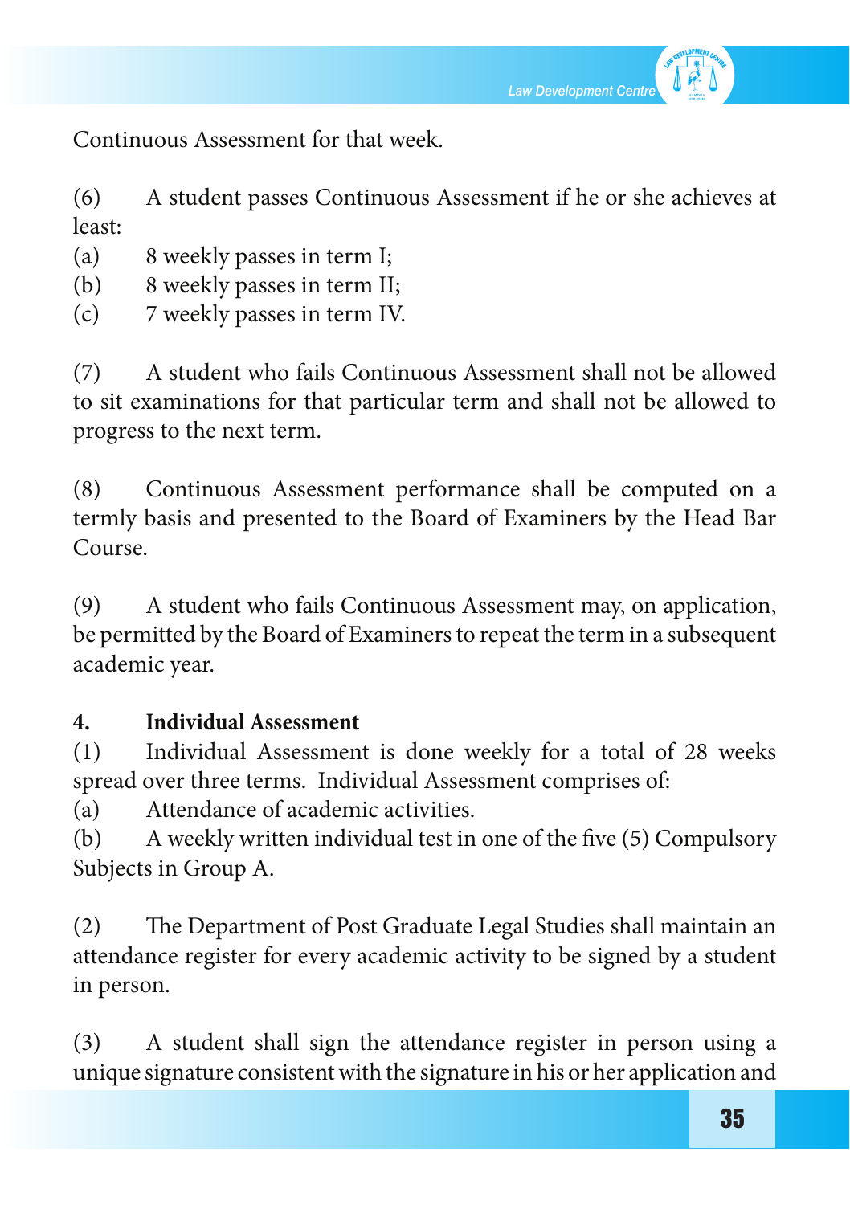Continuous Assessment for that week.

(6) A student passes Continuous Assessment if he or she achieves at least:

(a) 8 weekly passes in term I;
(b) 8 weekly passes in term II;
(c) 7 weekly passes in term IV.

(7) A student who fails Continuous Assessment shall not be allowed to sit examinations for that particular term and shall not be allowed to progress to the next term.

(8) Continuous Assessment performance shall be computed on a termly basis and presented to the Board of Examiners by the Head Bar Course.

(9) A student who fails Continuous Assessment may, on application, be permitted by the Board of Examiners to repeat the term in a subsequent academic year.

**4. Individual Assessment**

(1) Individual Assessment is done weekly for a total of 28 weeks spread over three terms. Individual Assessment comprises of:

(a) Attendance of academic activities.
(b) A weekly written individual test in one of the five (5) Compulsory Subjects in Group A.

(2) The Department of Post Graduate Legal Studies shall maintain an attendance register for every academic activity to be signed by a student in person.

(3) A student shall sign the attendance register in person using a unique signature consistent with the signature in his or her application and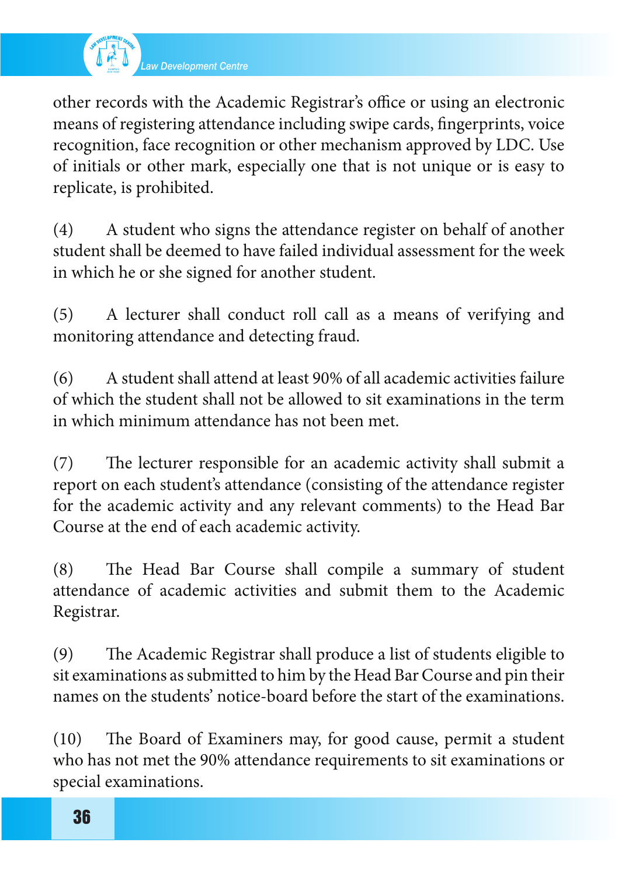other records with the Academic Registrar's office or using an electronic means of registering attendance including swipe cards, fingerprints, voice recognition, face recognition or other mechanism approved by LDC. Use of initials or other mark, especially one that is not unique or is easy to replicate, is prohibited.

(4) A student who signs the attendance register on behalf of another student shall be deemed to have failed individual assessment for the week in which he or she signed for another student.

(5) A lecturer shall conduct roll call as a means of verifying and monitoring attendance and detecting fraud.

(6) A student shall attend at least 90% of all academic activities failure of which the student shall not be allowed to sit examinations in the term in which minimum attendance has not been met.

(7) The lecturer responsible for an academic activity shall submit a report on each student's attendance (consisting of the attendance register for the academic activity and any relevant comments) to the Head Bar Course at the end of each academic activity.

(8) The Head Bar Course shall compile a summary of student attendance of academic activities and submit them to the Academic Registrar.

(9) The Academic Registrar shall produce a list of students eligible to sit examinations as submitted to him by the Head Bar Course and pin their names on the students' notice-board before the start of the examinations.

(10) The Board of Examiners may, for good cause, permit a student who has not met the 90% attendance requirements to sit examinations or special examinations.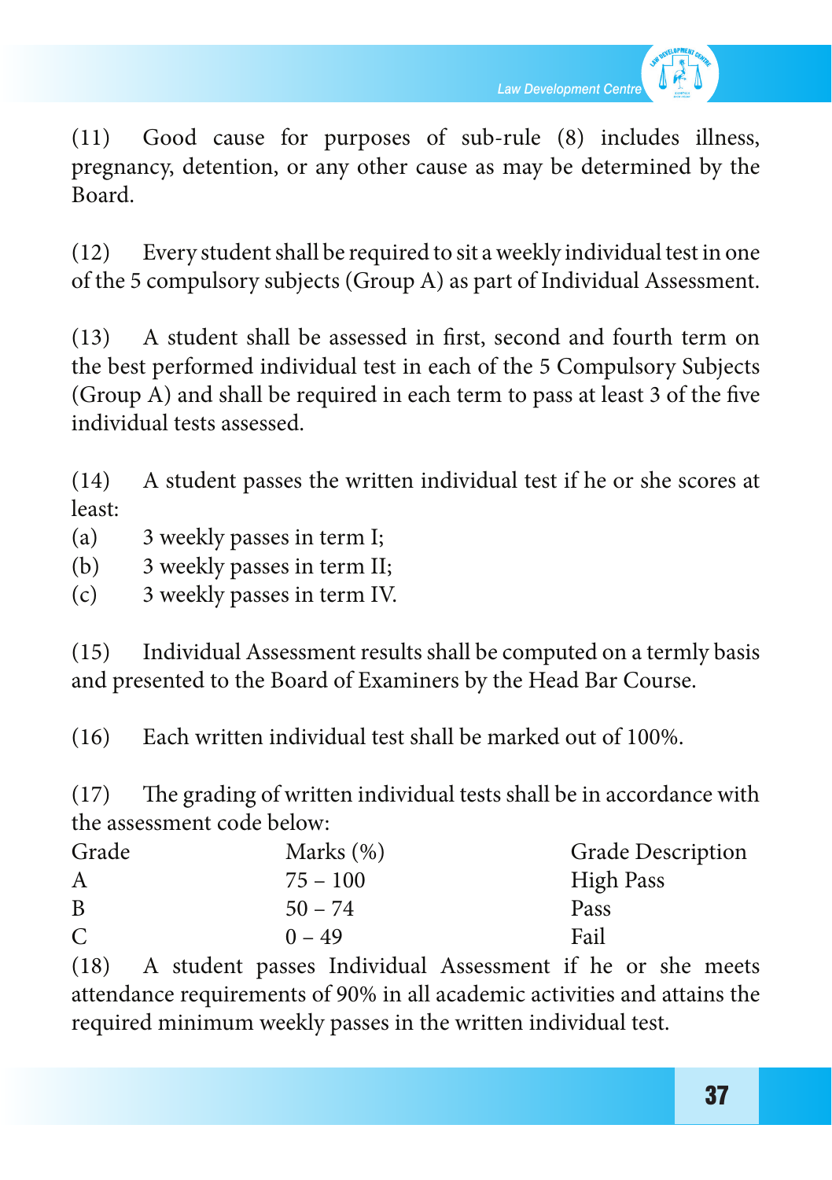(11) Good cause for purposes of sub-rule (8) includes illness, pregnancy, detention, or any other cause as may be determined by the Board.

(12) Every student shall be required to sit a weekly individual test in one of the 5 compulsory subjects (Group A) as part of Individual Assessment.

(13) A student shall be assessed in first, second and fourth term on the best performed individual test in each of the 5 Compulsory Subjects (Group A) and shall be required in each term to pass at least 3 of the five individual tests assessed.

(14) A student passes the written individual test if he or she scores at least:

(a) 3 weekly passes in term I;
(b) 3 weekly passes in term II;
(c) 3 weekly passes in term IV.

(15) Individual Assessment results shall be computed on a termly basis and presented to the Board of Examiners by the Head Bar Course.

(16) Each written individual test shall be marked out of 100%.

(17) The grading of written individual tests shall be in accordance with the assessment code below:

| Grade | Marks (%) | Grade Description |
|---|---|---|
| A | 75 – 100 | High Pass |
| B | 50 – 74 | Pass |
| C | 0 – 49 | Fail |

(18) A student passes Individual Assessment if he or she meets attendance requirements of 90% in all academic activities and attains the required minimum weekly passes in the written individual test.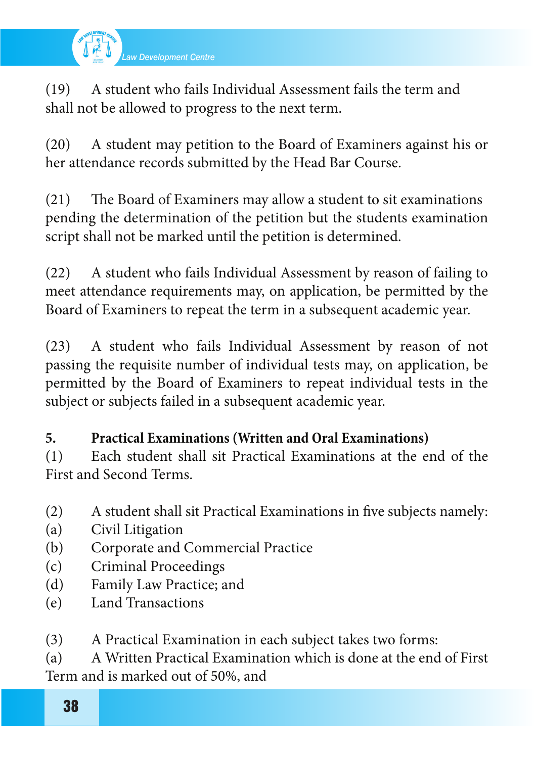(19) A student who fails Individual Assessment fails the term and shall not be allowed to progress to the next term.

(20) A student may petition to the Board of Examiners against his or her attendance records submitted by the Head Bar Course.

(21) The Board of Examiners may allow a student to sit examinations pending the determination of the petition but the students examination script shall not be marked until the petition is determined.

(22) A student who fails Individual Assessment by reason of failing to meet attendance requirements may, on application, be permitted by the Board of Examiners to repeat the term in a subsequent academic year.

(23) A student who fails Individual Assessment by reason of not passing the requisite number of individual tests may, on application, be permitted by the Board of Examiners to repeat individual tests in the subject or subjects failed in a subsequent academic year.

**5. Practical Examinations (Written and Oral Examinations)**

(1) Each student shall sit Practical Examinations at the end of the First and Second Terms.

(2) A student shall sit Practical Examinations in five subjects namely:
(a) Civil Litigation
(b) Corporate and Commercial Practice
(c) Criminal Proceedings
(d) Family Law Practice; and
(e) Land Transactions

(3) A Practical Examination in each subject takes two forms:
(a) A Written Practical Examination which is done at the end of First Term and is marked out of 50%, and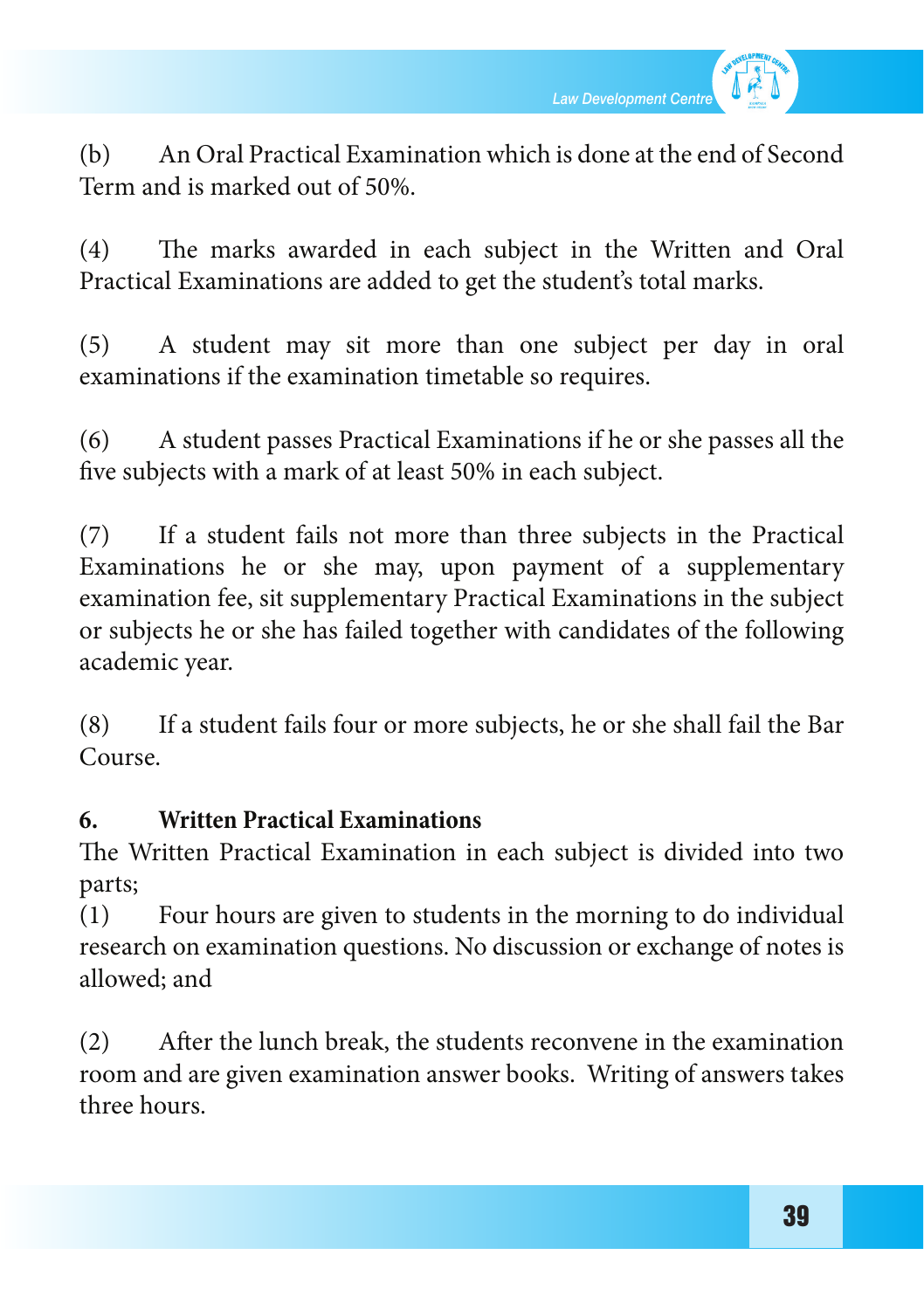(b) An Oral Practical Examination which is done at the end of Second Term and is marked out of 50%.

(4) The marks awarded in each subject in the Written and Oral Practical Examinations are added to get the student's total marks.

(5) A student may sit more than one subject per day in oral examinations if the examination timetable so requires.

(6) A student passes Practical Examinations if he or she passes all the five subjects with a mark of at least 50% in each subject.

(7) If a student fails not more than three subjects in the Practical Examinations he or she may, upon payment of a supplementary examination fee, sit supplementary Practical Examinations in the subject or subjects he or she has failed together with candidates of the following academic year.

(8) If a student fails four or more subjects, he or she shall fail the Bar Course.

**6. Written Practical Examinations**

The Written Practical Examination in each subject is divided into two parts;

(1) Four hours are given to students in the morning to do individual research on examination questions. No discussion or exchange of notes is allowed; and

(2) After the lunch break, the students reconvene in the examination room and are given examination answer books. Writing of answers takes three hours.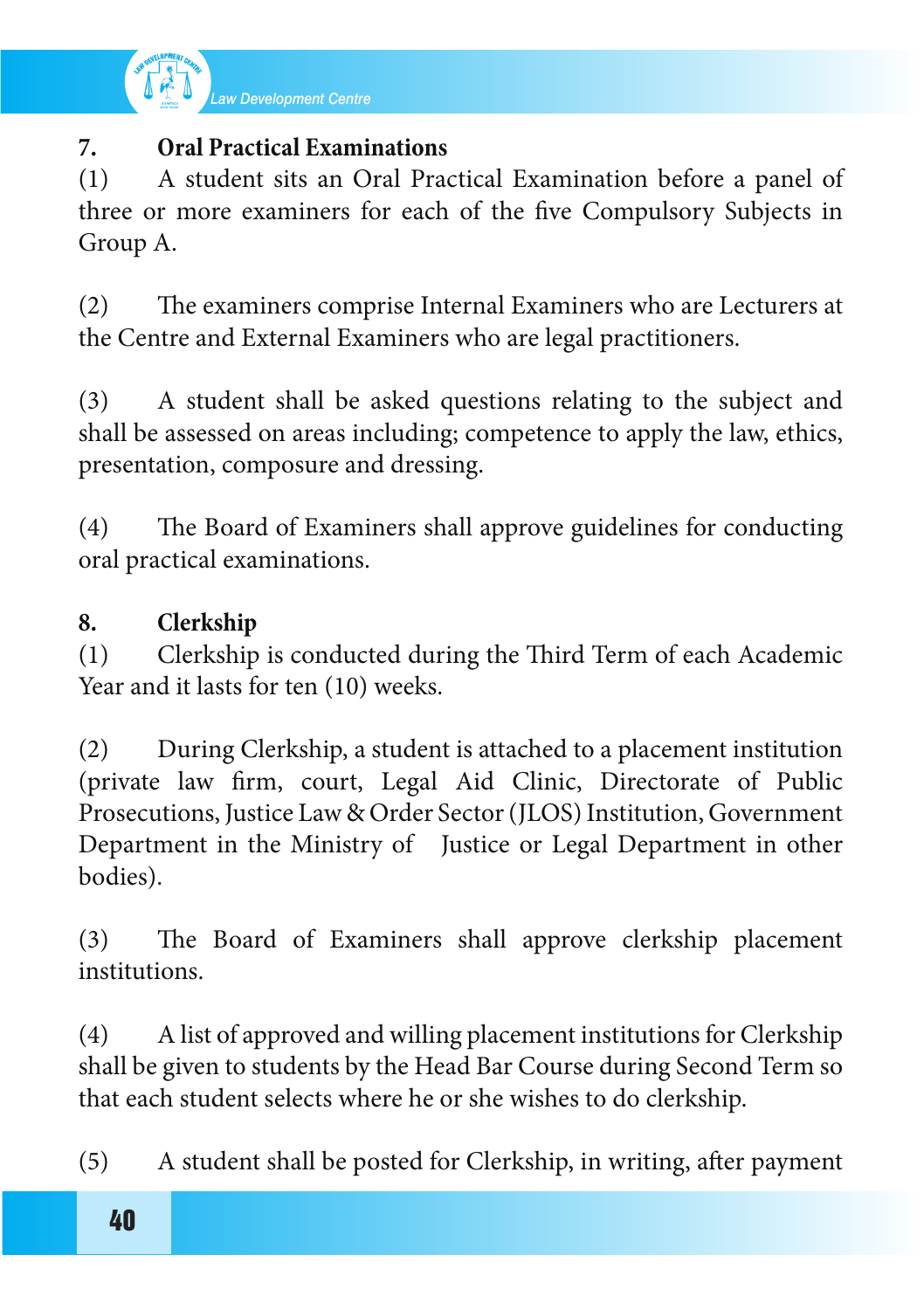**7. Oral Practical Examinations**

(1) A student sits an Oral Practical Examination before a panel of three or more examiners for each of the five Compulsory Subjects in Group A.

(2) The examiners comprise Internal Examiners who are Lecturers at the Centre and External Examiners who are legal practitioners.

(3) A student shall be asked questions relating to the subject and shall be assessed on areas including; competence to apply the law, ethics, presentation, composure and dressing.

(4) The Board of Examiners shall approve guidelines for conducting oral practical examinations.

**8. Clerkship**

(1) Clerkship is conducted during the Third Term of each Academic Year and it lasts for ten (10) weeks.

(2) During Clerkship, a student is attached to a placement institution (private law firm, court, Legal Aid Clinic, Directorate of Public Prosecutions, Justice Law & Order Sector (JLOS) Institution, Government Department in the Ministry of Justice or Legal Department in other bodies).

(3) The Board of Examiners shall approve clerkship placement institutions.

(4) A list of approved and willing placement institutions for Clerkship shall be given to students by the Head Bar Course during Second Term so that each student selects where he or she wishes to do clerkship.

(5) A student shall be posted for Clerkship, in writing, after payment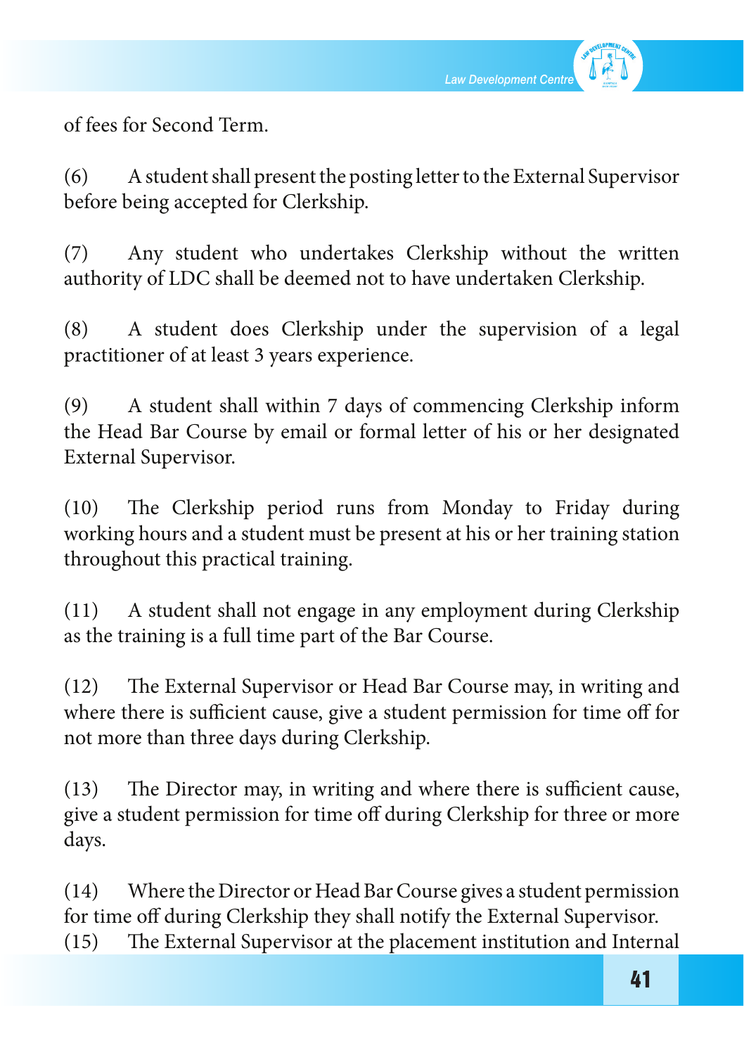of fees for Second Term.

(6) A student shall present the posting letter to the External Supervisor before being accepted for Clerkship.

(7) Any student who undertakes Clerkship without the written authority of LDC shall be deemed not to have undertaken Clerkship.

(8) A student does Clerkship under the supervision of a legal practitioner of at least 3 years experience.

(9) A student shall within 7 days of commencing Clerkship inform the Head Bar Course by email or formal letter of his or her designated External Supervisor.

(10) The Clerkship period runs from Monday to Friday during working hours and a student must be present at his or her training station throughout this practical training.

(11) A student shall not engage in any employment during Clerkship as the training is a full time part of the Bar Course.

(12) The External Supervisor or Head Bar Course may, in writing and where there is sufficient cause, give a student permission for time off for not more than three days during Clerkship.

(13) The Director may, in writing and where there is sufficient cause, give a student permission for time off during Clerkship for three or more days.

(14) Where the Director or Head Bar Course gives a student permission for time off during Clerkship they shall notify the External Supervisor.

(15) The External Supervisor at the placement institution and Internal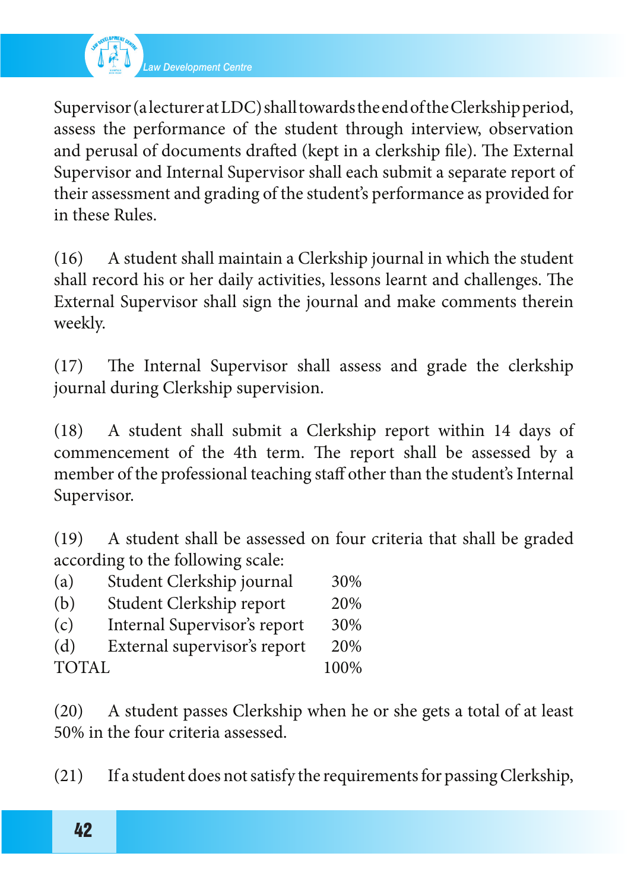Supervisor (a lecturer at LDC) shall towards the end of the Clerkship period, assess the performance of the student through interview, observation and perusal of documents drafted (kept in a clerkship file). The External Supervisor and Internal Supervisor shall each submit a separate report of their assessment and grading of the student's performance as provided for in these Rules.

(16) A student shall maintain a Clerkship journal in which the student shall record his or her daily activities, lessons learnt and challenges. The External Supervisor shall sign the journal and make comments therein weekly.

(17) The Internal Supervisor shall assess and grade the clerkship journal during Clerkship supervision.

(18) A student shall submit a Clerkship report within 14 days of commencement of the 4th term. The report shall be assessed by a member of the professional teaching staff other than the student's Internal Supervisor.

(19) A student shall be assessed on four criteria that shall be graded according to the following scale:

| | | |
|---|---|---|
| (a) | Student Clerkship journal | 30% |
| (b) | Student Clerkship report | 20% |
| (c) | Internal Supervisor's report | 30% |
| (d) | External supervisor's report | 20% |
| TOTAL | | 100% |

(20) A student passes Clerkship when he or she gets a total of at least 50% in the four criteria assessed.

(21) If a student does not satisfy the requirements for passing Clerkship,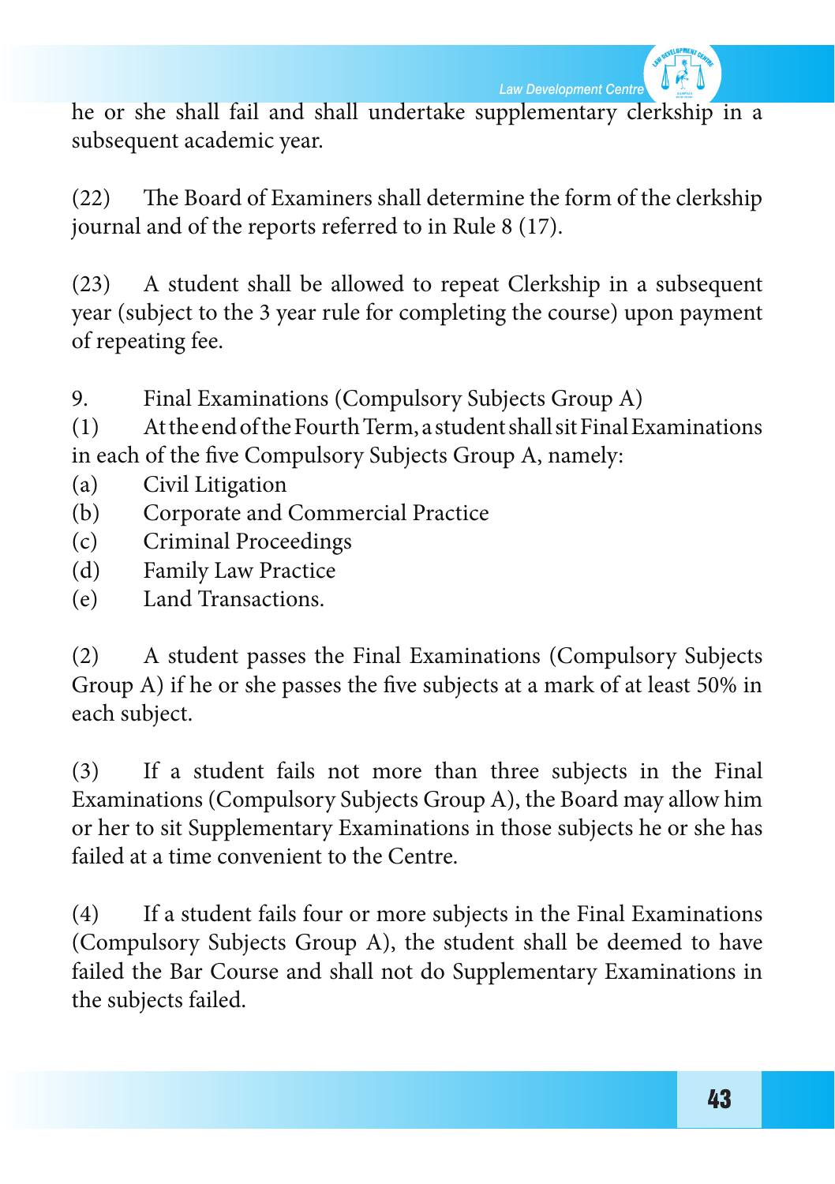he or she shall fail and shall undertake supplementary clerkship in a subsequent academic year.

(22) The Board of Examiners shall determine the form of the clerkship journal and of the reports referred to in Rule 8 (17).

(23) A student shall be allowed to repeat Clerkship in a subsequent year (subject to the 3 year rule for completing the course) upon payment of repeating fee.

9. Final Examinations (Compulsory Subjects Group A)

(1) At the end of the Fourth Term, a student shall sit Final Examinations in each of the five Compulsory Subjects Group A, namely:

(a) Civil Litigation
(b) Corporate and Commercial Practice
(c) Criminal Proceedings
(d) Family Law Practice
(e) Land Transactions.

(2) A student passes the Final Examinations (Compulsory Subjects Group A) if he or she passes the five subjects at a mark of at least 50% in each subject.

(3) If a student fails not more than three subjects in the Final Examinations (Compulsory Subjects Group A), the Board may allow him or her to sit Supplementary Examinations in those subjects he or she has failed at a time convenient to the Centre.

(4) If a student fails four or more subjects in the Final Examinations (Compulsory Subjects Group A), the student shall be deemed to have failed the Bar Course and shall not do Supplementary Examinations in the subjects failed.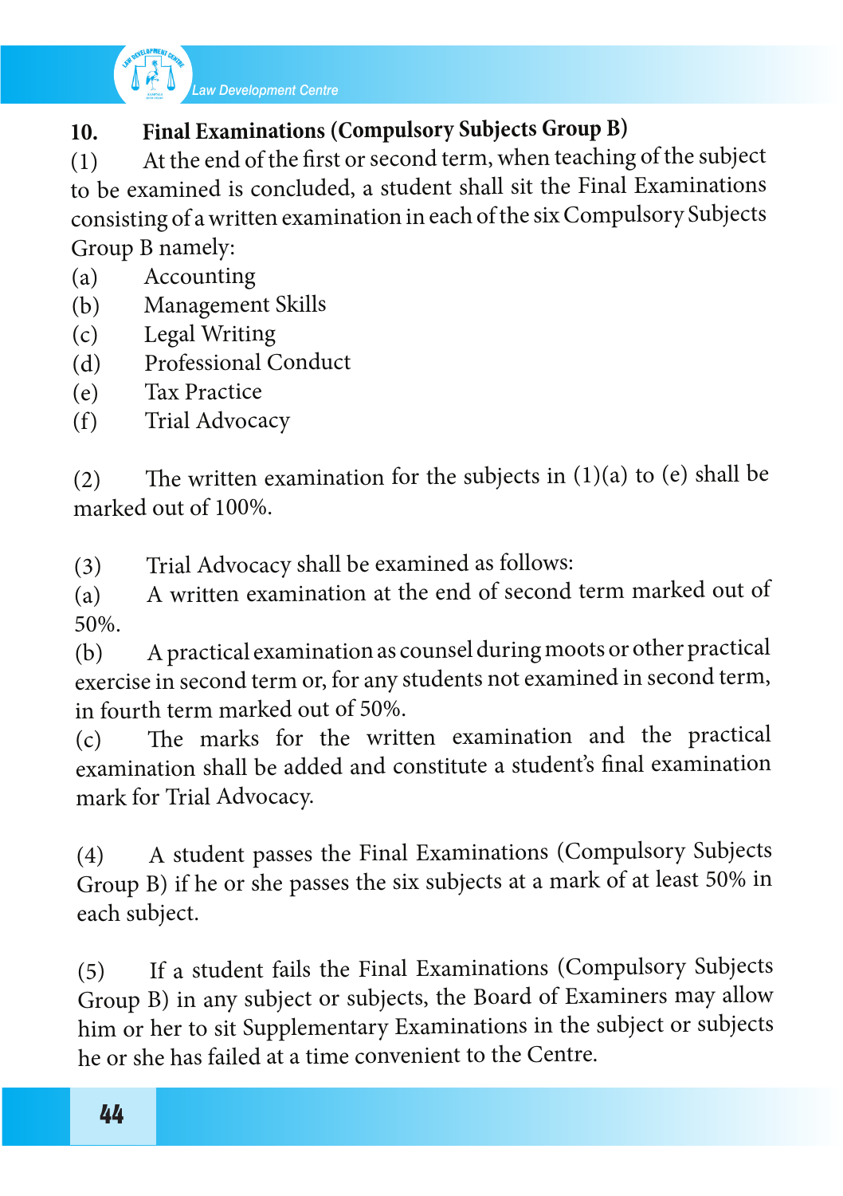**10. Final Examinations (Compulsory Subjects Group B)**

(1) At the end of the first or second term, when teaching of the subject to be examined is concluded, a student shall sit the Final Examinations consisting of a written examination in each of the six Compulsory Subjects Group B namely:

(a) Accounting
(b) Management Skills
(c) Legal Writing
(d) Professional Conduct
(e) Tax Practice
(f) Trial Advocacy

(2) The written examination for the subjects in (1)(a) to (e) shall be marked out of 100%.

(3) Trial Advocacy shall be examined as follows:
(a) A written examination at the end of second term marked out of 50%.
(b) A practical examination as counsel during moots or other practical exercise in second term or, for any students not examined in second term, in fourth term marked out of 50%.
(c) The marks for the written examination and the practical examination shall be added and constitute a student's final examination mark for Trial Advocacy.

(4) A student passes the Final Examinations (Compulsory Subjects Group B) if he or she passes the six subjects at a mark of at least 50% in each subject.

(5) If a student fails the Final Examinations (Compulsory Subjects Group B) in any subject or subjects, the Board of Examiners may allow him or her to sit Supplementary Examinations in the subject or subjects he or she has failed at a time convenient to the Centre.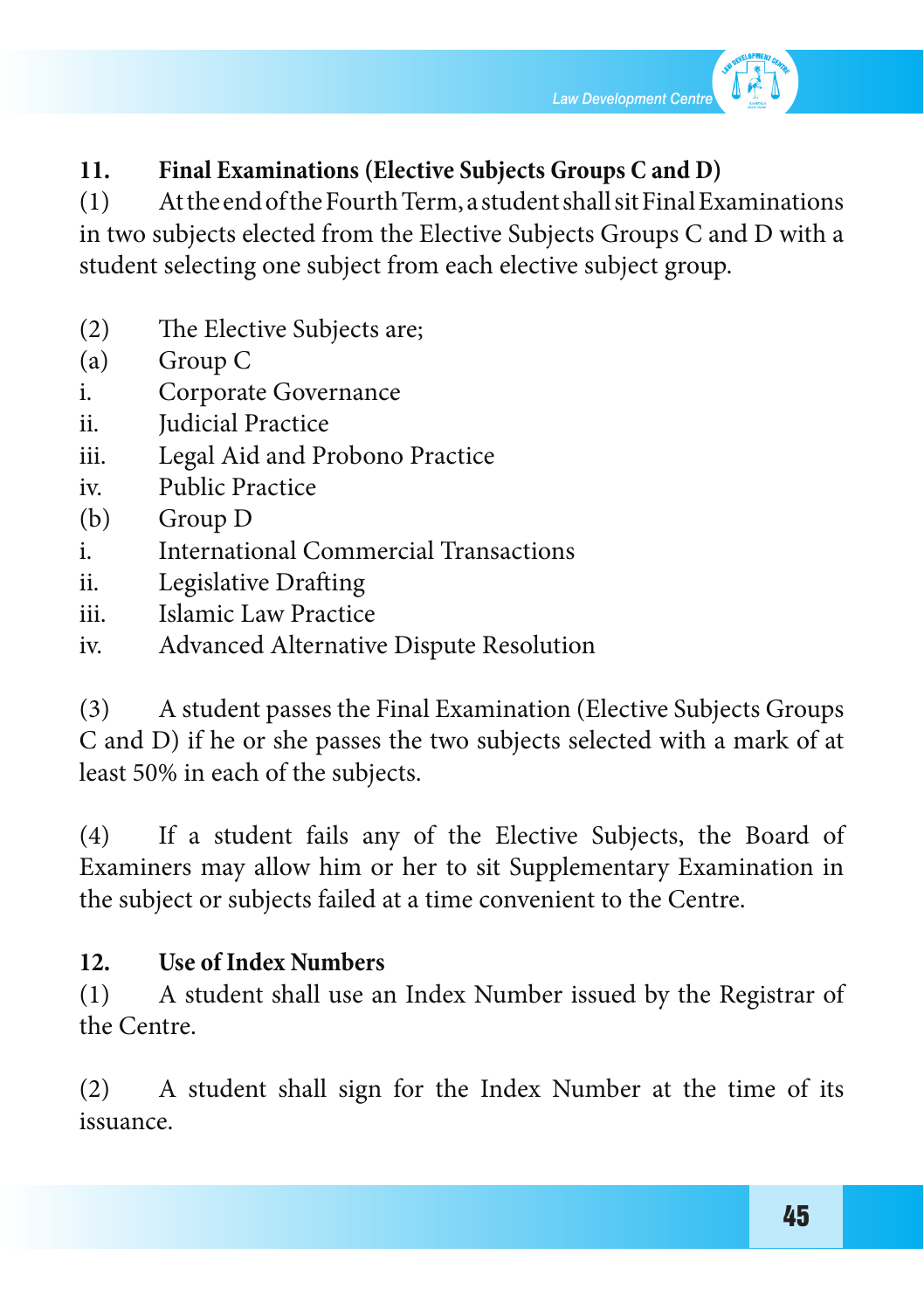**11. Final Examinations (Elective Subjects Groups C and D)**

(1) At the end of the Fourth Term, a student shall sit Final Examinations in two subjects elected from the Elective Subjects Groups C and D with a student selecting one subject from each elective subject group.

(2) The Elective Subjects are;

(a) Group C

i. Corporate Governance

ii. Judicial Practice

iii. Legal Aid and Probono Practice

iv. Public Practice

(b) Group D

i. International Commercial Transactions

ii. Legislative Drafting

iii. Islamic Law Practice

iv. Advanced Alternative Dispute Resolution

(3) A student passes the Final Examination (Elective Subjects Groups C and D) if he or she passes the two subjects selected with a mark of at least 50% in each of the subjects.

(4) If a student fails any of the Elective Subjects, the Board of Examiners may allow him or her to sit Supplementary Examination in the subject or subjects failed at a time convenient to the Centre.

**12. Use of Index Numbers**

(1) A student shall use an Index Number issued by the Registrar of the Centre.

(2) A student shall sign for the Index Number at the time of its issuance.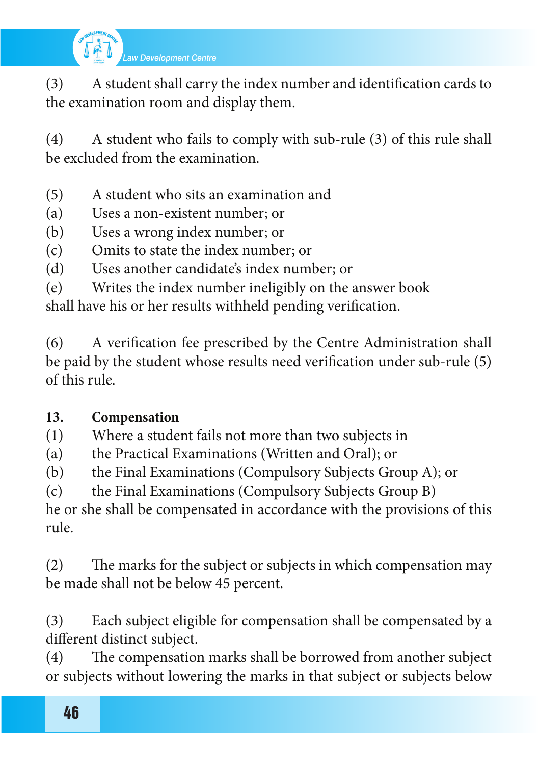(3) A student shall carry the index number and identification cards to the examination room and display them.

(4) A student who fails to comply with sub-rule (3) of this rule shall be excluded from the examination.

(5) A student who sits an examination and
(a) Uses a non-existent number; or
(b) Uses a wrong index number; or
(c) Omits to state the index number; or
(d) Uses another candidate's index number; or
(e) Writes the index number ineligibly on the answer book
shall have his or her results withheld pending verification.

(6) A verification fee prescribed by the Centre Administration shall be paid by the student whose results need verification under sub-rule (5) of this rule.

**13. Compensation**

(1) Where a student fails not more than two subjects in
(a) the Practical Examinations (Written and Oral); or
(b) the Final Examinations (Compulsory Subjects Group A); or
(c) the Final Examinations (Compulsory Subjects Group B)
he or she shall be compensated in accordance with the provisions of this rule.

(2) The marks for the subject or subjects in which compensation may be made shall not be below 45 percent.

(3) Each subject eligible for compensation shall be compensated by a different distinct subject.

(4) The compensation marks shall be borrowed from another subject or subjects without lowering the marks in that subject or subjects below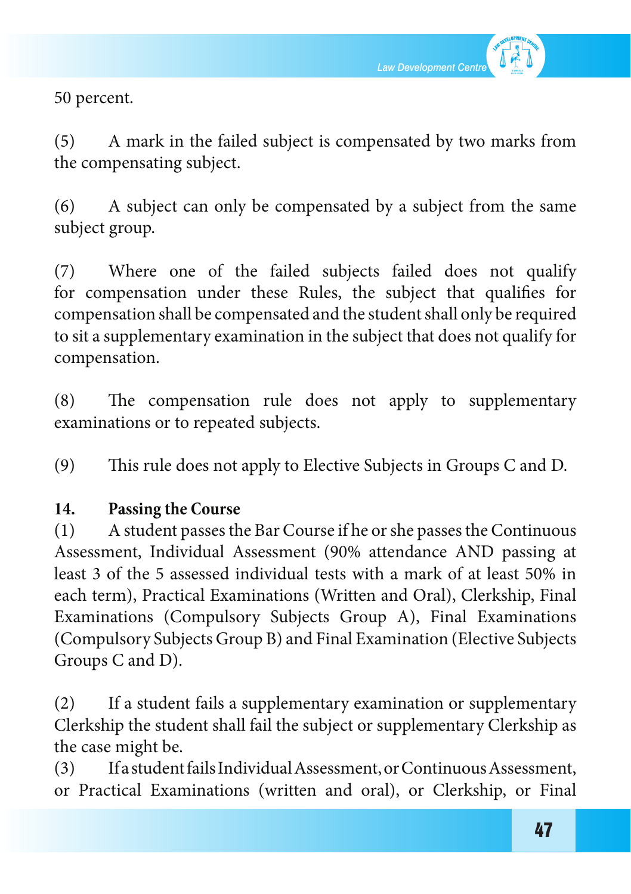50 percent.

(5) A mark in the failed subject is compensated by two marks from the compensating subject.

(6) A subject can only be compensated by a subject from the same subject group.

(7) Where one of the failed subjects failed does not qualify for compensation under these Rules, the subject that qualifies for compensation shall be compensated and the student shall only be required to sit a supplementary examination in the subject that does not qualify for compensation.

(8) The compensation rule does not apply to supplementary examinations or to repeated subjects.

(9) This rule does not apply to Elective Subjects in Groups C and D.

**14. Passing the Course**

(1) A student passes the Bar Course if he or she passes the Continuous Assessment, Individual Assessment (90% attendance AND passing at least 3 of the 5 assessed individual tests with a mark of at least 50% in each term), Practical Examinations (Written and Oral), Clerkship, Final Examinations (Compulsory Subjects Group A), Final Examinations (Compulsory Subjects Group B) and Final Examination (Elective Subjects Groups C and D).

(2) If a student fails a supplementary examination or supplementary Clerkship the student shall fail the subject or supplementary Clerkship as the case might be.

(3) If a student fails Individual Assessment, or Continuous Assessment, or Practical Examinations (written and oral), or Clerkship, or Final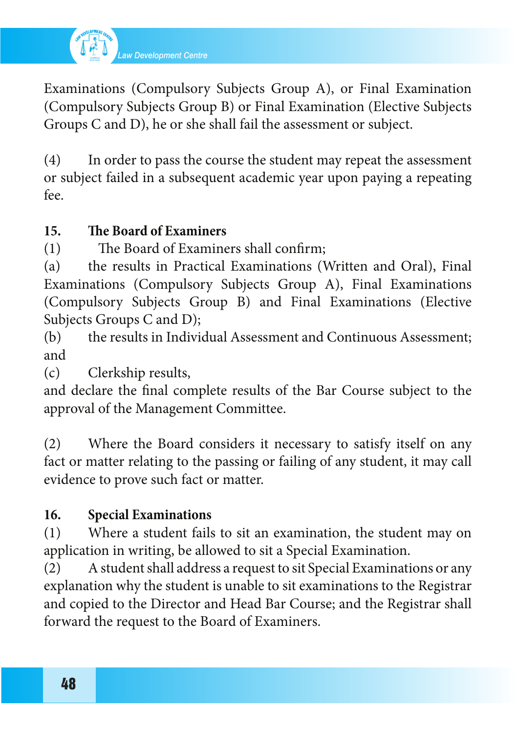Examinations (Compulsory Subjects Group A), or Final Examination (Compulsory Subjects Group B) or Final Examination (Elective Subjects Groups C and D), he or she shall fail the assessment or subject.

(4) In order to pass the course the student may repeat the assessment or subject failed in a subsequent academic year upon paying a repeating fee.

**15. The Board of Examiners**

(1) The Board of Examiners shall confirm;

(a) the results in Practical Examinations (Written and Oral), Final Examinations (Compulsory Subjects Group A), Final Examinations (Compulsory Subjects Group B) and Final Examinations (Elective Subjects Groups C and D);

(b) the results in Individual Assessment and Continuous Assessment; and

(c) Clerkship results,

and declare the final complete results of the Bar Course subject to the approval of the Management Committee.

(2) Where the Board considers it necessary to satisfy itself on any fact or matter relating to the passing or failing of any student, it may call evidence to prove such fact or matter.

**16. Special Examinations**

(1) Where a student fails to sit an examination, the student may on application in writing, be allowed to sit a Special Examination.

(2) A student shall address a request to sit Special Examinations or any explanation why the student is unable to sit examinations to the Registrar and copied to the Director and Head Bar Course; and the Registrar shall forward the request to the Board of Examiners.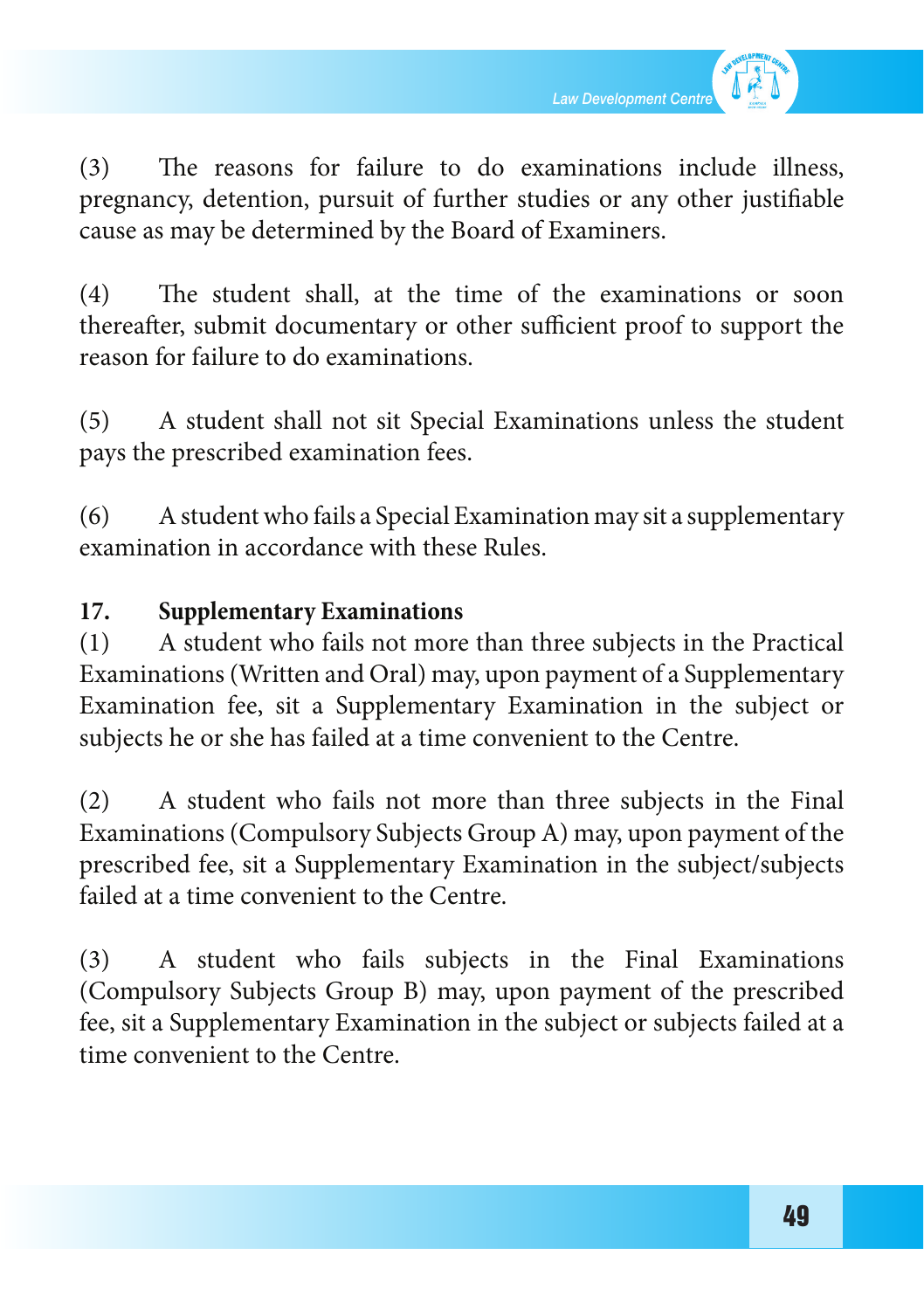(3) The reasons for failure to do examinations include illness, pregnancy, detention, pursuit of further studies or any other justifiable cause as may be determined by the Board of Examiners.

(4) The student shall, at the time of the examinations or soon thereafter, submit documentary or other sufficient proof to support the reason for failure to do examinations.

(5) A student shall not sit Special Examinations unless the student pays the prescribed examination fees.

(6) A student who fails a Special Examination may sit a supplementary examination in accordance with these Rules.

**17. Supplementary Examinations**

(1) A student who fails not more than three subjects in the Practical Examinations (Written and Oral) may, upon payment of a Supplementary Examination fee, sit a Supplementary Examination in the subject or subjects he or she has failed at a time convenient to the Centre.

(2) A student who fails not more than three subjects in the Final Examinations (Compulsory Subjects Group A) may, upon payment of the prescribed fee, sit a Supplementary Examination in the subject/subjects failed at a time convenient to the Centre.

(3) A student who fails subjects in the Final Examinations (Compulsory Subjects Group B) may, upon payment of the prescribed fee, sit a Supplementary Examination in the subject or subjects failed at a time convenient to the Centre.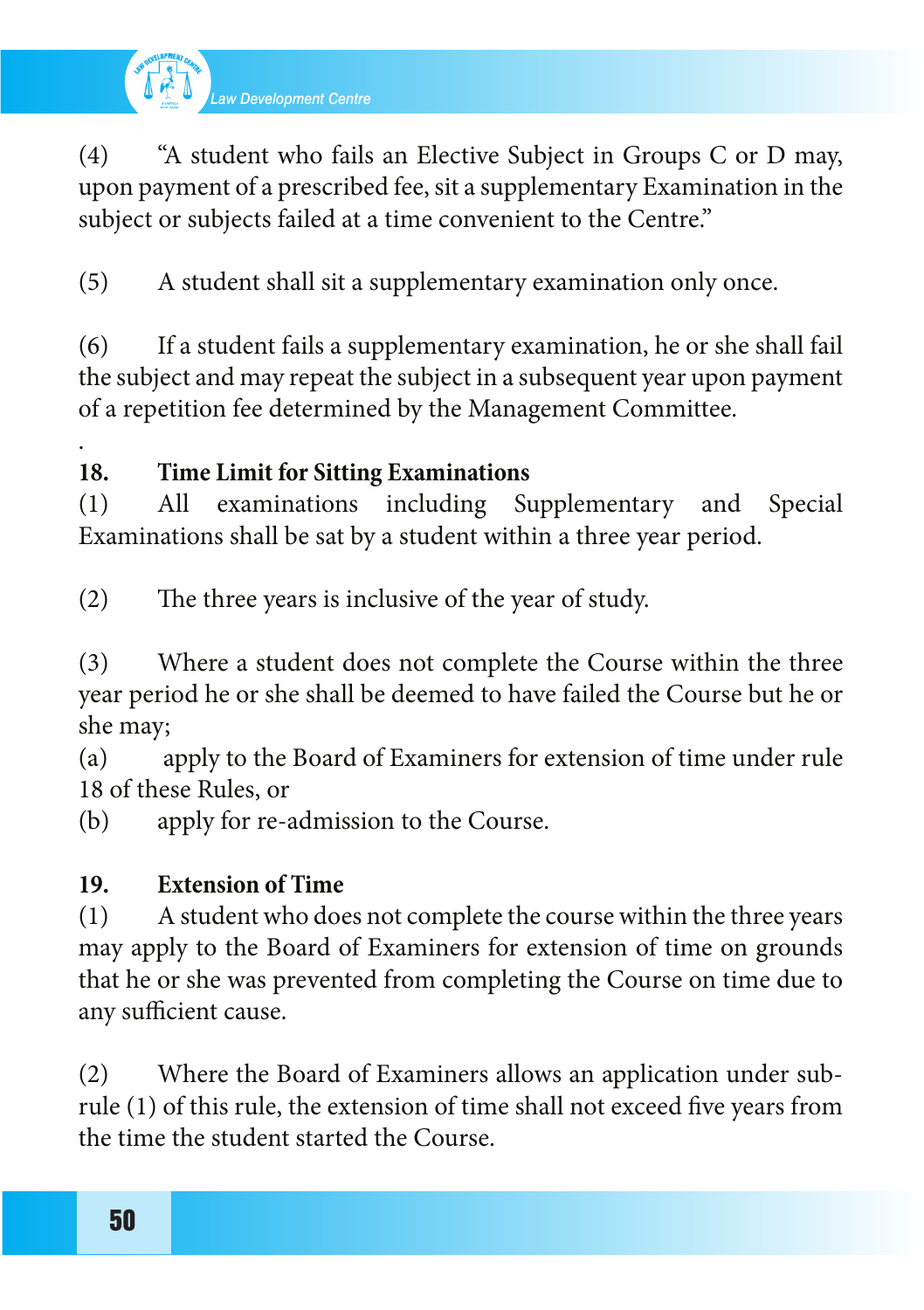(4) "A student who fails an Elective Subject in Groups C or D may, upon payment of a prescribed fee, sit a supplementary Examination in the subject or subjects failed at a time convenient to the Centre."

(5) A student shall sit a supplementary examination only once.

(6) If a student fails a supplementary examination, he or she shall fail the subject and may repeat the subject in a subsequent year upon payment of a repetition fee determined by the Management Committee.

.

**18. Time Limit for Sitting Examinations**

(1) All examinations including Supplementary and Special Examinations shall be sat by a student within a three year period.

(2) The three years is inclusive of the year of study.

(3) Where a student does not complete the Course within the three year period he or she shall be deemed to have failed the Course but he or she may;

(a) apply to the Board of Examiners for extension of time under rule 18 of these Rules, or

(b) apply for re-admission to the Course.

**19. Extension of Time**

(1) A student who does not complete the course within the three years may apply to the Board of Examiners for extension of time on grounds that he or she was prevented from completing the Course on time due to any sufficient cause.

(2) Where the Board of Examiners allows an application under sub-rule (1) of this rule, the extension of time shall not exceed five years from the time the student started the Course.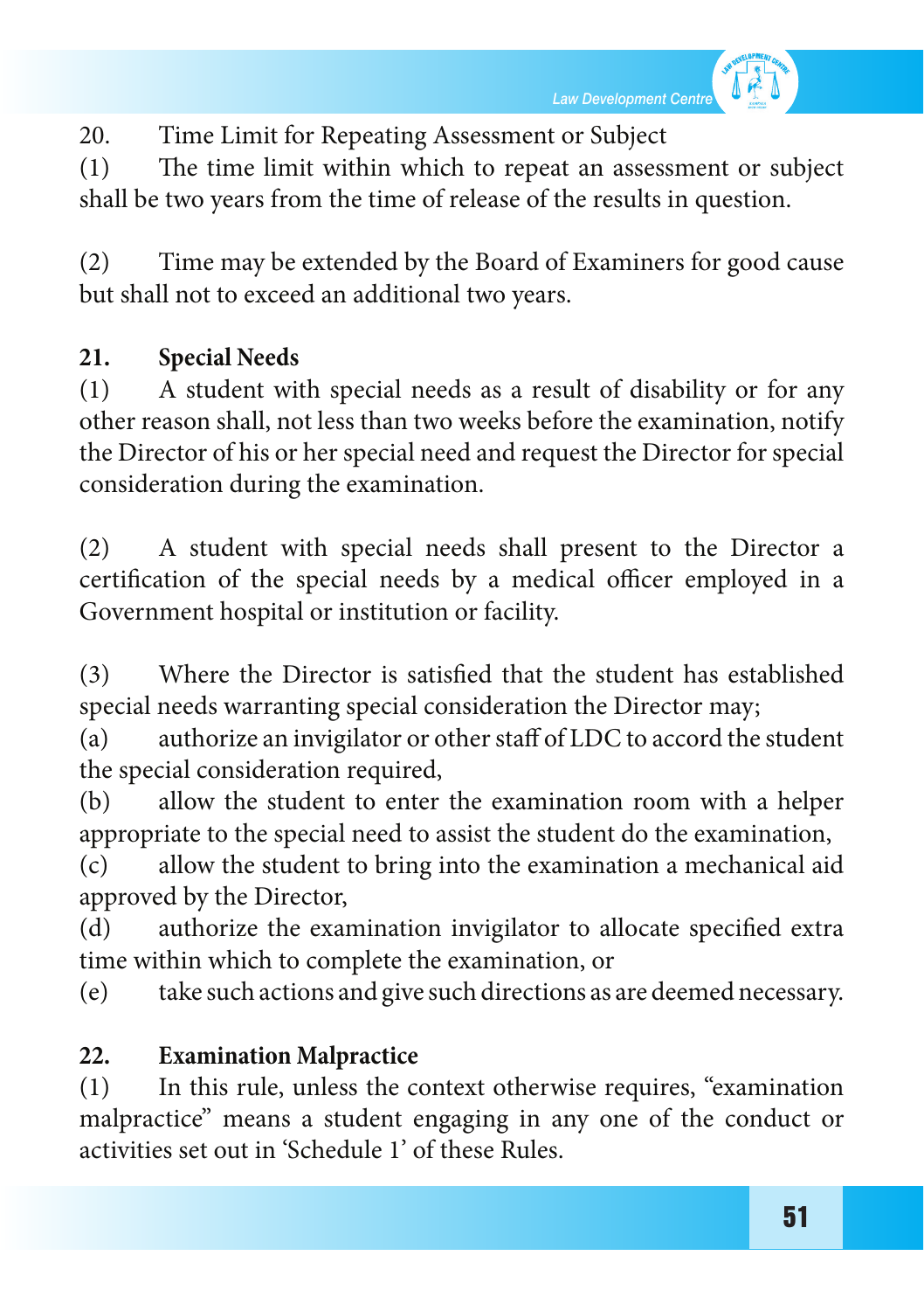20. Time Limit for Repeating Assessment or Subject

(1) The time limit within which to repeat an assessment or subject shall be two years from the time of release of the results in question.

(2) Time may be extended by the Board of Examiners for good cause but shall not to exceed an additional two years.

**21. Special Needs**

(1) A student with special needs as a result of disability or for any other reason shall, not less than two weeks before the examination, notify the Director of his or her special need and request the Director for special consideration during the examination.

(2) A student with special needs shall present to the Director a certification of the special needs by a medical officer employed in a Government hospital or institution or facility.

(3) Where the Director is satisfied that the student has established special needs warranting special consideration the Director may;

(a) authorize an invigilator or other staff of LDC to accord the student the special consideration required,

(b) allow the student to enter the examination room with a helper appropriate to the special need to assist the student do the examination,

(c) allow the student to bring into the examination a mechanical aid approved by the Director,

(d) authorize the examination invigilator to allocate specified extra time within which to complete the examination, or

(e) take such actions and give such directions as are deemed necessary.

**22. Examination Malpractice**

(1) In this rule, unless the context otherwise requires, "examination malpractice" means a student engaging in any one of the conduct or activities set out in 'Schedule 1' of these Rules.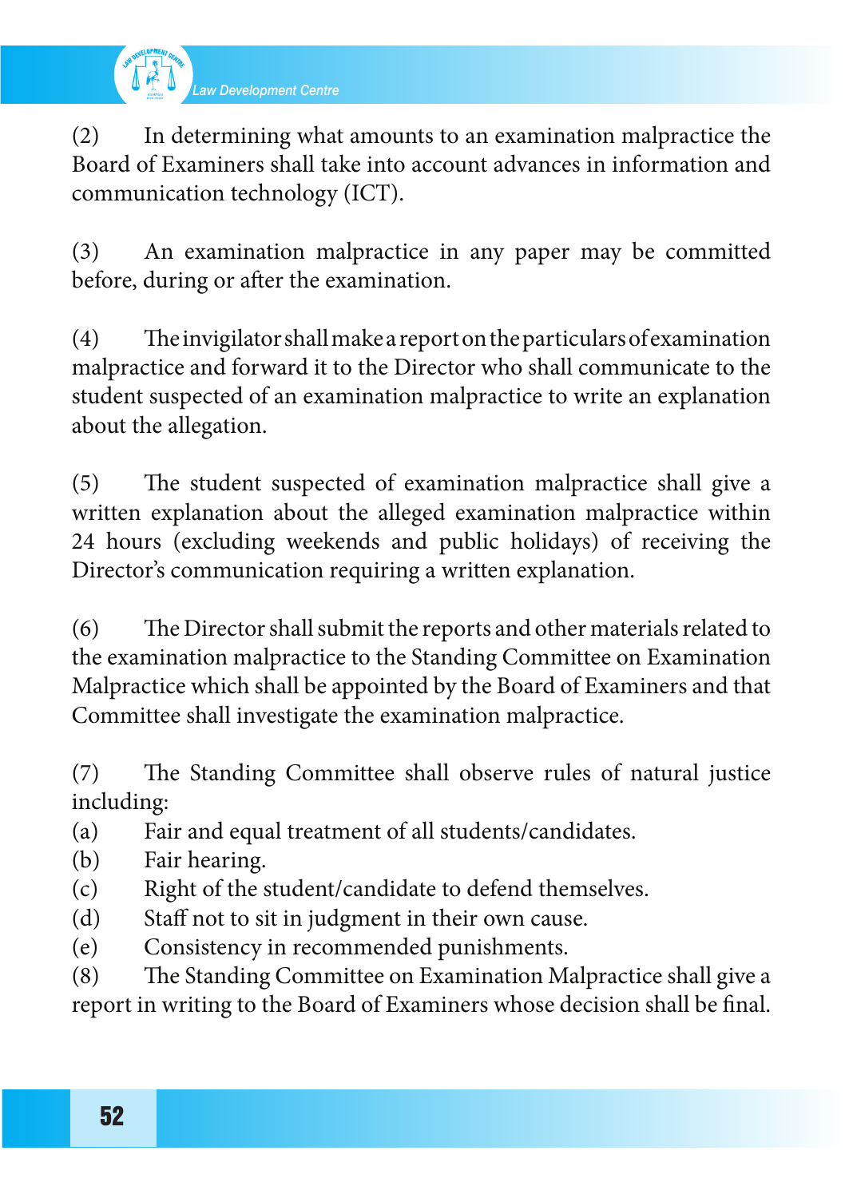(2) In determining what amounts to an examination malpractice the Board of Examiners shall take into account advances in information and communication technology (ICT).

(3) An examination malpractice in any paper may be committed before, during or after the examination.

(4) The invigilator shall make a report on the particulars of examination malpractice and forward it to the Director who shall communicate to the student suspected of an examination malpractice to write an explanation about the allegation.

(5) The student suspected of examination malpractice shall give a written explanation about the alleged examination malpractice within 24 hours (excluding weekends and public holidays) of receiving the Director's communication requiring a written explanation.

(6) The Director shall submit the reports and other materials related to the examination malpractice to the Standing Committee on Examination Malpractice which shall be appointed by the Board of Examiners and that Committee shall investigate the examination malpractice.

(7) The Standing Committee shall observe rules of natural justice including:

(a) Fair and equal treatment of all students/candidates.

(b) Fair hearing.

(c) Right of the student/candidate to defend themselves.

(d) Staff not to sit in judgment in their own cause.

(e) Consistency in recommended punishments.

(8) The Standing Committee on Examination Malpractice shall give a report in writing to the Board of Examiners whose decision shall be final.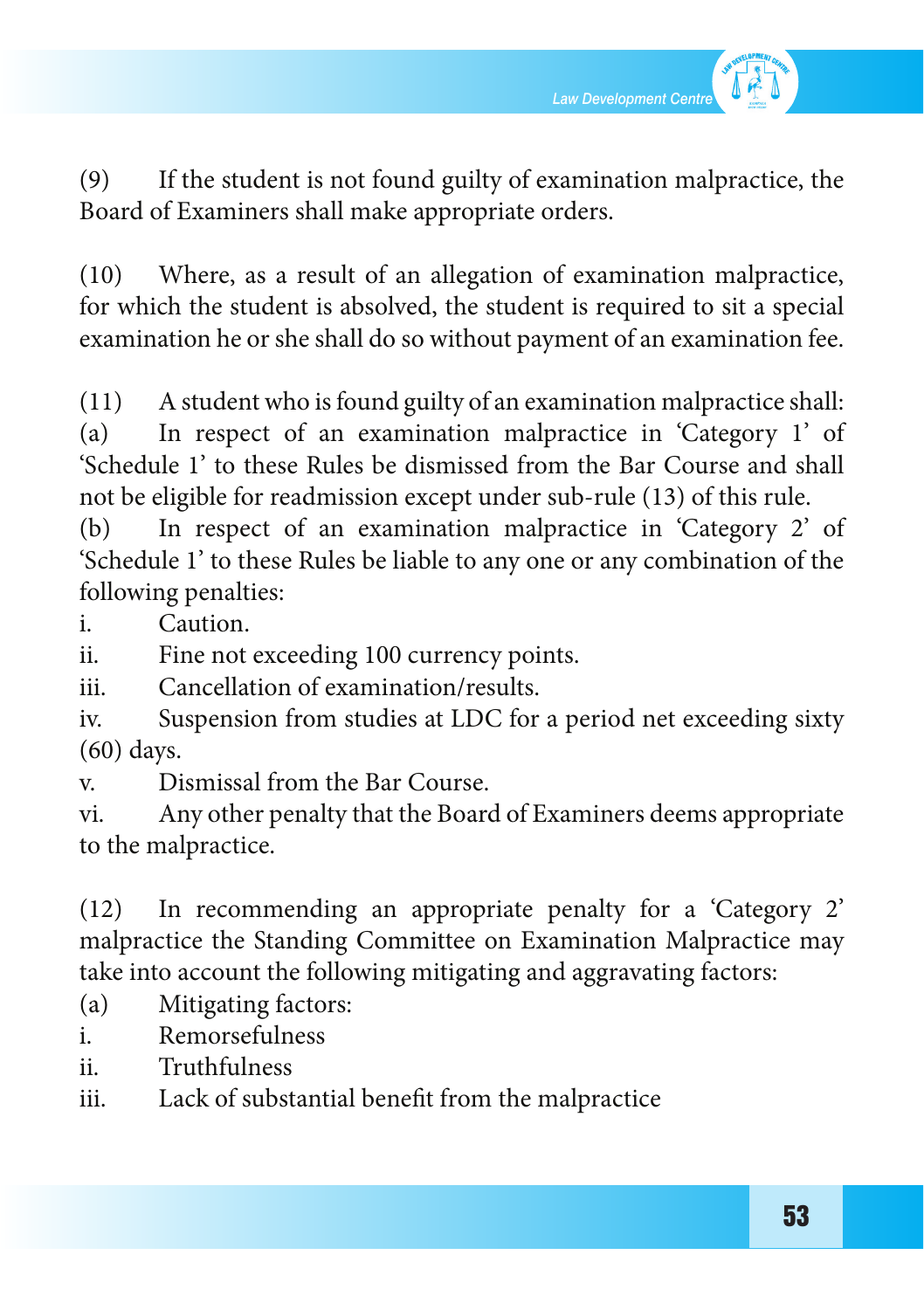(9) If the student is not found guilty of examination malpractice, the Board of Examiners shall make appropriate orders.

(10) Where, as a result of an allegation of examination malpractice, for which the student is absolved, the student is required to sit a special examination he or she shall do so without payment of an examination fee.

(11) A student who is found guilty of an examination malpractice shall:
(a) In respect of an examination malpractice in 'Category 1' of 'Schedule 1' to these Rules be dismissed from the Bar Course and shall not be eligible for readmission except under sub-rule (13) of this rule.
(b) In respect of an examination malpractice in 'Category 2' of 'Schedule 1' to these Rules be liable to any one or any combination of the following penalties:
i. Caution.
ii. Fine not exceeding 100 currency points.
iii. Cancellation of examination/results.
iv. Suspension from studies at LDC for a period net exceeding sixty (60) days.
v. Dismissal from the Bar Course.
vi. Any other penalty that the Board of Examiners deems appropriate to the malpractice.

(12) In recommending an appropriate penalty for a 'Category 2' malpractice the Standing Committee on Examination Malpractice may take into account the following mitigating and aggravating factors:
(a) Mitigating factors:
i. Remorsefulness
ii. Truthfulness
iii. Lack of substantial benefit from the malpractice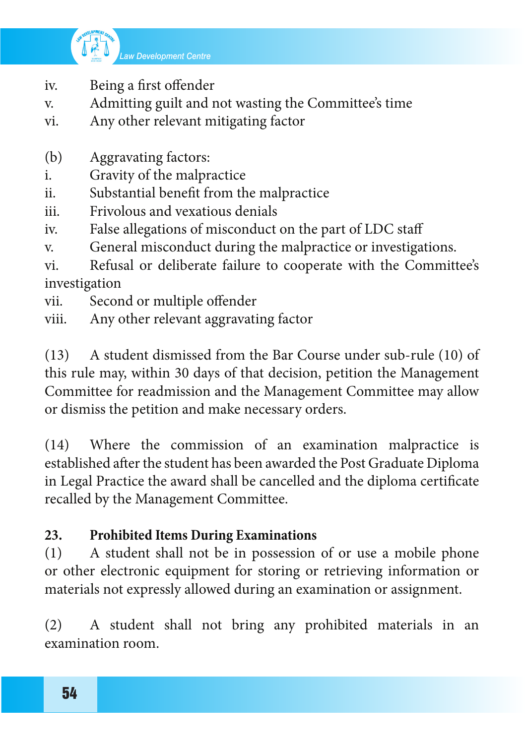iv. Being a first offender
v. Admitting guilt and not wasting the Committee's time
vi. Any other relevant mitigating factor

(b) Aggravating factors:
i. Gravity of the malpractice
ii. Substantial benefit from the malpractice
iii. Frivolous and vexatious denials
iv. False allegations of misconduct on the part of LDC staff
v. General misconduct during the malpractice or investigations.
vi. Refusal or deliberate failure to cooperate with the Committee's investigation
vii. Second or multiple offender
viii. Any other relevant aggravating factor

(13) A student dismissed from the Bar Course under sub-rule (10) of this rule may, within 30 days of that decision, petition the Management Committee for readmission and the Management Committee may allow or dismiss the petition and make necessary orders.

(14) Where the commission of an examination malpractice is established after the student has been awarded the Post Graduate Diploma in Legal Practice the award shall be cancelled and the diploma certificate recalled by the Management Committee.

**23. Prohibited Items During Examinations**

(1) A student shall not be in possession of or use a mobile phone or other electronic equipment for storing or retrieving information or materials not expressly allowed during an examination or assignment.

(2) A student shall not bring any prohibited materials in an examination room.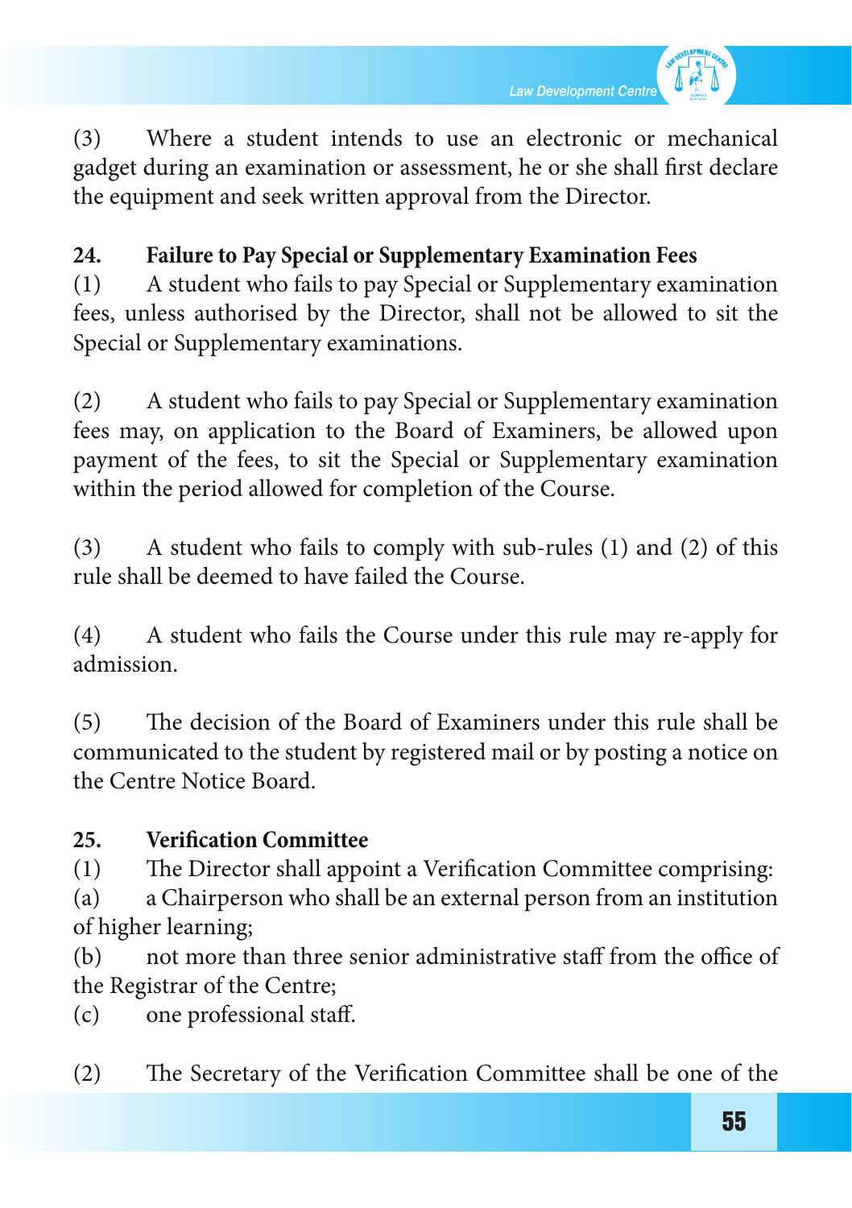(3) Where a student intends to use an electronic or mechanical gadget during an examination or assessment, he or she shall first declare the equipment and seek written approval from the Director.

**24. Failure to Pay Special or Supplementary Examination Fees**

(1) A student who fails to pay Special or Supplementary examination fees, unless authorised by the Director, shall not be allowed to sit the Special or Supplementary examinations.

(2) A student who fails to pay Special or Supplementary examination fees may, on application to the Board of Examiners, be allowed upon payment of the fees, to sit the Special or Supplementary examination within the period allowed for completion of the Course.

(3) A student who fails to comply with sub-rules (1) and (2) of this rule shall be deemed to have failed the Course.

(4) A student who fails the Course under this rule may re-apply for admission.

(5) The decision of the Board of Examiners under this rule shall be communicated to the student by registered mail or by posting a notice on the Centre Notice Board.

**25. Verification Committee**

(1) The Director shall appoint a Verification Committee comprising:

(a) a Chairperson who shall be an external person from an institution of higher learning;

(b) not more than three senior administrative staff from the office of the Registrar of the Centre;

(c) one professional staff.

(2) The Secretary of the Verification Committee shall be one of the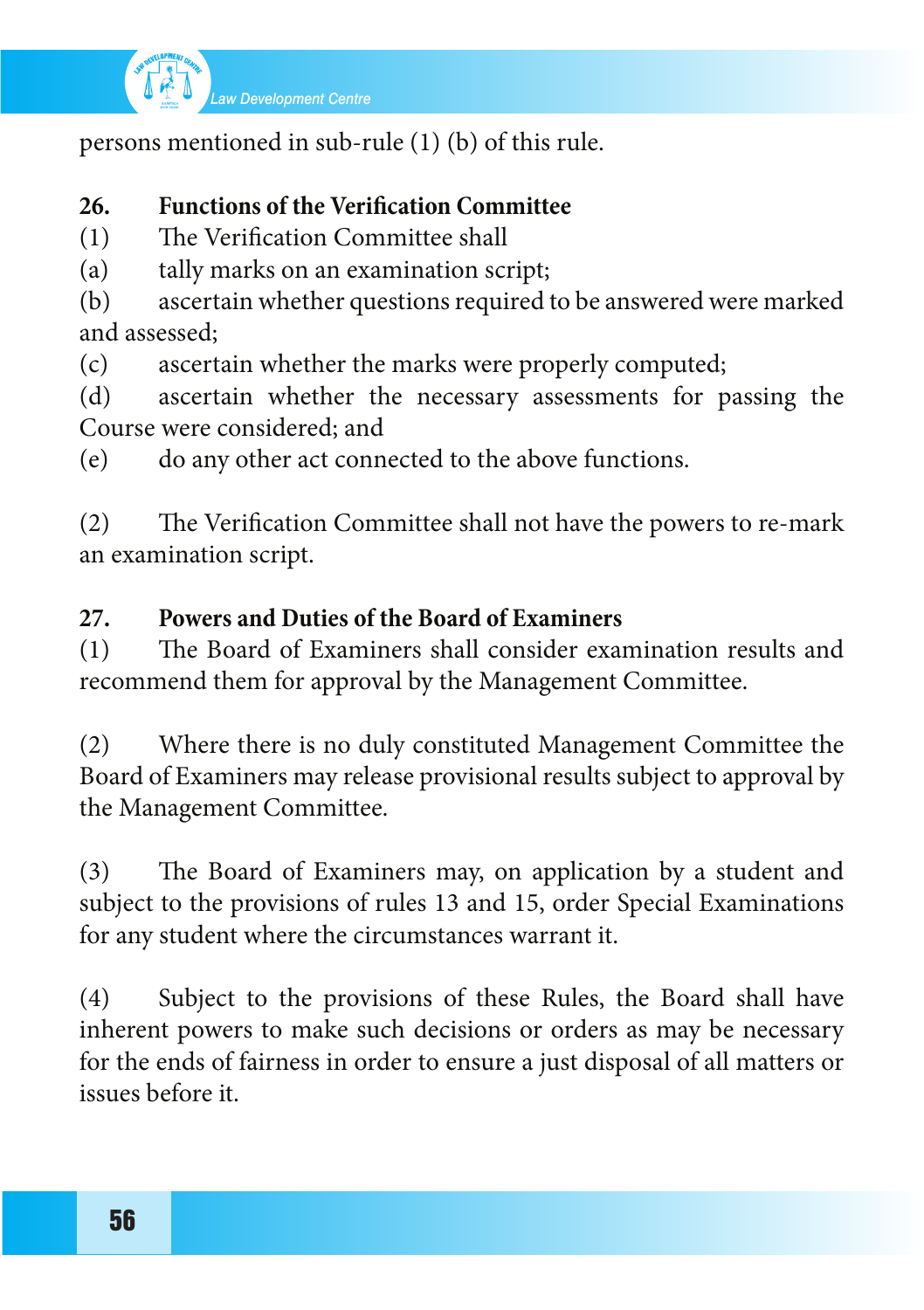persons mentioned in sub-rule (1) (b) of this rule.

**26. Functions of the Verification Committee**

(1) The Verification Committee shall

(a) tally marks on an examination script;

(b) ascertain whether questions required to be answered were marked and assessed;

(c) ascertain whether the marks were properly computed;

(d) ascertain whether the necessary assessments for passing the Course were considered; and

(e) do any other act connected to the above functions.

(2) The Verification Committee shall not have the powers to re-mark an examination script.

**27. Powers and Duties of the Board of Examiners**

(1) The Board of Examiners shall consider examination results and recommend them for approval by the Management Committee.

(2) Where there is no duly constituted Management Committee the Board of Examiners may release provisional results subject to approval by the Management Committee.

(3) The Board of Examiners may, on application by a student and subject to the provisions of rules 13 and 15, order Special Examinations for any student where the circumstances warrant it.

(4) Subject to the provisions of these Rules, the Board shall have inherent powers to make such decisions or orders as may be necessary for the ends of fairness in order to ensure a just disposal of all matters or issues before it.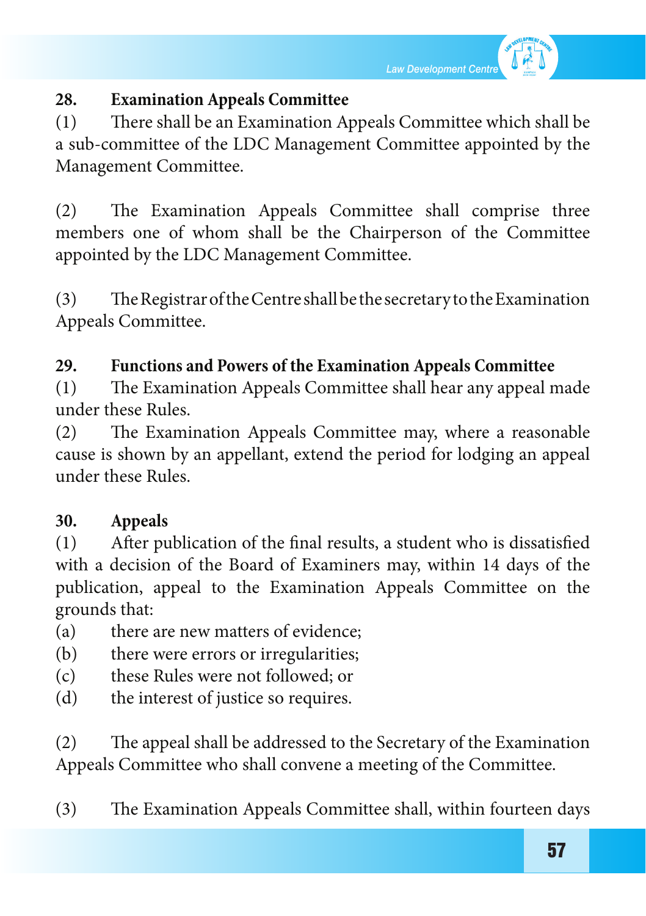**28. Examination Appeals Committee**

(1) There shall be an Examination Appeals Committee which shall be a sub-committee of the LDC Management Committee appointed by the Management Committee.

(2) The Examination Appeals Committee shall comprise three members one of whom shall be the Chairperson of the Committee appointed by the LDC Management Committee.

(3) The Registrar of the Centre shall be the secretary to the Examination Appeals Committee.

**29. Functions and Powers of the Examination Appeals Committee**

(1) The Examination Appeals Committee shall hear any appeal made under these Rules.

(2) The Examination Appeals Committee may, where a reasonable cause is shown by an appellant, extend the period for lodging an appeal under these Rules.

**30. Appeals**

(1) After publication of the final results, a student who is dissatisfied with a decision of the Board of Examiners may, within 14 days of the publication, appeal to the Examination Appeals Committee on the grounds that:

(a) there are new matters of evidence;

(b) there were errors or irregularities;

(c) these Rules were not followed; or

(d) the interest of justice so requires.

(2) The appeal shall be addressed to the Secretary of the Examination Appeals Committee who shall convene a meeting of the Committee.

(3) The Examination Appeals Committee shall, within fourteen days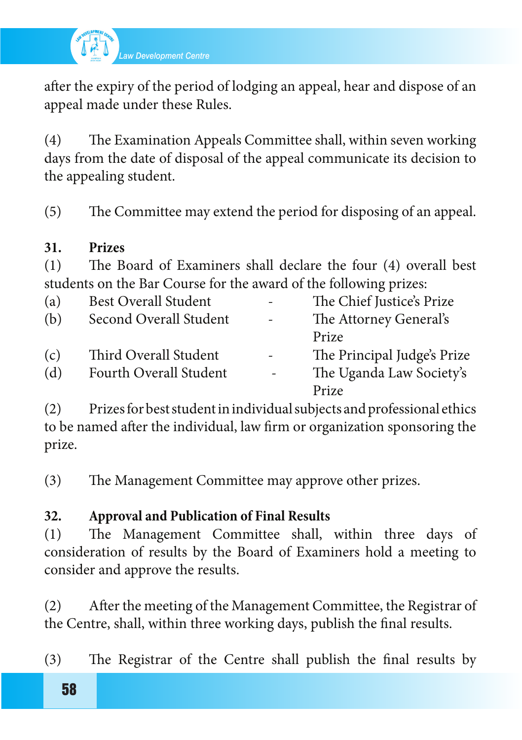after the expiry of the period of lodging an appeal, hear and dispose of an appeal made under these Rules.

(4) The Examination Appeals Committee shall, within seven working days from the date of disposal of the appeal communicate its decision to the appealing student.

(5) The Committee may extend the period for disposing of an appeal.

**31. Prizes**

(1) The Board of Examiners shall declare the four (4) overall best students on the Bar Course for the award of the following prizes:

| | | | |
|---|---|---|---|
| (a) | Best Overall Student | - | The Chief Justice's Prize |
| (b) | Second Overall Student | - | The Attorney General's Prize |
| (c) | Third Overall Student | - | The Principal Judge's Prize |
| (d) | Fourth Overall Student | - | The Uganda Law Society's Prize |

(2) Prizes for best student in individual subjects and professional ethics to be named after the individual, law firm or organization sponsoring the prize.

(3) The Management Committee may approve other prizes.

**32. Approval and Publication of Final Results**

(1) The Management Committee shall, within three days of consideration of results by the Board of Examiners hold a meeting to consider and approve the results.

(2) After the meeting of the Management Committee, the Registrar of the Centre, shall, within three working days, publish the final results.

(3) The Registrar of the Centre shall publish the final results by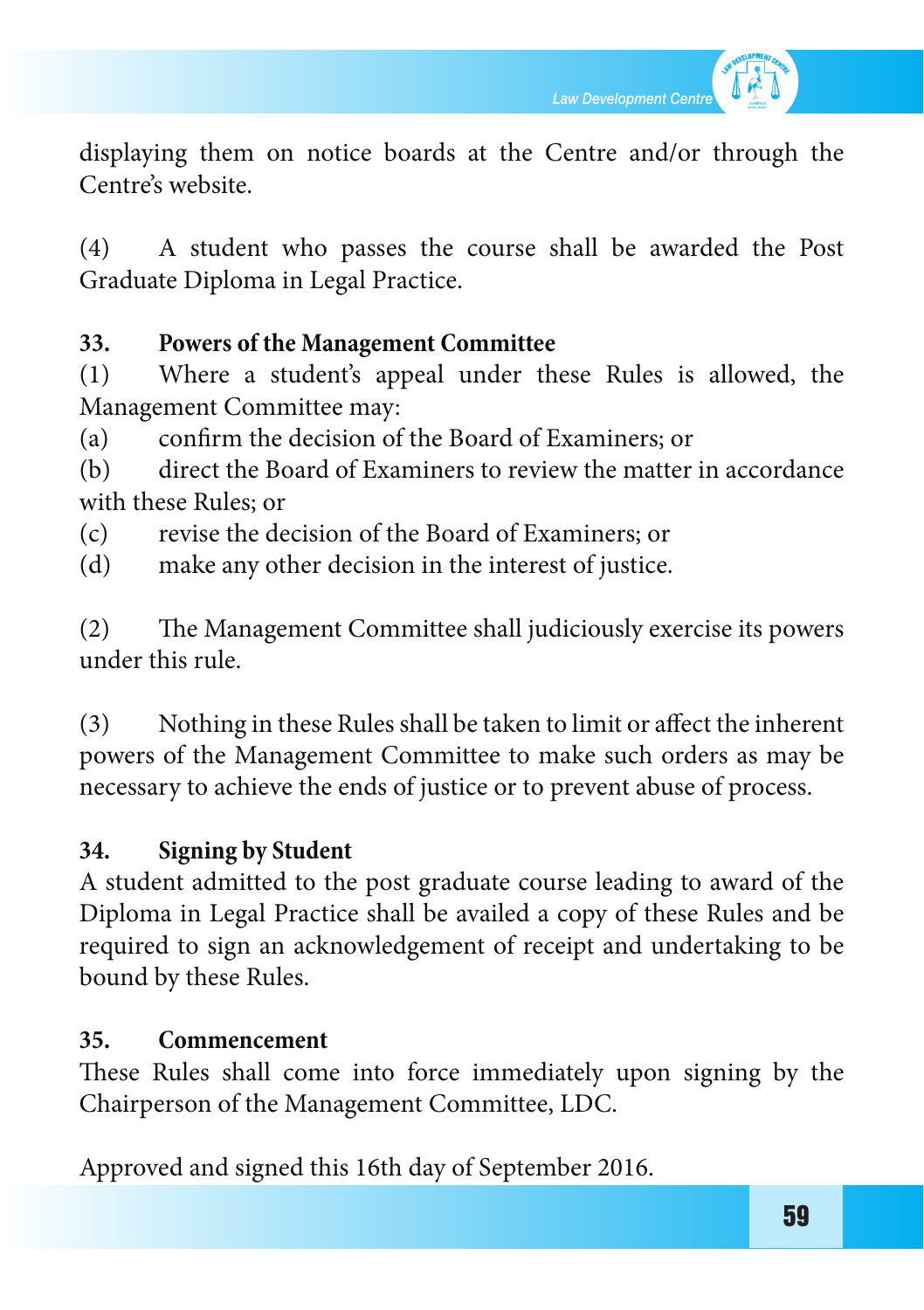displaying them on notice boards at the Centre and/or through the Centre's website.

(4) A student who passes the course shall be awarded the Post Graduate Diploma in Legal Practice.

**33. Powers of the Management Committee**

(1) Where a student's appeal under these Rules is allowed, the Management Committee may:

(a) confirm the decision of the Board of Examiners; or

(b) direct the Board of Examiners to review the matter in accordance with these Rules; or

(c) revise the decision of the Board of Examiners; or

(d) make any other decision in the interest of justice.

(2) The Management Committee shall judiciously exercise its powers under this rule.

(3) Nothing in these Rules shall be taken to limit or affect the inherent powers of the Management Committee to make such orders as may be necessary to achieve the ends of justice or to prevent abuse of process.

**34. Signing by Student**

A student admitted to the post graduate course leading to award of the Diploma in Legal Practice shall be availed a copy of these Rules and be required to sign an acknowledgement of receipt and undertaking to be bound by these Rules.

**35. Commencement**

These Rules shall come into force immediately upon signing by the Chairperson of the Management Committee, LDC.

Approved and signed this 16th day of September 2016.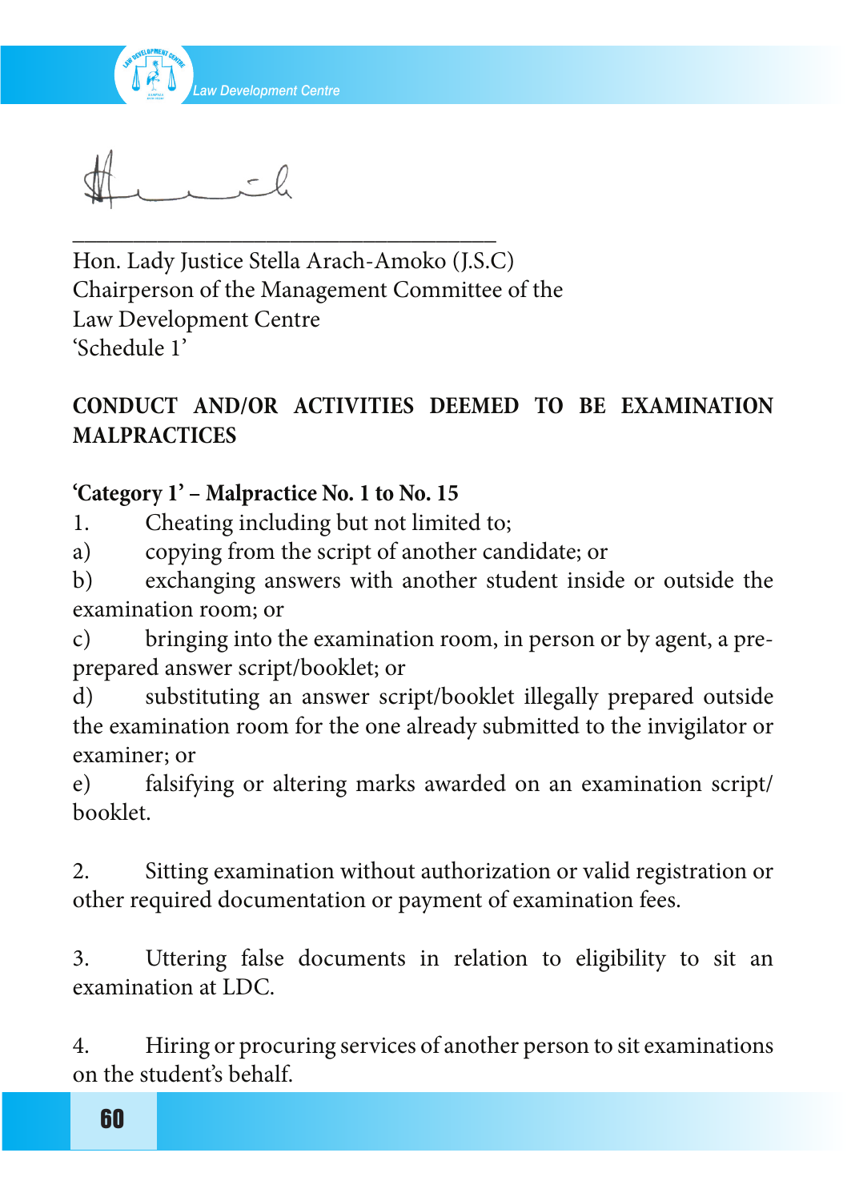_______________________________________

Hon. Lady Justice Stella Arach-Amoko (J.S.C)
Chairperson of the Management Committee of the
Law Development Centre
'Schedule 1'

**CONDUCT AND/OR ACTIVITIES DEEMED TO BE EXAMINATION MALPRACTICES**

**'Category 1' – Malpractice No. 1 to No. 15**

1. Cheating including but not limited to;

a) copying from the script of another candidate; or

b) exchanging answers with another student inside or outside the examination room; or

c) bringing into the examination room, in person or by agent, a pre-prepared answer script/booklet; or

d) substituting an answer script/booklet illegally prepared outside the examination room for the one already submitted to the invigilator or examiner; or

e) falsifying or altering marks awarded on an examination script/booklet.

2. Sitting examination without authorization or valid registration or other required documentation or payment of examination fees.

3. Uttering false documents in relation to eligibility to sit an examination at LDC.

4. Hiring or procuring services of another person to sit examinations on the student's behalf.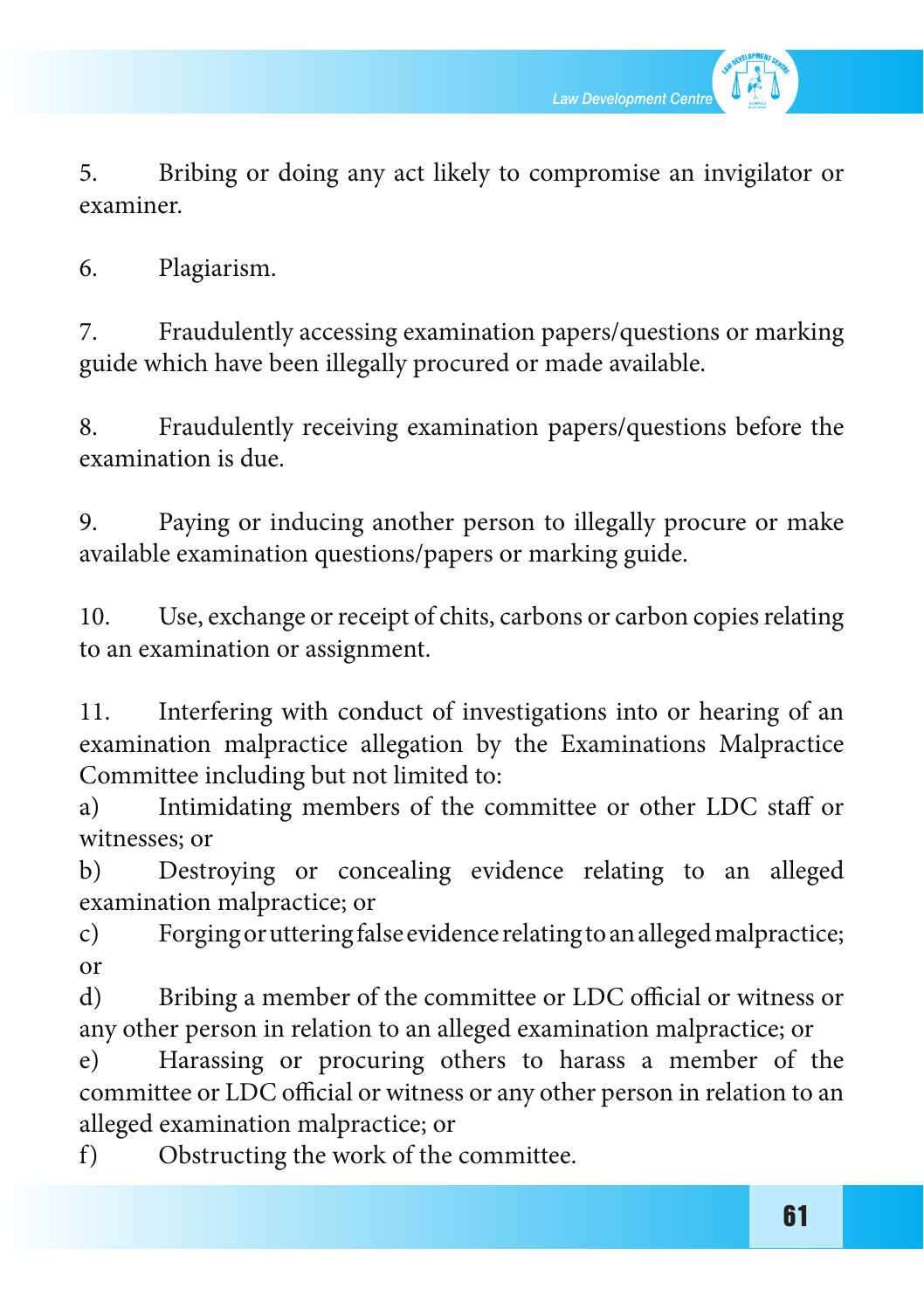5. Bribing or doing any act likely to compromise an invigilator or examiner.

6. Plagiarism.

7. Fraudulently accessing examination papers/questions or marking guide which have been illegally procured or made available.

8. Fraudulently receiving examination papers/questions before the examination is due.

9. Paying or inducing another person to illegally procure or make available examination questions/papers or marking guide.

10. Use, exchange or receipt of chits, carbons or carbon copies relating to an examination or assignment.

11. Interfering with conduct of investigations into or hearing of an examination malpractice allegation by the Examinations Malpractice Committee including but not limited to:

a) Intimidating members of the committee or other LDC staff or witnesses; or

b) Destroying or concealing evidence relating to an alleged examination malpractice; or

c) Forging or uttering false evidence relating to an alleged malpractice; or

d) Bribing a member of the committee or LDC official or witness or any other person in relation to an alleged examination malpractice; or

e) Harassing or procuring others to harass a member of the committee or LDC official or witness or any other person in relation to an alleged examination malpractice; or

f) Obstructing the work of the committee.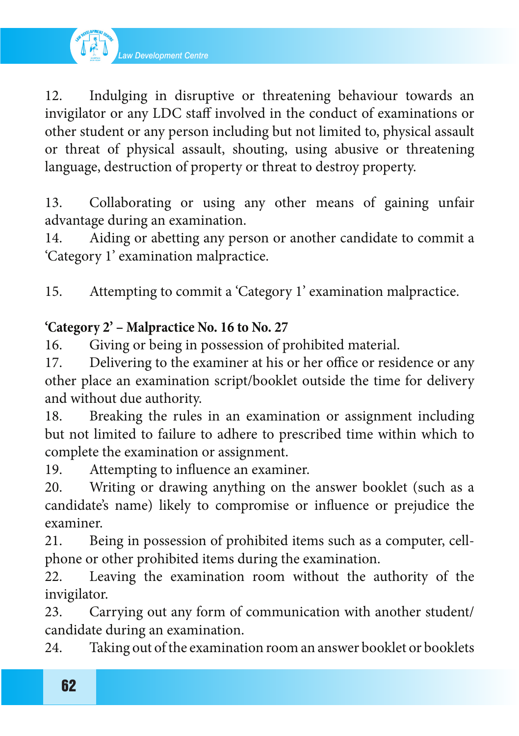12. Indulging in disruptive or threatening behaviour towards an invigilator or any LDC staff involved in the conduct of examinations or other student or any person including but not limited to, physical assault or threat of physical assault, shouting, using abusive or threatening language, destruction of property or threat to destroy property.

13. Collaborating or using any other means of gaining unfair advantage during an examination.

14. Aiding or abetting any person or another candidate to commit a 'Category 1' examination malpractice.

15. Attempting to commit a 'Category 1' examination malpractice.

**'Category 2' – Malpractice No. 16 to No. 27**

16. Giving or being in possession of prohibited material.

17. Delivering to the examiner at his or her office or residence or any other place an examination script/booklet outside the time for delivery and without due authority.

18. Breaking the rules in an examination or assignment including but not limited to failure to adhere to prescribed time within which to complete the examination or assignment.

19. Attempting to influence an examiner.

20. Writing or drawing anything on the answer booklet (such as a candidate's name) likely to compromise or influence or prejudice the examiner.

21. Being in possession of prohibited items such as a computer, cell-phone or other prohibited items during the examination.

22. Leaving the examination room without the authority of the invigilator.

23. Carrying out any form of communication with another student/ candidate during an examination.

24. Taking out of the examination room an answer booklet or booklets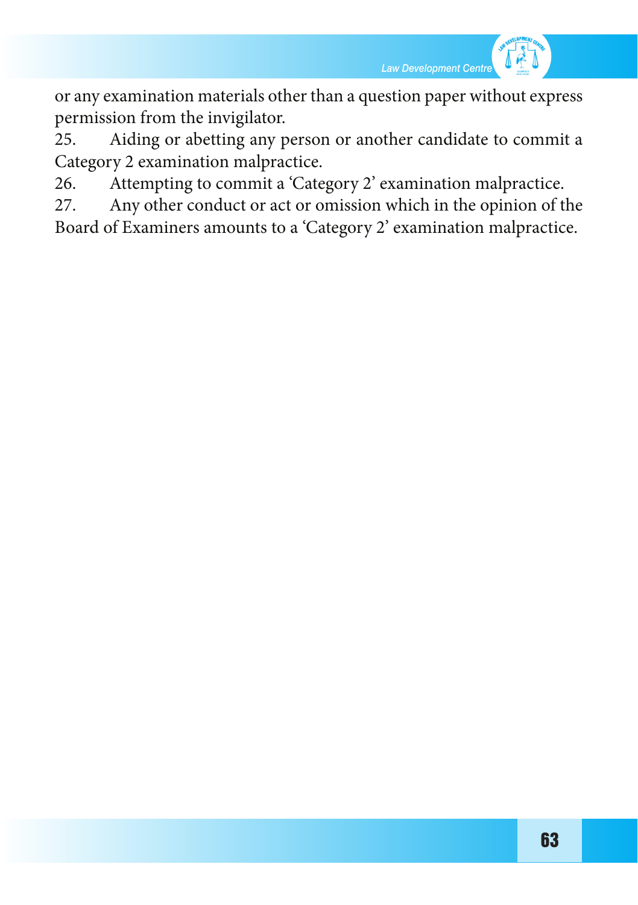or any examination materials other than a question paper without express permission from the invigilator.

25. Aiding or abetting any person or another candidate to commit a Category 2 examination malpractice.

26. Attempting to commit a 'Category 2' examination malpractice.

27. Any other conduct or act or omission which in the opinion of the Board of Examiners amounts to a 'Category 2' examination malpractice.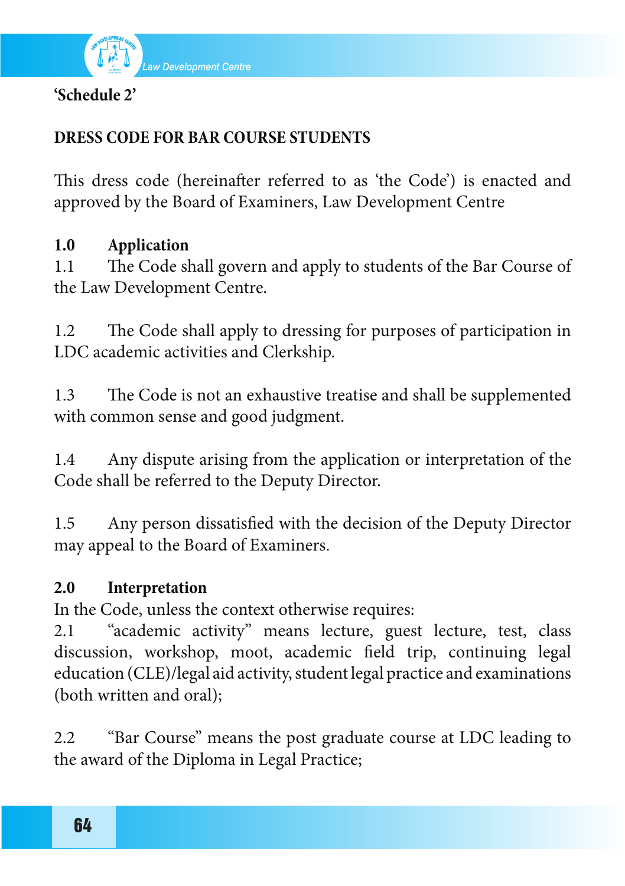**'Schedule 2'**

## DRESS CODE FOR BAR COURSE STUDENTS

This dress code (hereinafter referred to as 'the Code') is enacted and approved by the Board of Examiners, Law Development Centre

### 1.0 Application

1.1 The Code shall govern and apply to students of the Bar Course of the Law Development Centre.

1.2 The Code shall apply to dressing for purposes of participation in LDC academic activities and Clerkship.

1.3 The Code is not an exhaustive treatise and shall be supplemented with common sense and good judgment.

1.4 Any dispute arising from the application or interpretation of the Code shall be referred to the Deputy Director.

1.5 Any person dissatisfied with the decision of the Deputy Director may appeal to the Board of Examiners.

### 2.0 Interpretation

In the Code, unless the context otherwise requires:

2.1 "academic activity" means lecture, guest lecture, test, class discussion, workshop, moot, academic field trip, continuing legal education (CLE)/legal aid activity, student legal practice and examinations (both written and oral);

2.2 "Bar Course" means the post graduate course at LDC leading to the award of the Diploma in Legal Practice;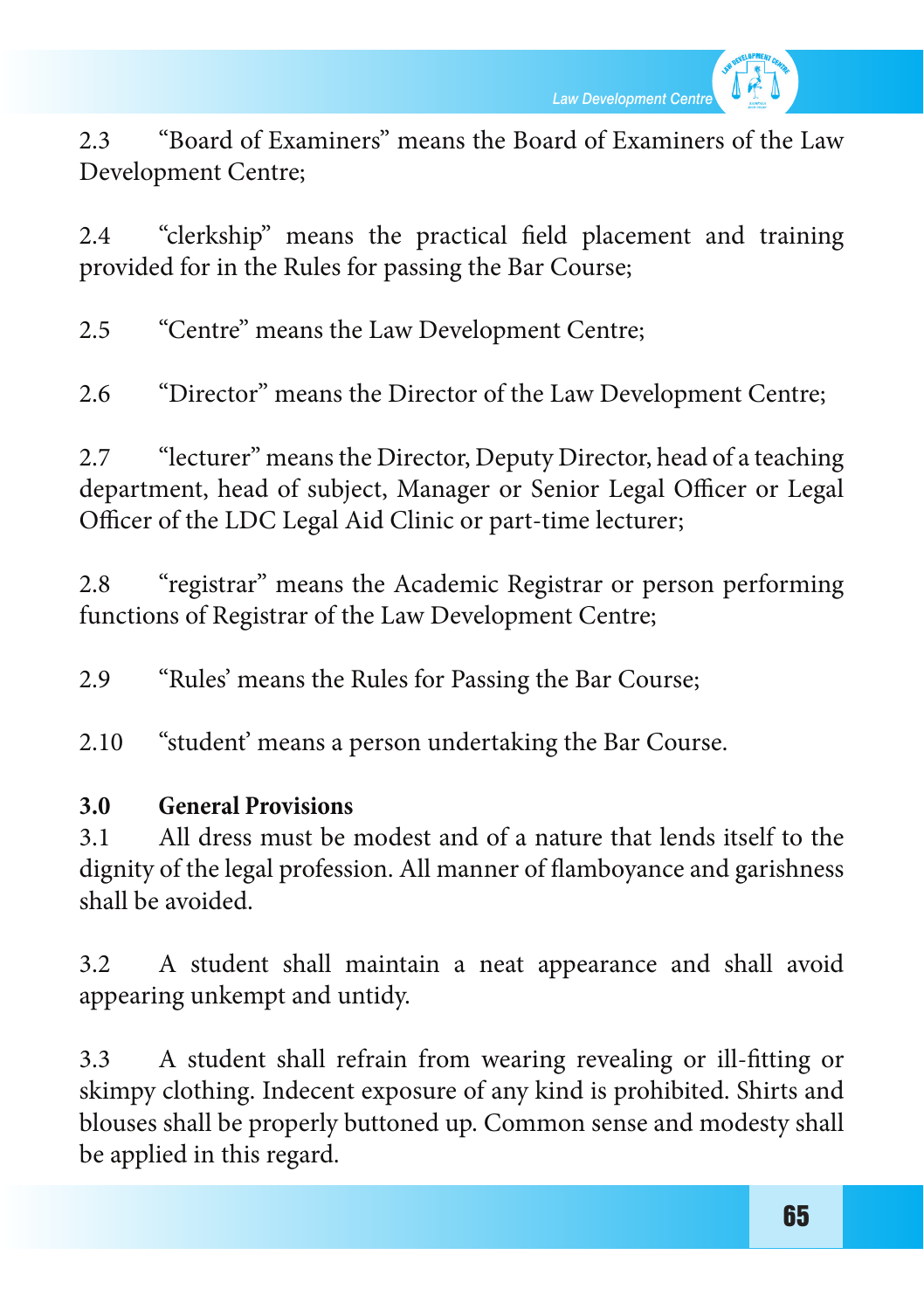2.3 "Board of Examiners" means the Board of Examiners of the Law Development Centre;

2.4 "clerkship" means the practical field placement and training provided for in the Rules for passing the Bar Course;

2.5 "Centre" means the Law Development Centre;

2.6 "Director" means the Director of the Law Development Centre;

2.7 "lecturer" means the Director, Deputy Director, head of a teaching department, head of subject, Manager or Senior Legal Officer or Legal Officer of the LDC Legal Aid Clinic or part-time lecturer;

2.8 "registrar" means the Academic Registrar or person performing functions of Registrar of the Law Development Centre;

2.9 "Rules' means the Rules for Passing the Bar Course;

2.10 "student' means a person undertaking the Bar Course.

**3.0 General Provisions**

3.1 All dress must be modest and of a nature that lends itself to the dignity of the legal profession. All manner of flamboyance and garishness shall be avoided.

3.2 A student shall maintain a neat appearance and shall avoid appearing unkempt and untidy.

3.3 A student shall refrain from wearing revealing or ill-fitting or skimpy clothing. Indecent exposure of any kind is prohibited. Shirts and blouses shall be properly buttoned up. Common sense and modesty shall be applied in this regard.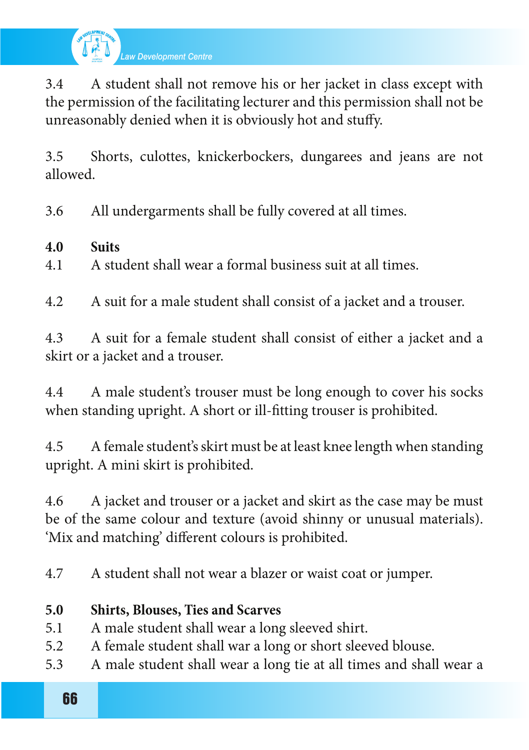3.4 A student shall not remove his or her jacket in class except with the permission of the facilitating lecturer and this permission shall not be unreasonably denied when it is obviously hot and stuffy.

3.5 Shorts, culottes, knickerbockers, dungarees and jeans are not allowed.

3.6 All undergarments shall be fully covered at all times.

**4.0 Suits**

4.1 A student shall wear a formal business suit at all times.

4.2 A suit for a male student shall consist of a jacket and a trouser.

4.3 A suit for a female student shall consist of either a jacket and a skirt or a jacket and a trouser.

4.4 A male student's trouser must be long enough to cover his socks when standing upright. A short or ill-fitting trouser is prohibited.

4.5 A female student's skirt must be at least knee length when standing upright. A mini skirt is prohibited.

4.6 A jacket and trouser or a jacket and skirt as the case may be must be of the same colour and texture (avoid shinny or unusual materials). 'Mix and matching' different colours is prohibited.

4.7 A student shall not wear a blazer or waist coat or jumper.

**5.0 Shirts, Blouses, Ties and Scarves**

5.1 A male student shall wear a long sleeved shirt.

5.2 A female student shall war a long or short sleeved blouse.

5.3 A male student shall wear a long tie at all times and shall wear a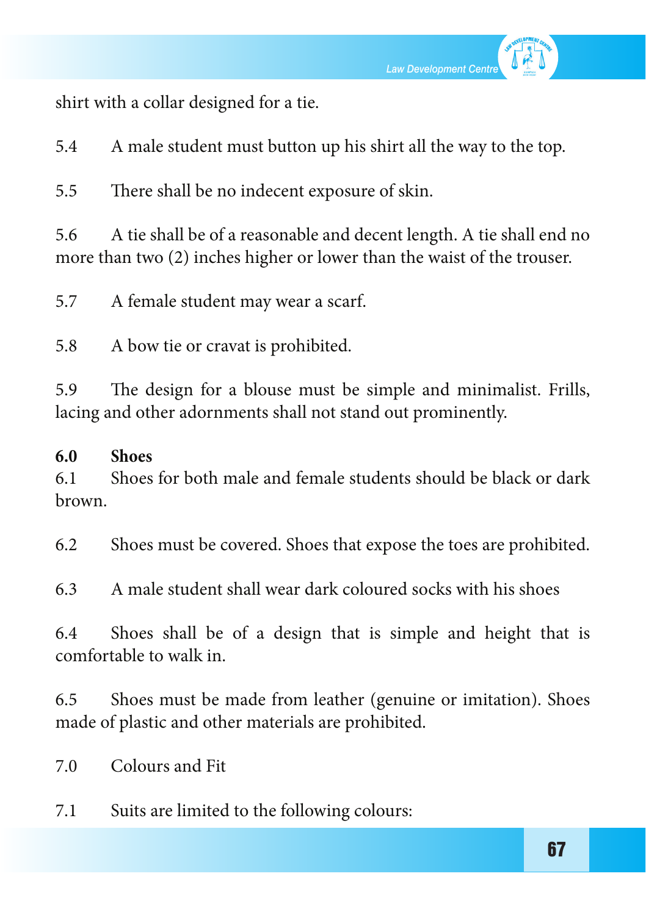shirt with a collar designed for a tie.

5.4 A male student must button up his shirt all the way to the top.

5.5 There shall be no indecent exposure of skin.

5.6 A tie shall be of a reasonable and decent length. A tie shall end no more than two (2) inches higher or lower than the waist of the trouser.

5.7 A female student may wear a scarf.

5.8 A bow tie or cravat is prohibited.

5.9 The design for a blouse must be simple and minimalist. Frills, lacing and other adornments shall not stand out prominently.

**6.0 Shoes**

6.1 Shoes for both male and female students should be black or dark brown.

6.2 Shoes must be covered. Shoes that expose the toes are prohibited.

6.3 A male student shall wear dark coloured socks with his shoes

6.4 Shoes shall be of a design that is simple and height that is comfortable to walk in.

6.5 Shoes must be made from leather (genuine or imitation). Shoes made of plastic and other materials are prohibited.

7.0 Colours and Fit

7.1 Suits are limited to the following colours: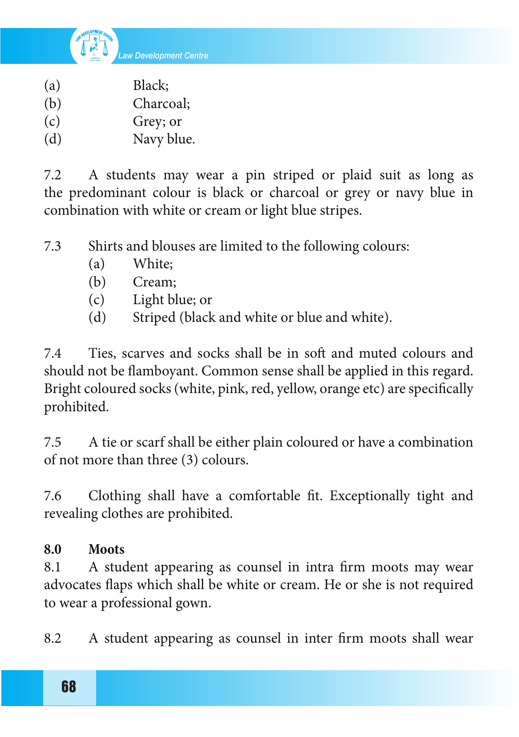(a) Black;
(b) Charcoal;
(c) Grey; or
(d) Navy blue.

7.2 A students may wear a pin striped or plaid suit as long as the predominant colour is black or charcoal or grey or navy blue in combination with white or cream or light blue stripes.

7.3 Shirts and blouses are limited to the following colours:

- (a) White;
- (b) Cream;
- (c) Light blue; or
- (d) Striped (black and white or blue and white).

7.4 Ties, scarves and socks shall be in soft and muted colours and should not be flamboyant. Common sense shall be applied in this regard. Bright coloured socks (white, pink, red, yellow, orange etc) are specifically prohibited.

7.5 A tie or scarf shall be either plain coloured or have a combination of not more than three (3) colours.

7.6 Clothing shall have a comfortable fit. Exceptionally tight and revealing clothes are prohibited.

**8.0 Moots**

8.1 A student appearing as counsel in intra firm moots may wear advocates flaps which shall be white or cream. He or she is not required to wear a professional gown.

8.2 A student appearing as counsel in inter firm moots shall wear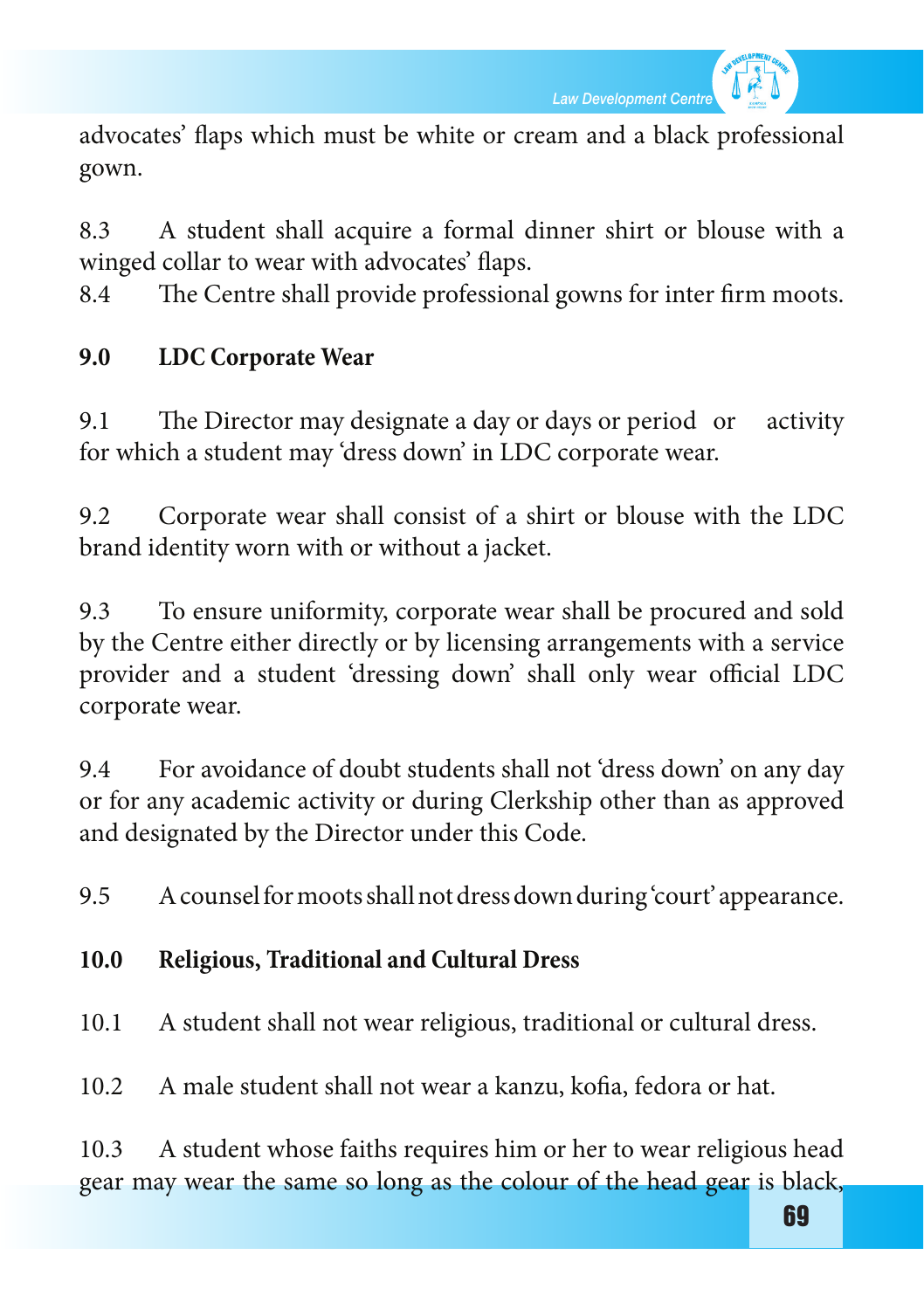advocates' flaps which must be white or cream and a black professional gown.

8.3 A student shall acquire a formal dinner shirt or blouse with a winged collar to wear with advocates' flaps.

8.4 The Centre shall provide professional gowns for inter firm moots.

**9.0 LDC Corporate Wear**

9.1 The Director may designate a day or days or period or activity for which a student may 'dress down' in LDC corporate wear.

9.2 Corporate wear shall consist of a shirt or blouse with the LDC brand identity worn with or without a jacket.

9.3 To ensure uniformity, corporate wear shall be procured and sold by the Centre either directly or by licensing arrangements with a service provider and a student 'dressing down' shall only wear official LDC corporate wear.

9.4 For avoidance of doubt students shall not 'dress down' on any day or for any academic activity or during Clerkship other than as approved and designated by the Director under this Code.

9.5 A counsel for moots shall not dress down during 'court' appearance.

**10.0 Religious, Traditional and Cultural Dress**

10.1 A student shall not wear religious, traditional or cultural dress.

10.2 A male student shall not wear a kanzu, kofia, fedora or hat.

10.3 A student whose faiths requires him or her to wear religious head gear may wear the same so long as the colour of the head gear is black,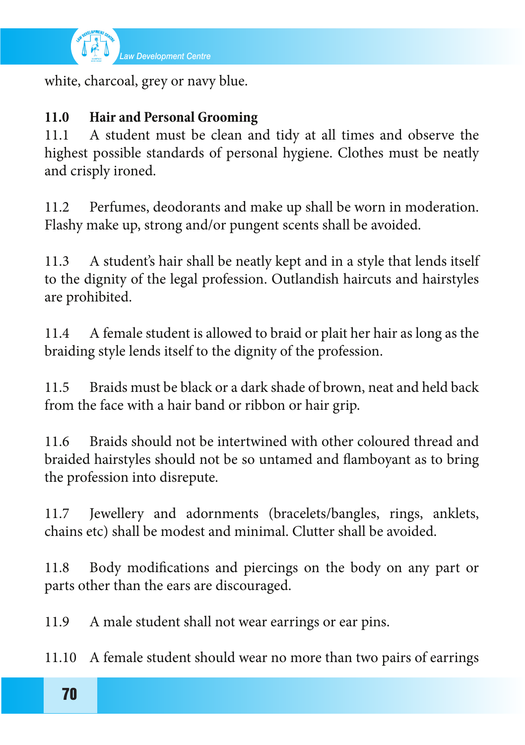white, charcoal, grey or navy blue.

**11.0 Hair and Personal Grooming**

11.1 A student must be clean and tidy at all times and observe the highest possible standards of personal hygiene. Clothes must be neatly and crisply ironed.

11.2 Perfumes, deodorants and make up shall be worn in moderation. Flashy make up, strong and/or pungent scents shall be avoided.

11.3 A student's hair shall be neatly kept and in a style that lends itself to the dignity of the legal profession. Outlandish haircuts and hairstyles are prohibited.

11.4 A female student is allowed to braid or plait her hair as long as the braiding style lends itself to the dignity of the profession.

11.5 Braids must be black or a dark shade of brown, neat and held back from the face with a hair band or ribbon or hair grip.

11.6 Braids should not be intertwined with other coloured thread and braided hairstyles should not be so untamed and flamboyant as to bring the profession into disrepute.

11.7 Jewellery and adornments (bracelets/bangles, rings, anklets, chains etc) shall be modest and minimal. Clutter shall be avoided.

11.8 Body modifications and piercings on the body on any part or parts other than the ears are discouraged.

11.9 A male student shall not wear earrings or ear pins.

11.10 A female student should wear no more than two pairs of earrings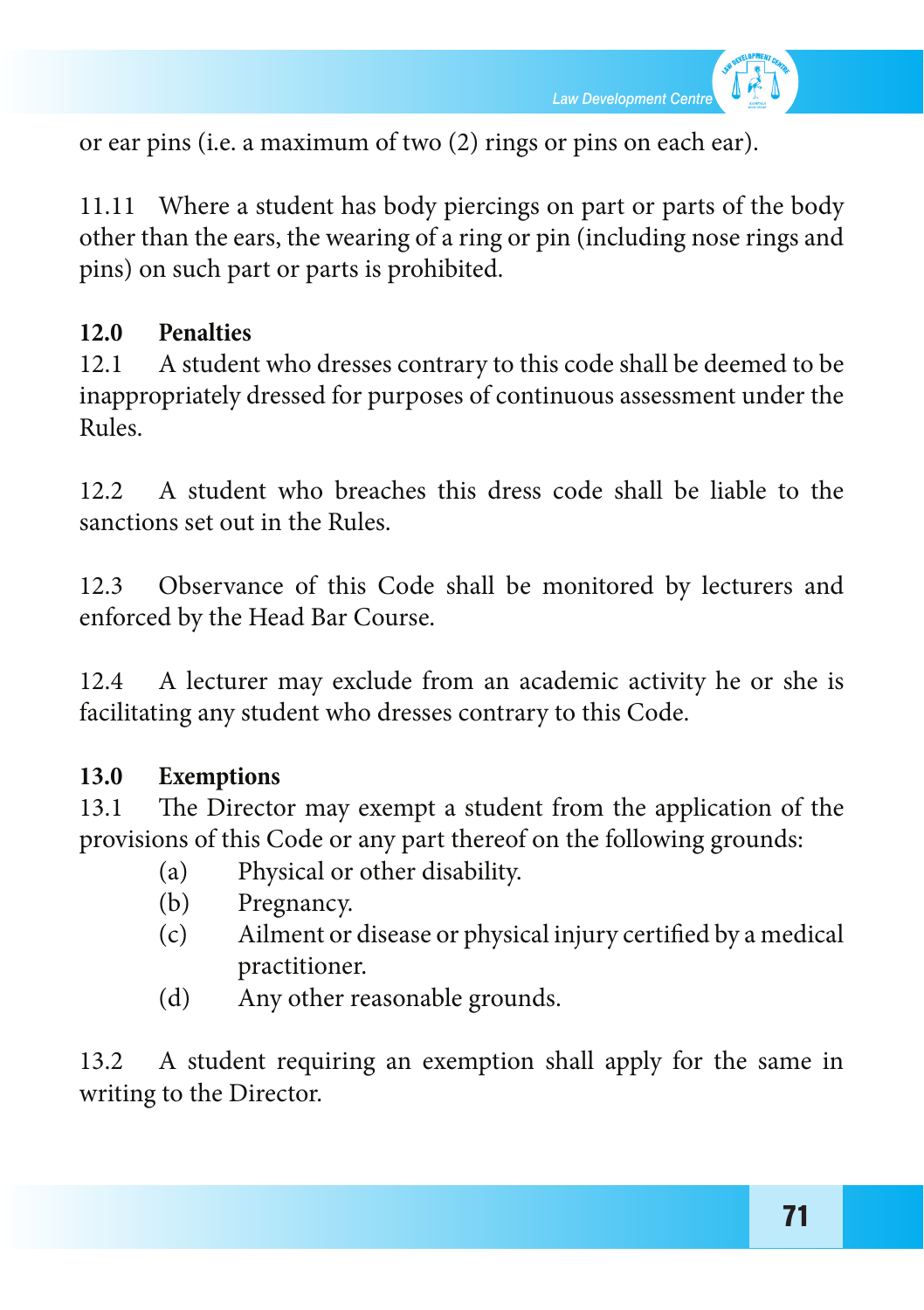or ear pins (i.e. a maximum of two (2) rings or pins on each ear).

11.11 Where a student has body piercings on part or parts of the body other than the ears, the wearing of a ring or pin (including nose rings and pins) on such part or parts is prohibited.

**12.0 Penalties**

12.1 A student who dresses contrary to this code shall be deemed to be inappropriately dressed for purposes of continuous assessment under the Rules.

12.2 A student who breaches this dress code shall be liable to the sanctions set out in the Rules.

12.3 Observance of this Code shall be monitored by lecturers and enforced by the Head Bar Course.

12.4 A lecturer may exclude from an academic activity he or she is facilitating any student who dresses contrary to this Code.

**13.0 Exemptions**

13.1 The Director may exempt a student from the application of the provisions of this Code or any part thereof on the following grounds:

- (a) Physical or other disability.
- (b) Pregnancy.
- (c) Ailment or disease or physical injury certified by a medical practitioner.
- (d) Any other reasonable grounds.

13.2 A student requiring an exemption shall apply for the same in writing to the Director.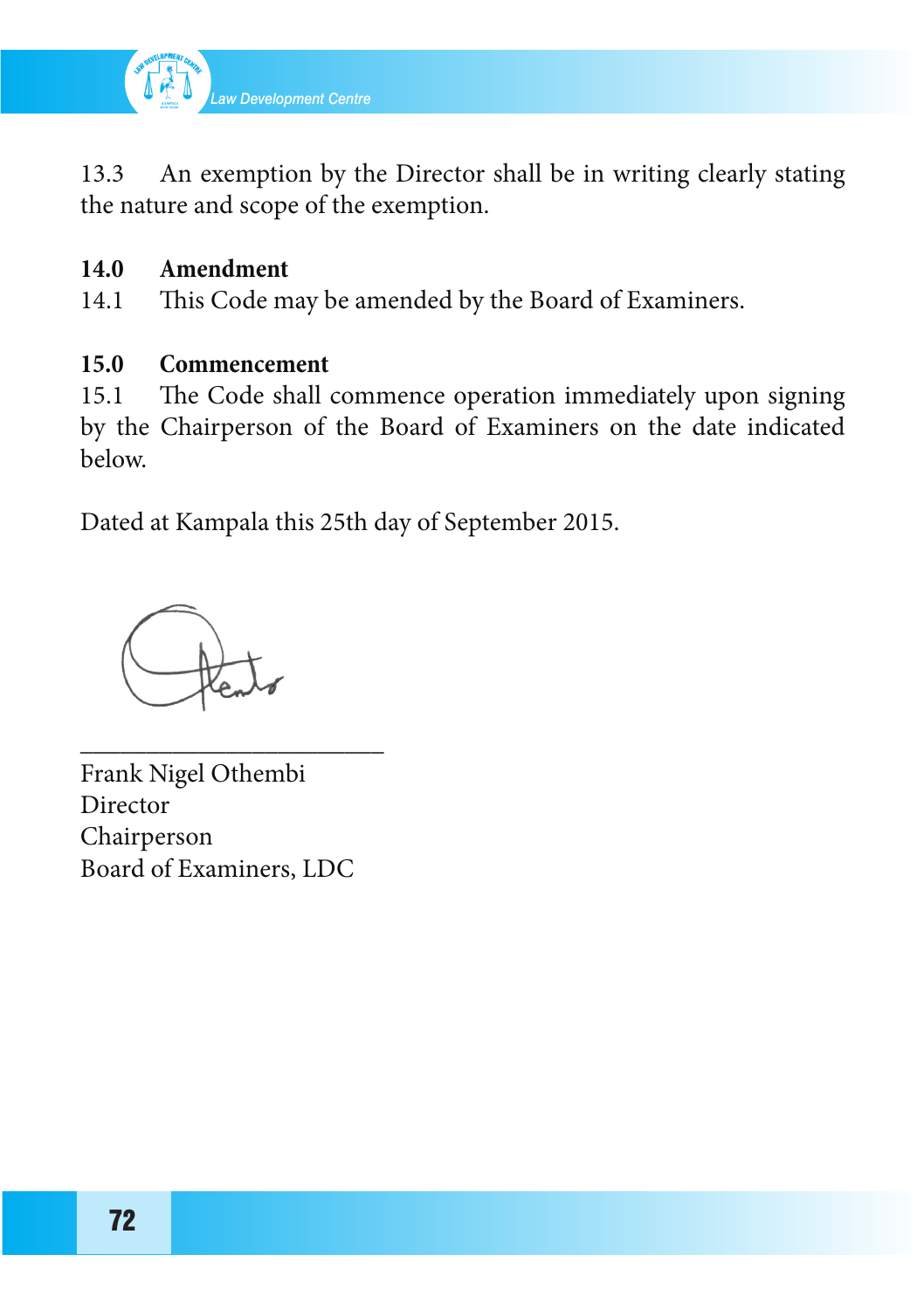13.3 An exemption by the Director shall be in writing clearly stating the nature and scope of the exemption.

**14.0 Amendment**

14.1 This Code may be amended by the Board of Examiners.

**15.0 Commencement**

15.1 The Code shall commence operation immediately upon signing by the Chairperson of the Board of Examiners on the date indicated below.

Dated at Kampala this 25th day of September 2015.

\_\_\_\_\_\_\_\_\_\_\_\_\_\_\_\_\_\_\_\_\_\_\_\_

Frank Nigel Othembi
Director
Chairperson
Board of Examiners, LDC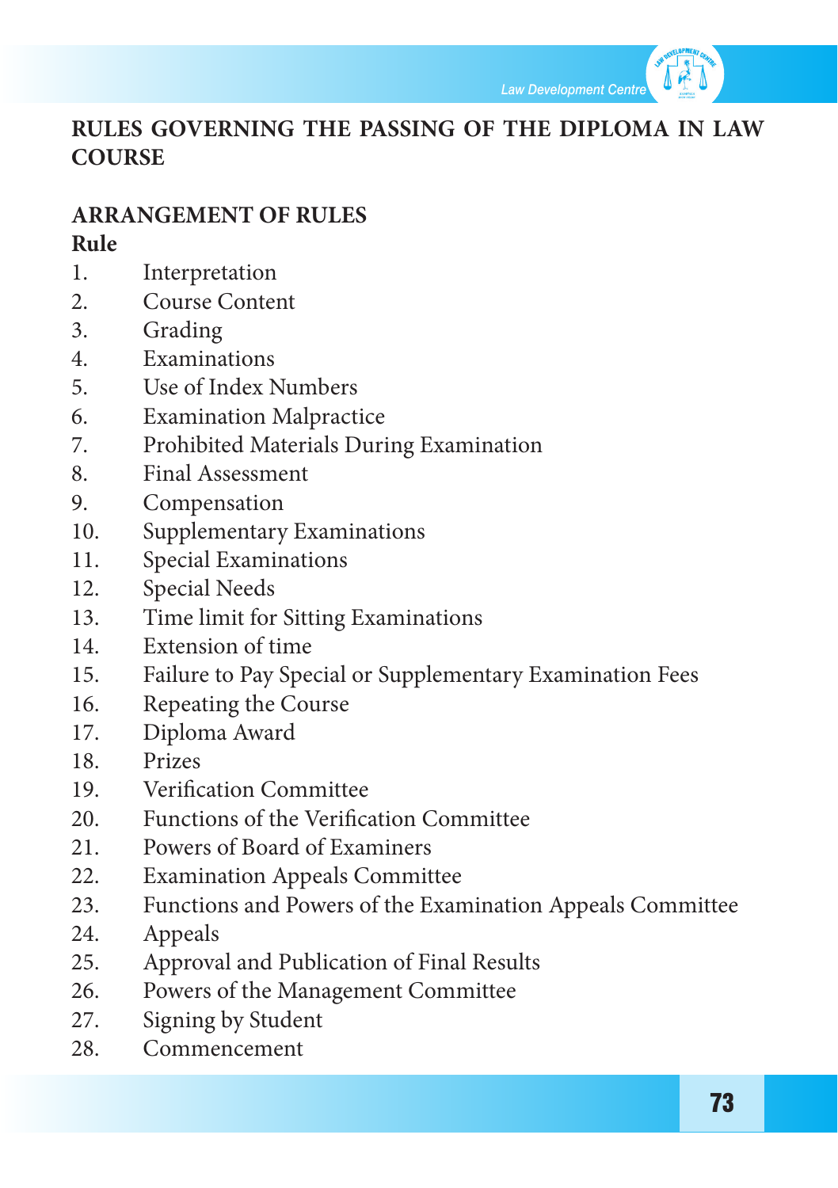## RULES GOVERNING THE PASSING OF THE DIPLOMA IN LAW COURSE

### ARRANGEMENT OF RULES

**Rule**

1. Interpretation
2. Course Content
3. Grading
4. Examinations
5. Use of Index Numbers
6. Examination Malpractice
7. Prohibited Materials During Examination
8. Final Assessment
9. Compensation
10. Supplementary Examinations
11. Special Examinations
12. Special Needs
13. Time limit for Sitting Examinations
14. Extension of time
15. Failure to Pay Special or Supplementary Examination Fees
16. Repeating the Course
17. Diploma Award
18. Prizes
19. Verification Committee
20. Functions of the Verification Committee
21. Powers of Board of Examiners
22. Examination Appeals Committee
23. Functions and Powers of the Examination Appeals Committee
24. Appeals
25. Approval and Publication of Final Results
26. Powers of the Management Committee
27. Signing by Student
28. Commencement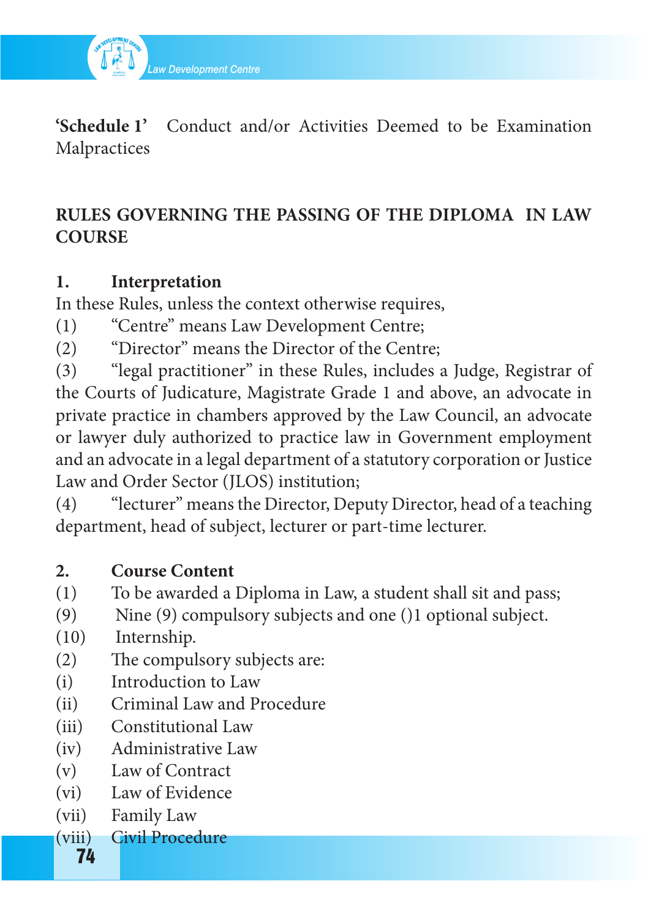**'Schedule 1'** Conduct and/or Activities Deemed to be Examination Malpractices

## RULES GOVERNING THE PASSING OF THE DIPLOMA IN LAW COURSE

### 1. Interpretation

In these Rules, unless the context otherwise requires,

(1) "Centre" means Law Development Centre;

(2) "Director" means the Director of the Centre;

(3) "legal practitioner" in these Rules, includes a Judge, Registrar of the Courts of Judicature, Magistrate Grade 1 and above, an advocate in private practice in chambers approved by the Law Council, an advocate or lawyer duly authorized to practice law in Government employment and an advocate in a legal department of a statutory corporation or Justice Law and Order Sector (JLOS) institution;

(4) "lecturer" means the Director, Deputy Director, head of a teaching department, head of subject, lecturer or part-time lecturer.

### 2. Course Content

(1) To be awarded a Diploma in Law, a student shall sit and pass;

(9) Nine (9) compulsory subjects and one ()1 optional subject.

(10) Internship.

(2) The compulsory subjects are:

(i) Introduction to Law

(ii) Criminal Law and Procedure

(iii) Constitutional Law

(iv) Administrative Law

(v) Law of Contract

(vi) Law of Evidence

(vii) Family Law

(viii) Civil Procedure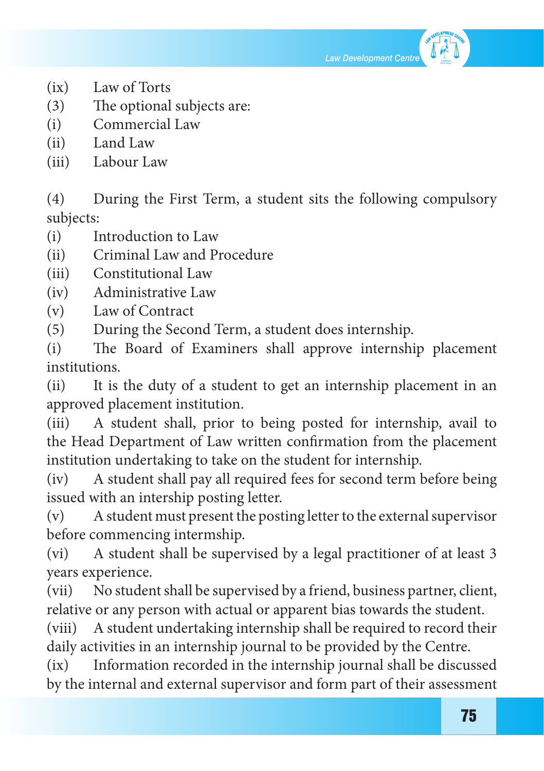(ix) Law of Torts

(3) The optional subjects are:

(i) Commercial Law

(ii) Land Law

(iii) Labour Law

(4) During the First Term, a student sits the following compulsory subjects:

(i) Introduction to Law

(ii) Criminal Law and Procedure

(iii) Constitutional Law

(iv) Administrative Law

(v) Law of Contract

(5) During the Second Term, a student does internship.

(i) The Board of Examiners shall approve internship placement institutions.

(ii) It is the duty of a student to get an internship placement in an approved placement institution.

(iii) A student shall, prior to being posted for internship, avail to the Head Department of Law written confirmation from the placement institution undertaking to take on the student for internship.

(iv) A student shall pay all required fees for second term before being issued with an intership posting letter.

(v) A student must present the posting letter to the external supervisor before commencing intermship.

(vi) A student shall be supervised by a legal practitioner of at least 3 years experience.

(vii) No student shall be supervised by a friend, business partner, client, relative or any person with actual or apparent bias towards the student.

(viii) A student undertaking internship shall be required to record their daily activities in an internship journal to be provided by the Centre.

(ix) Information recorded in the internship journal shall be discussed by the internal and external supervisor and form part of their assessment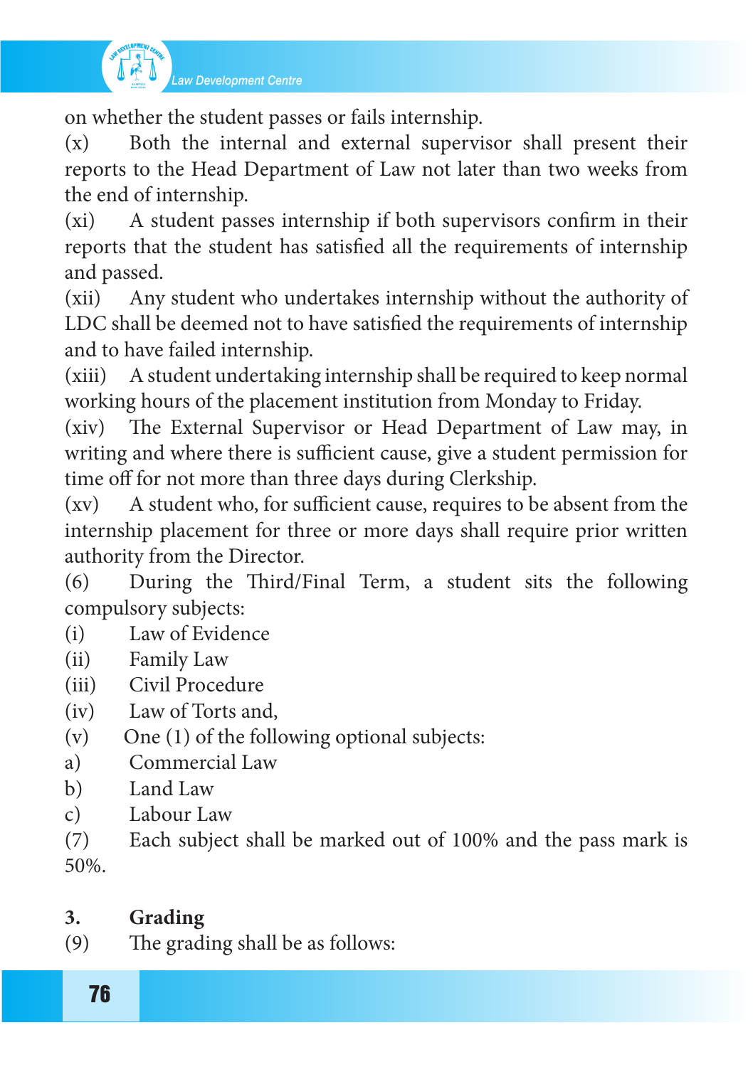on whether the student passes or fails internship.

(x) Both the internal and external supervisor shall present their reports to the Head Department of Law not later than two weeks from the end of internship.

(xi) A student passes internship if both supervisors confirm in their reports that the student has satisfied all the requirements of internship and passed.

(xii) Any student who undertakes internship without the authority of LDC shall be deemed not to have satisfied the requirements of internship and to have failed internship.

(xiii) A student undertaking internship shall be required to keep normal working hours of the placement institution from Monday to Friday.

(xiv) The External Supervisor or Head Department of Law may, in writing and where there is sufficient cause, give a student permission for time off for not more than three days during Clerkship.

(xv) A student who, for sufficient cause, requires to be absent from the internship placement for three or more days shall require prior written authority from the Director.

(6) During the Third/Final Term, a student sits the following compulsory subjects:

(i) Law of Evidence
(ii) Family Law
(iii) Civil Procedure
(iv) Law of Torts and,
(v) One (1) of the following optional subjects:
a) Commercial Law
b) Land Law
c) Labour Law

(7) Each subject shall be marked out of 100% and the pass mark is 50%.

## 3. Grading

(9) The grading shall be as follows: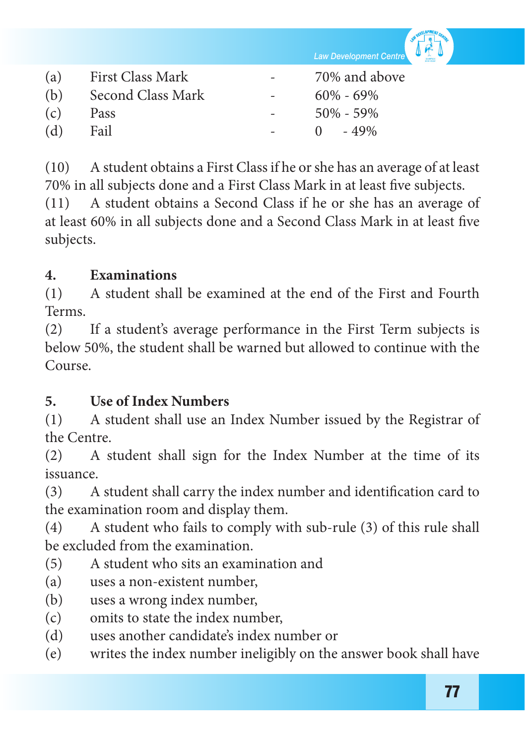| | | | |
|---|---|---|---|
| (a) | First Class Mark | - | 70% and above |
| (b) | Second Class Mark | - | 60% - 69% |
| (c) | Pass | - | 50% - 59% |
| (d) | Fail | - | 0 - 49% |

(10) A student obtains a First Class if he or she has an average of at least 70% in all subjects done and a First Class Mark in at least five subjects.

(11) A student obtains a Second Class if he or she has an average of at least 60% in all subjects done and a Second Class Mark in at least five subjects.

**4. Examinations**

(1) A student shall be examined at the end of the First and Fourth Terms.

(2) If a student's average performance in the First Term subjects is below 50%, the student shall be warned but allowed to continue with the Course.

**5. Use of Index Numbers**

(1) A student shall use an Index Number issued by the Registrar of the Centre.

(2) A student shall sign for the Index Number at the time of its issuance.

(3) A student shall carry the index number and identification card to the examination room and display them.

(4) A student who fails to comply with sub-rule (3) of this rule shall be excluded from the examination.

(5) A student who sits an examination and

(a) uses a non-existent number,

(b) uses a wrong index number,

(c) omits to state the index number,

(d) uses another candidate's index number or

(e) writes the index number ineligibly on the answer book shall have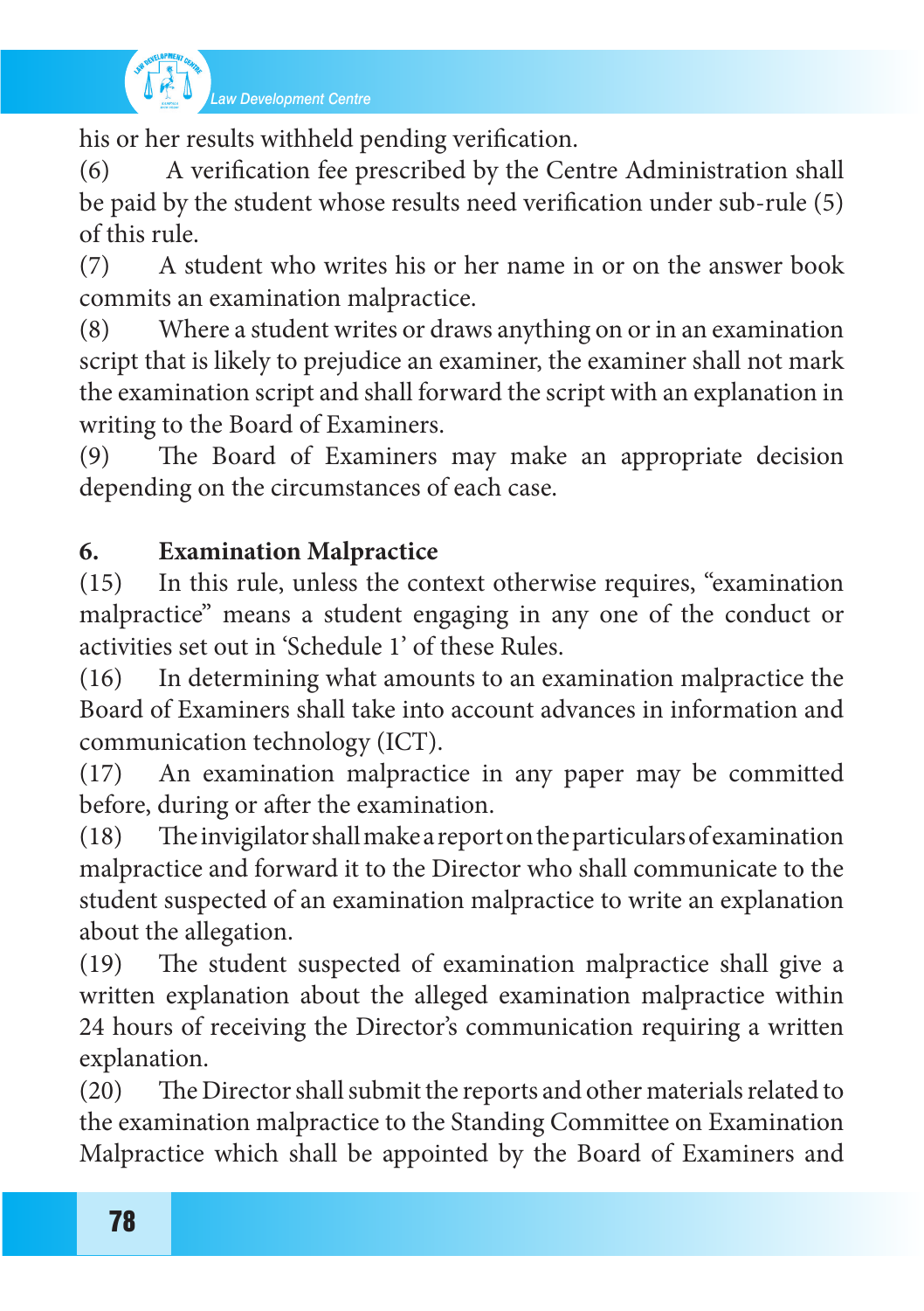his or her results withheld pending verification.

(6) A verification fee prescribed by the Centre Administration shall be paid by the student whose results need verification under sub-rule (5) of this rule.

(7) A student who writes his or her name in or on the answer book commits an examination malpractice.

(8) Where a student writes or draws anything on or in an examination script that is likely to prejudice an examiner, the examiner shall not mark the examination script and shall forward the script with an explanation in writing to the Board of Examiners.

(9) The Board of Examiners may make an appropriate decision depending on the circumstances of each case.

**6. Examination Malpractice**

(15) In this rule, unless the context otherwise requires, "examination malpractice" means a student engaging in any one of the conduct or activities set out in 'Schedule 1' of these Rules.

(16) In determining what amounts to an examination malpractice the Board of Examiners shall take into account advances in information and communication technology (ICT).

(17) An examination malpractice in any paper may be committed before, during or after the examination.

(18) The invigilator shall make a report on the particulars of examination malpractice and forward it to the Director who shall communicate to the student suspected of an examination malpractice to write an explanation about the allegation.

(19) The student suspected of examination malpractice shall give a written explanation about the alleged examination malpractice within 24 hours of receiving the Director's communication requiring a written explanation.

(20) The Director shall submit the reports and other materials related to the examination malpractice to the Standing Committee on Examination Malpractice which shall be appointed by the Board of Examiners and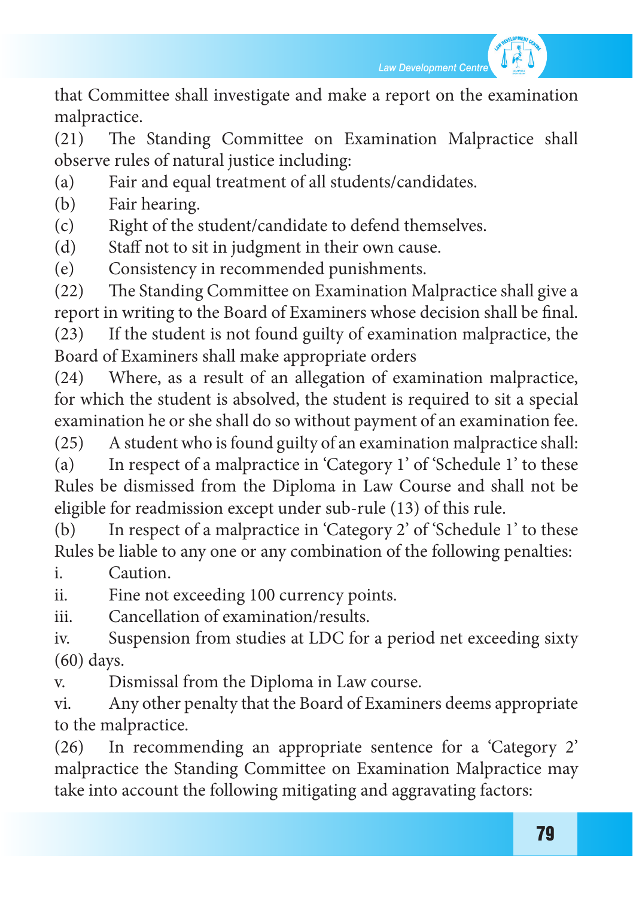that Committee shall investigate and make a report on the examination malpractice.

(21) The Standing Committee on Examination Malpractice shall observe rules of natural justice including:

(a) Fair and equal treatment of all students/candidates.

(b) Fair hearing.

(c) Right of the student/candidate to defend themselves.

(d) Staff not to sit in judgment in their own cause.

(e) Consistency in recommended punishments.

(22) The Standing Committee on Examination Malpractice shall give a report in writing to the Board of Examiners whose decision shall be final.

(23) If the student is not found guilty of examination malpractice, the Board of Examiners shall make appropriate orders

(24) Where, as a result of an allegation of examination malpractice, for which the student is absolved, the student is required to sit a special examination he or she shall do so without payment of an examination fee.

(25) A student who is found guilty of an examination malpractice shall:

(a) In respect of a malpractice in 'Category 1' of 'Schedule 1' to these Rules be dismissed from the Diploma in Law Course and shall not be eligible for readmission except under sub-rule (13) of this rule.

(b) In respect of a malpractice in 'Category 2' of 'Schedule 1' to these Rules be liable to any one or any combination of the following penalties:

i. Caution.

ii. Fine not exceeding 100 currency points.

iii. Cancellation of examination/results.

iv. Suspension from studies at LDC for a period net exceeding sixty (60) days.

v. Dismissal from the Diploma in Law course.

vi. Any other penalty that the Board of Examiners deems appropriate to the malpractice.

(26) In recommending an appropriate sentence for a 'Category 2' malpractice the Standing Committee on Examination Malpractice may take into account the following mitigating and aggravating factors: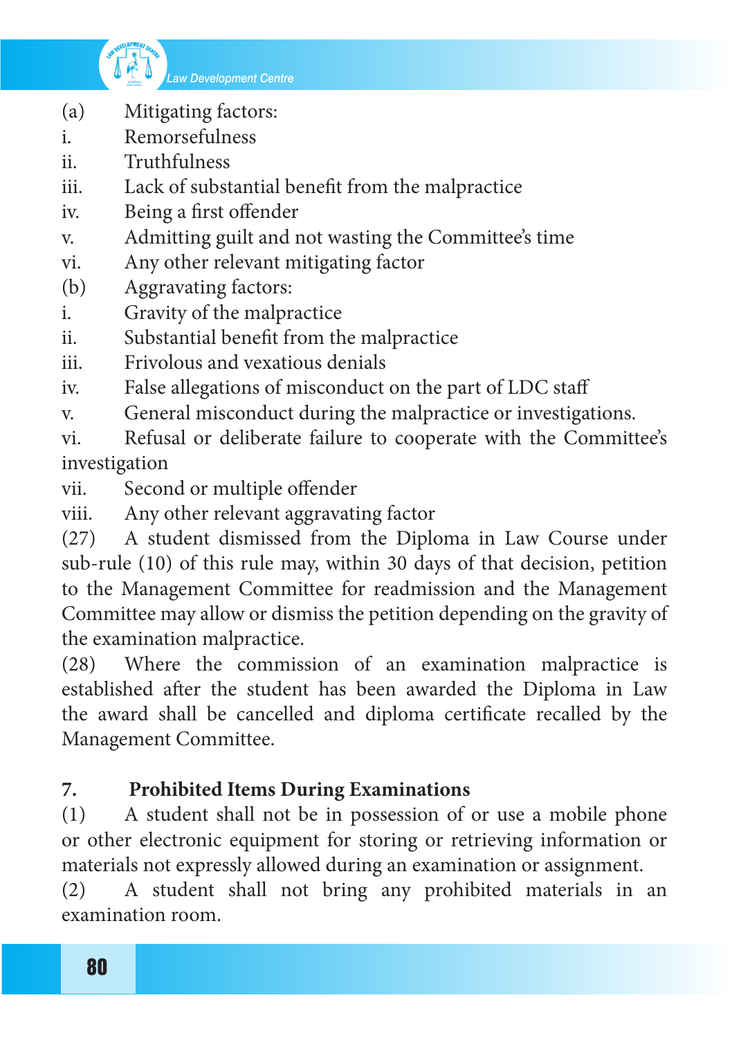(a) Mitigating factors:

i. Remorsefulness

ii. Truthfulness

iii. Lack of substantial benefit from the malpractice

iv. Being a first offender

v. Admitting guilt and not wasting the Committee's time

vi. Any other relevant mitigating factor

(b) Aggravating factors:

i. Gravity of the malpractice

ii. Substantial benefit from the malpractice

iii. Frivolous and vexatious denials

iv. False allegations of misconduct on the part of LDC staff

v. General misconduct during the malpractice or investigations.

vi. Refusal or deliberate failure to cooperate with the Committee's investigation

vii. Second or multiple offender

viii. Any other relevant aggravating factor

(27) A student dismissed from the Diploma in Law Course under sub-rule (10) of this rule may, within 30 days of that decision, petition to the Management Committee for readmission and the Management Committee may allow or dismiss the petition depending on the gravity of the examination malpractice.

(28) Where the commission of an examination malpractice is established after the student has been awarded the Diploma in Law the award shall be cancelled and diploma certificate recalled by the Management Committee.

**7. Prohibited Items During Examinations**

(1) A student shall not be in possession of or use a mobile phone or other electronic equipment for storing or retrieving information or materials not expressly allowed during an examination or assignment.

(2) A student shall not bring any prohibited materials in an examination room.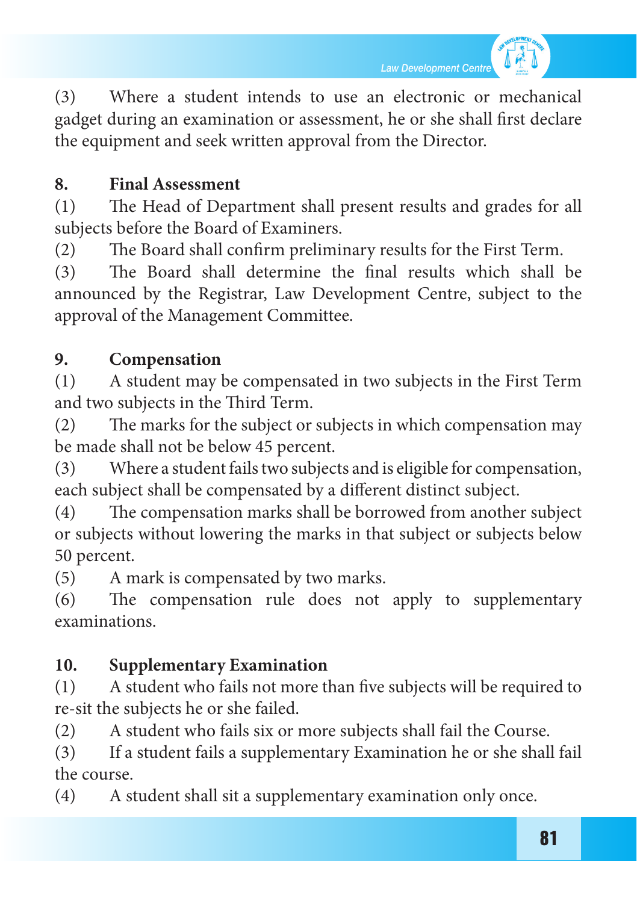(3) Where a student intends to use an electronic or mechanical gadget during an examination or assessment, he or she shall first declare the equipment and seek written approval from the Director.

**8. Final Assessment**

(1) The Head of Department shall present results and grades for all subjects before the Board of Examiners.

(2) The Board shall confirm preliminary results for the First Term.

(3) The Board shall determine the final results which shall be announced by the Registrar, Law Development Centre, subject to the approval of the Management Committee.

**9. Compensation**

(1) A student may be compensated in two subjects in the First Term and two subjects in the Third Term.

(2) The marks for the subject or subjects in which compensation may be made shall not be below 45 percent.

(3) Where a student fails two subjects and is eligible for compensation, each subject shall be compensated by a different distinct subject.

(4) The compensation marks shall be borrowed from another subject or subjects without lowering the marks in that subject or subjects below 50 percent.

(5) A mark is compensated by two marks.

(6) The compensation rule does not apply to supplementary examinations.

**10. Supplementary Examination**

(1) A student who fails not more than five subjects will be required to re-sit the subjects he or she failed.

(2) A student who fails six or more subjects shall fail the Course.

(3) If a student fails a supplementary Examination he or she shall fail the course.

(4) A student shall sit a supplementary examination only once.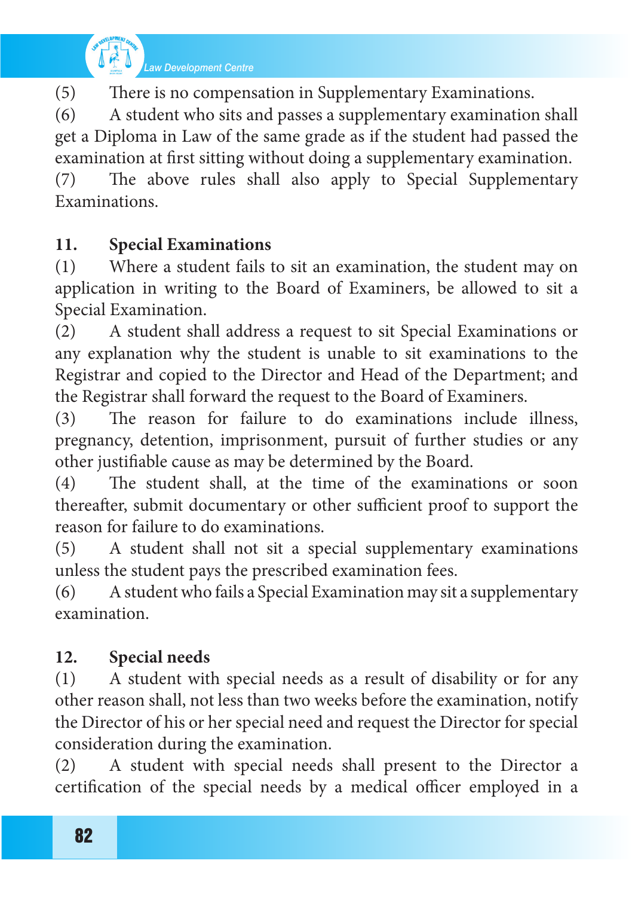(5) There is no compensation in Supplementary Examinations.

(6) A student who sits and passes a supplementary examination shall get a Diploma in Law of the same grade as if the student had passed the examination at first sitting without doing a supplementary examination.

(7) The above rules shall also apply to Special Supplementary Examinations.

**11. Special Examinations**

(1) Where a student fails to sit an examination, the student may on application in writing to the Board of Examiners, be allowed to sit a Special Examination.

(2) A student shall address a request to sit Special Examinations or any explanation why the student is unable to sit examinations to the Registrar and copied to the Director and Head of the Department; and the Registrar shall forward the request to the Board of Examiners.

(3) The reason for failure to do examinations include illness, pregnancy, detention, imprisonment, pursuit of further studies or any other justifiable cause as may be determined by the Board.

(4) The student shall, at the time of the examinations or soon thereafter, submit documentary or other sufficient proof to support the reason for failure to do examinations.

(5) A student shall not sit a special supplementary examinations unless the student pays the prescribed examination fees.

(6) A student who fails a Special Examination may sit a supplementary examination.

**12. Special needs**

(1) A student with special needs as a result of disability or for any other reason shall, not less than two weeks before the examination, notify the Director of his or her special need and request the Director for special consideration during the examination.

(2) A student with special needs shall present to the Director a certification of the special needs by a medical officer employed in a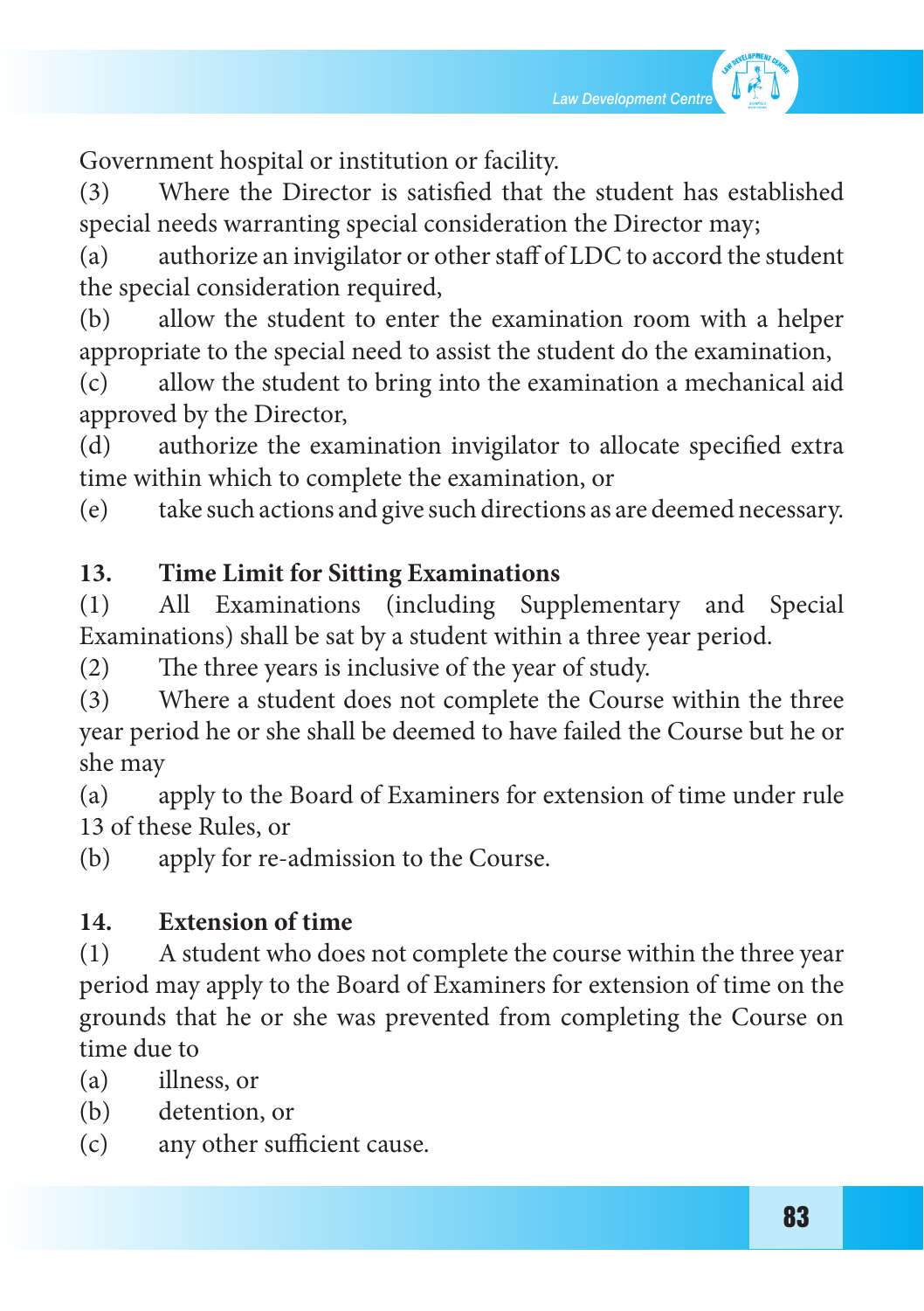Government hospital or institution or facility.

(3) Where the Director is satisfied that the student has established special needs warranting special consideration the Director may;

(a) authorize an invigilator or other staff of LDC to accord the student the special consideration required,

(b) allow the student to enter the examination room with a helper appropriate to the special need to assist the student do the examination,

(c) allow the student to bring into the examination a mechanical aid approved by the Director,

(d) authorize the examination invigilator to allocate specified extra time within which to complete the examination, or

(e) take such actions and give such directions as are deemed necessary.

**13. Time Limit for Sitting Examinations**

(1) All Examinations (including Supplementary and Special Examinations) shall be sat by a student within a three year period.

(2) The three years is inclusive of the year of study.

(3) Where a student does not complete the Course within the three year period he or she shall be deemed to have failed the Course but he or she may

(a) apply to the Board of Examiners for extension of time under rule 13 of these Rules, or

(b) apply for re-admission to the Course.

**14. Extension of time**

(1) A student who does not complete the course within the three year period may apply to the Board of Examiners for extension of time on the grounds that he or she was prevented from completing the Course on time due to

(a) illness, or

(b) detention, or

(c) any other sufficient cause.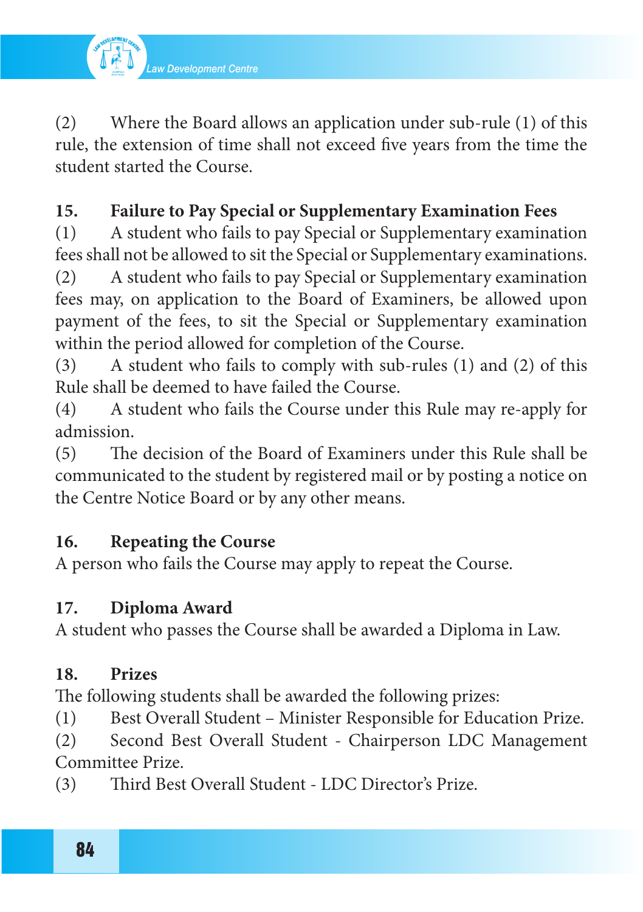(2) Where the Board allows an application under sub-rule (1) of this rule, the extension of time shall not exceed five years from the time the student started the Course.

### 15. Failure to Pay Special or Supplementary Examination Fees

(1) A student who fails to pay Special or Supplementary examination fees shall not be allowed to sit the Special or Supplementary examinations.

(2) A student who fails to pay Special or Supplementary examination fees may, on application to the Board of Examiners, be allowed upon payment of the fees, to sit the Special or Supplementary examination within the period allowed for completion of the Course.

(3) A student who fails to comply with sub-rules (1) and (2) of this Rule shall be deemed to have failed the Course.

(4) A student who fails the Course under this Rule may re-apply for admission.

(5) The decision of the Board of Examiners under this Rule shall be communicated to the student by registered mail or by posting a notice on the Centre Notice Board or by any other means.

### 16. Repeating the Course

A person who fails the Course may apply to repeat the Course.

### 17. Diploma Award

A student who passes the Course shall be awarded a Diploma in Law.

### 18. Prizes

The following students shall be awarded the following prizes:

(1) Best Overall Student – Minister Responsible for Education Prize.

(2) Second Best Overall Student - Chairperson LDC Management Committee Prize.

(3) Third Best Overall Student - LDC Director's Prize.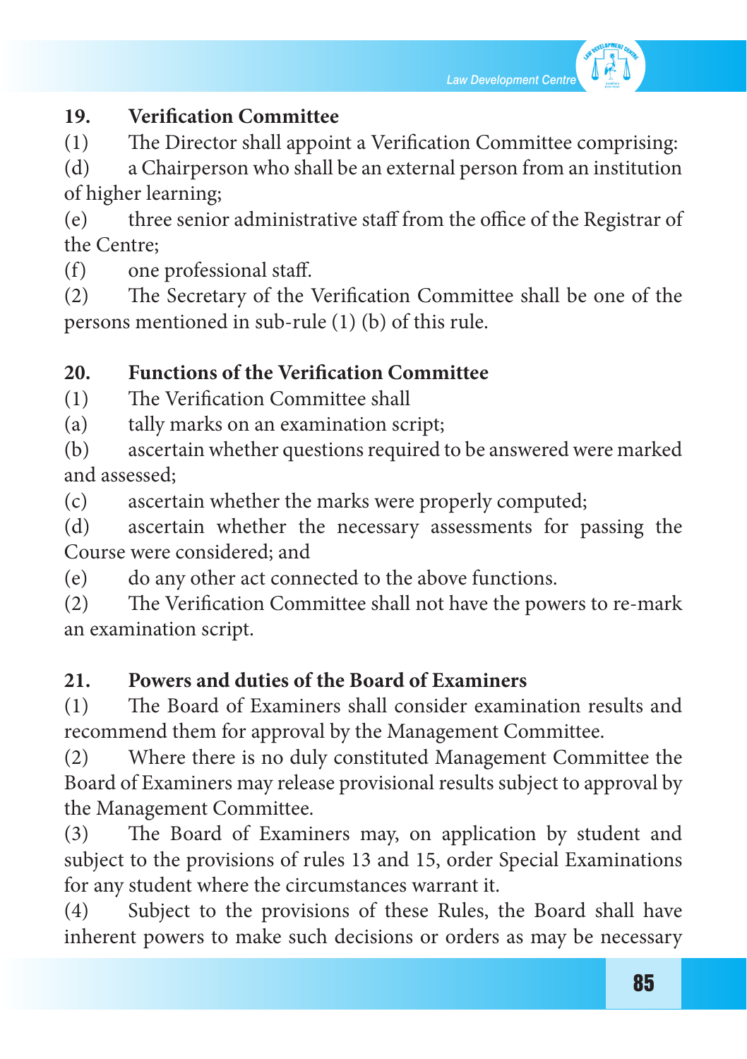**19. Verification Committee**

(1) The Director shall appoint a Verification Committee comprising:

(d) a Chairperson who shall be an external person from an institution of higher learning;

(e) three senior administrative staff from the office of the Registrar of the Centre;

(f) one professional staff.

(2) The Secretary of the Verification Committee shall be one of the persons mentioned in sub-rule (1) (b) of this rule.

**20. Functions of the Verification Committee**

(1) The Verification Committee shall

(a) tally marks on an examination script;

(b) ascertain whether questions required to be answered were marked and assessed;

(c) ascertain whether the marks were properly computed;

(d) ascertain whether the necessary assessments for passing the Course were considered; and

(e) do any other act connected to the above functions.

(2) The Verification Committee shall not have the powers to re-mark an examination script.

**21. Powers and duties of the Board of Examiners**

(1) The Board of Examiners shall consider examination results and recommend them for approval by the Management Committee.

(2) Where there is no duly constituted Management Committee the Board of Examiners may release provisional results subject to approval by the Management Committee.

(3) The Board of Examiners may, on application by student and subject to the provisions of rules 13 and 15, order Special Examinations for any student where the circumstances warrant it.

(4) Subject to the provisions of these Rules, the Board shall have inherent powers to make such decisions or orders as may be necessary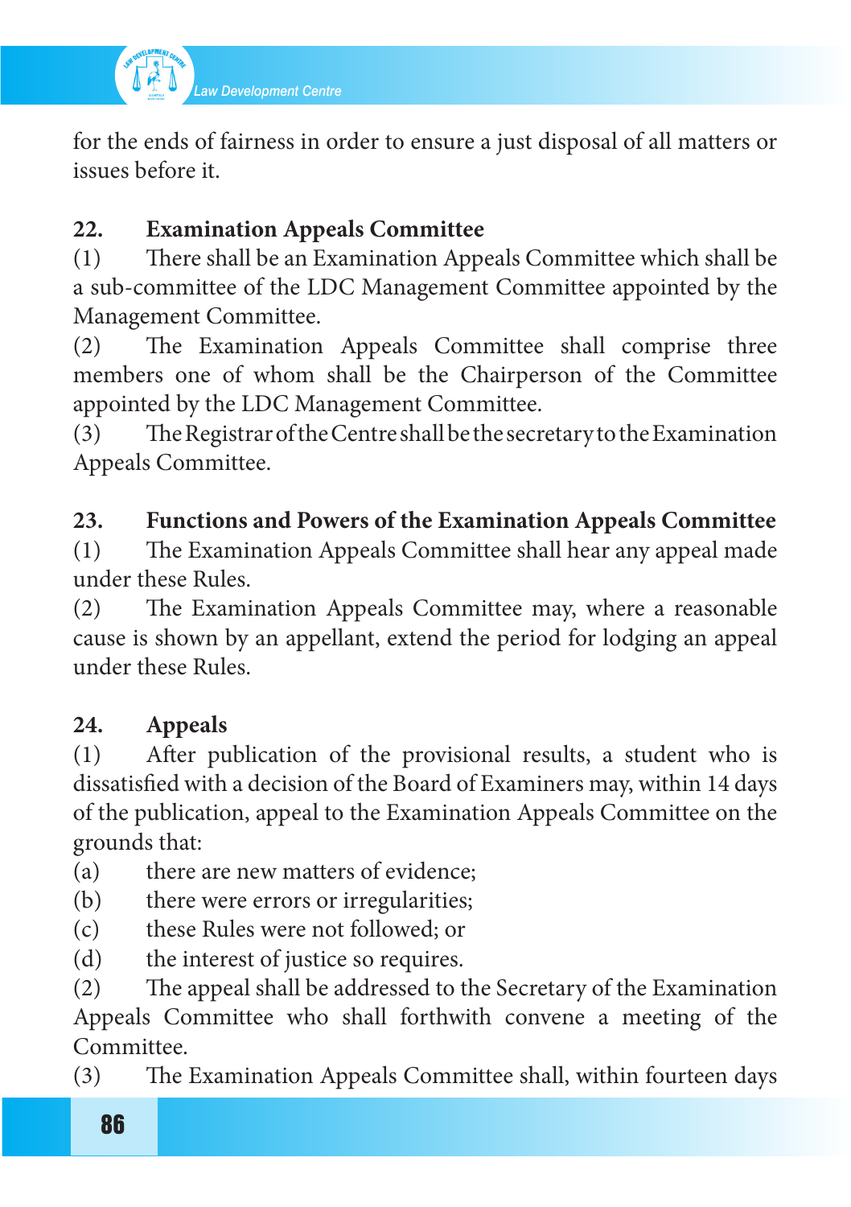for the ends of fairness in order to ensure a just disposal of all matters or issues before it.

### 22. Examination Appeals Committee

(1) There shall be an Examination Appeals Committee which shall be a sub-committee of the LDC Management Committee appointed by the Management Committee.

(2) The Examination Appeals Committee shall comprise three members one of whom shall be the Chairperson of the Committee appointed by the LDC Management Committee.

(3) The Registrar of the Centre shall be the secretary to the Examination Appeals Committee.

### 23. Functions and Powers of the Examination Appeals Committee

(1) The Examination Appeals Committee shall hear any appeal made under these Rules.

(2) The Examination Appeals Committee may, where a reasonable cause is shown by an appellant, extend the period for lodging an appeal under these Rules.

### 24. Appeals

(1) After publication of the provisional results, a student who is dissatisfied with a decision of the Board of Examiners may, within 14 days of the publication, appeal to the Examination Appeals Committee on the grounds that:

(a) there are new matters of evidence;
(b) there were errors or irregularities;
(c) these Rules were not followed; or
(d) the interest of justice so requires.

(2) The appeal shall be addressed to the Secretary of the Examination Appeals Committee who shall forthwith convene a meeting of the Committee.

(3) The Examination Appeals Committee shall, within fourteen days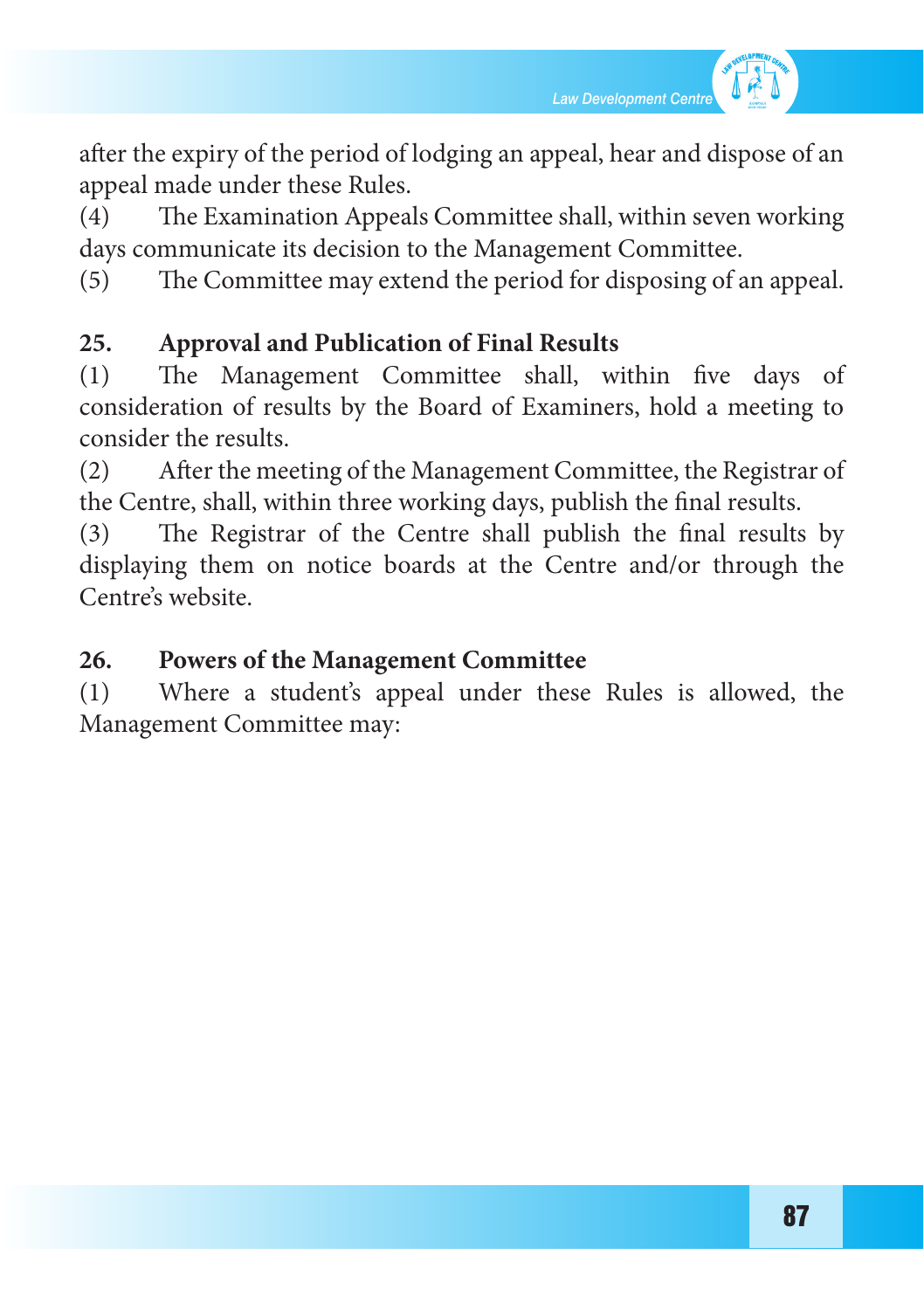after the expiry of the period of lodging an appeal, hear and dispose of an appeal made under these Rules.

(4) The Examination Appeals Committee shall, within seven working days communicate its decision to the Management Committee.

(5) The Committee may extend the period for disposing of an appeal.

### 25. Approval and Publication of Final Results

(1) The Management Committee shall, within five days of consideration of results by the Board of Examiners, hold a meeting to consider the results.

(2) After the meeting of the Management Committee, the Registrar of the Centre, shall, within three working days, publish the final results.

(3) The Registrar of the Centre shall publish the final results by displaying them on notice boards at the Centre and/or through the Centre's website.

### 26. Powers of the Management Committee

(1) Where a student's appeal under these Rules is allowed, the Management Committee may: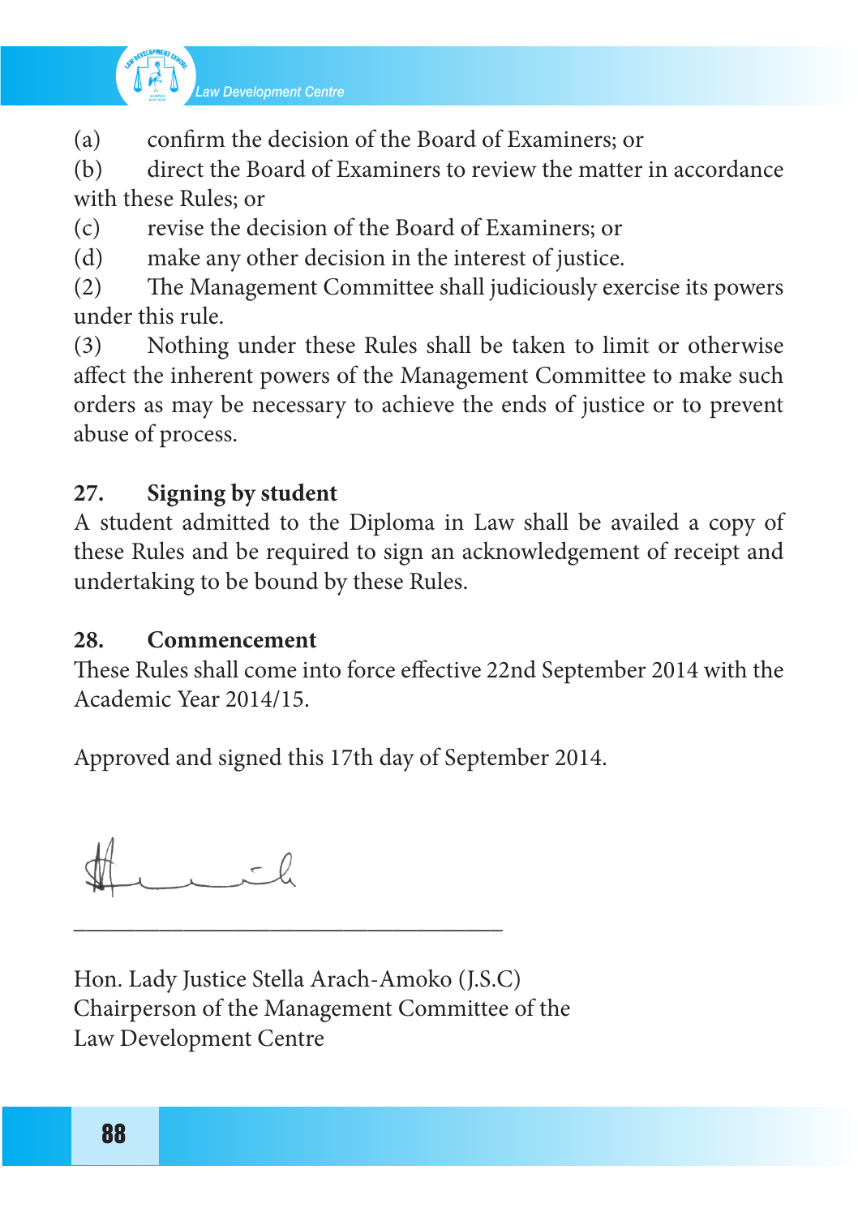(a) confirm the decision of the Board of Examiners; or

(b) direct the Board of Examiners to review the matter in accordance with these Rules; or

(c) revise the decision of the Board of Examiners; or

(d) make any other decision in the interest of justice.

(2) The Management Committee shall judiciously exercise its powers under this rule.

(3) Nothing under these Rules shall be taken to limit or otherwise affect the inherent powers of the Management Committee to make such orders as may be necessary to achieve the ends of justice or to prevent abuse of process.

**27. Signing by student**

A student admitted to the Diploma in Law shall be availed a copy of these Rules and be required to sign an acknowledgement of receipt and undertaking to be bound by these Rules.

**28. Commencement**

These Rules shall come into force effective 22nd September 2014 with the Academic Year 2014/15.

Approved and signed this 17th day of September 2014.

\_\_\_\_\_\_\_\_\_\_\_\_\_\_\_\_\_\_\_\_\_\_\_\_\_\_\_\_\_\_\_\_\_\_\_\_

Hon. Lady Justice Stella Arach-Amoko (J.S.C)
Chairperson of the Management Committee of the
Law Development Centre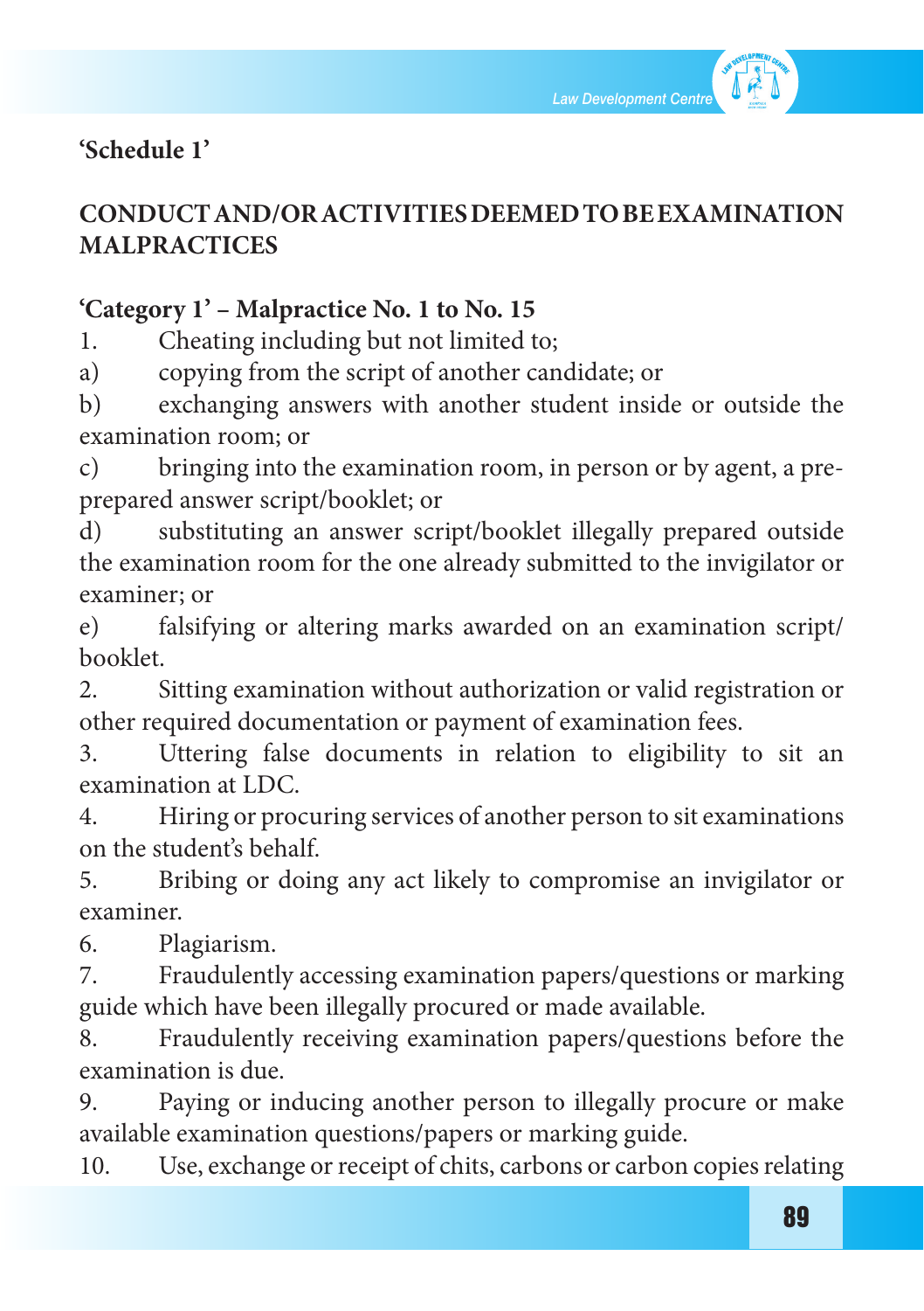**'Schedule 1'**

## CONDUCT AND/OR ACTIVITIES DEEMED TO BE EXAMINATION MALPRACTICES

**'Category 1' – Malpractice No. 1 to No. 15**

1. Cheating including but not limited to;

a) copying from the script of another candidate; or

b) exchanging answers with another student inside or outside the examination room; or

c) bringing into the examination room, in person or by agent, a pre-prepared answer script/booklet; or

d) substituting an answer script/booklet illegally prepared outside the examination room for the one already submitted to the invigilator or examiner; or

e) falsifying or altering marks awarded on an examination script/booklet.

2. Sitting examination without authorization or valid registration or other required documentation or payment of examination fees.

3. Uttering false documents in relation to eligibility to sit an examination at LDC.

4. Hiring or procuring services of another person to sit examinations on the student's behalf.

5. Bribing or doing any act likely to compromise an invigilator or examiner.

6. Plagiarism.

7. Fraudulently accessing examination papers/questions or marking guide which have been illegally procured or made available.

8. Fraudulently receiving examination papers/questions before the examination is due.

9. Paying or inducing another person to illegally procure or make available examination questions/papers or marking guide.

10. Use, exchange or receipt of chits, carbons or carbon copies relating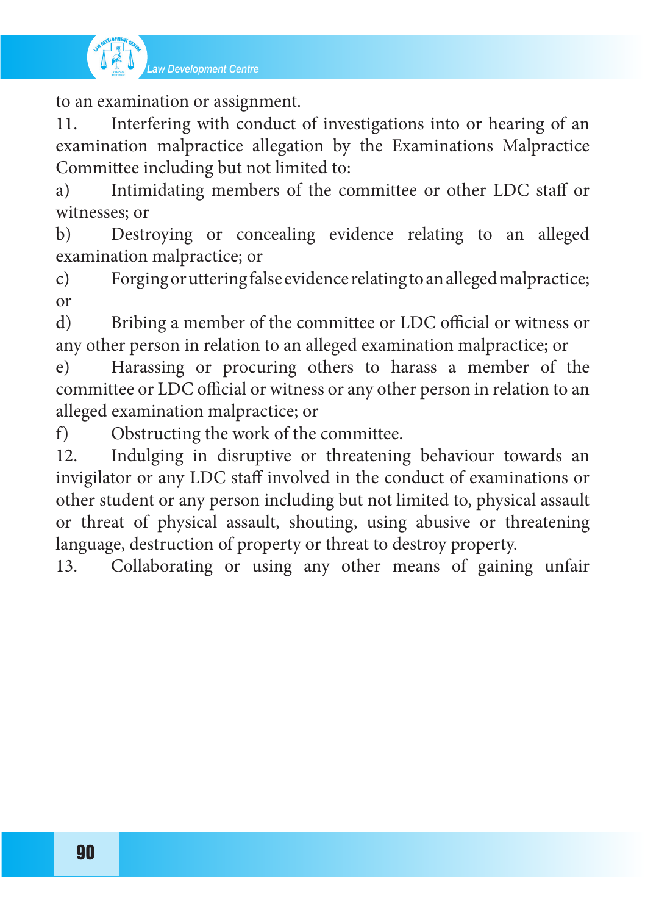to an examination or assignment.

11. Interfering with conduct of investigations into or hearing of an examination malpractice allegation by the Examinations Malpractice Committee including but not limited to:

a) Intimidating members of the committee or other LDC staff or witnesses; or

b) Destroying or concealing evidence relating to an alleged examination malpractice; or

c) Forging or uttering false evidence relating to an alleged malpractice; or

d) Bribing a member of the committee or LDC official or witness or any other person in relation to an alleged examination malpractice; or

e) Harassing or procuring others to harass a member of the committee or LDC official or witness or any other person in relation to an alleged examination malpractice; or

f) Obstructing the work of the committee.

12. Indulging in disruptive or threatening behaviour towards an invigilator or any LDC staff involved in the conduct of examinations or other student or any person including but not limited to, physical assault or threat of physical assault, shouting, using abusive or threatening language, destruction of property or threat to destroy property.

13. Collaborating or using any other means of gaining unfair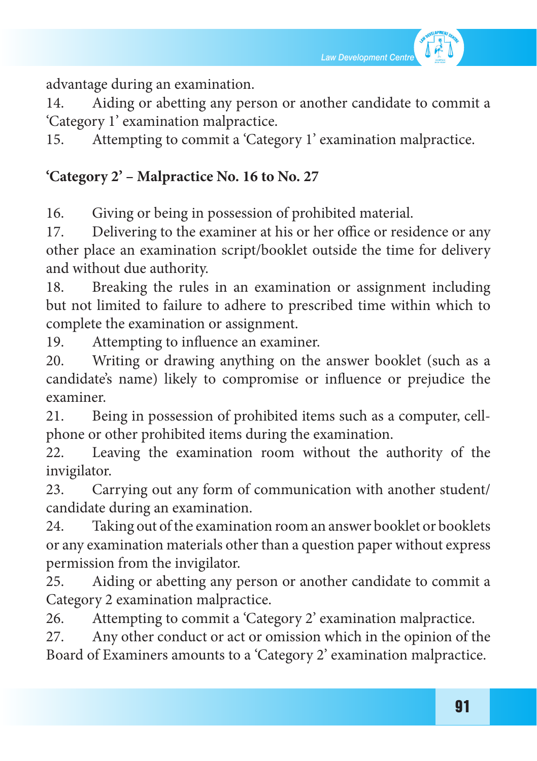advantage during an examination.

14. Aiding or abetting any person or another candidate to commit a 'Category 1' examination malpractice.

15. Attempting to commit a 'Category 1' examination malpractice.

**'Category 2' – Malpractice No. 16 to No. 27**

16. Giving or being in possession of prohibited material.

17. Delivering to the examiner at his or her office or residence or any other place an examination script/booklet outside the time for delivery and without due authority.

18. Breaking the rules in an examination or assignment including but not limited to failure to adhere to prescribed time within which to complete the examination or assignment.

19. Attempting to influence an examiner.

20. Writing or drawing anything on the answer booklet (such as a candidate's name) likely to compromise or influence or prejudice the examiner.

21. Being in possession of prohibited items such as a computer, cell-phone or other prohibited items during the examination.

22. Leaving the examination room without the authority of the invigilator.

23. Carrying out any form of communication with another student/candidate during an examination.

24. Taking out of the examination room an answer booklet or booklets or any examination materials other than a question paper without express permission from the invigilator.

25. Aiding or abetting any person or another candidate to commit a Category 2 examination malpractice.

26. Attempting to commit a 'Category 2' examination malpractice.

27. Any other conduct or act or omission which in the opinion of the Board of Examiners amounts to a 'Category 2' examination malpractice.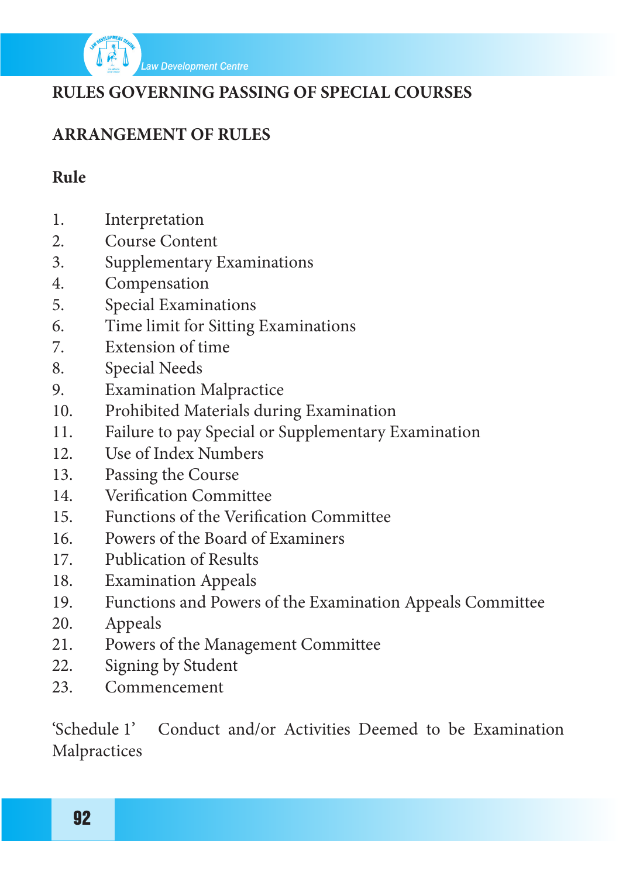## RULES GOVERNING PASSING OF SPECIAL COURSES

## ARRANGEMENT OF RULES

**Rule**

1. Interpretation
2. Course Content
3. Supplementary Examinations
4. Compensation
5. Special Examinations
6. Time limit for Sitting Examinations
7. Extension of time
8. Special Needs
9. Examination Malpractice
10. Prohibited Materials during Examination
11. Failure to pay Special or Supplementary Examination
12. Use of Index Numbers
13. Passing the Course
14. Verification Committee
15. Functions of the Verification Committee
16. Powers of the Board of Examiners
17. Publication of Results
18. Examination Appeals
19. Functions and Powers of the Examination Appeals Committee
20. Appeals
21. Powers of the Management Committee
22. Signing by Student
23. Commencement

'Schedule 1' Conduct and/or Activities Deemed to be Examination Malpractices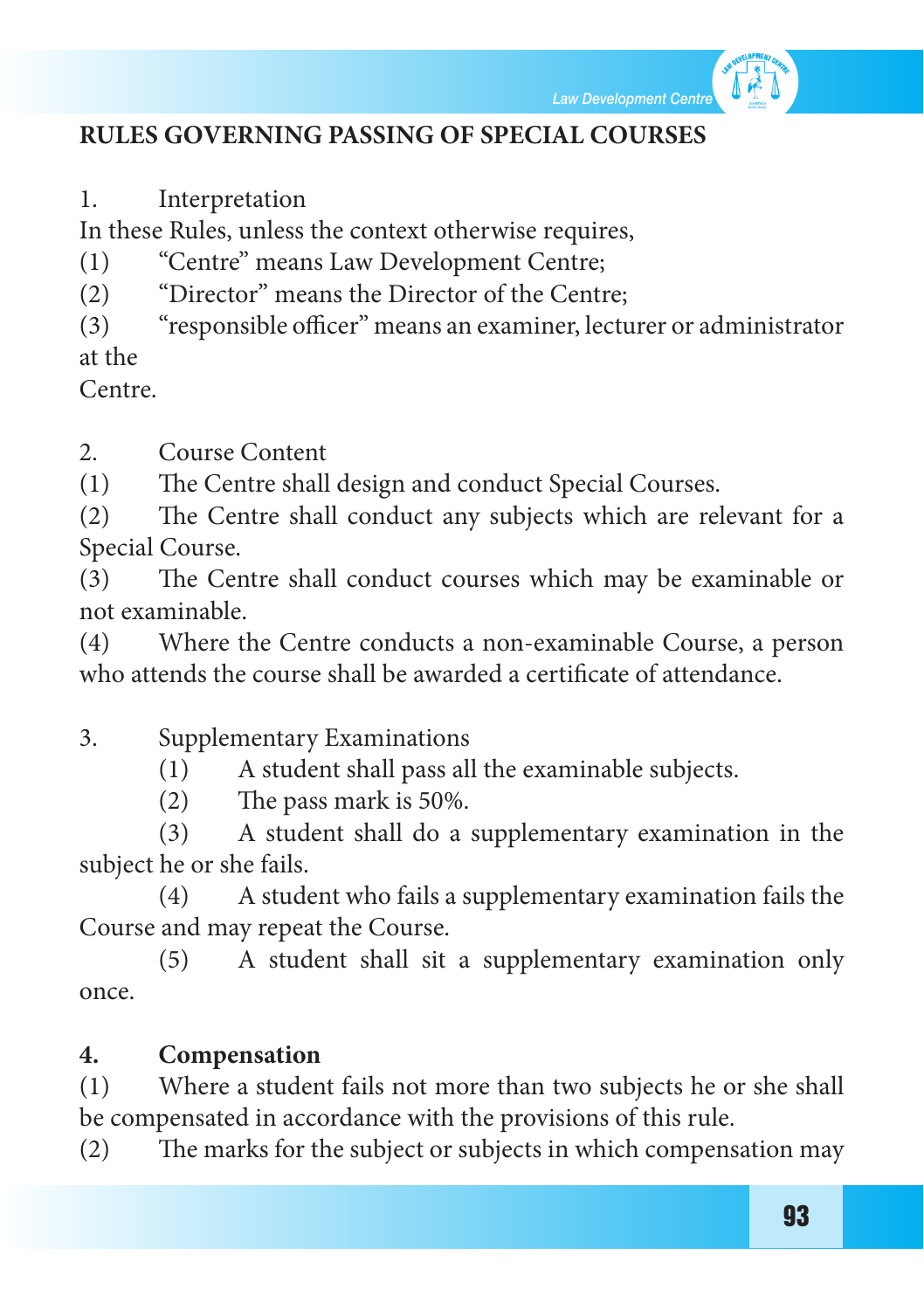# RULES GOVERNING PASSING OF SPECIAL COURSES

1. Interpretation

In these Rules, unless the context otherwise requires,

(1) "Centre" means Law Development Centre;

(2) "Director" means the Director of the Centre;

(3) "responsible officer" means an examiner, lecturer or administrator at the Centre.

2. Course Content

(1) The Centre shall design and conduct Special Courses.

(2) The Centre shall conduct any subjects which are relevant for a Special Course.

(3) The Centre shall conduct courses which may be examinable or not examinable.

(4) Where the Centre conducts a non-examinable Course, a person who attends the course shall be awarded a certificate of attendance.

3. Supplementary Examinations

(1) A student shall pass all the examinable subjects.

(2) The pass mark is 50%.

(3) A student shall do a supplementary examination in the subject he or she fails.

(4) A student who fails a supplementary examination fails the Course and may repeat the Course.

(5) A student shall sit a supplementary examination only once.

**4. Compensation**

(1) Where a student fails not more than two subjects he or she shall be compensated in accordance with the provisions of this rule.

(2) The marks for the subject or subjects in which compensation may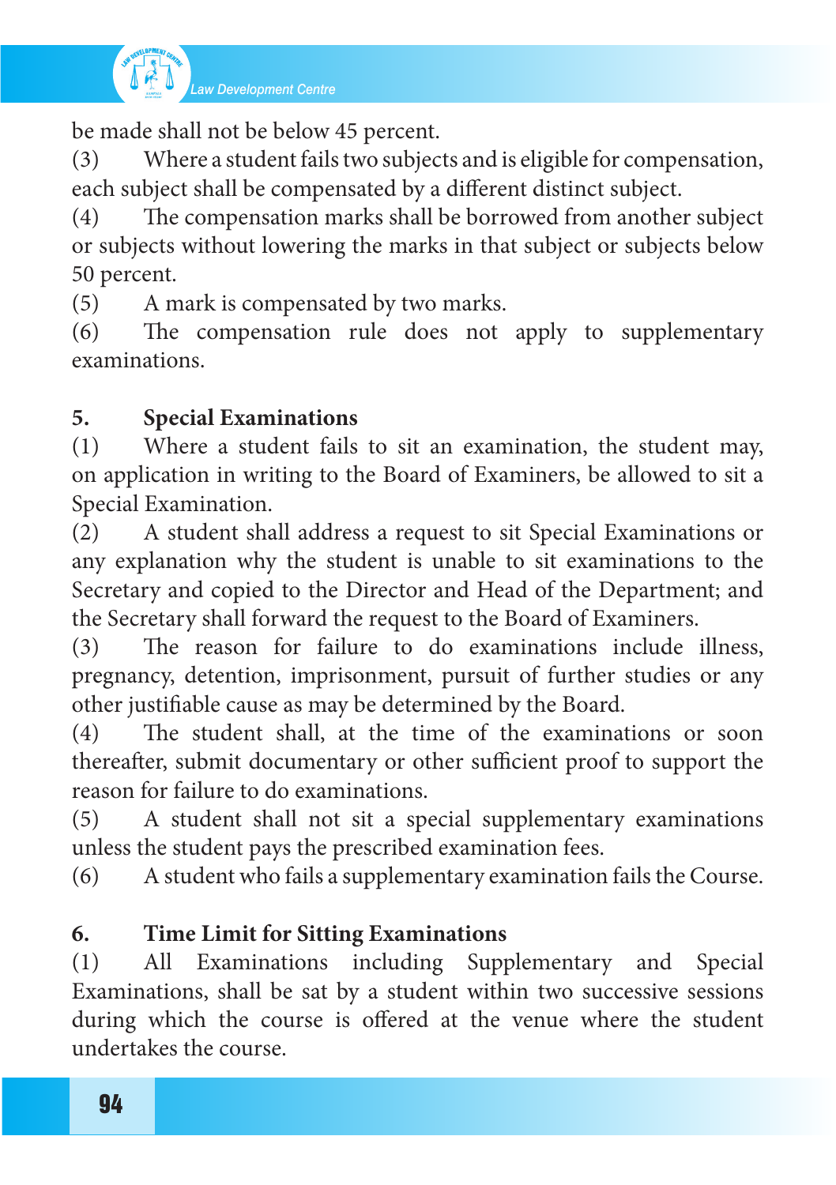be made shall not be below 45 percent.

(3) Where a student fails two subjects and is eligible for compensation, each subject shall be compensated by a different distinct subject.

(4) The compensation marks shall be borrowed from another subject or subjects without lowering the marks in that subject or subjects below 50 percent.

(5) A mark is compensated by two marks.

(6) The compensation rule does not apply to supplementary examinations.

**5. Special Examinations**

(1) Where a student fails to sit an examination, the student may, on application in writing to the Board of Examiners, be allowed to sit a Special Examination.

(2) A student shall address a request to sit Special Examinations or any explanation why the student is unable to sit examinations to the Secretary and copied to the Director and Head of the Department; and the Secretary shall forward the request to the Board of Examiners.

(3) The reason for failure to do examinations include illness, pregnancy, detention, imprisonment, pursuit of further studies or any other justifiable cause as may be determined by the Board.

(4) The student shall, at the time of the examinations or soon thereafter, submit documentary or other sufficient proof to support the reason for failure to do examinations.

(5) A student shall not sit a special supplementary examinations unless the student pays the prescribed examination fees.

(6) A student who fails a supplementary examination fails the Course.

**6. Time Limit for Sitting Examinations**

(1) All Examinations including Supplementary and Special Examinations, shall be sat by a student within two successive sessions during which the course is offered at the venue where the student undertakes the course.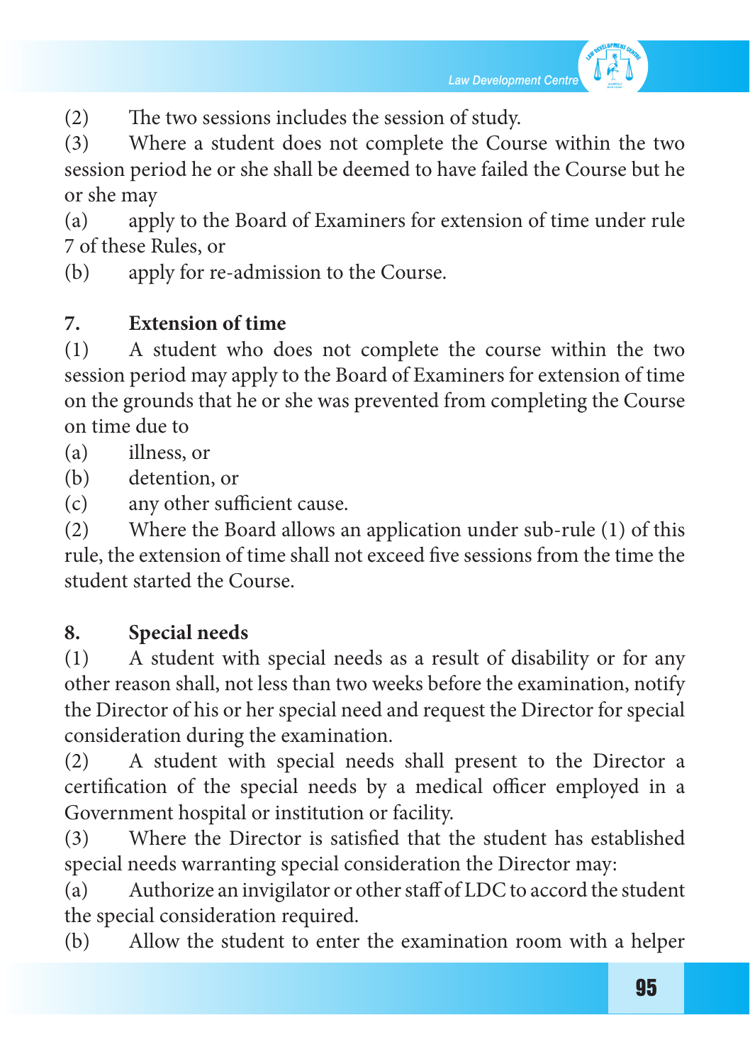(2) The two sessions includes the session of study.

(3) Where a student does not complete the Course within the two session period he or she shall be deemed to have failed the Course but he or she may

(a) apply to the Board of Examiners for extension of time under rule 7 of these Rules, or

(b) apply for re-admission to the Course.

**7. Extension of time**

(1) A student who does not complete the course within the two session period may apply to the Board of Examiners for extension of time on the grounds that he or she was prevented from completing the Course on time due to

(a) illness, or

(b) detention, or

(c) any other sufficient cause.

(2) Where the Board allows an application under sub-rule (1) of this rule, the extension of time shall not exceed five sessions from the time the student started the Course.

**8. Special needs**

(1) A student with special needs as a result of disability or for any other reason shall, not less than two weeks before the examination, notify the Director of his or her special need and request the Director for special consideration during the examination.

(2) A student with special needs shall present to the Director a certification of the special needs by a medical officer employed in a Government hospital or institution or facility.

(3) Where the Director is satisfied that the student has established special needs warranting special consideration the Director may:

(a) Authorize an invigilator or other staff of LDC to accord the student the special consideration required.

(b) Allow the student to enter the examination room with a helper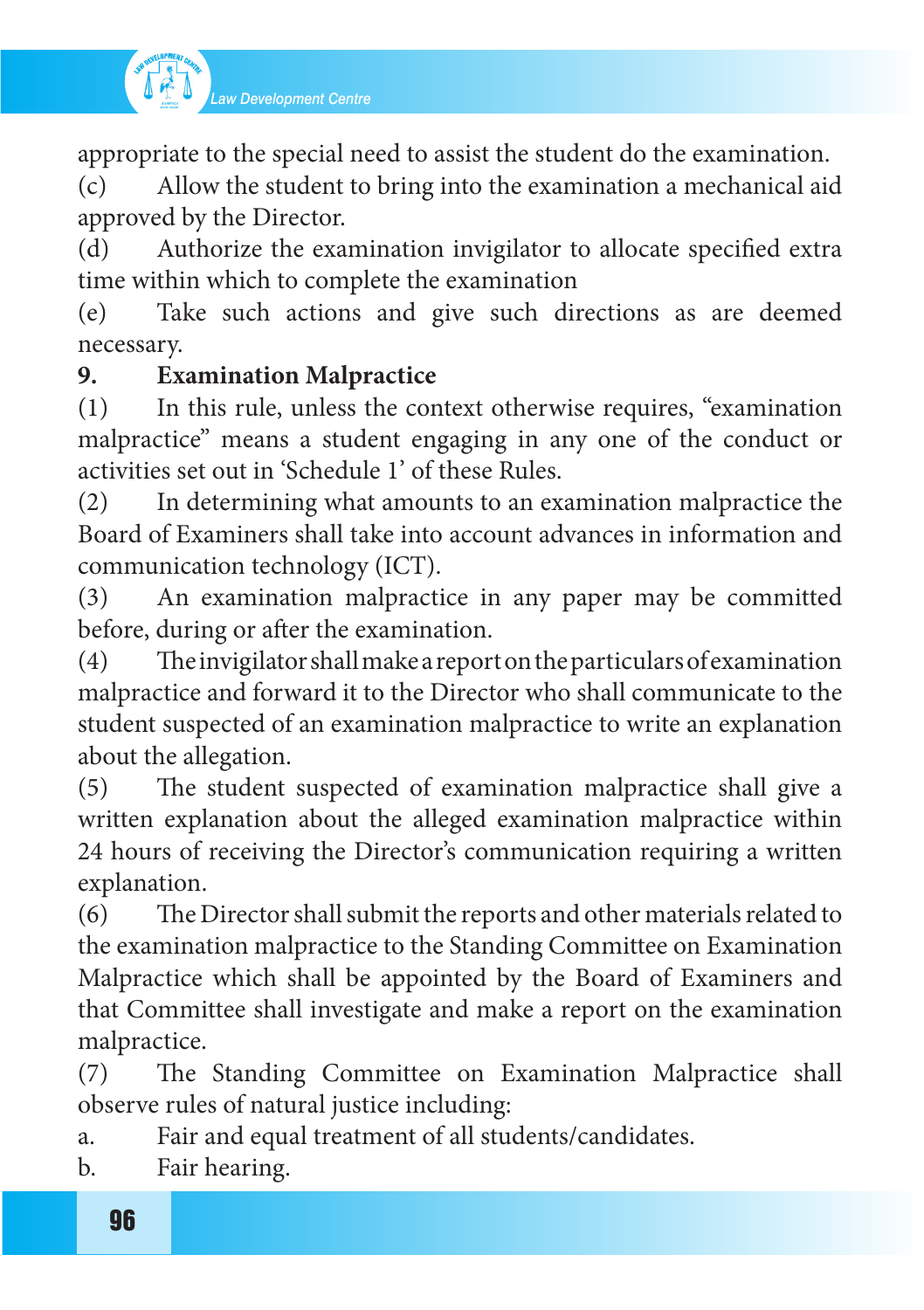appropriate to the special need to assist the student do the examination.

(c) Allow the student to bring into the examination a mechanical aid approved by the Director.

(d) Authorize the examination invigilator to allocate specified extra time within which to complete the examination

(e) Take such actions and give such directions as are deemed necessary.

**9. Examination Malpractice**

(1) In this rule, unless the context otherwise requires, "examination malpractice" means a student engaging in any one of the conduct or activities set out in 'Schedule 1' of these Rules.

(2) In determining what amounts to an examination malpractice the Board of Examiners shall take into account advances in information and communication technology (ICT).

(3) An examination malpractice in any paper may be committed before, during or after the examination.

(4) The invigilator shall make a report on the particulars of examination malpractice and forward it to the Director who shall communicate to the student suspected of an examination malpractice to write an explanation about the allegation.

(5) The student suspected of examination malpractice shall give a written explanation about the alleged examination malpractice within 24 hours of receiving the Director's communication requiring a written explanation.

(6) The Director shall submit the reports and other materials related to the examination malpractice to the Standing Committee on Examination Malpractice which shall be appointed by the Board of Examiners and that Committee shall investigate and make a report on the examination malpractice.

(7) The Standing Committee on Examination Malpractice shall observe rules of natural justice including:

a. Fair and equal treatment of all students/candidates.

b. Fair hearing.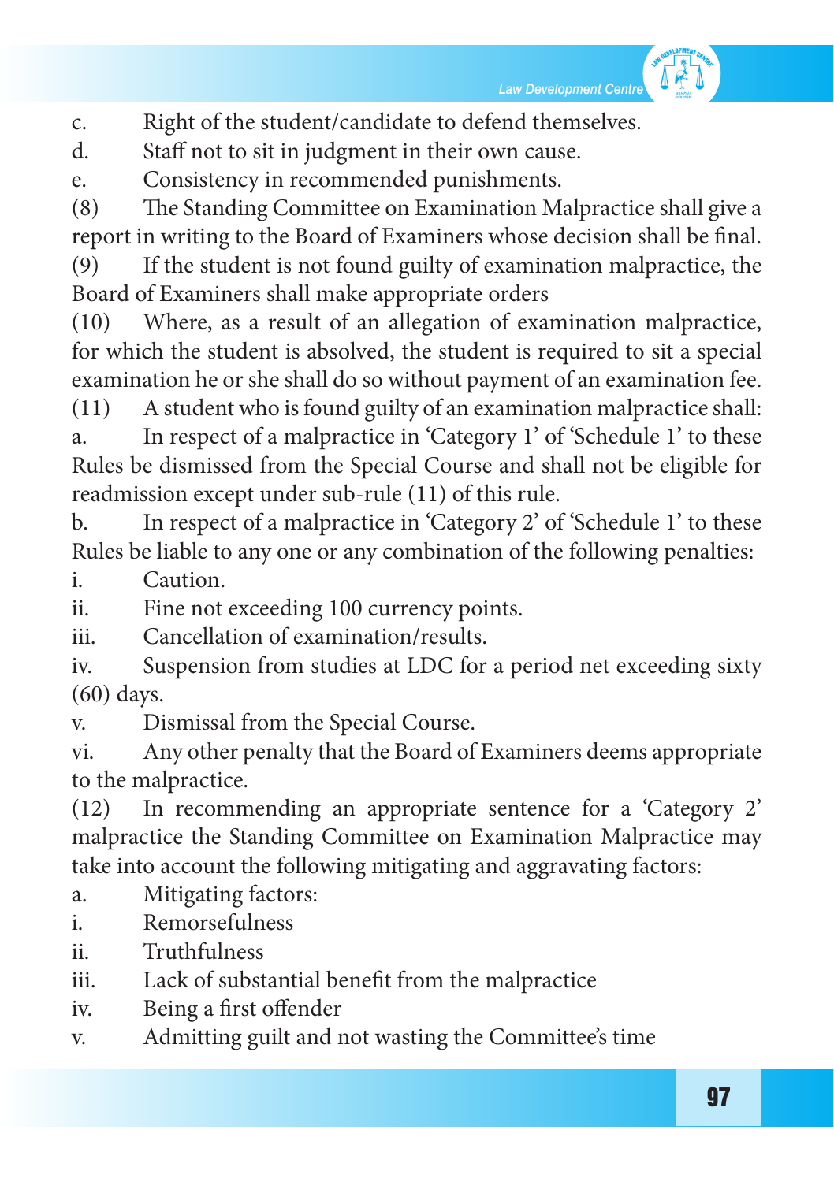c. Right of the student/candidate to defend themselves.

d. Staff not to sit in judgment in their own cause.

e. Consistency in recommended punishments.

(8) The Standing Committee on Examination Malpractice shall give a report in writing to the Board of Examiners whose decision shall be final.

(9) If the student is not found guilty of examination malpractice, the Board of Examiners shall make appropriate orders

(10) Where, as a result of an allegation of examination malpractice, for which the student is absolved, the student is required to sit a special examination he or she shall do so without payment of an examination fee.

(11) A student who is found guilty of an examination malpractice shall:

a. In respect of a malpractice in 'Category 1' of 'Schedule 1' to these Rules be dismissed from the Special Course and shall not be eligible for readmission except under sub-rule (11) of this rule.

b. In respect of a malpractice in 'Category 2' of 'Schedule 1' to these Rules be liable to any one or any combination of the following penalties:

i. Caution.

ii. Fine not exceeding 100 currency points.

iii. Cancellation of examination/results.

iv. Suspension from studies at LDC for a period net exceeding sixty (60) days.

v. Dismissal from the Special Course.

vi. Any other penalty that the Board of Examiners deems appropriate to the malpractice.

(12) In recommending an appropriate sentence for a 'Category 2' malpractice the Standing Committee on Examination Malpractice may take into account the following mitigating and aggravating factors:

a. Mitigating factors:

i. Remorsefulness

ii. Truthfulness

iii. Lack of substantial benefit from the malpractice

iv. Being a first offender

v. Admitting guilt and not wasting the Committee's time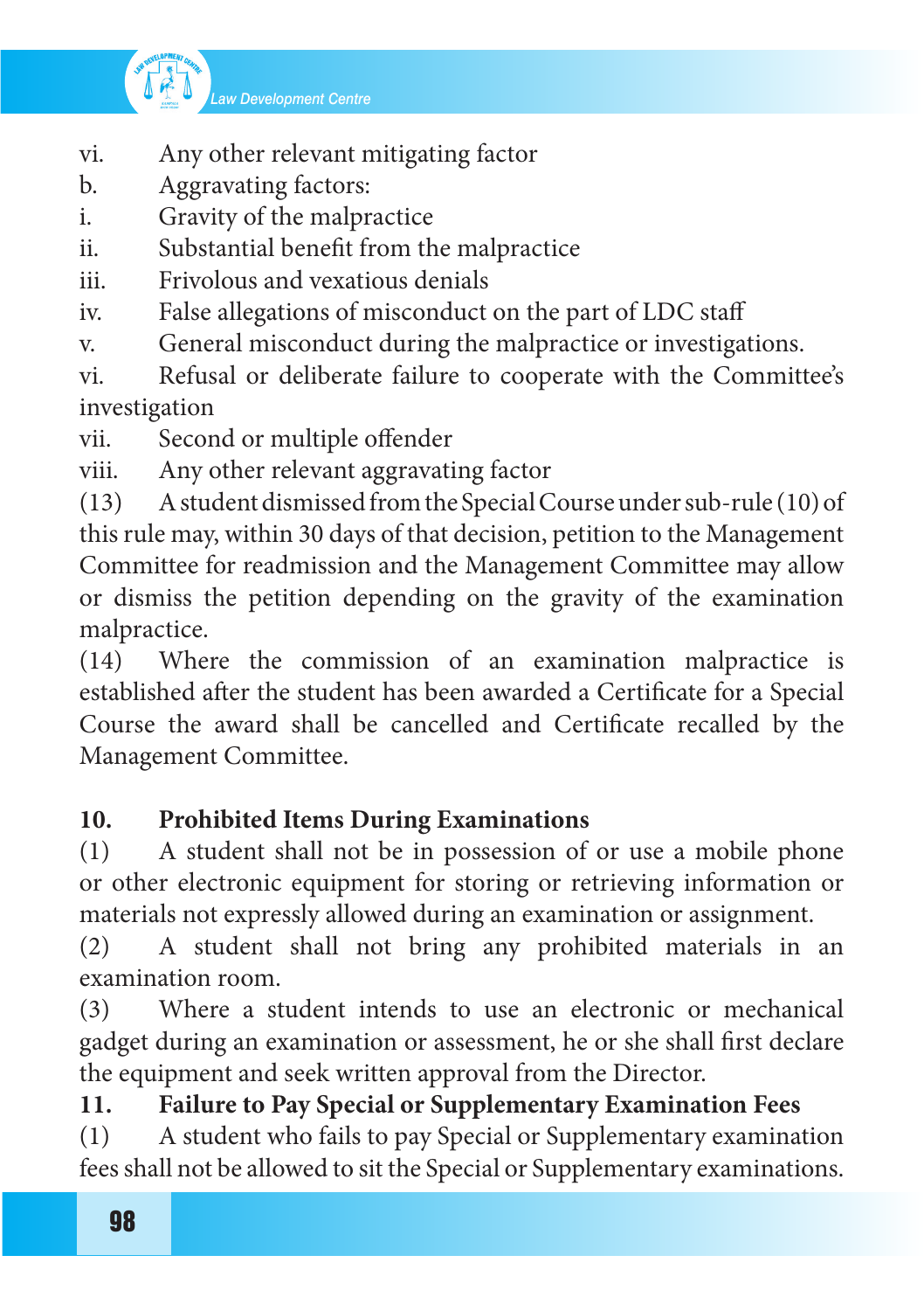vi. Any other relevant mitigating factor

b. Aggravating factors:

i. Gravity of the malpractice

ii. Substantial benefit from the malpractice

iii. Frivolous and vexatious denials

iv. False allegations of misconduct on the part of LDC staff

v. General misconduct during the malpractice or investigations.

vi. Refusal or deliberate failure to cooperate with the Committee's investigation

vii. Second or multiple offender

viii. Any other relevant aggravating factor

(13) A student dismissed from the Special Course under sub-rule (10) of this rule may, within 30 days of that decision, petition to the Management Committee for readmission and the Management Committee may allow or dismiss the petition depending on the gravity of the examination malpractice.

(14) Where the commission of an examination malpractice is established after the student has been awarded a Certificate for a Special Course the award shall be cancelled and Certificate recalled by the Management Committee.

**10. Prohibited Items During Examinations**

(1) A student shall not be in possession of or use a mobile phone or other electronic equipment for storing or retrieving information or materials not expressly allowed during an examination or assignment.

(2) A student shall not bring any prohibited materials in an examination room.

(3) Where a student intends to use an electronic or mechanical gadget during an examination or assessment, he or she shall first declare the equipment and seek written approval from the Director.

**11. Failure to Pay Special or Supplementary Examination Fees**

(1) A student who fails to pay Special or Supplementary examination fees shall not be allowed to sit the Special or Supplementary examinations.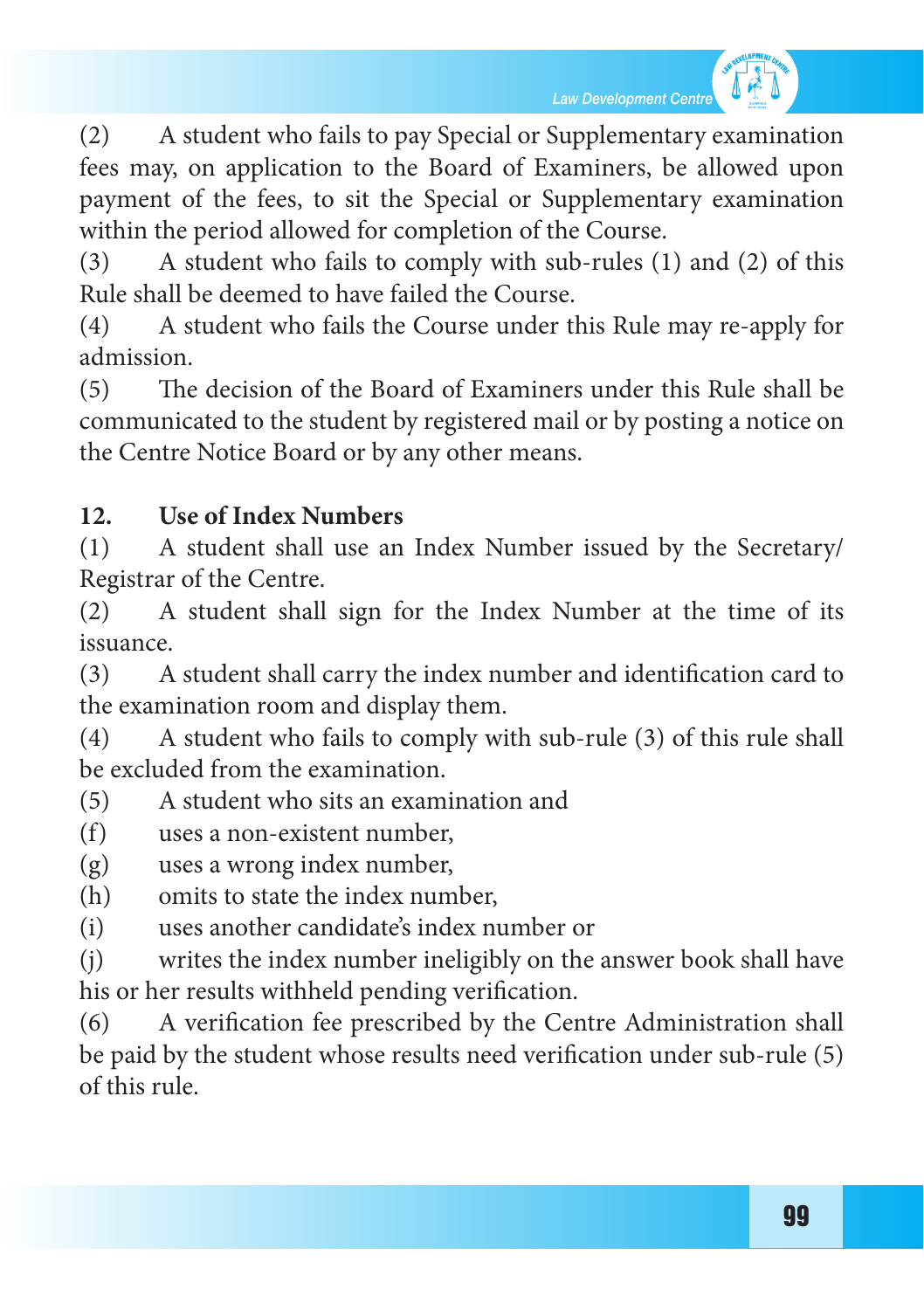(2) A student who fails to pay Special or Supplementary examination fees may, on application to the Board of Examiners, be allowed upon payment of the fees, to sit the Special or Supplementary examination within the period allowed for completion of the Course.

(3) A student who fails to comply with sub-rules (1) and (2) of this Rule shall be deemed to have failed the Course.

(4) A student who fails the Course under this Rule may re-apply for admission.

(5) The decision of the Board of Examiners under this Rule shall be communicated to the student by registered mail or by posting a notice on the Centre Notice Board or by any other means.

**12. Use of Index Numbers**

(1) A student shall use an Index Number issued by the Secretary/ Registrar of the Centre.

(2) A student shall sign for the Index Number at the time of its issuance.

(3) A student shall carry the index number and identification card to the examination room and display them.

(4) A student who fails to comply with sub-rule (3) of this rule shall be excluded from the examination.

(5) A student who sits an examination and

(f) uses a non-existent number,

(g) uses a wrong index number,

(h) omits to state the index number,

(i) uses another candidate's index number or

(j) writes the index number ineligibly on the answer book shall have his or her results withheld pending verification.

(6) A verification fee prescribed by the Centre Administration shall be paid by the student whose results need verification under sub-rule (5) of this rule.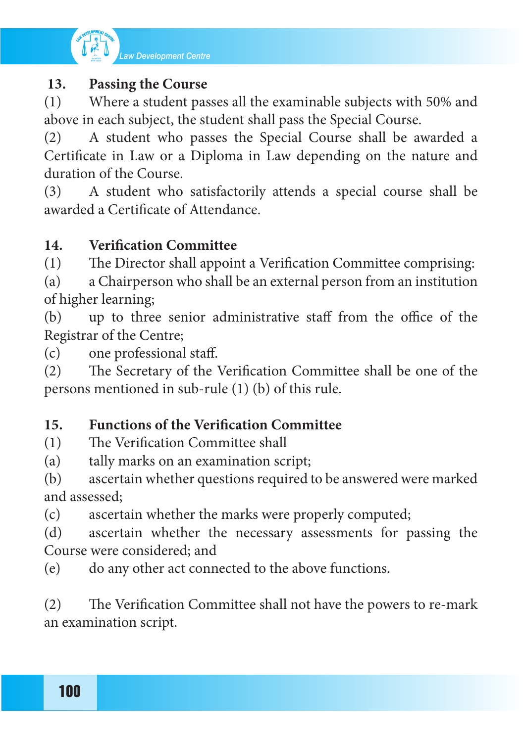### 13. Passing the Course

(1) Where a student passes all the examinable subjects with 50% and above in each subject, the student shall pass the Special Course.

(2) A student who passes the Special Course shall be awarded a Certificate in Law or a Diploma in Law depending on the nature and duration of the Course.

(3) A student who satisfactorily attends a special course shall be awarded a Certificate of Attendance.

### 14. Verification Committee

(1) The Director shall appoint a Verification Committee comprising:

(a) a Chairperson who shall be an external person from an institution of higher learning;

(b) up to three senior administrative staff from the office of the Registrar of the Centre;

(c) one professional staff.

(2) The Secretary of the Verification Committee shall be one of the persons mentioned in sub-rule (1) (b) of this rule.

### 15. Functions of the Verification Committee

(1) The Verification Committee shall

(a) tally marks on an examination script;

(b) ascertain whether questions required to be answered were marked and assessed;

(c) ascertain whether the marks were properly computed;

(d) ascertain whether the necessary assessments for passing the Course were considered; and

(e) do any other act connected to the above functions.

(2) The Verification Committee shall not have the powers to re-mark an examination script.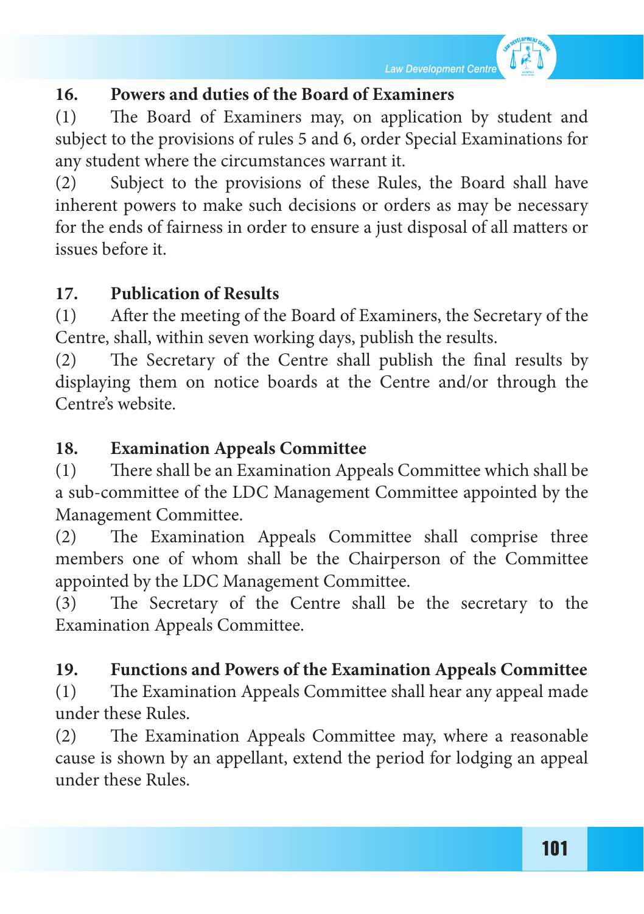### 16. Powers and duties of the Board of Examiners

(1) The Board of Examiners may, on application by student and subject to the provisions of rules 5 and 6, order Special Examinations for any student where the circumstances warrant it.

(2) Subject to the provisions of these Rules, the Board shall have inherent powers to make such decisions or orders as may be necessary for the ends of fairness in order to ensure a just disposal of all matters or issues before it.

### 17. Publication of Results

(1) After the meeting of the Board of Examiners, the Secretary of the Centre, shall, within seven working days, publish the results.

(2) The Secretary of the Centre shall publish the final results by displaying them on notice boards at the Centre and/or through the Centre's website.

### 18. Examination Appeals Committee

(1) There shall be an Examination Appeals Committee which shall be a sub-committee of the LDC Management Committee appointed by the Management Committee.

(2) The Examination Appeals Committee shall comprise three members one of whom shall be the Chairperson of the Committee appointed by the LDC Management Committee.

(3) The Secretary of the Centre shall be the secretary to the Examination Appeals Committee.

### 19. Functions and Powers of the Examination Appeals Committee

(1) The Examination Appeals Committee shall hear any appeal made under these Rules.

(2) The Examination Appeals Committee may, where a reasonable cause is shown by an appellant, extend the period for lodging an appeal under these Rules.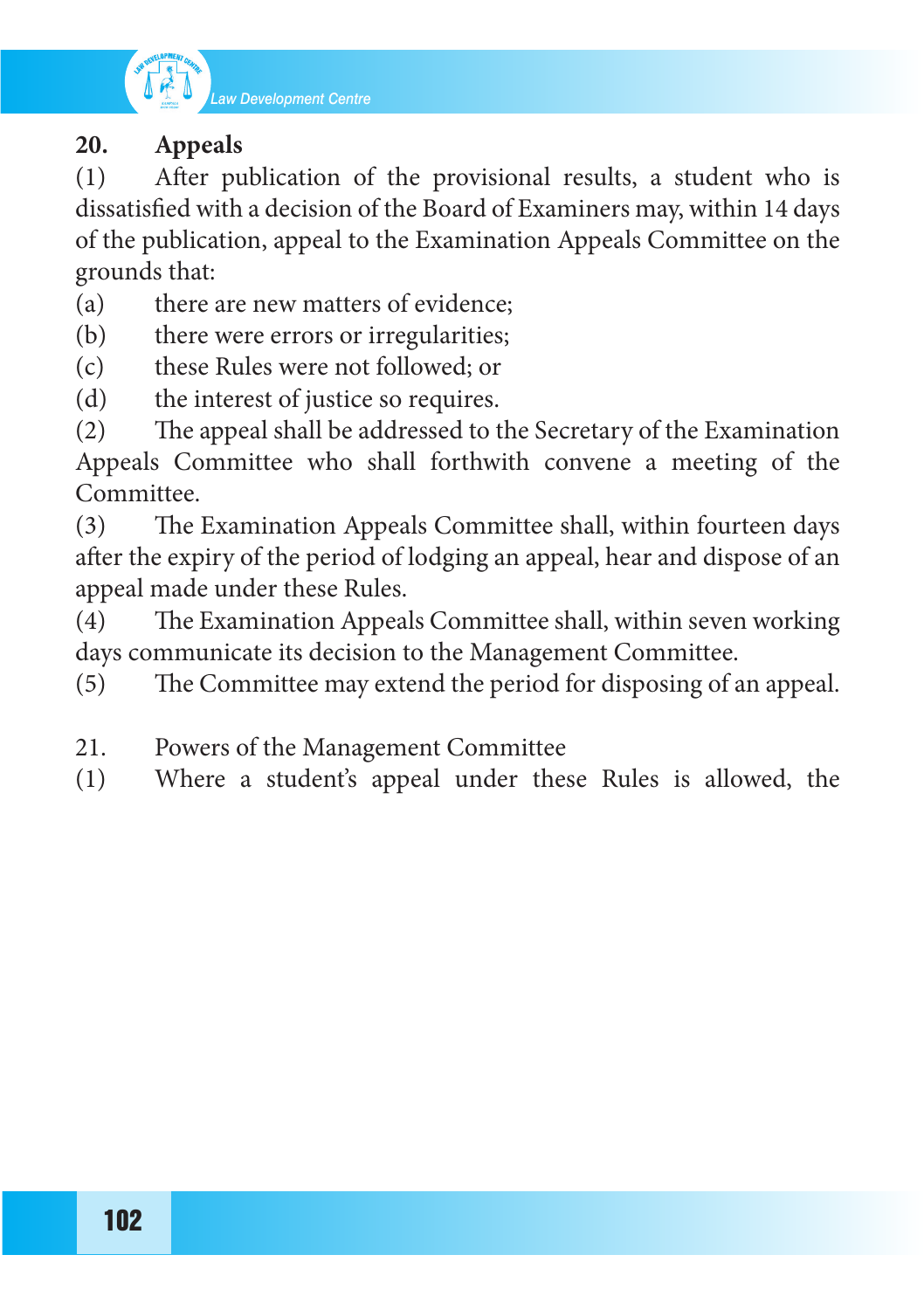**20. Appeals**

(1) After publication of the provisional results, a student who is dissatisfied with a decision of the Board of Examiners may, within 14 days of the publication, appeal to the Examination Appeals Committee on the grounds that:

(a) there are new matters of evidence;

(b) there were errors or irregularities;

(c) these Rules were not followed; or

(d) the interest of justice so requires.

(2) The appeal shall be addressed to the Secretary of the Examination Appeals Committee who shall forthwith convene a meeting of the Committee.

(3) The Examination Appeals Committee shall, within fourteen days after the expiry of the period of lodging an appeal, hear and dispose of an appeal made under these Rules.

(4) The Examination Appeals Committee shall, within seven working days communicate its decision to the Management Committee.

(5) The Committee may extend the period for disposing of an appeal.

21. Powers of the Management Committee

(1) Where a student's appeal under these Rules is allowed, the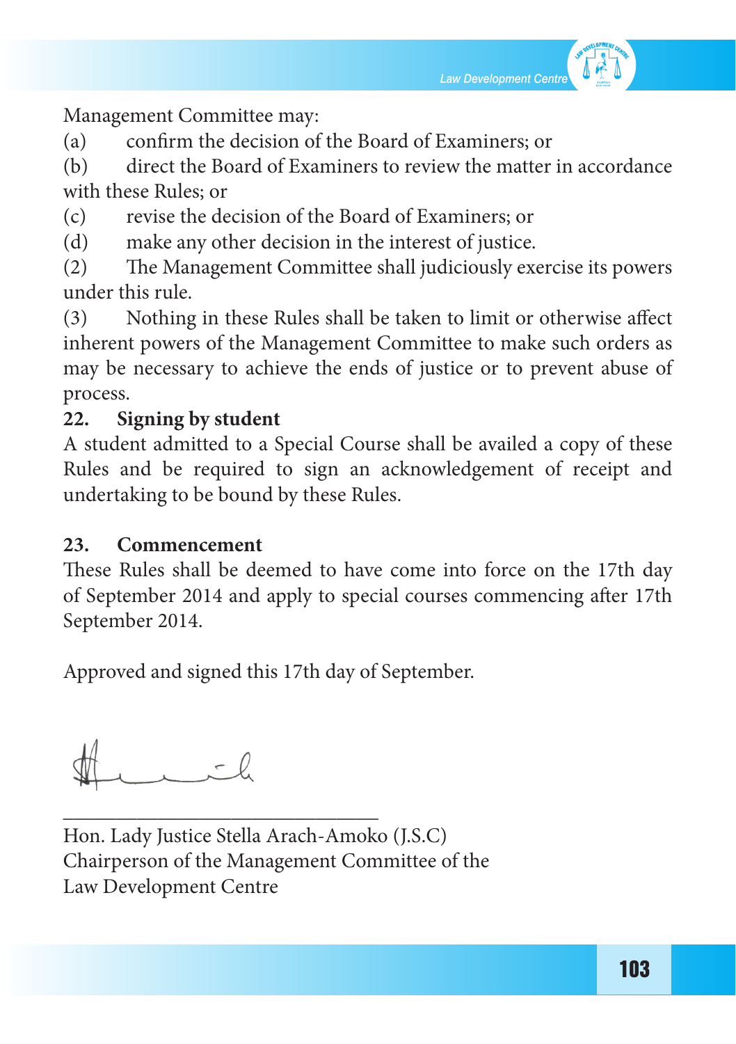Management Committee may:

(a) confirm the decision of the Board of Examiners; or

(b) direct the Board of Examiners to review the matter in accordance with these Rules; or

(c) revise the decision of the Board of Examiners; or

(d) make any other decision in the interest of justice.

(2) The Management Committee shall judiciously exercise its powers under this rule.

(3) Nothing in these Rules shall be taken to limit or otherwise affect inherent powers of the Management Committee to make such orders as may be necessary to achieve the ends of justice or to prevent abuse of process.

**22. Signing by student**

A student admitted to a Special Course shall be availed a copy of these Rules and be required to sign an acknowledgement of receipt and undertaking to be bound by these Rules.

**23. Commencement**

These Rules shall be deemed to have come into force on the 17th day of September 2014 and apply to special courses commencing after 17th September 2014.

Approved and signed this 17th day of September.

\_\_\_\_\_\_\_\_\_\_\_\_\_\_\_\_\_\_\_\_\_\_\_\_\_\_\_\_\_\_\_\_

Hon. Lady Justice Stella Arach-Amoko (J.S.C)
Chairperson of the Management Committee of the
Law Development Centre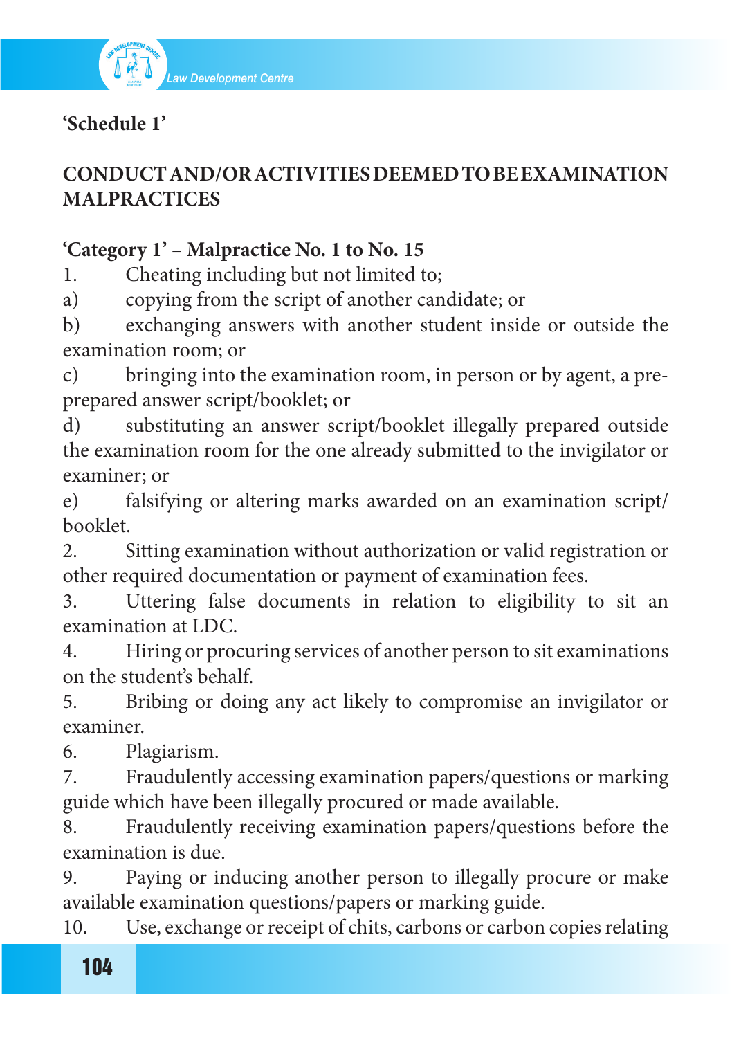**'Schedule 1'**

**CONDUCT AND/OR ACTIVITIES DEEMED TO BE EXAMINATION MALPRACTICES**

**'Category 1' – Malpractice No. 1 to No. 15**

1. Cheating including but not limited to;

a) copying from the script of another candidate; or

b) exchanging answers with another student inside or outside the examination room; or

c) bringing into the examination room, in person or by agent, a pre-prepared answer script/booklet; or

d) substituting an answer script/booklet illegally prepared outside the examination room for the one already submitted to the invigilator or examiner; or

e) falsifying or altering marks awarded on an examination script/booklet.

2. Sitting examination without authorization or valid registration or other required documentation or payment of examination fees.

3. Uttering false documents in relation to eligibility to sit an examination at LDC.

4. Hiring or procuring services of another person to sit examinations on the student's behalf.

5. Bribing or doing any act likely to compromise an invigilator or examiner.

6. Plagiarism.

7. Fraudulently accessing examination papers/questions or marking guide which have been illegally procured or made available.

8. Fraudulently receiving examination papers/questions before the examination is due.

9. Paying or inducing another person to illegally procure or make available examination questions/papers or marking guide.

10. Use, exchange or receipt of chits, carbons or carbon copies relating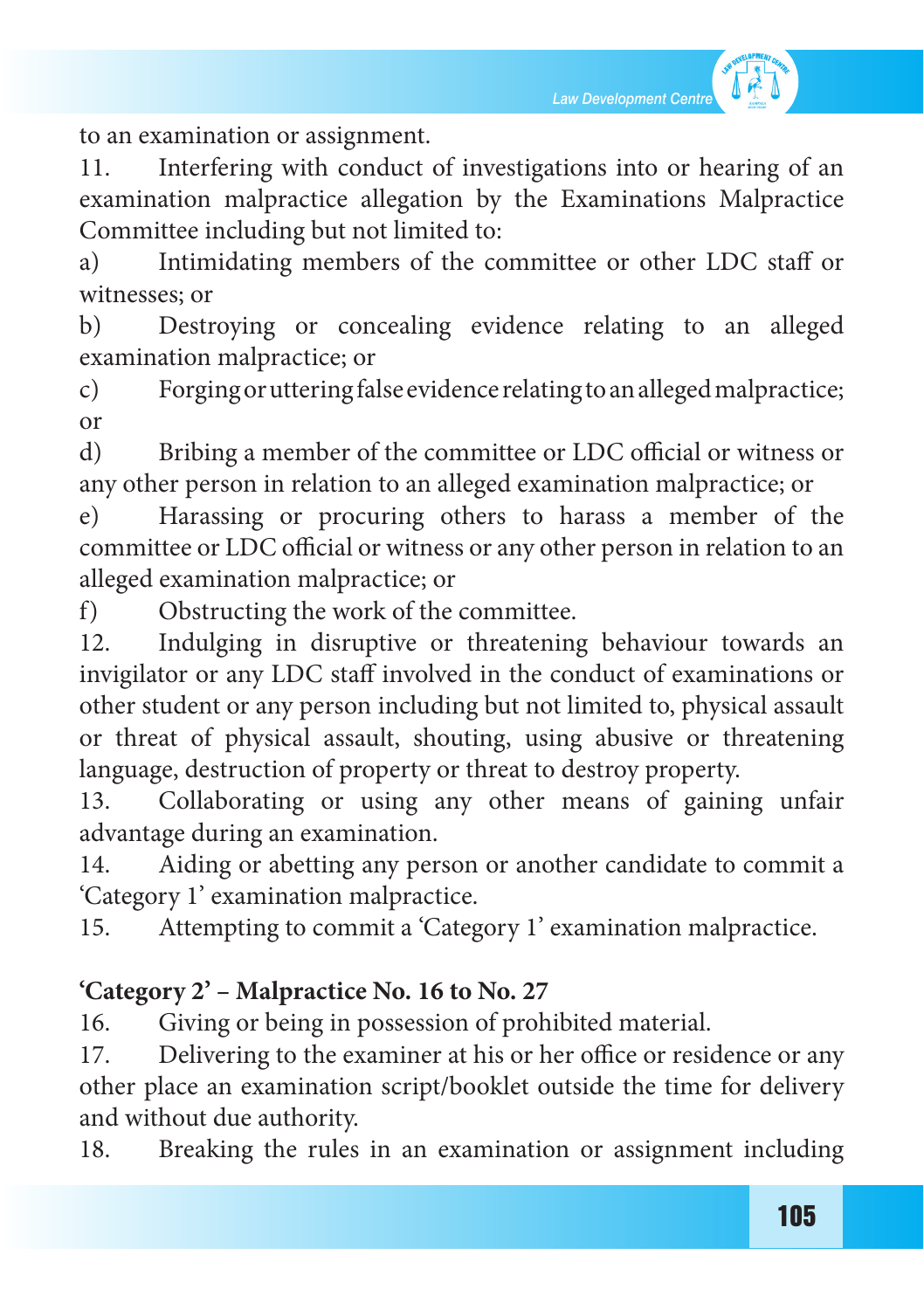to an examination or assignment.

11. Interfering with conduct of investigations into or hearing of an examination malpractice allegation by the Examinations Malpractice Committee including but not limited to:

a) Intimidating members of the committee or other LDC staff or witnesses; or

b) Destroying or concealing evidence relating to an alleged examination malpractice; or

c) Forging or uttering false evidence relating to an alleged malpractice; or

d) Bribing a member of the committee or LDC official or witness or any other person in relation to an alleged examination malpractice; or

e) Harassing or procuring others to harass a member of the committee or LDC official or witness or any other person in relation to an alleged examination malpractice; or

f) Obstructing the work of the committee.

12. Indulging in disruptive or threatening behaviour towards an invigilator or any LDC staff involved in the conduct of examinations or other student or any person including but not limited to, physical assault or threat of physical assault, shouting, using abusive or threatening language, destruction of property or threat to destroy property.

13. Collaborating or using any other means of gaining unfair advantage during an examination.

14. Aiding or abetting any person or another candidate to commit a 'Category 1' examination malpractice.

15. Attempting to commit a 'Category 1' examination malpractice.

**'Category 2' – Malpractice No. 16 to No. 27**

16. Giving or being in possession of prohibited material.

17. Delivering to the examiner at his or her office or residence or any other place an examination script/booklet outside the time for delivery and without due authority.

18. Breaking the rules in an examination or assignment including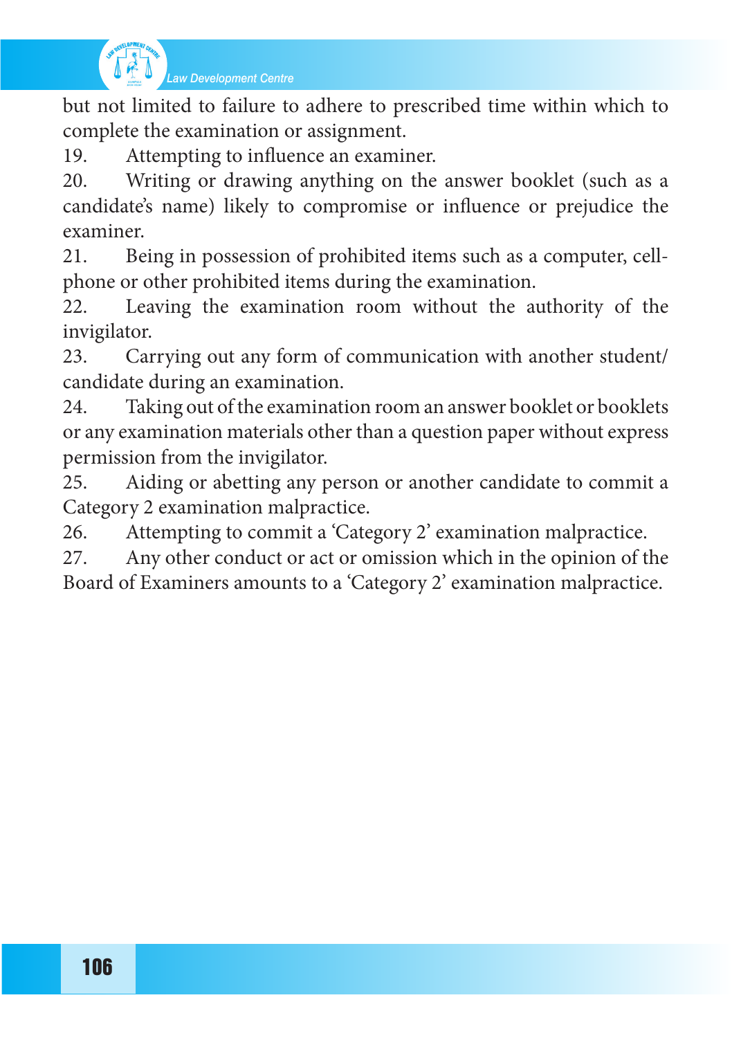but not limited to failure to adhere to prescribed time within which to complete the examination or assignment.

19. Attempting to influence an examiner.

20. Writing or drawing anything on the answer booklet (such as a candidate's name) likely to compromise or influence or prejudice the examiner.

21. Being in possession of prohibited items such as a computer, cell-phone or other prohibited items during the examination.

22. Leaving the examination room without the authority of the invigilator.

23. Carrying out any form of communication with another student/ candidate during an examination.

24. Taking out of the examination room an answer booklet or booklets or any examination materials other than a question paper without express permission from the invigilator.

25. Aiding or abetting any person or another candidate to commit a Category 2 examination malpractice.

26. Attempting to commit a 'Category 2' examination malpractice.

27. Any other conduct or act or omission which in the opinion of the Board of Examiners amounts to a 'Category 2' examination malpractice.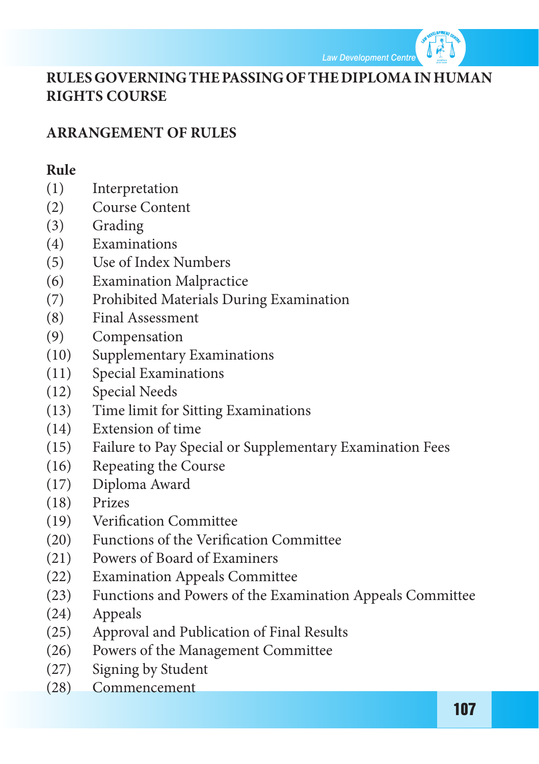## RULES GOVERNING THE PASSING OF THE DIPLOMA IN HUMAN RIGHTS COURSE

### ARRANGEMENT OF RULES

**Rule**

(1) Interpretation
(2) Course Content
(3) Grading
(4) Examinations
(5) Use of Index Numbers
(6) Examination Malpractice
(7) Prohibited Materials During Examination
(8) Final Assessment
(9) Compensation
(10) Supplementary Examinations
(11) Special Examinations
(12) Special Needs
(13) Time limit for Sitting Examinations
(14) Extension of time
(15) Failure to Pay Special or Supplementary Examination Fees
(16) Repeating the Course
(17) Diploma Award
(18) Prizes
(19) Verification Committee
(20) Functions of the Verification Committee
(21) Powers of Board of Examiners
(22) Examination Appeals Committee
(23) Functions and Powers of the Examination Appeals Committee
(24) Appeals
(25) Approval and Publication of Final Results
(26) Powers of the Management Committee
(27) Signing by Student
(28) Commencement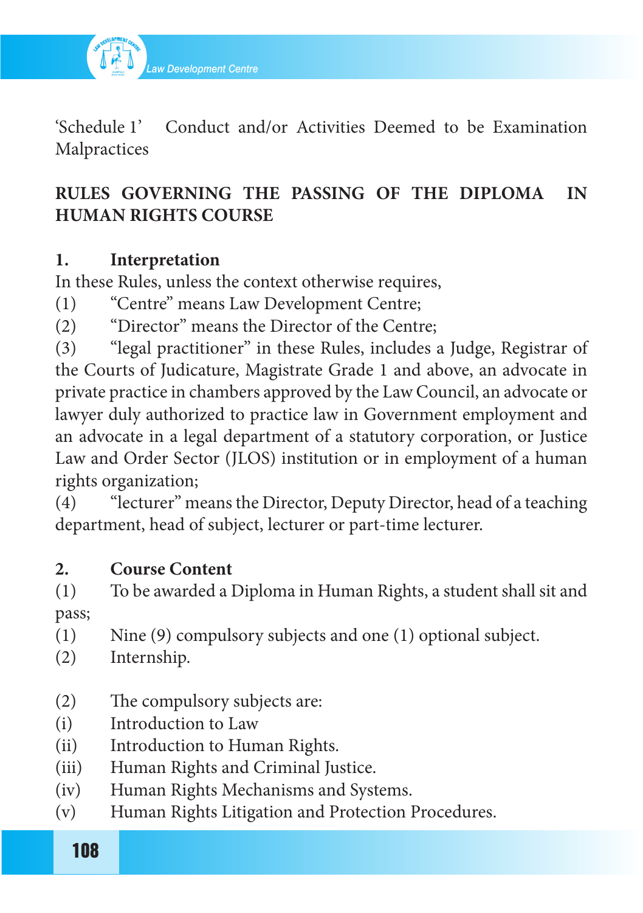'Schedule 1' Conduct and/or Activities Deemed to be Examination Malpractices

## RULES GOVERNING THE PASSING OF THE DIPLOMA IN HUMAN RIGHTS COURSE

**1. Interpretation**

In these Rules, unless the context otherwise requires,

(1) "Centre" means Law Development Centre;

(2) "Director" means the Director of the Centre;

(3) "legal practitioner" in these Rules, includes a Judge, Registrar of the Courts of Judicature, Magistrate Grade 1 and above, an advocate in private practice in chambers approved by the Law Council, an advocate or lawyer duly authorized to practice law in Government employment and an advocate in a legal department of a statutory corporation, or Justice Law and Order Sector (JLOS) institution or in employment of a human rights organization;

(4) "lecturer" means the Director, Deputy Director, head of a teaching department, head of subject, lecturer or part-time lecturer.

**2. Course Content**

(1) To be awarded a Diploma in Human Rights, a student shall sit and pass;

(1) Nine (9) compulsory subjects and one (1) optional subject.

(2) Internship.

(2) The compulsory subjects are:

(i) Introduction to Law

(ii) Introduction to Human Rights.

(iii) Human Rights and Criminal Justice.

(iv) Human Rights Mechanisms and Systems.

(v) Human Rights Litigation and Protection Procedures.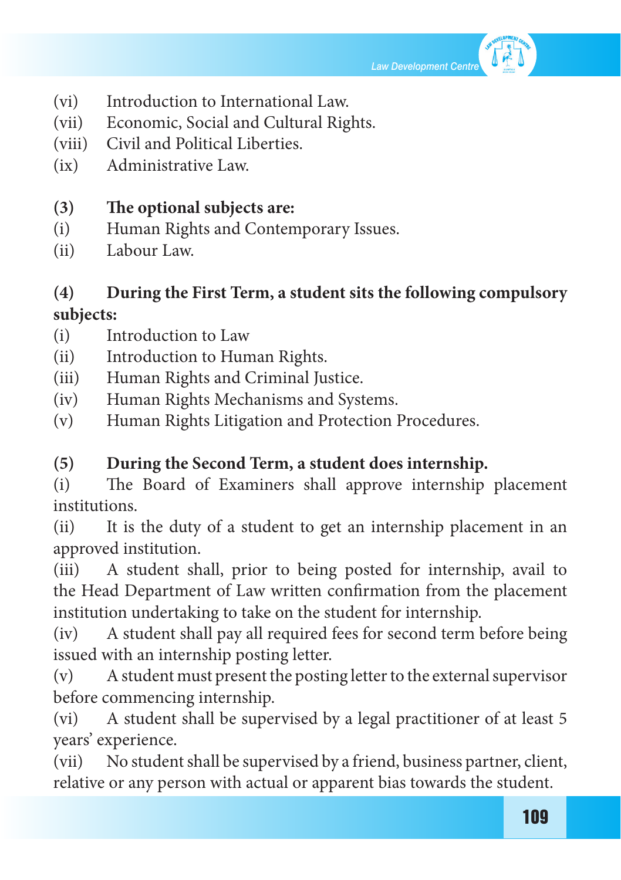(vi) Introduction to International Law.
(vii) Economic, Social and Cultural Rights.
(viii) Civil and Political Liberties.
(ix) Administrative Law.

**(3) The optional subjects are:**
(i) Human Rights and Contemporary Issues.
(ii) Labour Law.

**(4) During the First Term, a student sits the following compulsory subjects:**
(i) Introduction to Law
(ii) Introduction to Human Rights.
(iii) Human Rights and Criminal Justice.
(iv) Human Rights Mechanisms and Systems.
(v) Human Rights Litigation and Protection Procedures.

**(5) During the Second Term, a student does internship.**
(i) The Board of Examiners shall approve internship placement institutions.
(ii) It is the duty of a student to get an internship placement in an approved institution.
(iii) A student shall, prior to being posted for internship, avail to the Head Department of Law written confirmation from the placement institution undertaking to take on the student for internship.
(iv) A student shall pay all required fees for second term before being issued with an internship posting letter.
(v) A student must present the posting letter to the external supervisor before commencing internship.
(vi) A student shall be supervised by a legal practitioner of at least 5 years' experience.
(vii) No student shall be supervised by a friend, business partner, client, relative or any person with actual or apparent bias towards the student.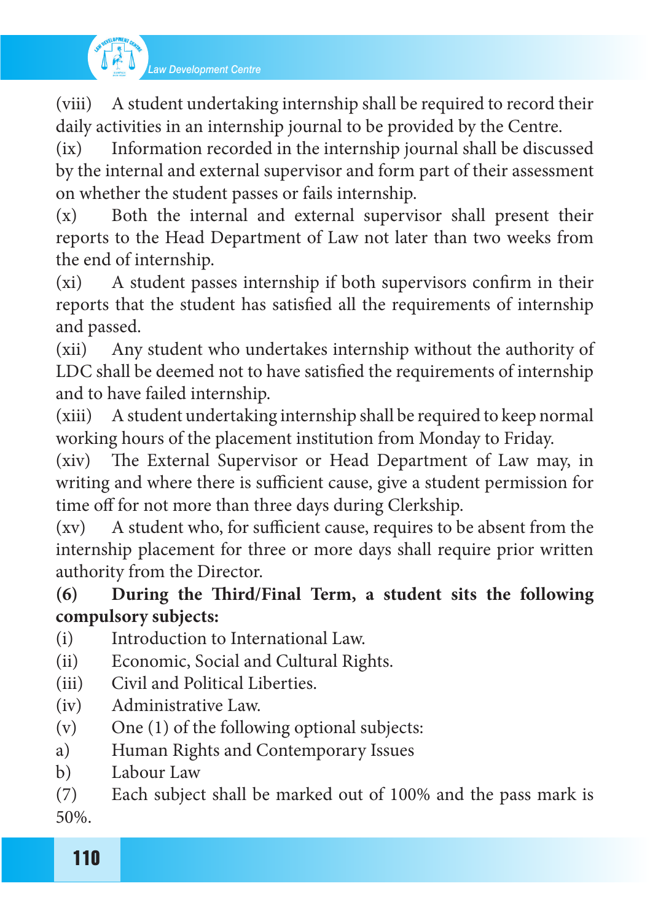(viii) A student undertaking internship shall be required to record their daily activities in an internship journal to be provided by the Centre.

(ix) Information recorded in the internship journal shall be discussed by the internal and external supervisor and form part of their assessment on whether the student passes or fails internship.

(x) Both the internal and external supervisor shall present their reports to the Head Department of Law not later than two weeks from the end of internship.

(xi) A student passes internship if both supervisors confirm in their reports that the student has satisfied all the requirements of internship and passed.

(xii) Any student who undertakes internship without the authority of LDC shall be deemed not to have satisfied the requirements of internship and to have failed internship.

(xiii) A student undertaking internship shall be required to keep normal working hours of the placement institution from Monday to Friday.

(xiv) The External Supervisor or Head Department of Law may, in writing and where there is sufficient cause, give a student permission for time off for not more than three days during Clerkship.

(xv) A student who, for sufficient cause, requires to be absent from the internship placement for three or more days shall require prior written authority from the Director.

**(6) During the Third/Final Term, a student sits the following compulsory subjects:**

(i) Introduction to International Law.

(ii) Economic, Social and Cultural Rights.

(iii) Civil and Political Liberties.

(iv) Administrative Law.

(v) One (1) of the following optional subjects:

a) Human Rights and Contemporary Issues

b) Labour Law

(7) Each subject shall be marked out of 100% and the pass mark is 50%.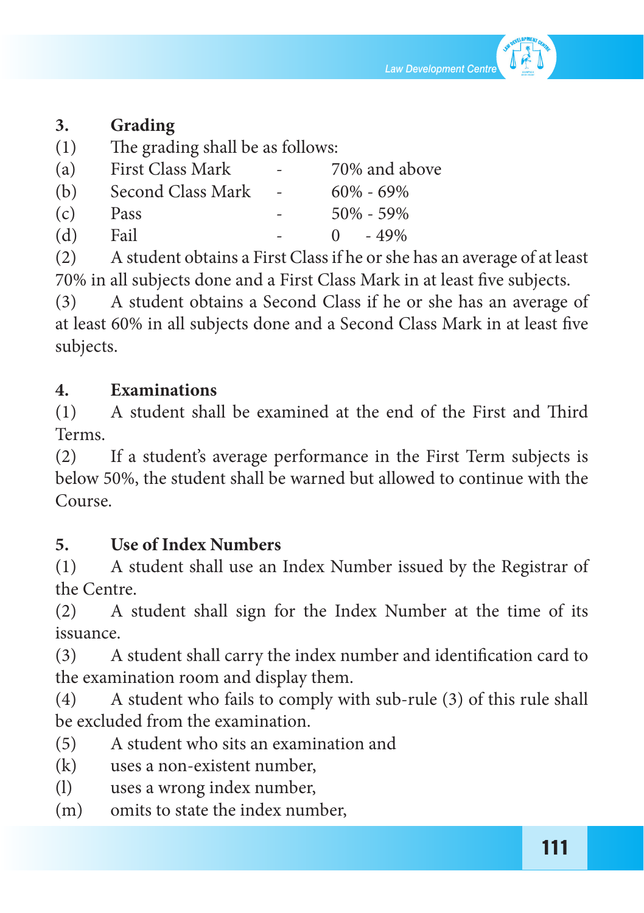**3. Grading**

(1) The grading shall be as follows:

(a) First Class Mark - 70% and above

(b) Second Class Mark - 60% - 69%

(c) Pass - 50% - 59%

(d) Fail - 0 - 49%

(2) A student obtains a First Class if he or she has an average of at least 70% in all subjects done and a First Class Mark in at least five subjects.

(3) A student obtains a Second Class if he or she has an average of at least 60% in all subjects done and a Second Class Mark in at least five subjects.

**4. Examinations**

(1) A student shall be examined at the end of the First and Third Terms.

(2) If a student's average performance in the First Term subjects is below 50%, the student shall be warned but allowed to continue with the Course.

**5. Use of Index Numbers**

(1) A student shall use an Index Number issued by the Registrar of the Centre.

(2) A student shall sign for the Index Number at the time of its issuance.

(3) A student shall carry the index number and identification card to the examination room and display them.

(4) A student who fails to comply with sub-rule (3) of this rule shall be excluded from the examination.

(5) A student who sits an examination and

(k) uses a non-existent number,

(l) uses a wrong index number,

(m) omits to state the index number,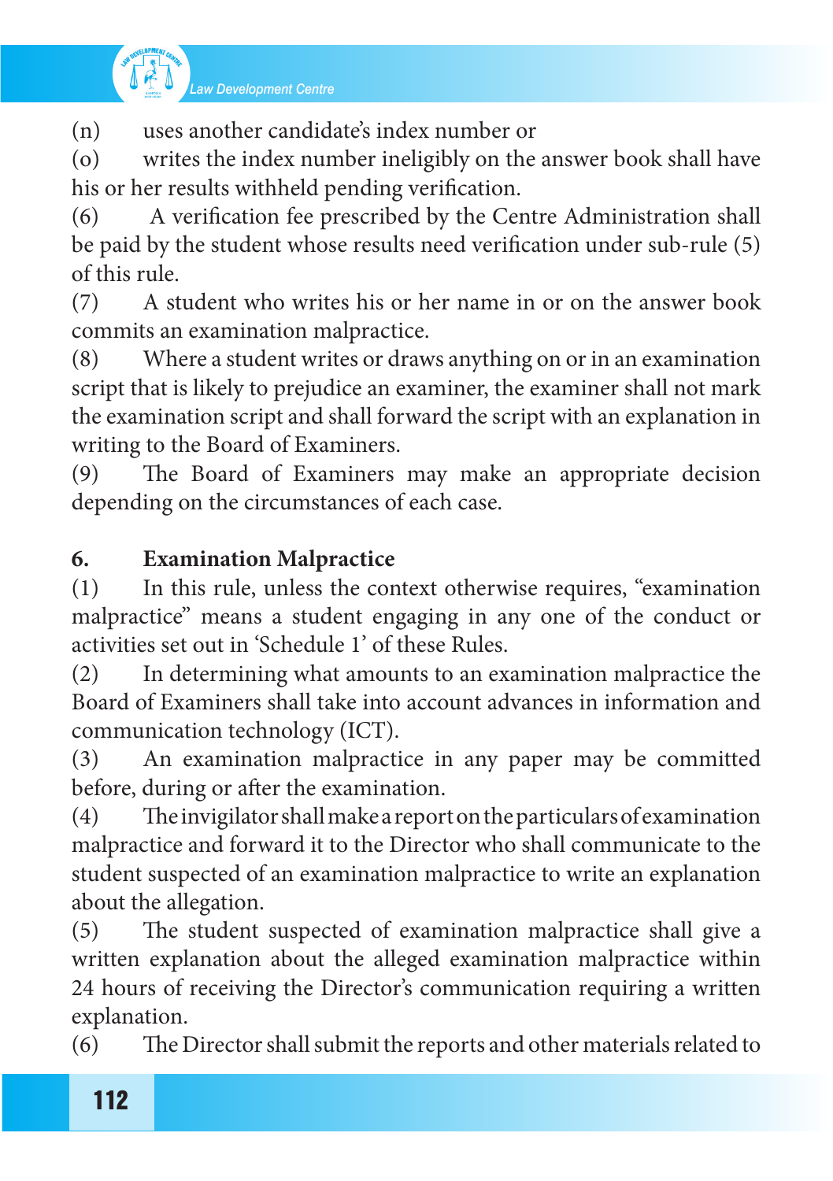(n) uses another candidate's index number or

(o) writes the index number ineligibly on the answer book shall have his or her results withheld pending verification.

(6) A verification fee prescribed by the Centre Administration shall be paid by the student whose results need verification under sub-rule (5) of this rule.

(7) A student who writes his or her name in or on the answer book commits an examination malpractice.

(8) Where a student writes or draws anything on or in an examination script that is likely to prejudice an examiner, the examiner shall not mark the examination script and shall forward the script with an explanation in writing to the Board of Examiners.

(9) The Board of Examiners may make an appropriate decision depending on the circumstances of each case.

**6. Examination Malpractice**

(1) In this rule, unless the context otherwise requires, "examination malpractice" means a student engaging in any one of the conduct or activities set out in 'Schedule 1' of these Rules.

(2) In determining what amounts to an examination malpractice the Board of Examiners shall take into account advances in information and communication technology (ICT).

(3) An examination malpractice in any paper may be committed before, during or after the examination.

(4) The invigilator shall make a report on the particulars of examination malpractice and forward it to the Director who shall communicate to the student suspected of an examination malpractice to write an explanation about the allegation.

(5) The student suspected of examination malpractice shall give a written explanation about the alleged examination malpractice within 24 hours of receiving the Director's communication requiring a written explanation.

(6) The Director shall submit the reports and other materials related to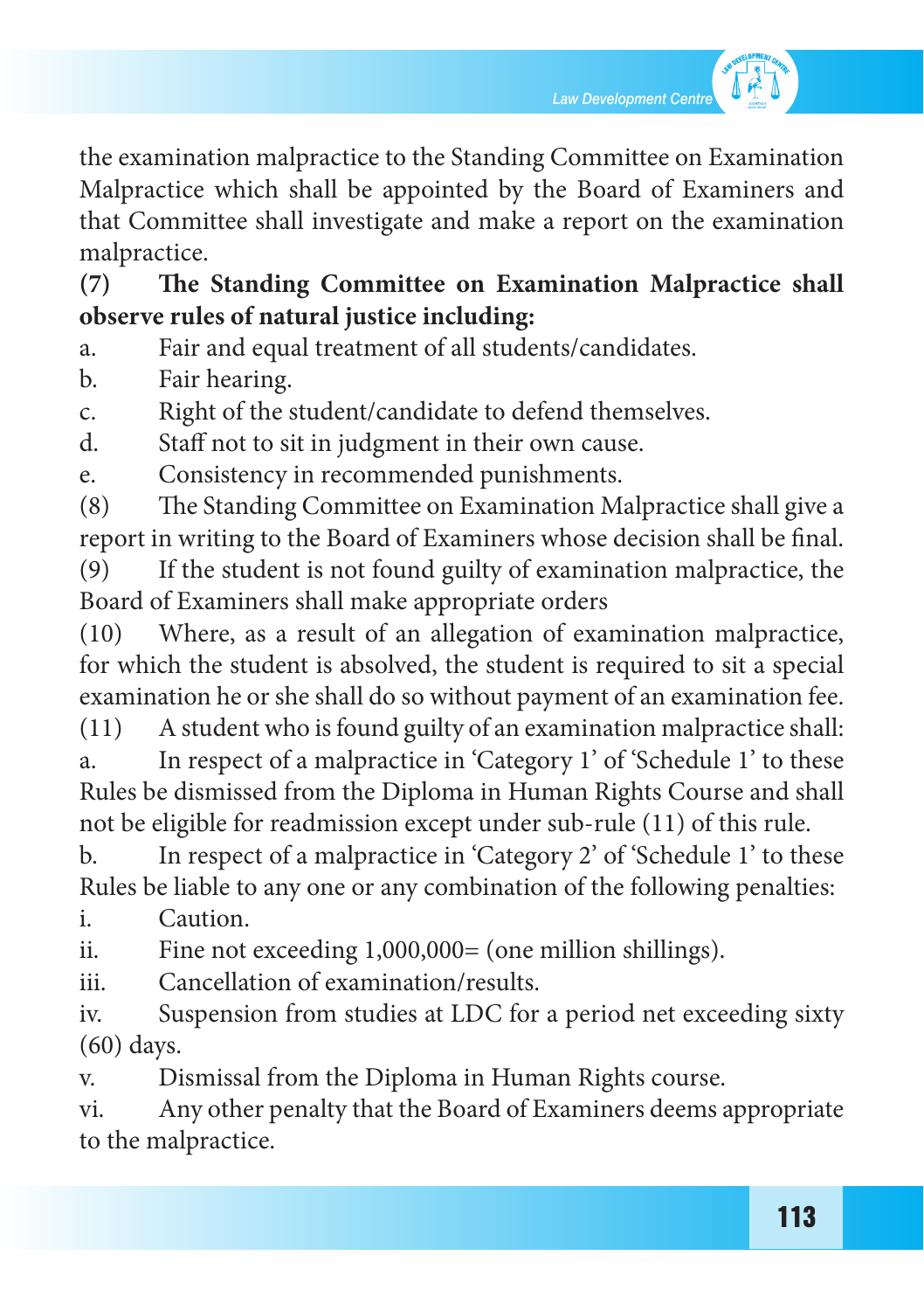the examination malpractice to the Standing Committee on Examination Malpractice which shall be appointed by the Board of Examiners and that Committee shall investigate and make a report on the examination malpractice.

**(7) The Standing Committee on Examination Malpractice shall observe rules of natural justice including:**

a. Fair and equal treatment of all students/candidates.
b. Fair hearing.
c. Right of the student/candidate to defend themselves.
d. Staff not to sit in judgment in their own cause.
e. Consistency in recommended punishments.

(8) The Standing Committee on Examination Malpractice shall give a report in writing to the Board of Examiners whose decision shall be final.

(9) If the student is not found guilty of examination malpractice, the Board of Examiners shall make appropriate orders

(10) Where, as a result of an allegation of examination malpractice, for which the student is absolved, the student is required to sit a special examination he or she shall do so without payment of an examination fee.

(11) A student who is found guilty of an examination malpractice shall:

a. In respect of a malpractice in 'Category 1' of 'Schedule 1' to these Rules be dismissed from the Diploma in Human Rights Course and shall not be eligible for readmission except under sub-rule (11) of this rule.

b. In respect of a malpractice in 'Category 2' of 'Schedule 1' to these Rules be liable to any one or any combination of the following penalties:

i. Caution.
ii. Fine not exceeding 1,000,000= (one million shillings).
iii. Cancellation of examination/results.
iv. Suspension from studies at LDC for a period net exceeding sixty (60) days.
v. Dismissal from the Diploma in Human Rights course.
vi. Any other penalty that the Board of Examiners deems appropriate to the malpractice.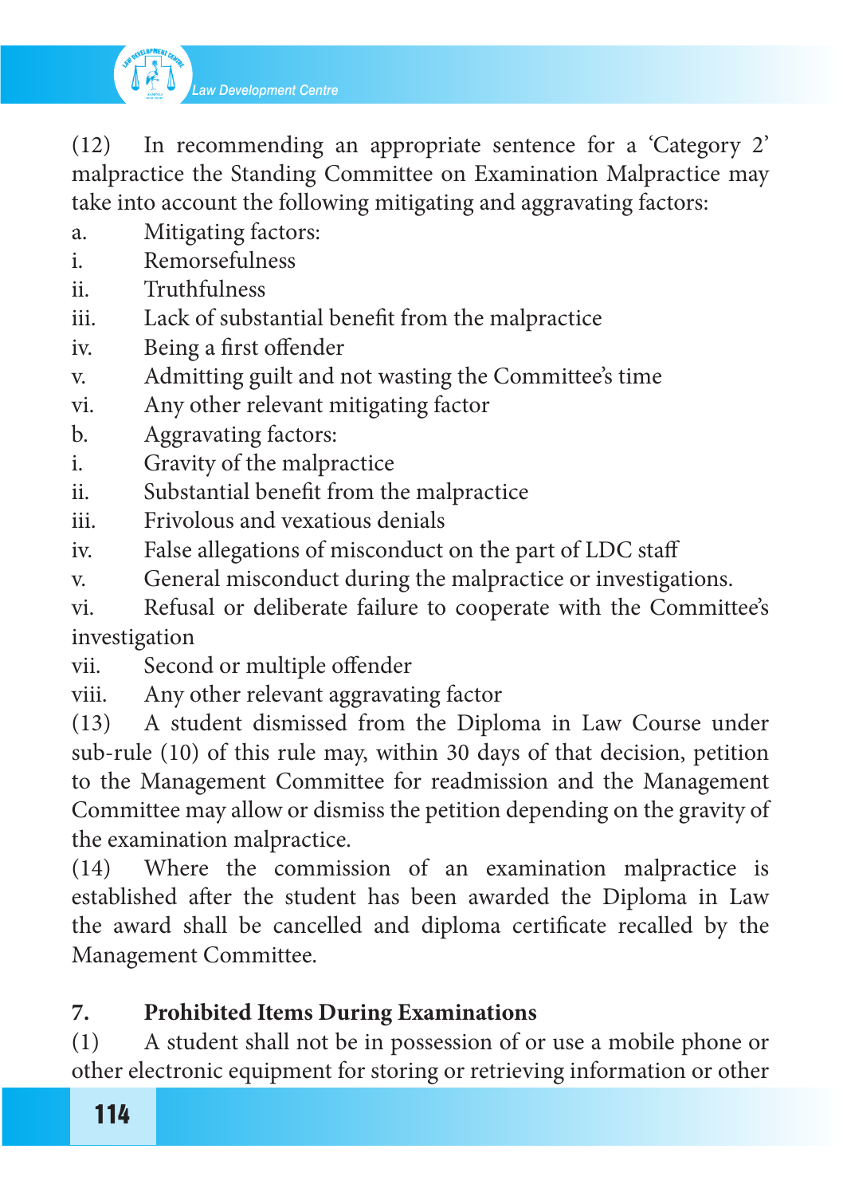(12) In recommending an appropriate sentence for a 'Category 2' malpractice the Standing Committee on Examination Malpractice may take into account the following mitigating and aggravating factors:

a. Mitigating factors:

i. Remorsefulness

ii. Truthfulness

iii. Lack of substantial benefit from the malpractice

iv. Being a first offender

v. Admitting guilt and not wasting the Committee's time

vi. Any other relevant mitigating factor

b. Aggravating factors:

i. Gravity of the malpractice

ii. Substantial benefit from the malpractice

iii. Frivolous and vexatious denials

iv. False allegations of misconduct on the part of LDC staff

v. General misconduct during the malpractice or investigations.

vi. Refusal or deliberate failure to cooperate with the Committee's investigation

vii. Second or multiple offender

viii. Any other relevant aggravating factor

(13) A student dismissed from the Diploma in Law Course under sub-rule (10) of this rule may, within 30 days of that decision, petition to the Management Committee for readmission and the Management Committee may allow or dismiss the petition depending on the gravity of the examination malpractice.

(14) Where the commission of an examination malpractice is established after the student has been awarded the Diploma in Law the award shall be cancelled and diploma certificate recalled by the Management Committee.

## 7. Prohibited Items During Examinations

(1) A student shall not be in possession of or use a mobile phone or other electronic equipment for storing or retrieving information or other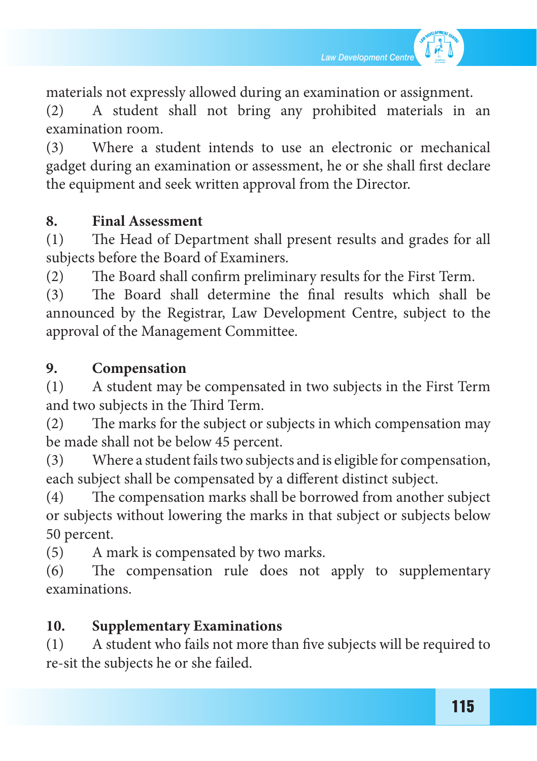materials not expressly allowed during an examination or assignment.

(2) A student shall not bring any prohibited materials in an examination room.

(3) Where a student intends to use an electronic or mechanical gadget during an examination or assessment, he or she shall first declare the equipment and seek written approval from the Director.

**8. Final Assessment**

(1) The Head of Department shall present results and grades for all subjects before the Board of Examiners.

(2) The Board shall confirm preliminary results for the First Term.

(3) The Board shall determine the final results which shall be announced by the Registrar, Law Development Centre, subject to the approval of the Management Committee.

**9. Compensation**

(1) A student may be compensated in two subjects in the First Term and two subjects in the Third Term.

(2) The marks for the subject or subjects in which compensation may be made shall not be below 45 percent.

(3) Where a student fails two subjects and is eligible for compensation, each subject shall be compensated by a different distinct subject.

(4) The compensation marks shall be borrowed from another subject or subjects without lowering the marks in that subject or subjects below 50 percent.

(5) A mark is compensated by two marks.

(6) The compensation rule does not apply to supplementary examinations.

**10. Supplementary Examinations**

(1) A student who fails not more than five subjects will be required to re-sit the subjects he or she failed.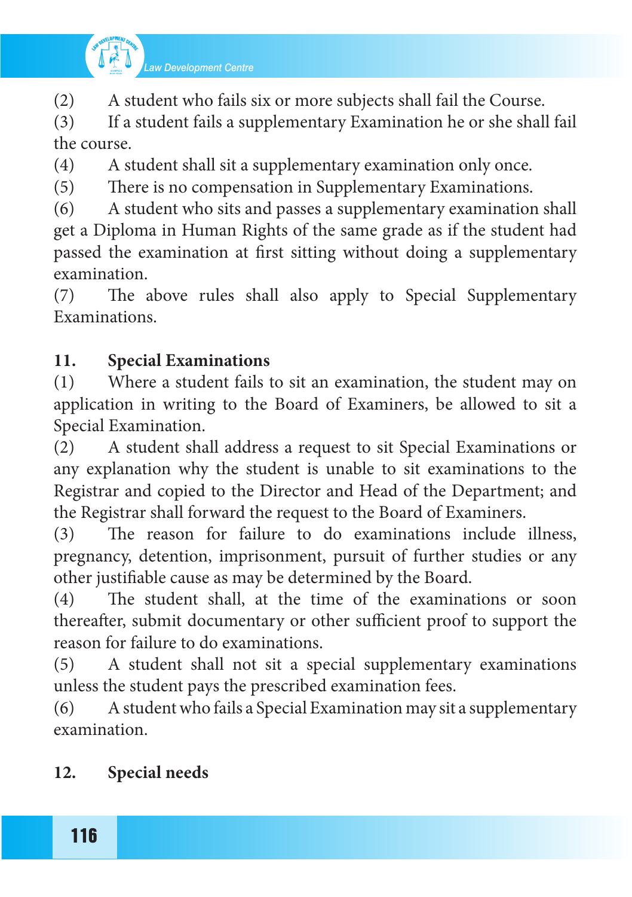(2) A student who fails six or more subjects shall fail the Course.

(3) If a student fails a supplementary Examination he or she shall fail the course.

(4) A student shall sit a supplementary examination only once.

(5) There is no compensation in Supplementary Examinations.

(6) A student who sits and passes a supplementary examination shall get a Diploma in Human Rights of the same grade as if the student had passed the examination at first sitting without doing a supplementary examination.

(7) The above rules shall also apply to Special Supplementary Examinations.

## 11. Special Examinations

(1) Where a student fails to sit an examination, the student may on application in writing to the Board of Examiners, be allowed to sit a Special Examination.

(2) A student shall address a request to sit Special Examinations or any explanation why the student is unable to sit examinations to the Registrar and copied to the Director and Head of the Department; and the Registrar shall forward the request to the Board of Examiners.

(3) The reason for failure to do examinations include illness, pregnancy, detention, imprisonment, pursuit of further studies or any other justifiable cause as may be determined by the Board.

(4) The student shall, at the time of the examinations or soon thereafter, submit documentary or other sufficient proof to support the reason for failure to do examinations.

(5) A student shall not sit a special supplementary examinations unless the student pays the prescribed examination fees.

(6) A student who fails a Special Examination may sit a supplementary examination.

## 12. Special needs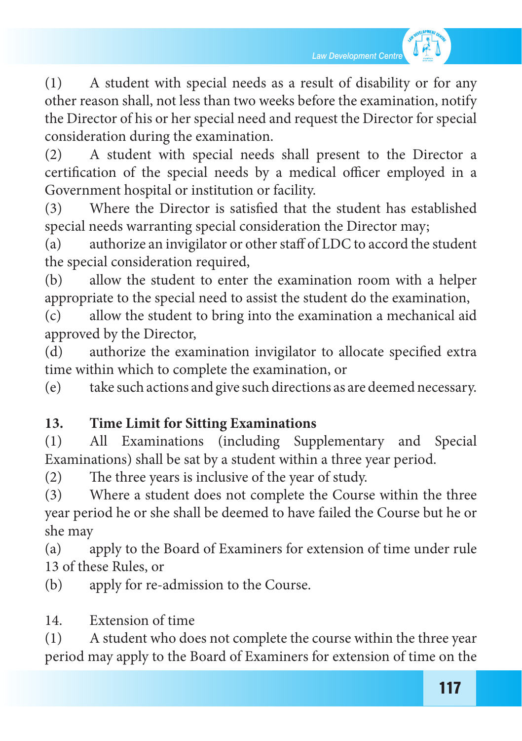(1) A student with special needs as a result of disability or for any other reason shall, not less than two weeks before the examination, notify the Director of his or her special need and request the Director for special consideration during the examination.

(2) A student with special needs shall present to the Director a certification of the special needs by a medical officer employed in a Government hospital or institution or facility.

(3) Where the Director is satisfied that the student has established special needs warranting special consideration the Director may;

(a) authorize an invigilator or other staff of LDC to accord the student the special consideration required,

(b) allow the student to enter the examination room with a helper appropriate to the special need to assist the student do the examination,

(c) allow the student to bring into the examination a mechanical aid approved by the Director,

(d) authorize the examination invigilator to allocate specified extra time within which to complete the examination, or

(e) take such actions and give such directions as are deemed necessary.

**13. Time Limit for Sitting Examinations**

(1) All Examinations (including Supplementary and Special Examinations) shall be sat by a student within a three year period.

(2) The three years is inclusive of the year of study.

(3) Where a student does not complete the Course within the three year period he or she shall be deemed to have failed the Course but he or she may

(a) apply to the Board of Examiners for extension of time under rule 13 of these Rules, or

(b) apply for re-admission to the Course.

14. Extension of time

(1) A student who does not complete the course within the three year period may apply to the Board of Examiners for extension of time on the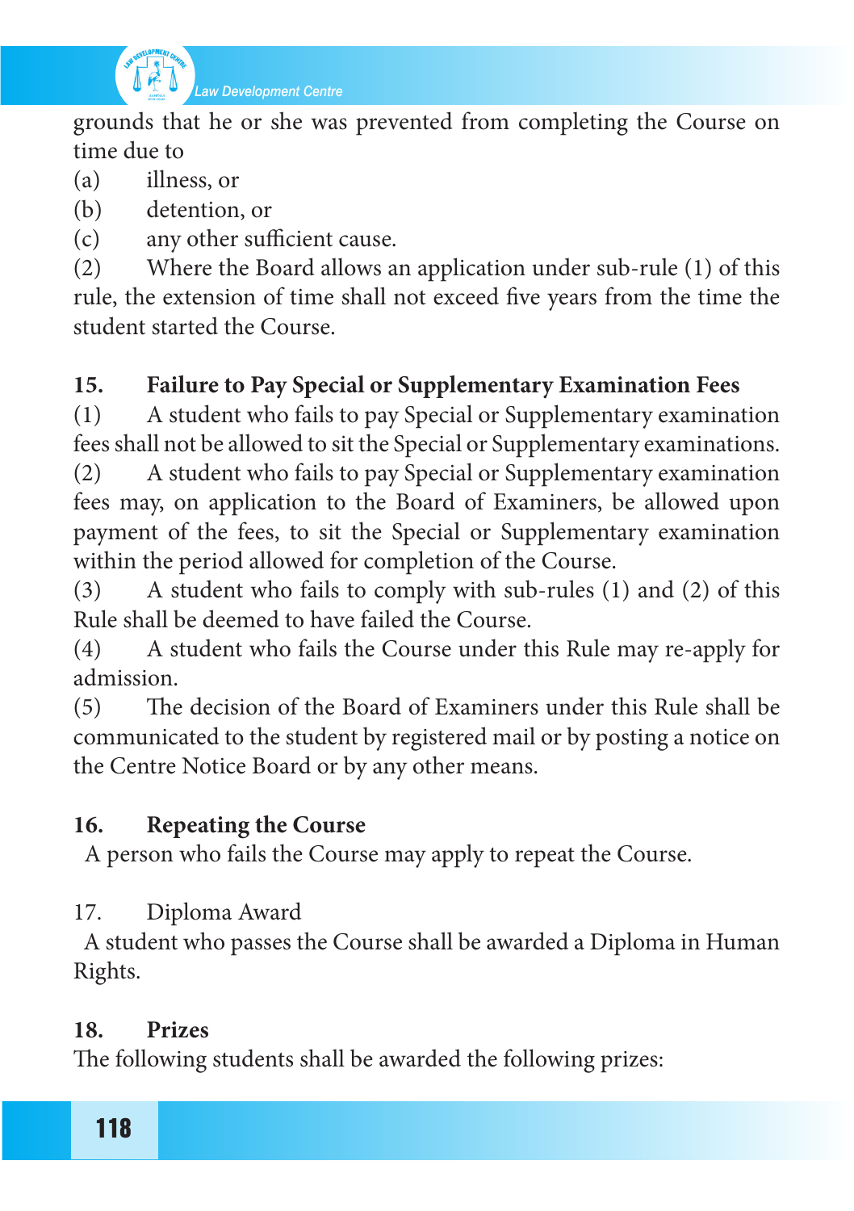grounds that he or she was prevented from completing the Course on time due to

(a) illness, or

(b) detention, or

(c) any other sufficient cause.

(2) Where the Board allows an application under sub-rule (1) of this rule, the extension of time shall not exceed five years from the time the student started the Course.

### 15. Failure to Pay Special or Supplementary Examination Fees

(1) A student who fails to pay Special or Supplementary examination fees shall not be allowed to sit the Special or Supplementary examinations.

(2) A student who fails to pay Special or Supplementary examination fees may, on application to the Board of Examiners, be allowed upon payment of the fees, to sit the Special or Supplementary examination within the period allowed for completion of the Course.

(3) A student who fails to comply with sub-rules (1) and (2) of this Rule shall be deemed to have failed the Course.

(4) A student who fails the Course under this Rule may re-apply for admission.

(5) The decision of the Board of Examiners under this Rule shall be communicated to the student by registered mail or by posting a notice on the Centre Notice Board or by any other means.

### 16. Repeating the Course

A person who fails the Course may apply to repeat the Course.

17. Diploma Award

A student who passes the Course shall be awarded a Diploma in Human Rights.

### 18. Prizes

The following students shall be awarded the following prizes: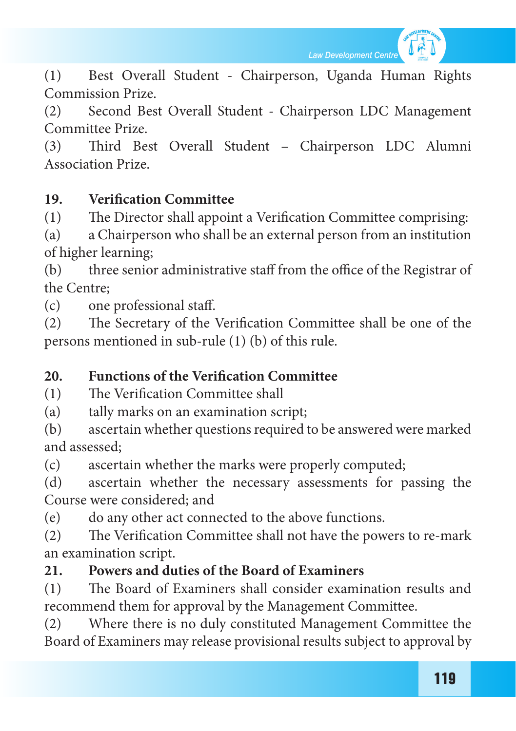(1) Best Overall Student - Chairperson, Uganda Human Rights Commission Prize.

(2) Second Best Overall Student - Chairperson LDC Management Committee Prize.

(3) Third Best Overall Student – Chairperson LDC Alumni Association Prize.

**19. Verification Committee**

(1) The Director shall appoint a Verification Committee comprising:

(a) a Chairperson who shall be an external person from an institution of higher learning;

(b) three senior administrative staff from the office of the Registrar of the Centre;

(c) one professional staff.

(2) The Secretary of the Verification Committee shall be one of the persons mentioned in sub-rule (1) (b) of this rule.

**20. Functions of the Verification Committee**

(1) The Verification Committee shall

(a) tally marks on an examination script;

(b) ascertain whether questions required to be answered were marked and assessed;

(c) ascertain whether the marks were properly computed;

(d) ascertain whether the necessary assessments for passing the Course were considered; and

(e) do any other act connected to the above functions.

(2) The Verification Committee shall not have the powers to re-mark an examination script.

**21. Powers and duties of the Board of Examiners**

(1) The Board of Examiners shall consider examination results and recommend them for approval by the Management Committee.

(2) Where there is no duly constituted Management Committee the Board of Examiners may release provisional results subject to approval by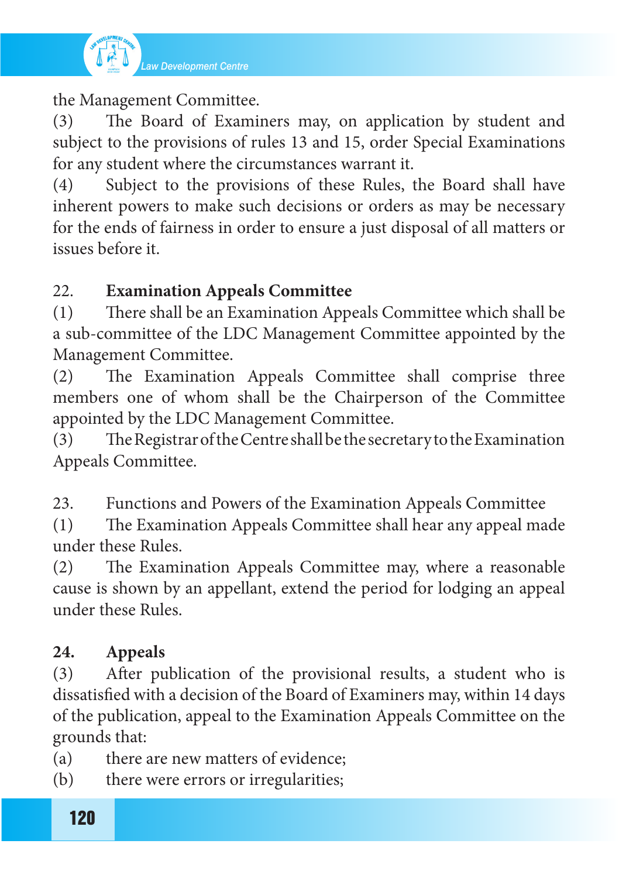the Management Committee.

(3) The Board of Examiners may, on application by student and subject to the provisions of rules 13 and 15, order Special Examinations for any student where the circumstances warrant it.

(4) Subject to the provisions of these Rules, the Board shall have inherent powers to make such decisions or orders as may be necessary for the ends of fairness in order to ensure a just disposal of all matters or issues before it.

**22. Examination Appeals Committee**

(1) There shall be an Examination Appeals Committee which shall be a sub-committee of the LDC Management Committee appointed by the Management Committee.

(2) The Examination Appeals Committee shall comprise three members one of whom shall be the Chairperson of the Committee appointed by the LDC Management Committee.

(3) The Registrar of the Centre shall be the secretary to the Examination Appeals Committee.

23. Functions and Powers of the Examination Appeals Committee

(1) The Examination Appeals Committee shall hear any appeal made under these Rules.

(2) The Examination Appeals Committee may, where a reasonable cause is shown by an appellant, extend the period for lodging an appeal under these Rules.

**24. Appeals**

(3) After publication of the provisional results, a student who is dissatisfied with a decision of the Board of Examiners may, within 14 days of the publication, appeal to the Examination Appeals Committee on the grounds that:

(a) there are new matters of evidence;

(b) there were errors or irregularities;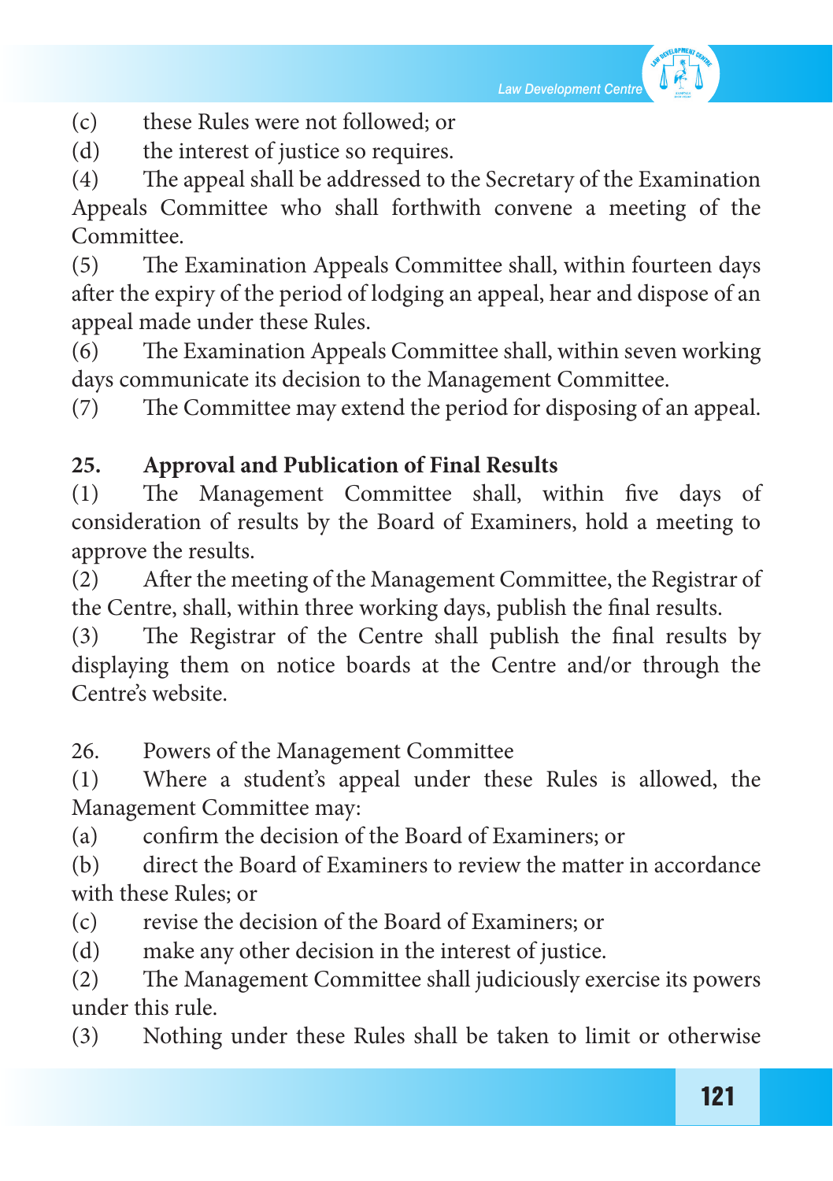(c) these Rules were not followed; or

(d) the interest of justice so requires.

(4) The appeal shall be addressed to the Secretary of the Examination Appeals Committee who shall forthwith convene a meeting of the Committee.

(5) The Examination Appeals Committee shall, within fourteen days after the expiry of the period of lodging an appeal, hear and dispose of an appeal made under these Rules.

(6) The Examination Appeals Committee shall, within seven working days communicate its decision to the Management Committee.

(7) The Committee may extend the period for disposing of an appeal.

**25. Approval and Publication of Final Results**

(1) The Management Committee shall, within five days of consideration of results by the Board of Examiners, hold a meeting to approve the results.

(2) After the meeting of the Management Committee, the Registrar of the Centre, shall, within three working days, publish the final results.

(3) The Registrar of the Centre shall publish the final results by displaying them on notice boards at the Centre and/or through the Centre's website.

26. Powers of the Management Committee

(1) Where a student's appeal under these Rules is allowed, the Management Committee may:

(a) confirm the decision of the Board of Examiners; or

(b) direct the Board of Examiners to review the matter in accordance with these Rules; or

(c) revise the decision of the Board of Examiners; or

(d) make any other decision in the interest of justice.

(2) The Management Committee shall judiciously exercise its powers under this rule.

(3) Nothing under these Rules shall be taken to limit or otherwise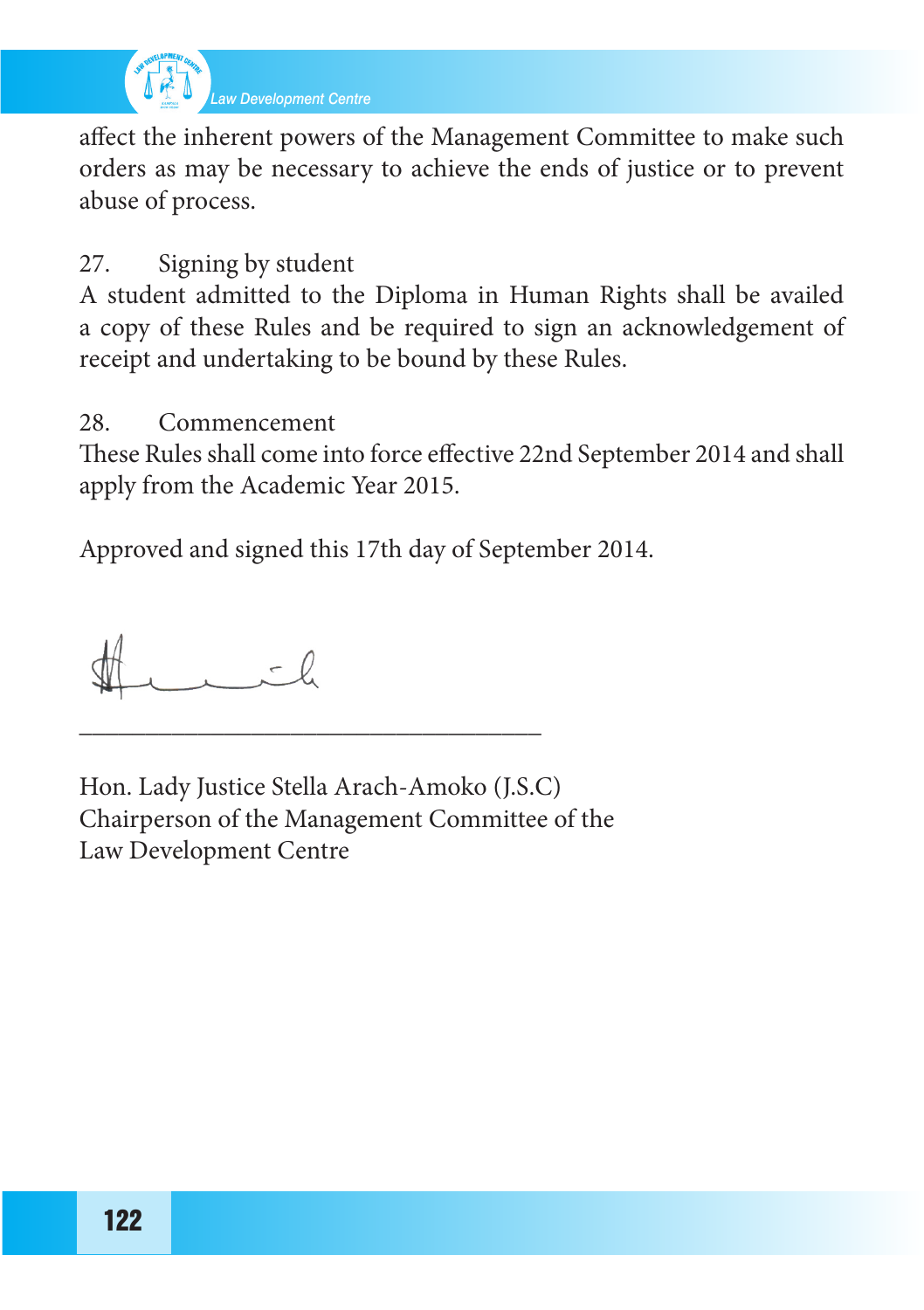affect the inherent powers of the Management Committee to make such orders as may be necessary to achieve the ends of justice or to prevent abuse of process.

27. Signing by student

A student admitted to the Diploma in Human Rights shall be availed a copy of these Rules and be required to sign an acknowledgement of receipt and undertaking to be bound by these Rules.

28. Commencement

These Rules shall come into force effective 22nd September 2014 and shall apply from the Academic Year 2015.

Approved and signed this 17th day of September 2014.

\_\_\_\_\_\_\_\_\_\_\_\_\_\_\_\_\_\_\_\_\_\_\_\_\_\_\_\_\_\_\_\_\_\_\_\_

Hon. Lady Justice Stella Arach-Amoko (J.S.C)
Chairperson of the Management Committee of the
Law Development Centre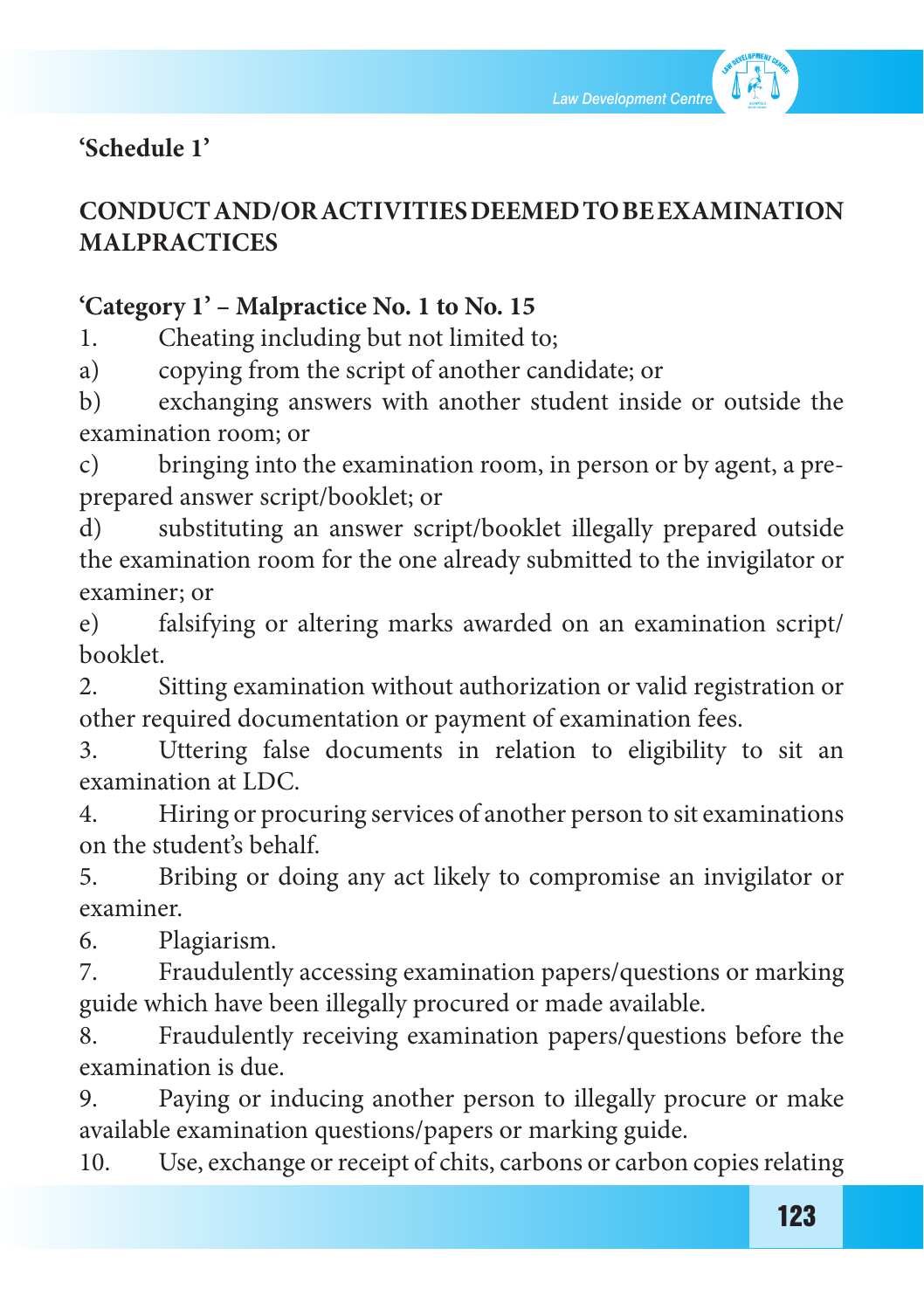**'Schedule 1'**

## CONDUCT AND/OR ACTIVITIES DEEMED TO BE EXAMINATION MALPRACTICES

**'Category 1' – Malpractice No. 1 to No. 15**

1. Cheating including but not limited to;

a) copying from the script of another candidate; or

b) exchanging answers with another student inside or outside the examination room; or

c) bringing into the examination room, in person or by agent, a pre-prepared answer script/booklet; or

d) substituting an answer script/booklet illegally prepared outside the examination room for the one already submitted to the invigilator or examiner; or

e) falsifying or altering marks awarded on an examination script/booklet.

2. Sitting examination without authorization or valid registration or other required documentation or payment of examination fees.

3. Uttering false documents in relation to eligibility to sit an examination at LDC.

4. Hiring or procuring services of another person to sit examinations on the student's behalf.

5. Bribing or doing any act likely to compromise an invigilator or examiner.

6. Plagiarism.

7. Fraudulently accessing examination papers/questions or marking guide which have been illegally procured or made available.

8. Fraudulently receiving examination papers/questions before the examination is due.

9. Paying or inducing another person to illegally procure or make available examination questions/papers or marking guide.

10. Use, exchange or receipt of chits, carbons or carbon copies relating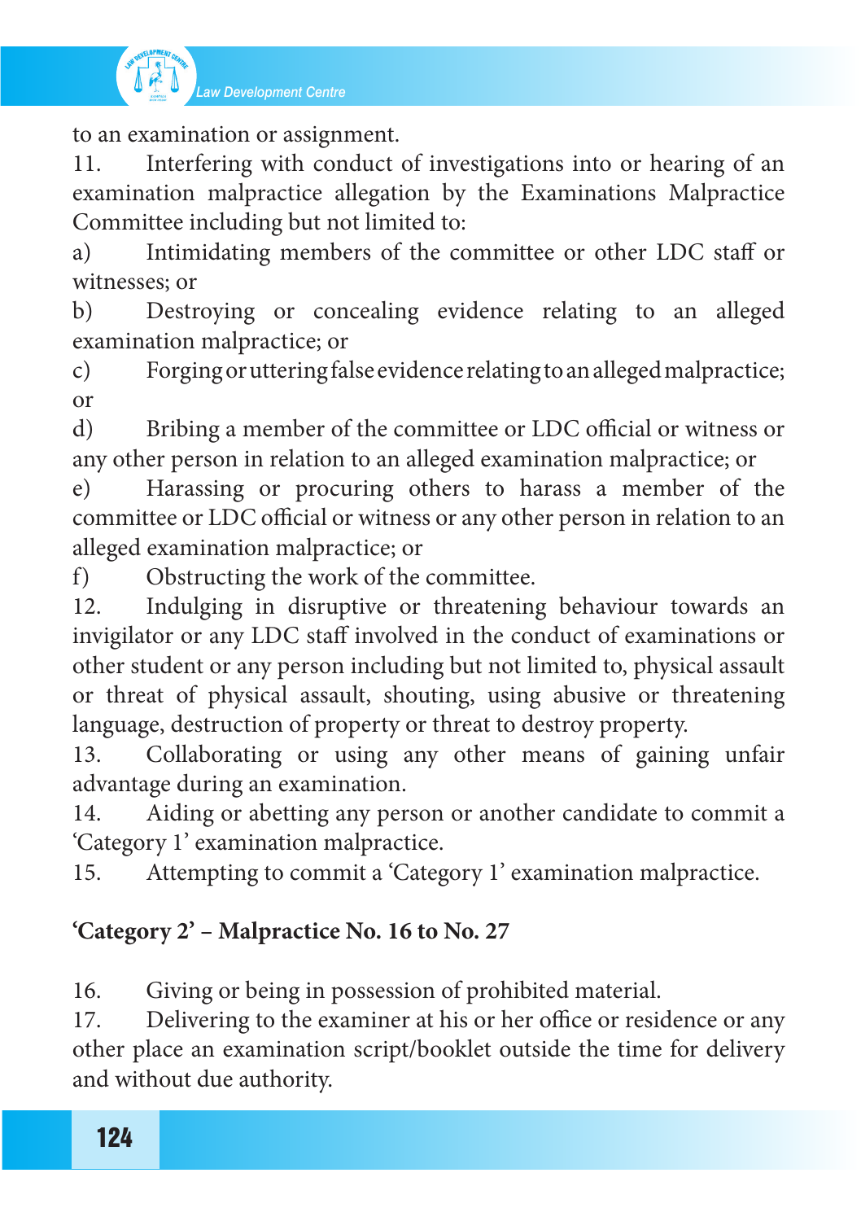to an examination or assignment.

11. Interfering with conduct of investigations into or hearing of an examination malpractice allegation by the Examinations Malpractice Committee including but not limited to:

a) Intimidating members of the committee or other LDC staff or witnesses; or

b) Destroying or concealing evidence relating to an alleged examination malpractice; or

c) Forging or uttering false evidence relating to an alleged malpractice; or

d) Bribing a member of the committee or LDC official or witness or any other person in relation to an alleged examination malpractice; or

e) Harassing or procuring others to harass a member of the committee or LDC official or witness or any other person in relation to an alleged examination malpractice; or

f) Obstructing the work of the committee.

12. Indulging in disruptive or threatening behaviour towards an invigilator or any LDC staff involved in the conduct of examinations or other student or any person including but not limited to, physical assault or threat of physical assault, shouting, using abusive or threatening language, destruction of property or threat to destroy property.

13. Collaborating or using any other means of gaining unfair advantage during an examination.

14. Aiding or abetting any person or another candidate to commit a 'Category 1' examination malpractice.

15. Attempting to commit a 'Category 1' examination malpractice.

**'Category 2' – Malpractice No. 16 to No. 27**

16. Giving or being in possession of prohibited material.

17. Delivering to the examiner at his or her office or residence or any other place an examination script/booklet outside the time for delivery and without due authority.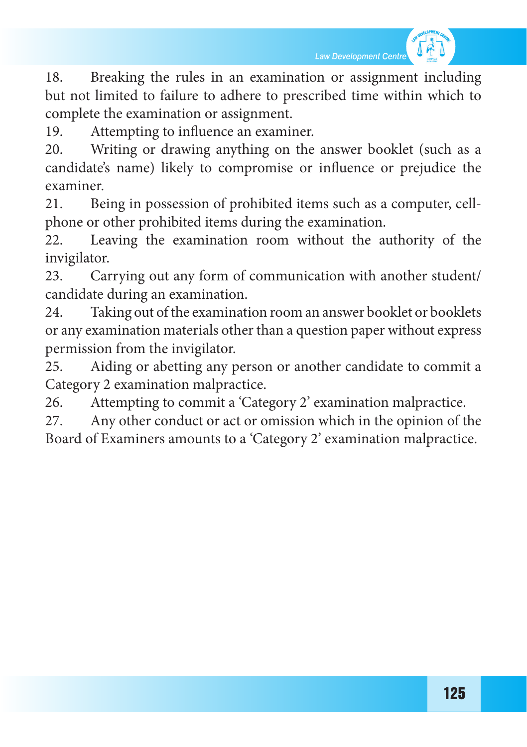18. Breaking the rules in an examination or assignment including but not limited to failure to adhere to prescribed time within which to complete the examination or assignment.

19. Attempting to influence an examiner.

20. Writing or drawing anything on the answer booklet (such as a candidate's name) likely to compromise or influence or prejudice the examiner.

21. Being in possession of prohibited items such as a computer, cell-phone or other prohibited items during the examination.

22. Leaving the examination room without the authority of the invigilator.

23. Carrying out any form of communication with another student/ candidate during an examination.

24. Taking out of the examination room an answer booklet or booklets or any examination materials other than a question paper without express permission from the invigilator.

25. Aiding or abetting any person or another candidate to commit a Category 2 examination malpractice.

26. Attempting to commit a 'Category 2' examination malpractice.

27. Any other conduct or act or omission which in the opinion of the Board of Examiners amounts to a 'Category 2' examination malpractice.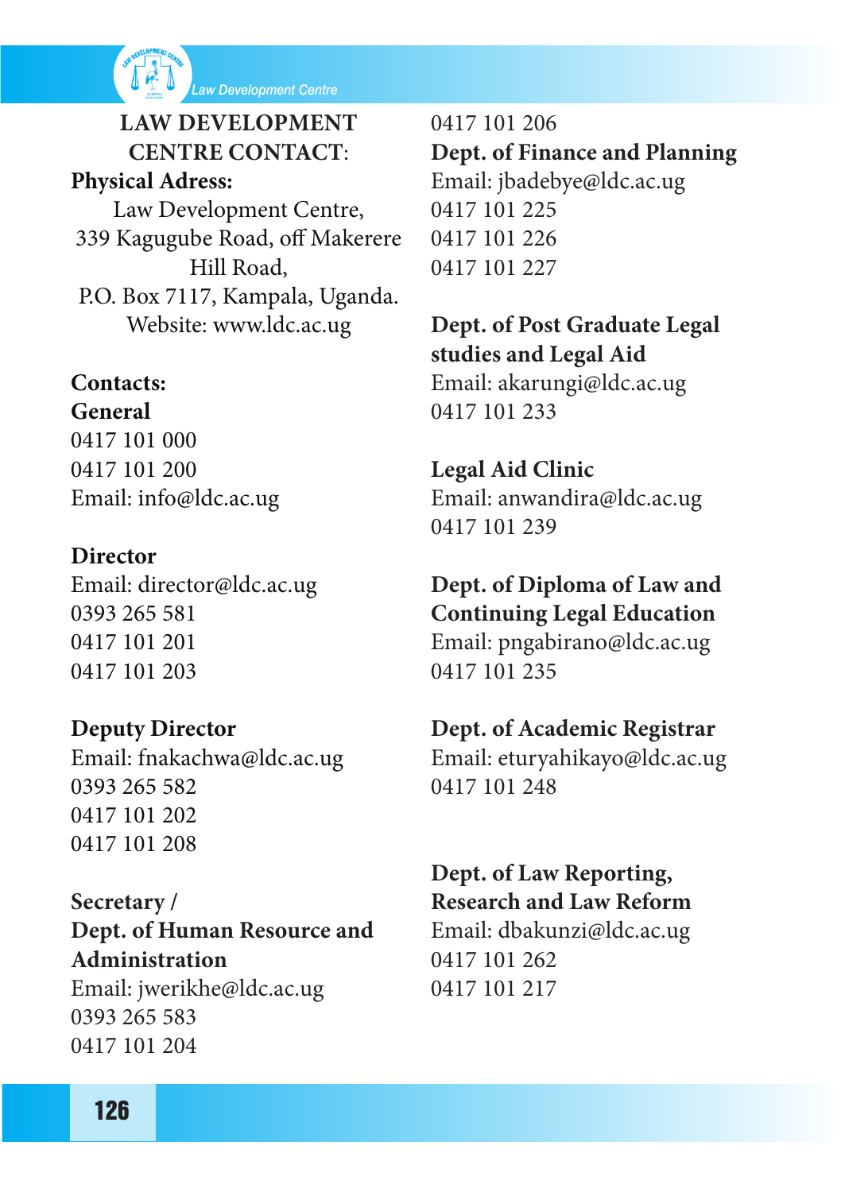## LAW DEVELOPMENT CENTRE CONTACT:

**Physical Adress:**

Law Development Centre,
339 Kagugube Road, off Makerere Hill Road,
P.O. Box 7117, Kampala, Uganda.
Website: www.ldc.ac.ug

**Contacts:**

**General**
0417 101 000
0417 101 200
Email: info@ldc.ac.ug

**Director**
Email: director@ldc.ac.ug
0393 265 581
0417 101 201
0417 101 203

**Deputy Director**
Email: fnakachwa@ldc.ac.ug
0393 265 582
0417 101 202
0417 101 208

**Secretary / Dept. of Human Resource and Administration**
Email: jwerikhe@ldc.ac.ug
0393 265 583
0417 101 204
0417 101 206

**Dept. of Finance and Planning**
Email: jbadebye@ldc.ac.ug
0417 101 225
0417 101 226
0417 101 227

**Dept. of Post Graduate Legal studies and Legal Aid**
Email: akarungi@ldc.ac.ug
0417 101 233

**Legal Aid Clinic**
Email: anwandira@ldc.ac.ug
0417 101 239

**Dept. of Diploma of Law and Continuing Legal Education**
Email: pngabirano@ldc.ac.ug
0417 101 235

**Dept. of Academic Registrar**
Email: eturyahikayo@ldc.ac.ug
0417 101 248

**Dept. of Law Reporting, Research and Law Reform**
Email: dbakunzi@ldc.ac.ug
0417 101 262
0417 101 217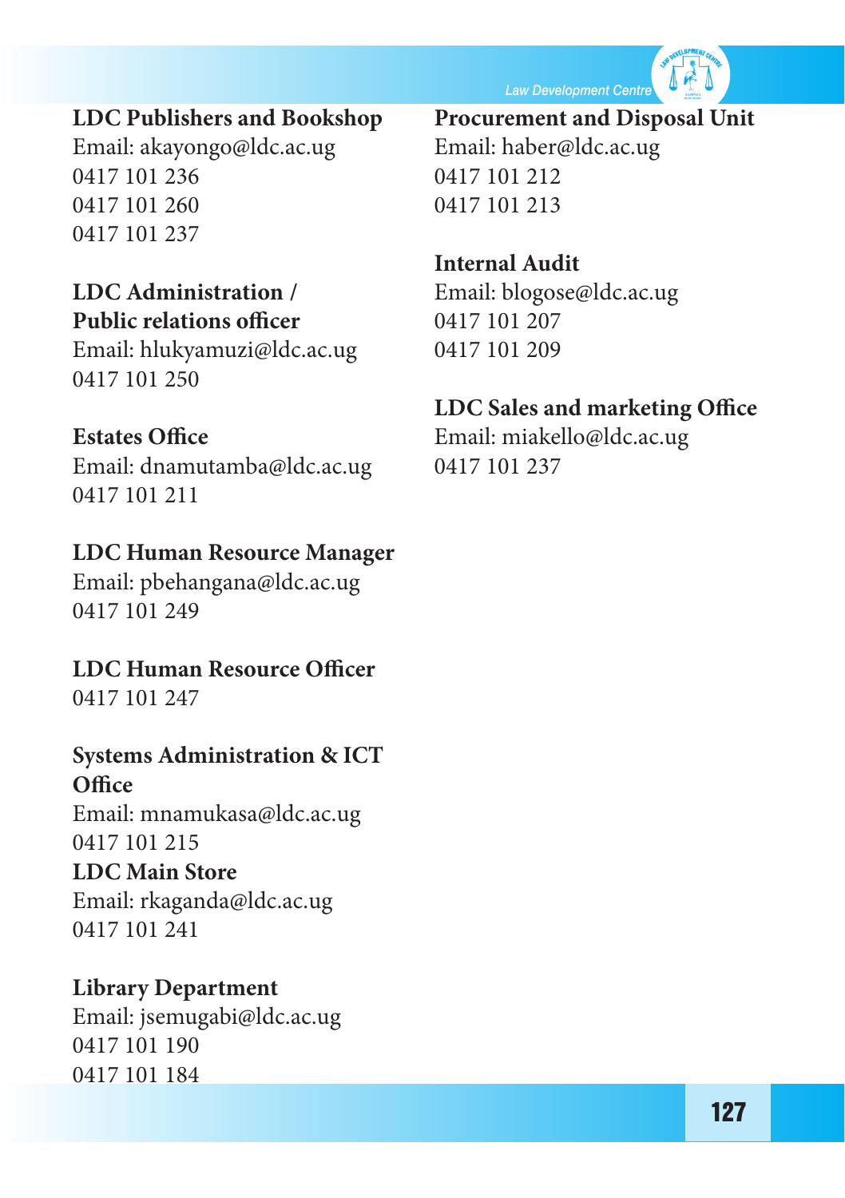**LDC Publishers and Bookshop**
Email: akayongo@ldc.ac.ug
0417 101 236
0417 101 260
0417 101 237

**LDC Administration / Public relations officer**
Email: hlukyamuzi@ldc.ac.ug
0417 101 250

**Estates Office**
Email: dnamutamba@ldc.ac.ug
0417 101 211

**LDC Human Resource Manager**
Email: pbehangana@ldc.ac.ug
0417 101 249

**LDC Human Resource Officer**
0417 101 247

**Systems Administration & ICT Office**
Email: mnamukasa@ldc.ac.ug
0417 101 215

**LDC Main Store**
Email: rkaganda@ldc.ac.ug
0417 101 241

**Library Department**
Email: jsemugabi@ldc.ac.ug
0417 101 190
0417 101 184

**Procurement and Disposal Unit**
Email: haber@ldc.ac.ug
0417 101 212
0417 101 213

**Internal Audit**
Email: blogose@ldc.ac.ug
0417 101 207
0417 101 209

**LDC Sales and marketing Office**
Email: miakello@ldc.ac.ug
0417 101 237